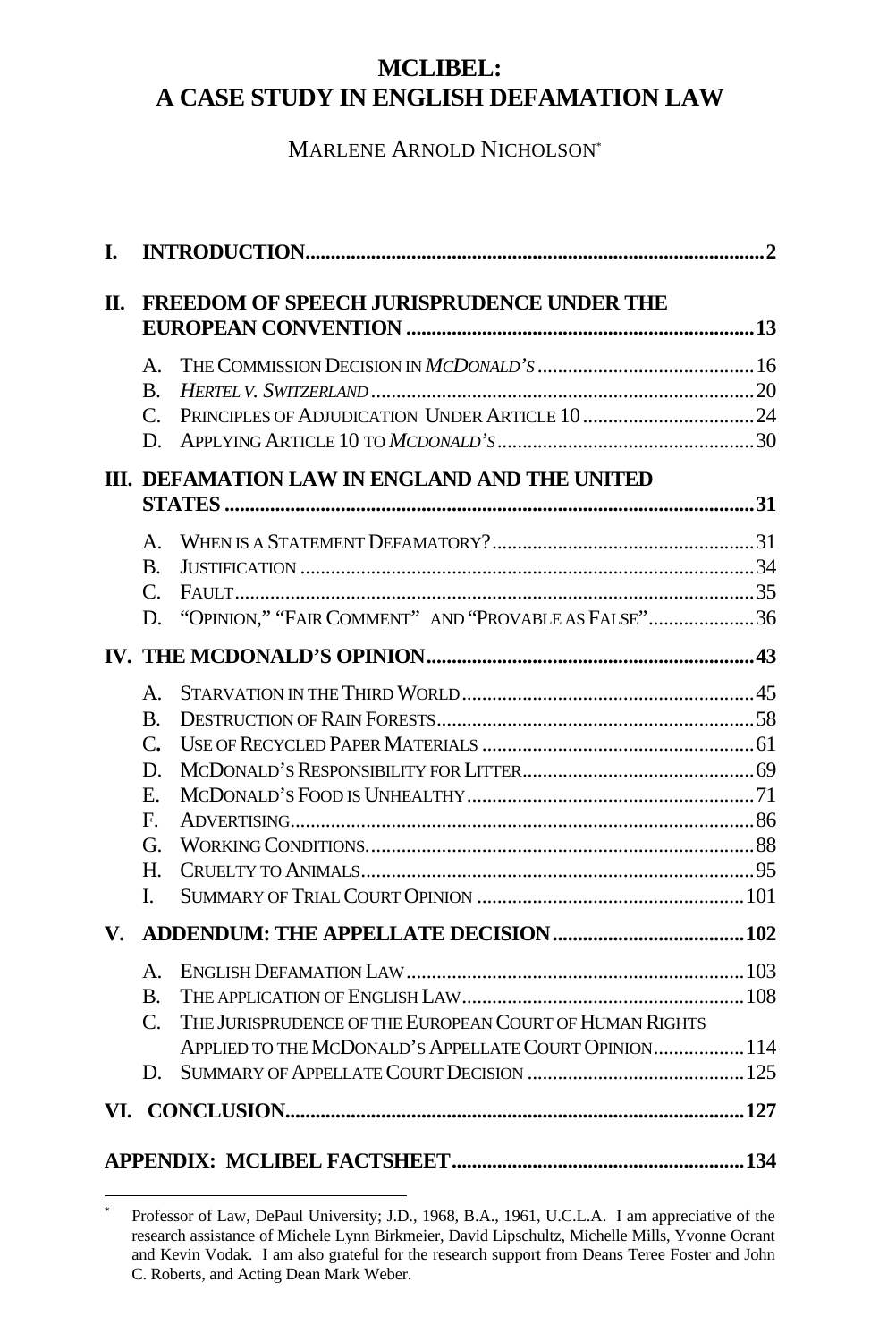# MCLIBEL: A CASE STUDY IN ENGLISH DEFAMATION LAW

MARLENE ARNOLD NICHOLSON*

**I. INTRODUCTION** .......... **2**

**II. FREEDOM OF SPEECH JURISPRUDENCE UNDER THE EUROPEAN CONVENTION** .......... **13**

- A. THE COMMISSION DECISION IN *MCDONALD'S* .......... 16
- B. *HERTEL V. SWITZERLAND* .......... 20
- C. PRINCIPLES OF ADJUDICATION UNDER ARTICLE 10 .......... 24
- D. APPLYING ARTICLE 10 TO *MCDONALD'S* .......... 30

**III. DEFAMATION LAW IN ENGLAND AND THE UNITED STATES** .......... **31**

- A. WHEN IS A STATEMENT DEFAMATORY? .......... 31
- B. JUSTIFICATION .......... 34
- C. FAULT .......... 35
- D. "OPINION," "FAIR COMMENT" AND "PROVABLE AS FALSE" .......... 36

**IV. THE MCDONALD'S OPINION** .......... **43**

- A. STARVATION IN THE THIRD WORLD .......... 45
- B. DESTRUCTION OF RAIN FORESTS .......... 58
- C. USE OF RECYCLED PAPER MATERIALS .......... 61
- D. MCDONALD'S RESPONSIBILITY FOR LITTER .......... 69
- E. MCDONALD'S FOOD IS UNHEALTHY .......... 71
- F. ADVERTISING .......... 86
- G. WORKING CONDITIONS .......... 88
- H. CRUELTY TO ANIMALS .......... 95
- I. SUMMARY OF TRIAL COURT OPINION .......... 101

**V. ADDENDUM: THE APPELLATE DECISION** .......... **102**

- A. ENGLISH DEFAMATION LAW .......... 103
- B. THE APPLICATION OF ENGLISH LAW .......... 108
- C. THE JURISPRUDENCE OF THE EUROPEAN COURT OF HUMAN RIGHTS APPLIED TO THE MCDONALD'S APPELLATE COURT OPINION .......... 114
- D. SUMMARY OF APPELLATE COURT DECISION .......... 125

**VI. CONCLUSION** .......... **127**

**APPENDIX: MCLIBEL FACTSHEET** .......... **134**

---

\* Professor of Law, DePaul University; J.D., 1968, B.A., 1961, U.C.L.A. I am appreciative of the research assistance of Michele Lynn Birkmeier, David Lipschultz, Michelle Mills, Yvonne Ocrant and Kevin Vodak. I am also grateful for the research support from Deans Teree Foster and John C. Roberts, and Acting Dean Mark Weber.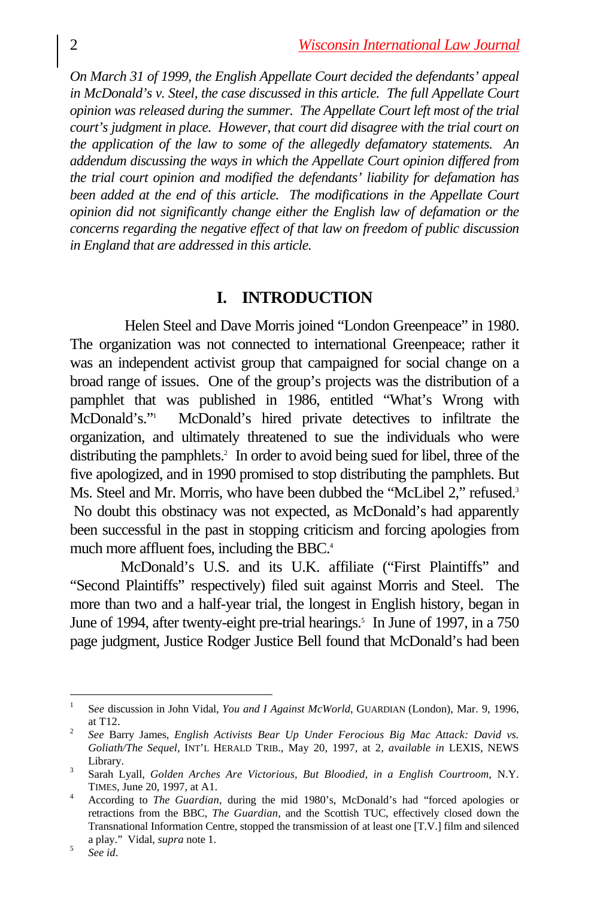*On March 31 of 1999, the English Appellate Court decided the defendants' appeal in McDonald's v. Steel, the case discussed in this article. The full Appellate Court opinion was released during the summer. The Appellate Court left most of the trial court's judgment in place. However, that court did disagree with the trial court on the application of the law to some of the allegedly defamatory statements. An addendum discussing the ways in which the Appellate Court opinion differed from the trial court opinion and modified the defendants' liability for defamation has been added at the end of this article. The modifications in the Appellate Court opinion did not significantly change either the English law of defamation or the concerns regarding the negative effect of that law on freedom of public discussion in England that are addressed in this article.*

## I. INTRODUCTION

Helen Steel and Dave Morris joined "London Greenpeace" in 1980. The organization was not connected to international Greenpeace; rather it was an independent activist group that campaigned for social change on a broad range of issues. One of the group's projects was the distribution of a pamphlet that was published in 1986, entitled "What's Wrong with McDonald's."[1] McDonald's hired private detectives to infiltrate the organization, and ultimately threatened to sue the individuals who were distributing the pamphlets.[2] In order to avoid being sued for libel, three of the five apologized, and in 1990 promised to stop distributing the pamphlets. But Ms. Steel and Mr. Morris, who have been dubbed the "McLibel 2," refused.[3] No doubt this obstinacy was not expected, as McDonald's had apparently been successful in the past in stopping criticism and forcing apologies from much more affluent foes, including the BBC.[4]

McDonald's U.S. and its U.K. affiliate ("First Plaintiffs" and "Second Plaintiffs" respectively) filed suit against Morris and Steel. The more than two and a half-year trial, the longest in English history, began in June of 1994, after twenty-eight pre-trial hearings.[5] In June of 1997, in a 750 page judgment, Justice Rodger Justice Bell found that McDonald's had been

---

[1] S*ee* discussion in John Vidal, *You and I Against McWorld*, GUARDIAN (London), Mar. 9, 1996, at T12.

[2] *See* Barry James, *English Activists Bear Up Under Ferocious Big Mac Attack: David vs. Goliath/The Sequel*, INT'L HERALD TRIB., May 20, 1997, at 2, *available in* LEXIS, NEWS Library.

[3] Sarah Lyall, *Golden Arches Are Victorious, But Bloodied, in a English Courtroom*, N.Y. TIMES, June 20, 1997, at A1.

[4] According to *The Guardian*, during the mid 1980's, McDonald's had "forced apologies or retractions from the BBC, *The Guardian*, and the Scottish TUC, effectively closed down the Transnational Information Centre, stopped the transmission of at least one [T.V.] film and silenced a play." Vidal, *supra* note 1.

[5] *See id*.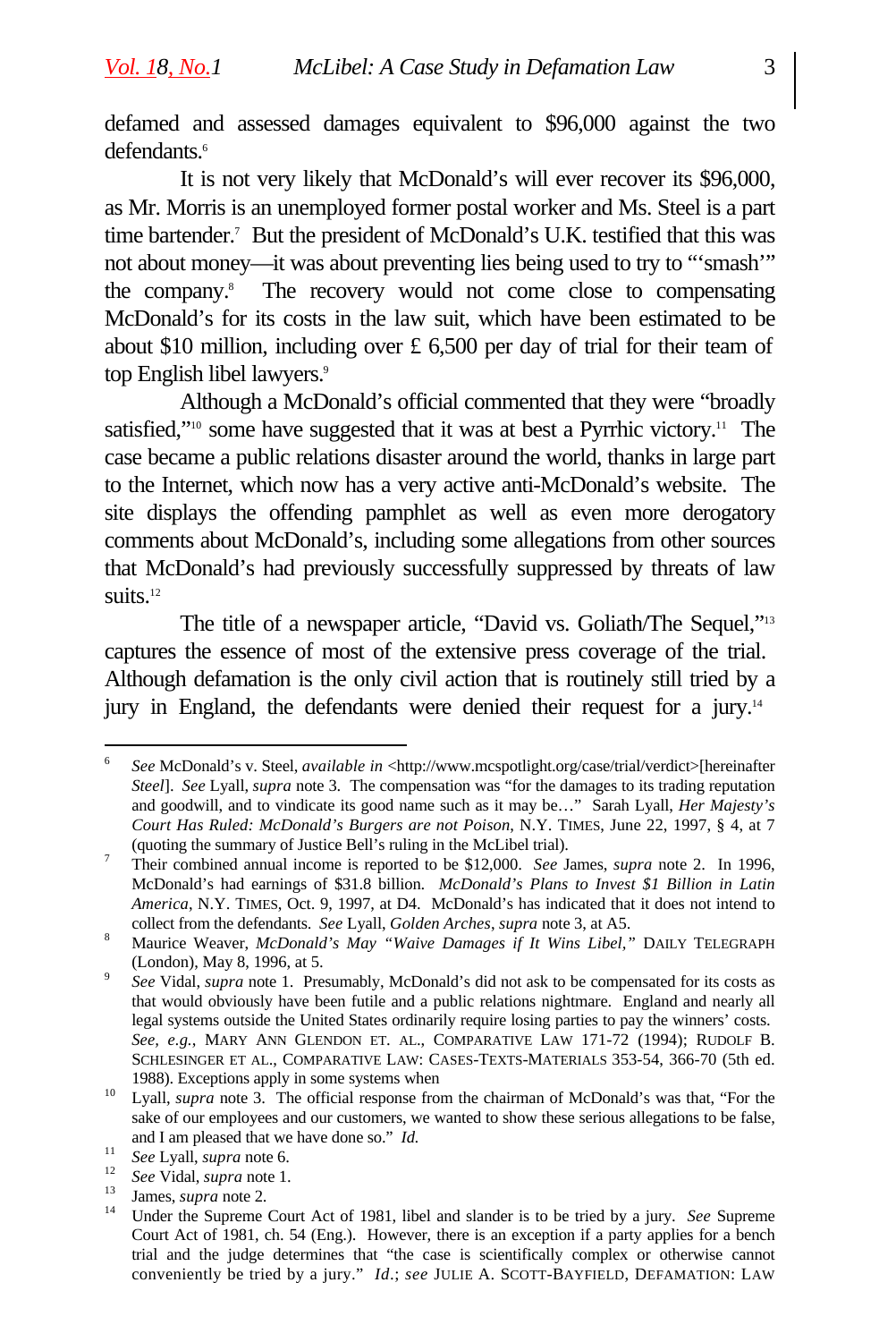defamed and assessed damages equivalent to $96,000 against the two defendants.[6]

It is not very likely that McDonald's will ever recover its $96,000, as Mr. Morris is an unemployed former postal worker and Ms. Steel is a part time bartender.[7] But the president of McDonald's U.K. testified that this was not about money—it was about preventing lies being used to try to "'smash'" the company.[8] The recovery would not come close to compensating McDonald's for its costs in the law suit, which have been estimated to be about $10 million, including over £ 6,500 per day of trial for their team of top English libel lawyers.[9]

Although a McDonald's official commented that they were "broadly satisfied,"[10] some have suggested that it was at best a Pyrrhic victory.[11] The case became a public relations disaster around the world, thanks in large part to the Internet, which now has a very active anti-McDonald's website. The site displays the offending pamphlet as well as even more derogatory comments about McDonald's, including some allegations from other sources that McDonald's had previously successfully suppressed by threats of law suits.[12]

The title of a newspaper article, "David vs. Goliath/The Sequel,"[13] captures the essence of most of the extensive press coverage of the trial. Although defamation is the only civil action that is routinely still tried by a jury in England, the defendants were denied their request for a jury.[14]

---

[6] *See* McDonald's v. Steel, *available in* <http://www.mcspotlight.org/case/trial/verdict>[hereinafter *Steel*]. *See* Lyall, *supra* note 3. The compensation was "for the damages to its trading reputation and goodwill, and to vindicate its good name such as it may be…" Sarah Lyall, *Her Majesty's Court Has Ruled: McDonald's Burgers are not Poison*, N.Y. TIMES, June 22, 1997, § 4, at 7 (quoting the summary of Justice Bell's ruling in the McLibel trial).

[7] Their combined annual income is reported to be $12,000. *See* James, *supra* note 2. In 1996, McDonald's had earnings of $31.8 billion. *McDonald's Plans to Invest $1 Billion in Latin America*, N.Y. TIMES, Oct. 9, 1997, at D4. McDonald's has indicated that it does not intend to collect from the defendants. *See* Lyall, *Golden Arches*, *supra* note 3, at A5.

[8] Maurice Weaver, *McDonald's May "Waive Damages if It Wins Libel,"* DAILY TELEGRAPH (London), May 8, 1996, at 5.

[9] *See* Vidal, *supra* note 1. Presumably, McDonald's did not ask to be compensated for its costs as that would obviously have been futile and a public relations nightmare. England and nearly all legal systems outside the United States ordinarily require losing parties to pay the winners' costs. *See, e.g.*, MARY ANN GLENDON ET. AL., COMPARATIVE LAW 171-72 (1994); RUDOLF B. SCHLESINGER ET AL., COMPARATIVE LAW: CASES-TEXTS-MATERIALS 353-54, 366-70 (5th ed. 1988). Exceptions apply in some systems when

[10] Lyall, *supra* note 3. The official response from the chairman of McDonald's was that, "For the sake of our employees and our customers, we wanted to show these serious allegations to be false, and I am pleased that we have done so." *Id.*

[11] *See* Lyall, *supra* note 6.

[12] *See* Vidal, *supra* note 1.

[13] James, *supra* note 2.

[14] Under the Supreme Court Act of 1981, libel and slander is to be tried by a jury. *See* Supreme Court Act of 1981, ch. 54 (Eng.). However, there is an exception if a party applies for a bench trial and the judge determines that "the case is scientifically complex or otherwise cannot conveniently be tried by a jury." *Id.*; *see* JULIE A. SCOTT-BAYFIELD, DEFAMATION: LAW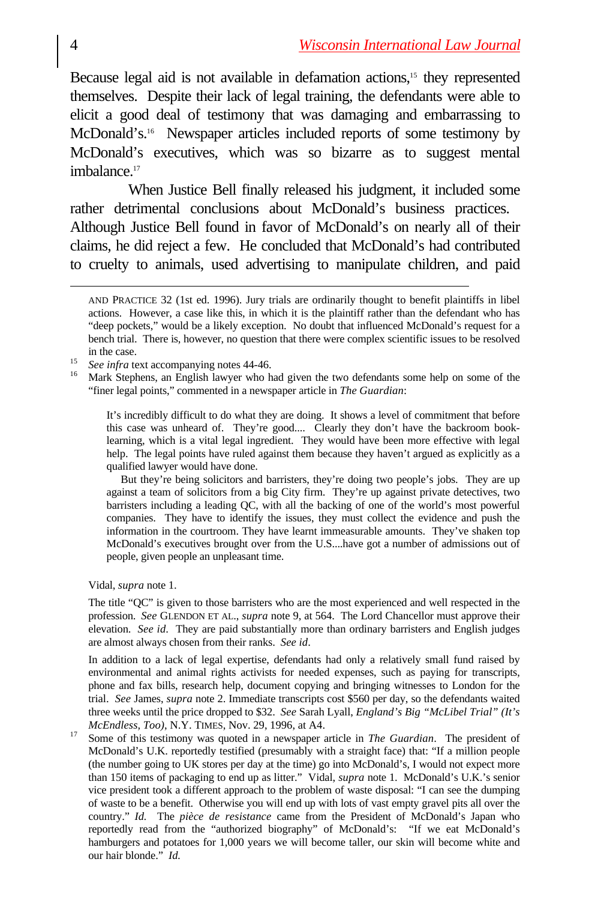Because legal aid is not available in defamation actions,[15] they represented themselves. Despite their lack of legal training, the defendants were able to elicit a good deal of testimony that was damaging and embarrassing to McDonald's.[16] Newspaper articles included reports of some testimony by McDonald's executives, which was so bizarre as to suggest mental imbalance.[17]

When Justice Bell finally released his judgment, it included some rather detrimental conclusions about McDonald's business practices. Although Justice Bell found in favor of McDonald's on nearly all of their claims, he did reject a few. He concluded that McDonald's had contributed to cruelty to animals, used advertising to manipulate children, and paid

---

AND PRACTICE 32 (1st ed. 1996). Jury trials are ordinarily thought to benefit plaintiffs in libel actions. However, a case like this, in which it is the plaintiff rather than the defendant who has "deep pockets," would be a likely exception. No doubt that influenced McDonald's request for a bench trial. There is, however, no question that there were complex scientific issues to be resolved in the case.

[15] *See infra* text accompanying notes 44-46.

[16] Mark Stephens, an English lawyer who had given the two defendants some help on some of the "finer legal points," commented in a newspaper article in *The Guardian*:

> It's incredibly difficult to do what they are doing. It shows a level of commitment that before this case was unheard of. They're good.... Clearly they don't have the backroom book-learning, which is a vital legal ingredient. They would have been more effective with legal help. The legal points have ruled against them because they haven't argued as explicitly as a qualified lawyer would have done.
>
> But they're being solicitors and barristers, they're doing two people's jobs. They are up against a team of solicitors from a big City firm. They're up against private detectives, two barristers including a leading QC, with all the backing of one of the world's most powerful companies. They have to identify the issues, they must collect the evidence and push the information in the courtroom. They have learnt immeasurable amounts. They've shaken top McDonald's executives brought over from the U.S....have got a number of admissions out of people, given people an unpleasant time.

Vidal, *supra* note 1.

The title "QC" is given to those barristers who are the most experienced and well respected in the profession. *See* GLENDON ET AL., *supra* note 9, at 564. The Lord Chancellor must approve their elevation. *See id*. They are paid substantially more than ordinary barristers and English judges are almost always chosen from their ranks. *See id*.

In addition to a lack of legal expertise, defendants had only a relatively small fund raised by environmental and animal rights activists for needed expenses, such as paying for transcripts, phone and fax bills, research help, document copying and bringing witnesses to London for the trial. *See* James, *supra* note 2. Immediate transcripts cost $560 per day, so the defendants waited three weeks until the price dropped to $32. *See* Sarah Lyall, *England's Big "McLibel Trial" (It's McEndless, Too)*, N.Y. TIMES, Nov. 29, 1996, at A4.

[17] Some of this testimony was quoted in a newspaper article in *The Guardian*. The president of McDonald's U.K. reportedly testified (presumably with a straight face) that: "If a million people (the number going to UK stores per day at the time) go into McDonald's, I would not expect more than 150 items of packaging to end up as litter." Vidal, *supra* note 1. McDonald's U.K.'s senior vice president took a different approach to the problem of waste disposal: "I can see the dumping of waste to be a benefit. Otherwise you will end up with lots of vast empty gravel pits all over the country." *Id.* The *pièce de resistance* came from the President of McDonald's Japan who reportedly read from the "authorized biography" of McDonald's: "If we eat McDonald's hamburgers and potatoes for 1,000 years we will become taller, our skin will become white and our hair blonde." *Id.*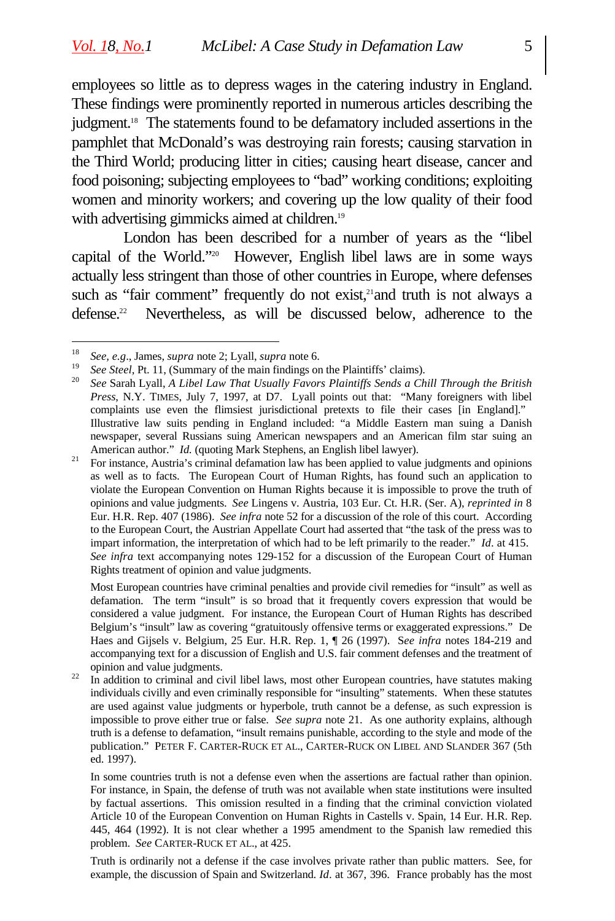employees so little as to depress wages in the catering industry in England. These findings were prominently reported in numerous articles describing the judgment.[18] The statements found to be defamatory included assertions in the pamphlet that McDonald's was destroying rain forests; causing starvation in the Third World; producing litter in cities; causing heart disease, cancer and food poisoning; subjecting employees to "bad" working conditions; exploiting women and minority workers; and covering up the low quality of their food with advertising gimmicks aimed at children.[19]

London has been described for a number of years as the "libel capital of the World."[20] However, English libel laws are in some ways actually less stringent than those of other countries in Europe, where defenses such as "fair comment" frequently do not exist,[21] and truth is not always a defense.[22] Nevertheless, as will be discussed below, adherence to the

---

[18] *See, e.g.*, James, *supra* note 2; Lyall, *supra* note 6.

[19] *See Steel*, Pt. 11, (Summary of the main findings on the Plaintiffs' claims).

[20] *See* Sarah Lyall, *A Libel Law That Usually Favors Plaintiffs Sends a Chill Through the British Press*, N.Y. TIMES, July 7, 1997, at D7. Lyall points out that: "Many foreigners with libel complaints use even the flimsiest jurisdictional pretexts to file their cases [in England]." Illustrative law suits pending in England included: "a Middle Eastern man suing a Danish newspaper, several Russians suing American newspapers and an American film star suing an American author." *Id.* (quoting Mark Stephens, an English libel lawyer).

[21] For instance, Austria's criminal defamation law has been applied to value judgments and opinions as well as to facts. The European Court of Human Rights, has found such an application to violate the European Convention on Human Rights because it is impossible to prove the truth of opinions and value judgments. *See* Lingens v. Austria, 103 Eur. Ct. H.R. (Ser. A), *reprinted in* 8 Eur. H.R. Rep. 407 (1986). *See infra* note 52 for a discussion of the role of this court. According to the European Court, the Austrian Appellate Court had asserted that "the task of the press was to impart information, the interpretation of which had to be left primarily to the reader." *Id*. at 415. *See infra* text accompanying notes 129-152 for a discussion of the European Court of Human Rights treatment of opinion and value judgments.

Most European countries have criminal penalties and provide civil remedies for "insult" as well as defamation. The term "insult" is so broad that it frequently covers expression that would be considered a value judgment. For instance, the European Court of Human Rights has described Belgium's "insult" law as covering "gratuitously offensive terms or exaggerated expressions." De Haes and Gijsels v. Belgium, 25 Eur. H.R. Rep. 1, ¶ 26 (1997). S*ee infra* notes 184-219 and accompanying text for a discussion of English and U.S. fair comment defenses and the treatment of opinion and value judgments.

[22] In addition to criminal and civil libel laws, most other European countries, have statutes making individuals civilly and even criminally responsible for "insulting" statements. When these statutes are used against value judgments or hyperbole, truth cannot be a defense, as such expression is impossible to prove either true or false. *See supra* note 21. As one authority explains, although truth is a defense to defamation, "insult remains punishable, according to the style and mode of the publication." PETER F. CARTER-RUCK ET AL., CARTER-RUCK ON LIBEL AND SLANDER 367 (5th ed. 1997).

In some countries truth is not a defense even when the assertions are factual rather than opinion. For instance, in Spain, the defense of truth was not available when state institutions were insulted by factual assertions. This omission resulted in a finding that the criminal conviction violated Article 10 of the European Convention on Human Rights in Castells v. Spain, 14 Eur. H.R. Rep. 445, 464 (1992). It is not clear whether a 1995 amendment to the Spanish law remedied this problem. *See* CARTER-RUCK ET AL., at 425.

Truth is ordinarily not a defense if the case involves private rather than public matters. See, for example, the discussion of Spain and Switzerland. *Id*. at 367, 396. France probably has the most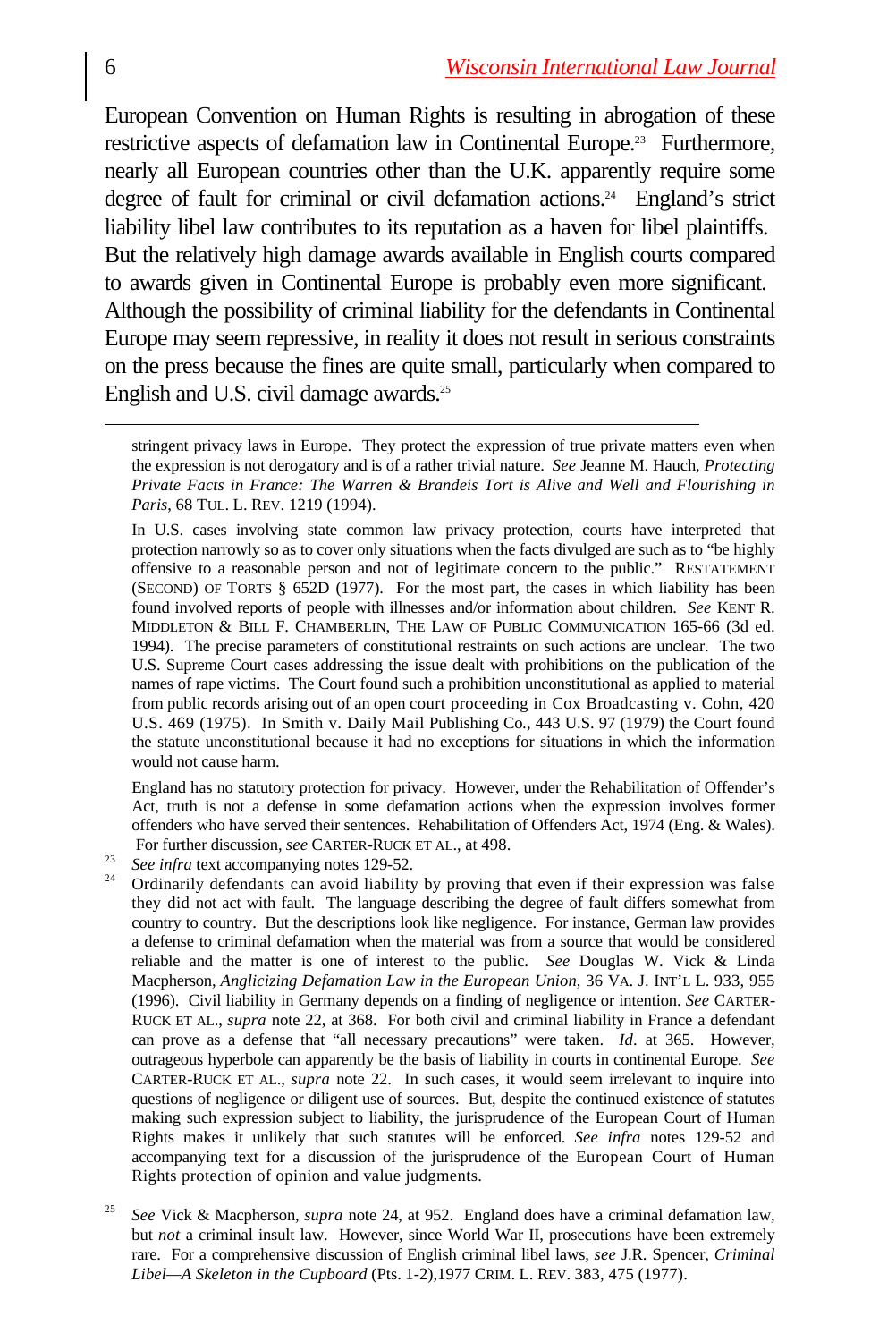European Convention on Human Rights is resulting in abrogation of these restrictive aspects of defamation law in Continental Europe.[23] Furthermore, nearly all European countries other than the U.K. apparently require some degree of fault for criminal or civil defamation actions.[24] England's strict liability libel law contributes to its reputation as a haven for libel plaintiffs. But the relatively high damage awards available in English courts compared to awards given in Continental Europe is probably even more significant. Although the possibility of criminal liability for the defendants in Continental Europe may seem repressive, in reality it does not result in serious constraints on the press because the fines are quite small, particularly when compared to English and U.S. civil damage awards.[25]

---

stringent privacy laws in Europe. They protect the expression of true private matters even when the expression is not derogatory and is of a rather trivial nature. *See* Jeanne M. Hauch, *Protecting Private Facts in France: The Warren & Brandeis Tort is Alive and Well and Flourishing in Paris*, 68 TUL. L. REV. 1219 (1994).

In U.S. cases involving state common law privacy protection, courts have interpreted that protection narrowly so as to cover only situations when the facts divulged are such as to "be highly offensive to a reasonable person and not of legitimate concern to the public." RESTATEMENT (SECOND) OF TORTS § 652D (1977). For the most part, the cases in which liability has been found involved reports of people with illnesses and/or information about children. *See* KENT R. MIDDLETON & BILL F. CHAMBERLIN, THE LAW OF PUBLIC COMMUNICATION 165-66 (3d ed. 1994). The precise parameters of constitutional restraints on such actions are unclear. The two U.S. Supreme Court cases addressing the issue dealt with prohibitions on the publication of the names of rape victims. The Court found such a prohibition unconstitutional as applied to material from public records arising out of an open court proceeding in Cox Broadcasting v. Cohn, 420 U.S. 469 (1975). In Smith v. Daily Mail Publishing Co., 443 U.S. 97 (1979) the Court found the statute unconstitutional because it had no exceptions for situations in which the information would not cause harm.

England has no statutory protection for privacy. However, under the Rehabilitation of Offender's Act, truth is not a defense in some defamation actions when the expression involves former offenders who have served their sentences. Rehabilitation of Offenders Act, 1974 (Eng. & Wales). For further discussion, *see* CARTER-RUCK ET AL., at 498.

[23] *See infra* text accompanying notes 129-52.

[24] Ordinarily defendants can avoid liability by proving that even if their expression was false they did not act with fault. The language describing the degree of fault differs somewhat from country to country. But the descriptions look like negligence. For instance, German law provides a defense to criminal defamation when the material was from a source that would be considered reliable and the matter is one of interest to the public. *See* Douglas W. Vick & Linda Macpherson, *Anglicizing Defamation Law in the European Union*, 36 VA. J. INT'L L. 933, 955 (1996). Civil liability in Germany depends on a finding of negligence or intention. *See* CARTER-RUCK ET AL., *supra* note 22, at 368. For both civil and criminal liability in France a defendant can prove as a defense that "all necessary precautions" were taken. *Id*. at 365. However, outrageous hyperbole can apparently be the basis of liability in courts in continental Europe. *See* CARTER-RUCK ET AL., *supra* note 22. In such cases, it would seem irrelevant to inquire into questions of negligence or diligent use of sources. But, despite the continued existence of statutes making such expression subject to liability, the jurisprudence of the European Court of Human Rights makes it unlikely that such statutes will be enforced. *See infra* notes 129-52 and accompanying text for a discussion of the jurisprudence of the European Court of Human Rights protection of opinion and value judgments.

[25] *See* Vick & Macpherson, *supra* note 24, at 952. England does have a criminal defamation law, but *not* a criminal insult law. However, since World War II, prosecutions have been extremely rare. For a comprehensive discussion of English criminal libel laws, *see* J.R. Spencer, *Criminal Libel—A Skeleton in the Cupboard* (Pts. 1-2),1977 CRIM. L. REV. 383, 475 (1977).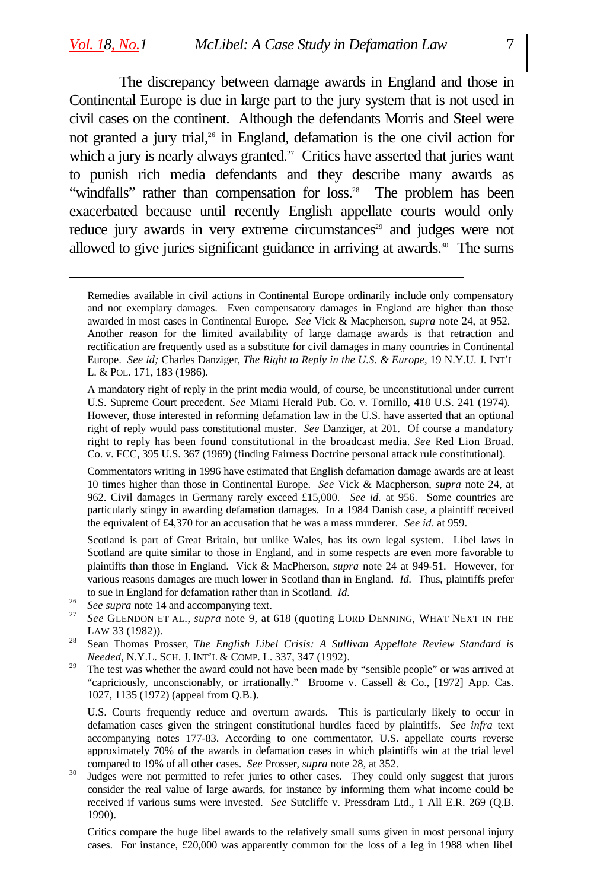The discrepancy between damage awards in England and those in Continental Europe is due in large part to the jury system that is not used in civil cases on the continent. Although the defendants Morris and Steel were not granted a jury trial,[26] in England, defamation is the one civil action for which a jury is nearly always granted.[27] Critics have asserted that juries want to punish rich media defendants and they describe many awards as "windfalls" rather than compensation for loss.[28] The problem has been exacerbated because until recently English appellate courts would only reduce jury awards in very extreme circumstances[29] and judges were not allowed to give juries significant guidance in arriving at awards.[30] The sums

---

Remedies available in civil actions in Continental Europe ordinarily include only compensatory and not exemplary damages. Even compensatory damages in England are higher than those awarded in most cases in Continental Europe. *See* Vick & Macpherson, *supra* note 24, at 952. Another reason for the limited availability of large damage awards is that retraction and rectification are frequently used as a substitute for civil damages in many countries in Continental Europe. *See id;* Charles Danziger, *The Right to Reply in the U.S. & Europe*, 19 N.Y.U. J. INT'L L. & POL. 171, 183 (1986).

A mandatory right of reply in the print media would, of course, be unconstitutional under current U.S. Supreme Court precedent. *See* Miami Herald Pub. Co. v. Tornillo, 418 U.S. 241 (1974). However, those interested in reforming defamation law in the U.S. have asserted that an optional right of reply would pass constitutional muster. *See* Danziger, at 201. Of course a mandatory right to reply has been found constitutional in the broadcast media. *See* Red Lion Broad. Co. v. FCC, 395 U.S. 367 (1969) (finding Fairness Doctrine personal attack rule constitutional).

Commentators writing in 1996 have estimated that English defamation damage awards are at least 10 times higher than those in Continental Europe. *See* Vick & Macpherson, *supra* note 24, at 962. Civil damages in Germany rarely exceed £15,000. *See id.* at 956. Some countries are particularly stingy in awarding defamation damages. In a 1984 Danish case, a plaintiff received the equivalent of £4,370 for an accusation that he was a mass murderer. *See id*. at 959.

Scotland is part of Great Britain, but unlike Wales, has its own legal system. Libel laws in Scotland are quite similar to those in England, and in some respects are even more favorable to plaintiffs than those in England. Vick & MacPherson, *supra* note 24 at 949-51. However, for various reasons damages are much lower in Scotland than in England. *Id.* Thus, plaintiffs prefer to sue in England for defamation rather than in Scotland. *Id.*

[26] *See supra* note 14 and accompanying text.

[27] *See* GLENDON ET AL., *supra* note 9, at 618 (quoting LORD DENNING, WHAT NEXT IN THE LAW 33 (1982)).

[28] Sean Thomas Prosser, *The English Libel Crisis: A Sullivan Appellate Review Standard is Needed*, N.Y.L. SCH. J. INT'L & COMP. L. 337, 347 (1992).

[29] The test was whether the award could not have been made by "sensible people" or was arrived at "capriciously, unconscionably, or irrationally." Broome v. Cassell & Co., [1972] App. Cas. 1027, 1135 (1972) (appeal from Q.B.).

U.S. Courts frequently reduce and overturn awards. This is particularly likely to occur in defamation cases given the stringent constitutional hurdles faced by plaintiffs. *See infra* text accompanying notes 177-83. According to one commentator, U.S. appellate courts reverse approximately 70% of the awards in defamation cases in which plaintiffs win at the trial level compared to 19% of all other cases. *See* Prosser, *supra* note 28, at 352.

[30] Judges were not permitted to refer juries to other cases. They could only suggest that jurors consider the real value of large awards, for instance by informing them what income could be received if various sums were invested. *See* Sutcliffe v. Pressdram Ltd., 1 All E.R. 269 (Q.B. 1990).

Critics compare the huge libel awards to the relatively small sums given in most personal injury cases. For instance, £20,000 was apparently common for the loss of a leg in 1988 when libel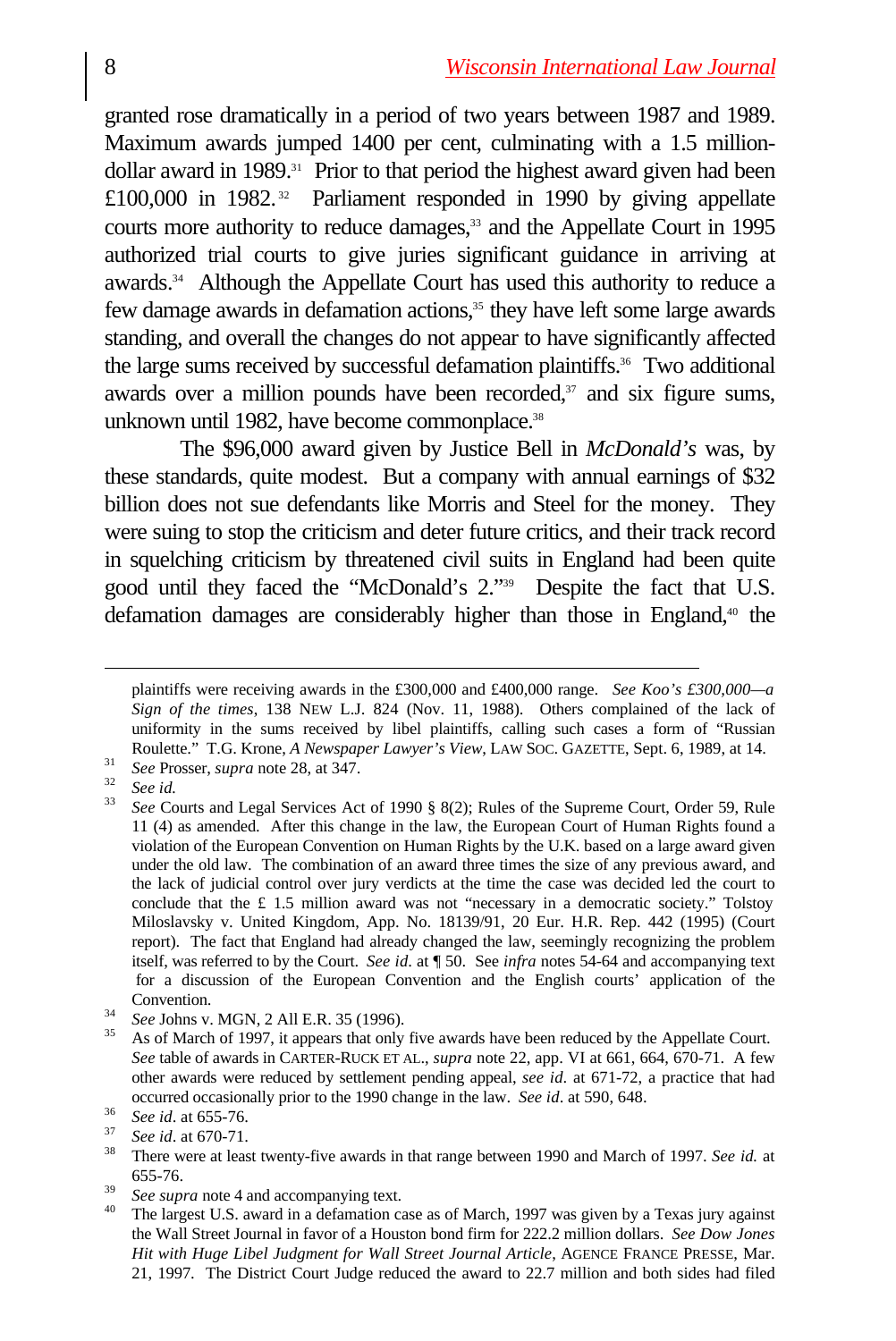granted rose dramatically in a period of two years between 1987 and 1989. Maximum awards jumped 1400 per cent, culminating with a 1.5 million-dollar award in 1989.[31] Prior to that period the highest award given had been £100,000 in 1982.[32] Parliament responded in 1990 by giving appellate courts more authority to reduce damages,[33] and the Appellate Court in 1995 authorized trial courts to give juries significant guidance in arriving at awards.[34] Although the Appellate Court has used this authority to reduce a few damage awards in defamation actions,[35] they have left some large awards standing, and overall the changes do not appear to have significantly affected the large sums received by successful defamation plaintiffs.[36] Two additional awards over a million pounds have been recorded,[37] and six figure sums, unknown until 1982, have become commonplace.[38]

The $96,000 award given by Justice Bell in *McDonald's* was, by these standards, quite modest. But a company with annual earnings of $32 billion does not sue defendants like Morris and Steel for the money. They were suing to stop the criticism and deter future critics, and their track record in squelching criticism by threatened civil suits in England had been quite good until they faced the "McDonald's 2."[39] Despite the fact that U.S. defamation damages are considerably higher than those in England,[40] the

---

plaintiffs were receiving awards in the £300,000 and £400,000 range. *See Koo's £300,000—a Sign of the times*, 138 NEW L.J. 824 (Nov. 11, 1988). Others complained of the lack of uniformity in the sums received by libel plaintiffs, calling such cases a form of "Russian Roulette." T.G. Krone, *A Newspaper Lawyer's View*, LAW SOC. GAZETTE, Sept. 6, 1989, at 14.

[31] *See* Prosser, *supra* note 28, at 347.

[32] *See id.*

[33] *See* Courts and Legal Services Act of 1990 § 8(2); Rules of the Supreme Court, Order 59, Rule 11 (4) as amended. After this change in the law, the European Court of Human Rights found a violation of the European Convention on Human Rights by the U.K. based on a large award given under the old law. The combination of an award three times the size of any previous award, and the lack of judicial control over jury verdicts at the time the case was decided led the court to conclude that the £ 1.5 million award was not "necessary in a democratic society." Tolstoy Miloslavsky v. United Kingdom, App. No. 18139/91, 20 Eur. H.R. Rep. 442 (1995) (Court report). The fact that England had already changed the law, seemingly recognizing the problem itself, was referred to by the Court. *See id*. at ¶ 50. See *infra* notes 54-64 and accompanying text for a discussion of the European Convention and the English courts' application of the Convention.

[34] *See* Johns v. MGN, 2 All E.R. 35 (1996).

[35] As of March of 1997, it appears that only five awards have been reduced by the Appellate Court. *See* table of awards in CARTER-RUCK ET AL., *supra* note 22, app. VI at 661, 664, 670-71. A few other awards were reduced by settlement pending appeal, *see id*. at 671-72, a practice that had occurred occasionally prior to the 1990 change in the law. *See id*. at 590, 648.

[36] *See id*. at 655-76.

[37] *See id*. at 670-71.

[38] There were at least twenty-five awards in that range between 1990 and March of 1997. *See id.* at 655-76.

[39] *See supra* note 4 and accompanying text.

[40] The largest U.S. award in a defamation case as of March, 1997 was given by a Texas jury against the Wall Street Journal in favor of a Houston bond firm for 222.2 million dollars. *See Dow Jones Hit with Huge Libel Judgment for Wall Street Journal Article*, AGENCE FRANCE PRESSE, Mar. 21, 1997. The District Court Judge reduced the award to 22.7 million and both sides had filed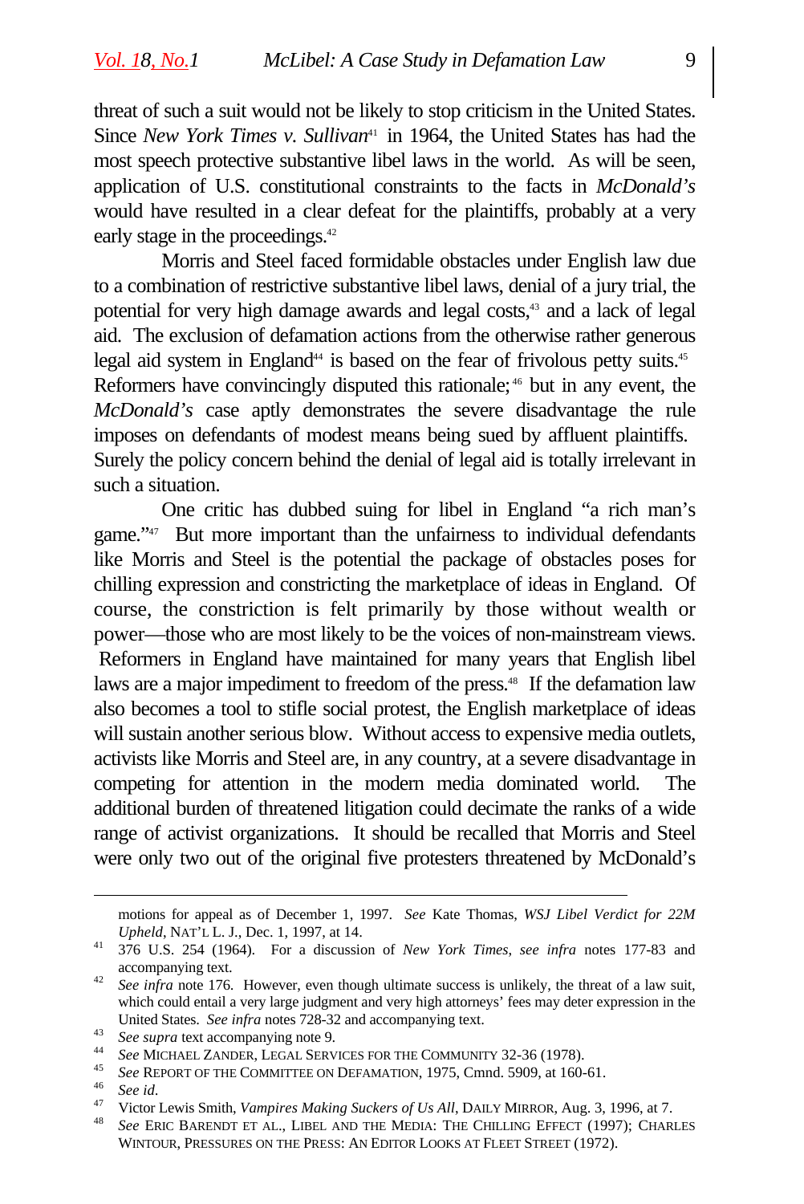threat of such a suit would not be likely to stop criticism in the United States. Since *New York Times v. Sullivan*[41] in 1964, the United States has had the most speech protective substantive libel laws in the world. As will be seen, application of U.S. constitutional constraints to the facts in *McDonald's* would have resulted in a clear defeat for the plaintiffs, probably at a very early stage in the proceedings.[42]

Morris and Steel faced formidable obstacles under English law due to a combination of restrictive substantive libel laws, denial of a jury trial, the potential for very high damage awards and legal costs,[43] and a lack of legal aid. The exclusion of defamation actions from the otherwise rather generous legal aid system in England[44] is based on the fear of frivolous petty suits.[45] Reformers have convincingly disputed this rationale;[46] but in any event, the *McDonald's* case aptly demonstrates the severe disadvantage the rule imposes on defendants of modest means being sued by affluent plaintiffs. Surely the policy concern behind the denial of legal aid is totally irrelevant in such a situation.

One critic has dubbed suing for libel in England "a rich man's game."[47] But more important than the unfairness to individual defendants like Morris and Steel is the potential the package of obstacles poses for chilling expression and constricting the marketplace of ideas in England. Of course, the constriction is felt primarily by those without wealth or power—those who are most likely to be the voices of non-mainstream views. Reformers in England have maintained for many years that English libel laws are a major impediment to freedom of the press.[48] If the defamation law also becomes a tool to stifle social protest, the English marketplace of ideas will sustain another serious blow. Without access to expensive media outlets, activists like Morris and Steel are, in any country, at a severe disadvantage in competing for attention in the modern media dominated world. The additional burden of threatened litigation could decimate the ranks of a wide range of activist organizations. It should be recalled that Morris and Steel were only two out of the original five protesters threatened by McDonald's

---

motions for appeal as of December 1, 1997. *See* Kate Thomas, *WSJ Libel Verdict for 22M Upheld*, NAT'L L. J., Dec. 1, 1997, at 14.

[41] 376 U.S. 254 (1964). For a discussion of *New York Times*, *see infra* notes 177-83 and accompanying text.

[42] *See infra* note 176. However, even though ultimate success is unlikely, the threat of a law suit, which could entail a very large judgment and very high attorneys' fees may deter expression in the United States. *See infra* notes 728-32 and accompanying text.

[43] *See supra* text accompanying note 9.

[44] *See* MICHAEL ZANDER, LEGAL SERVICES FOR THE COMMUNITY 32-36 (1978).

[45] *See* REPORT OF THE COMMITTEE ON DEFAMATION, 1975, Cmnd. 5909, at 160-61.

[46] *See id.*

[47] Victor Lewis Smith, *Vampires Making Suckers of Us All*, DAILY MIRROR, Aug. 3, 1996, at 7.

[48] *See* ERIC BARENDT ET AL., LIBEL AND THE MEDIA: THE CHILLING EFFECT (1997); CHARLES WINTOUR, PRESSURES ON THE PRESS: AN EDITOR LOOKS AT FLEET STREET (1972).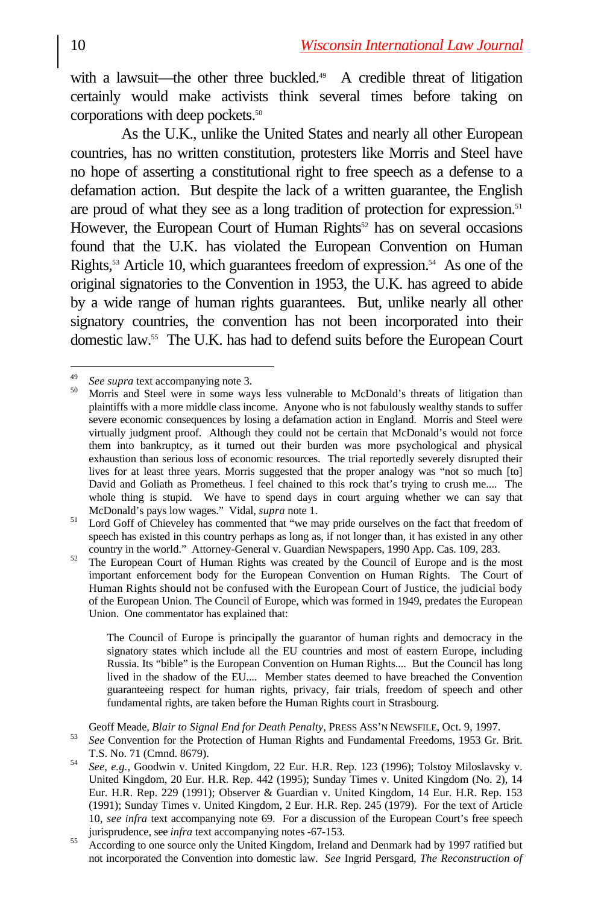with a lawsuit—the other three buckled.[49] A credible threat of litigation certainly would make activists think several times before taking on corporations with deep pockets.[50]

As the U.K., unlike the United States and nearly all other European countries, has no written constitution, protesters like Morris and Steel have no hope of asserting a constitutional right to free speech as a defense to a defamation action. But despite the lack of a written guarantee, the English are proud of what they see as a long tradition of protection for expression.[51] However, the European Court of Human Rights[52] has on several occasions found that the U.K. has violated the European Convention on Human Rights,[53] Article 10, which guarantees freedom of expression.[54] As one of the original signatories to the Convention in 1953, the U.K. has agreed to abide by a wide range of human rights guarantees. But, unlike nearly all other signatory countries, the convention has not been incorporated into their domestic law.[55] The U.K. has had to defend suits before the European Court

---

[49] *See supra* text accompanying note 3.

[50] Morris and Steel were in some ways less vulnerable to McDonald's threats of litigation than plaintiffs with a more middle class income. Anyone who is not fabulously wealthy stands to suffer severe economic consequences by losing a defamation action in England. Morris and Steel were virtually judgment proof. Although they could not be certain that McDonald's would not force them into bankruptcy, as it turned out their burden was more psychological and physical exhaustion than serious loss of economic resources. The trial reportedly severely disrupted their lives for at least three years. Morris suggested that the proper analogy was "not so much [to] David and Goliath as Prometheus. I feel chained to this rock that's trying to crush me.... The whole thing is stupid. We have to spend days in court arguing whether we can say that McDonald's pays low wages." Vidal, *supra* note 1.

[51] Lord Goff of Chieveley has commented that "we may pride ourselves on the fact that freedom of speech has existed in this country perhaps as long as, if not longer than, it has existed in any other country in the world." Attorney-General v. Guardian Newspapers, 1990 App. Cas. 109, 283.

[52] The European Court of Human Rights was created by the Council of Europe and is the most important enforcement body for the European Convention on Human Rights. The Court of Human Rights should not be confused with the European Court of Justice, the judicial body of the European Union. The Council of Europe, which was formed in 1949, predates the European Union. One commentator has explained that:

> The Council of Europe is principally the guarantor of human rights and democracy in the signatory states which include all the EU countries and most of eastern Europe, including Russia. Its "bible" is the European Convention on Human Rights.... But the Council has long lived in the shadow of the EU.... Member states deemed to have breached the Convention guaranteeing respect for human rights, privacy, fair trials, freedom of speech and other fundamental rights, are taken before the Human Rights court in Strasbourg.

Geoff Meade, *Blair to Signal End for Death Penalty,* PRESS ASS'N NEWSFILE, Oct. 9, 1997.

[53] *See* Convention for the Protection of Human Rights and Fundamental Freedoms, 1953 Gr. Brit. T.S. No. 71 (Cmnd. 8679).

[54] *See, e.g.*, Goodwin v. United Kingdom, 22 Eur. H.R. Rep. 123 (1996); Tolstoy Miloslavsky v. United Kingdom, 20 Eur. H.R. Rep. 442 (1995); Sunday Times v. United Kingdom (No. 2), 14 Eur. H.R. Rep. 229 (1991); Observer & Guardian v. United Kingdom, 14 Eur. H.R. Rep. 153 (1991); Sunday Times v. United Kingdom, 2 Eur. H.R. Rep. 245 (1979). For the text of Article 10, *see infra* text accompanying note 69. For a discussion of the European Court's free speech jurisprudence, see *infra* text accompanying notes -67-153.

[55] According to one source only the United Kingdom, Ireland and Denmark had by 1997 ratified but not incorporated the Convention into domestic law. *See* Ingrid Persgard, *The Reconstruction of*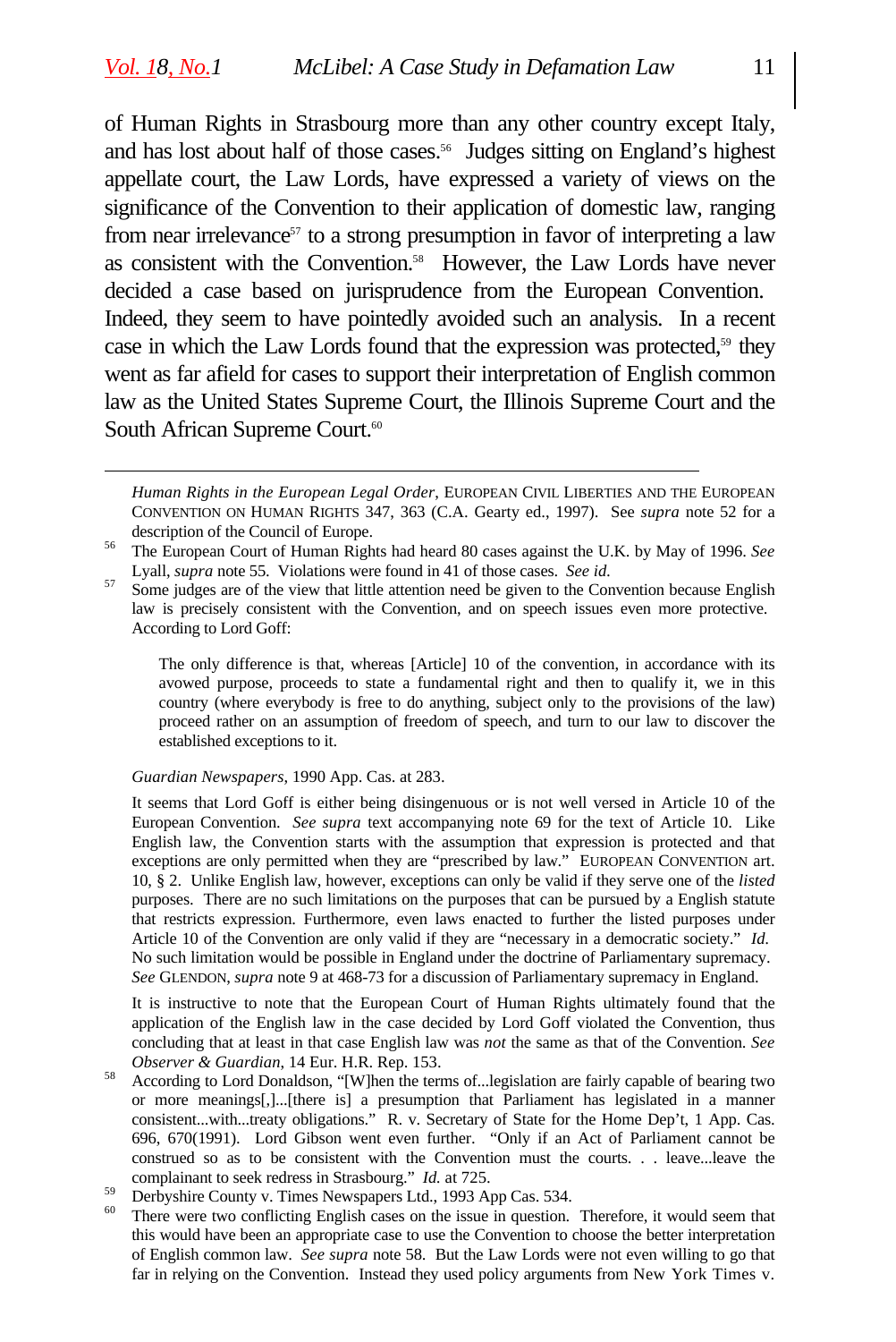of Human Rights in Strasbourg more than any other country except Italy, and has lost about half of those cases.[56] Judges sitting on England's highest appellate court, the Law Lords, have expressed a variety of views on the significance of the Convention to their application of domestic law, ranging from near irrelevance[57] to a strong presumption in favor of interpreting a law as consistent with the Convention.[58] However, the Law Lords have never decided a case based on jurisprudence from the European Convention. Indeed, they seem to have pointedly avoided such an analysis. In a recent case in which the Law Lords found that the expression was protected,[59] they went as far afield for cases to support their interpretation of English common law as the United States Supreme Court, the Illinois Supreme Court and the South African Supreme Court.[60]

---

*Human Rights in the European Legal Order*, EUROPEAN CIVIL LIBERTIES AND THE EUROPEAN CONVENTION ON HUMAN RIGHTS 347, 363 (C.A. Gearty ed., 1997). See *supra* note 52 for a description of the Council of Europe.

[56] The European Court of Human Rights had heard 80 cases against the U.K. by May of 1996. *See* Lyall, *supra* note 55. Violations were found in 41 of those cases. *See id.*

[57] Some judges are of the view that little attention need be given to the Convention because English law is precisely consistent with the Convention, and on speech issues even more protective. According to Lord Goff:

> The only difference is that, whereas [Article] 10 of the convention, in accordance with its avowed purpose, proceeds to state a fundamental right and then to qualify it, we in this country (where everybody is free to do anything, subject only to the provisions of the law) proceed rather on an assumption of freedom of speech, and turn to our law to discover the established exceptions to it.

*Guardian Newspapers*, 1990 App. Cas. at 283.

It seems that Lord Goff is either being disingenuous or is not well versed in Article 10 of the European Convention. *See supra* text accompanying note 69 for the text of Article 10. Like English law, the Convention starts with the assumption that expression is protected and that exceptions are only permitted when they are "prescribed by law." EUROPEAN CONVENTION art. 10, § 2. Unlike English law, however, exceptions can only be valid if they serve one of the *listed* purposes. There are no such limitations on the purposes that can be pursued by a English statute that restricts expression. Furthermore, even laws enacted to further the listed purposes under Article 10 of the Convention are only valid if they are "necessary in a democratic society." *Id.* No such limitation would be possible in England under the doctrine of Parliamentary supremacy. *See* GLENDON, *supra* note 9 at 468-73 for a discussion of Parliamentary supremacy in England.

It is instructive to note that the European Court of Human Rights ultimately found that the application of the English law in the case decided by Lord Goff violated the Convention, thus concluding that at least in that case English law was *not* the same as that of the Convention. *See Observer & Guardian*, 14 Eur. H.R. Rep. 153.

[58] According to Lord Donaldson, "[W]hen the terms of...legislation are fairly capable of bearing two or more meanings[,]...[there is] a presumption that Parliament has legislated in a manner consistent...with...treaty obligations." R. v. Secretary of State for the Home Dep't, 1 App. Cas. 696, 670(1991). Lord Gibson went even further. "Only if an Act of Parliament cannot be construed so as to be consistent with the Convention must the courts. . . leave...leave the complainant to seek redress in Strasbourg." *Id.* at 725.

[59] Derbyshire County v. Times Newspapers Ltd., 1993 App Cas. 534.

[60] There were two conflicting English cases on the issue in question. Therefore, it would seem that this would have been an appropriate case to use the Convention to choose the better interpretation of English common law. *See supra* note 58. But the Law Lords were not even willing to go that far in relying on the Convention. Instead they used policy arguments from New York Times v.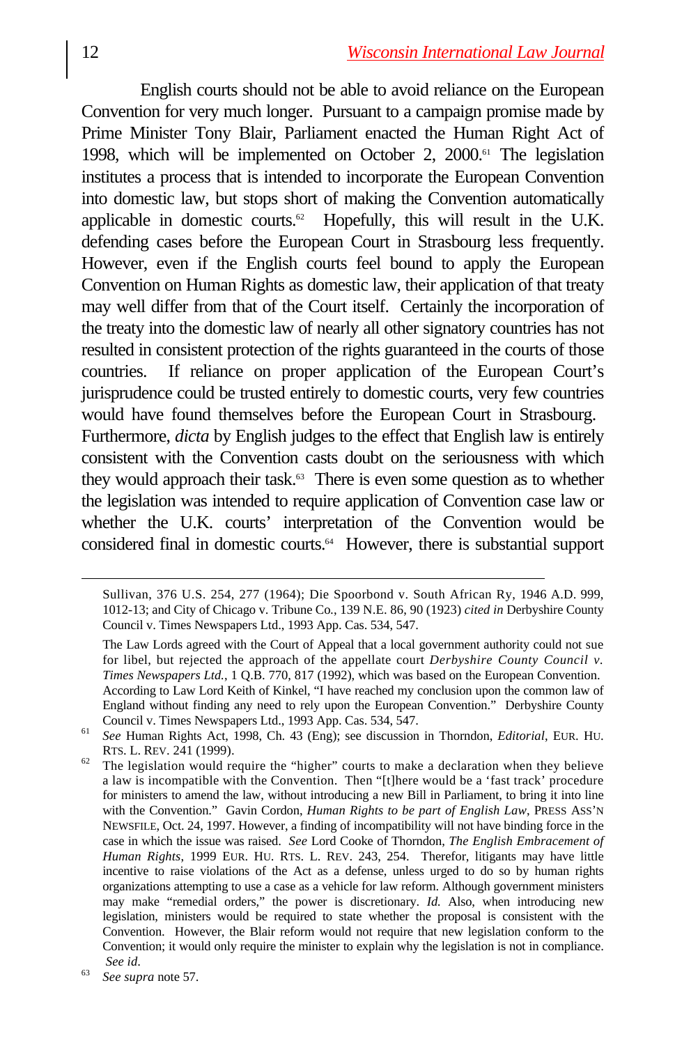English courts should not be able to avoid reliance on the European Convention for very much longer. Pursuant to a campaign promise made by Prime Minister Tony Blair, Parliament enacted the Human Right Act of 1998, which will be implemented on October 2, 2000.[61] The legislation institutes a process that is intended to incorporate the European Convention into domestic law, but stops short of making the Convention automatically applicable in domestic courts.[62] Hopefully, this will result in the U.K. defending cases before the European Court in Strasbourg less frequently. However, even if the English courts feel bound to apply the European Convention on Human Rights as domestic law, their application of that treaty may well differ from that of the Court itself. Certainly the incorporation of the treaty into the domestic law of nearly all other signatory countries has not resulted in consistent protection of the rights guaranteed in the courts of those countries. If reliance on proper application of the European Court's jurisprudence could be trusted entirely to domestic courts, very few countries would have found themselves before the European Court in Strasbourg. Furthermore, *dicta* by English judges to the effect that English law is entirely consistent with the Convention casts doubt on the seriousness with which they would approach their task.[63] There is even some question as to whether the legislation was intended to require application of Convention case law or whether the U.K. courts' interpretation of the Convention would be considered final in domestic courts.[64] However, there is substantial support

---

Sullivan, 376 U.S. 254, 277 (1964); Die Spoorbond v. South African Ry, 1946 A.D. 999, 1012-13; and City of Chicago v. Tribune Co., 139 N.E. 86, 90 (1923) *cited in* Derbyshire County Council v. Times Newspapers Ltd., 1993 App. Cas. 534, 547.

The Law Lords agreed with the Court of Appeal that a local government authority could not sue for libel, but rejected the approach of the appellate court *Derbyshire County Council v. Times Newspapers Ltd.*, 1 Q.B. 770, 817 (1992), which was based on the European Convention. According to Law Lord Keith of Kinkel, "I have reached my conclusion upon the common law of England without finding any need to rely upon the European Convention." Derbyshire County Council v. Times Newspapers Ltd., 1993 App. Cas. 534, 547.

[61] *See* Human Rights Act, 1998, Ch. 43 (Eng); see discussion in Thorndon, *Editorial*, EUR. HU. RTS. L. REV. 241 (1999).

[62] The legislation would require the "higher" courts to make a declaration when they believe a law is incompatible with the Convention. Then "[t]here would be a 'fast track' procedure for ministers to amend the law, without introducing a new Bill in Parliament, to bring it into line with the Convention." Gavin Cordon, *Human Rights to be part of English Law*, PRESS ASS'N NEWSFILE, Oct. 24, 1997. However, a finding of incompatibility will not have binding force in the case in which the issue was raised. *See* Lord Cooke of Thorndon, *The English Embracement of Human Rights*, 1999 EUR. HU. RTS. L. REV. 243, 254. Therefor, litigants may have little incentive to raise violations of the Act as a defense, unless urged to do so by human rights organizations attempting to use a case as a vehicle for law reform. Although government ministers may make "remedial orders," the power is discretionary. *Id.* Also, when introducing new legislation, ministers would be required to state whether the proposal is consistent with the Convention. However, the Blair reform would not require that new legislation conform to the Convention; it would only require the minister to explain why the legislation is not in compliance. *See id.*

[63] *See supra* note 57.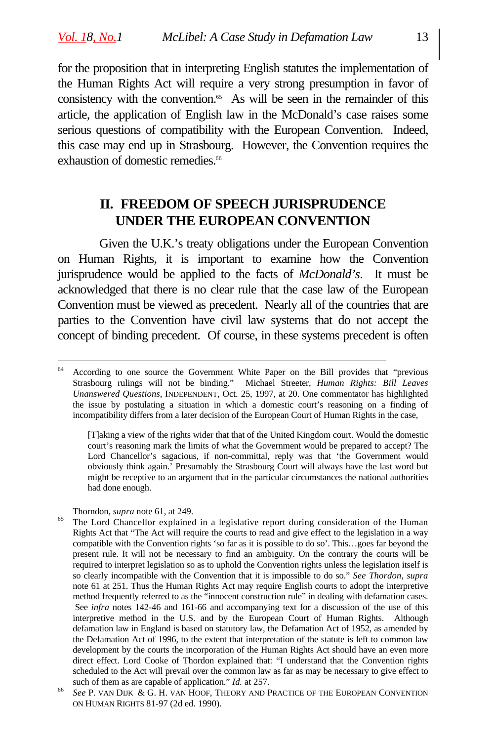for the proposition that in interpreting English statutes the implementation of the Human Rights Act will require a very strong presumption in favor of consistency with the convention.[65] As will be seen in the remainder of this article, the application of English law in the McDonald's case raises some serious questions of compatibility with the European Convention. Indeed, this case may end up in Strasbourg. However, the Convention requires the exhaustion of domestic remedies.[66]

## II. FREEDOM OF SPEECH JURISPRUDENCE UNDER THE EUROPEAN CONVENTION

Given the U.K.'s treaty obligations under the European Convention on Human Rights, it is important to examine how the Convention jurisprudence would be applied to the facts of *McDonald's*. It must be acknowledged that there is no clear rule that the case law of the European Convention must be viewed as precedent. Nearly all of the countries that are parties to the Convention have civil law systems that do not accept the concept of binding precedent. Of course, in these systems precedent is often

---

[64] According to one source the Government White Paper on the Bill provides that "previous Strasbourg rulings will not be binding." Michael Streeter, *Human Rights: Bill Leaves Unanswered Questions*, INDEPENDENT, Oct. 25, 1997, at 20. One commentator has highlighted the issue by postulating a situation in which a domestic court's reasoning on a finding of incompatibility differs from a later decision of the European Court of Human Rights in the case,

> [T]aking a view of the rights wider that that of the United Kingdom court. Would the domestic court's reasoning mark the limits of what the Government would be prepared to accept? The Lord Chancellor's sagacious, if non-committal, reply was that 'the Government would obviously think again.' Presumably the Strasbourg Court will always have the last word but might be receptive to an argument that in the particular circumstances the national authorities had done enough.

Thorndon, *supra* note 61, at 249.

[65] The Lord Chancellor explained in a legislative report during consideration of the Human Rights Act that "The Act will require the courts to read and give effect to the legislation in a way compatible with the Convention rights 'so far as it is possible to do so'. This…goes far beyond the present rule. It will not be necessary to find an ambiguity. On the contrary the courts will be required to interpret legislation so as to uphold the Convention rights unless the legislation itself is so clearly incompatible with the Convention that it is impossible to do so." *See Thordon*, *supra* note 61 at 251. Thus the Human Rights Act may require English courts to adopt the interpretive method frequently referred to as the "innocent construction rule" in dealing with defamation cases. See *infra* notes 142-46 and 161-66 and accompanying text for a discussion of the use of this interpretive method in the U.S. and by the European Court of Human Rights. Although defamation law in England is based on statutory law, the Defamation Act of 1952, as amended by the Defamation Act of 1996, to the extent that interpretation of the statute is left to common law development by the courts the incorporation of the Human Rights Act should have an even more direct effect. Lord Cooke of Thordon explained that: "I understand that the Convention rights scheduled to the Act will prevail over the common law as far as may be necessary to give effect to such of them as are capable of application." *Id.* at 257.

[66] *See* P. VAN DIJK & G. H. VAN HOOF, THEORY AND PRACTICE OF THE EUROPEAN CONVENTION ON HUMAN RIGHTS 81-97 (2d ed. 1990).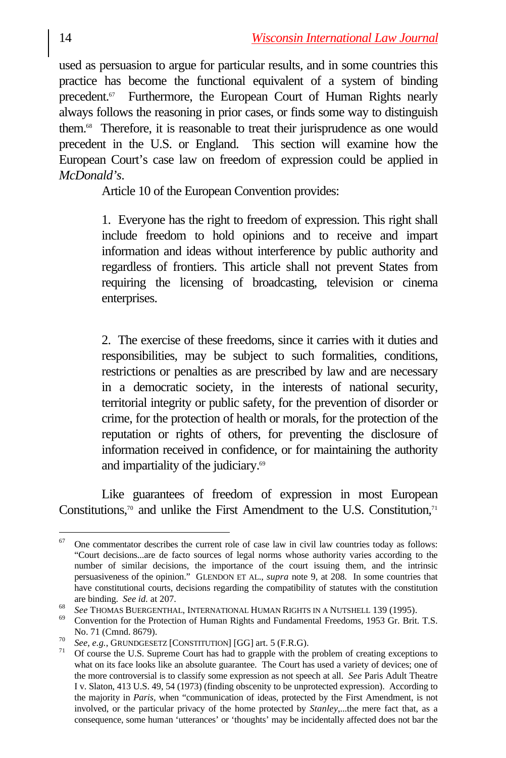used as persuasion to argue for particular results, and in some countries this practice has become the functional equivalent of a system of binding precedent.[67] Furthermore, the European Court of Human Rights nearly always follows the reasoning in prior cases, or finds some way to distinguish them.[68] Therefore, it is reasonable to treat their jurisprudence as one would precedent in the U.S. or England. This section will examine how the European Court's case law on freedom of expression could be applied in *McDonald's*.

Article 10 of the European Convention provides:

> 1. Everyone has the right to freedom of expression. This right shall include freedom to hold opinions and to receive and impart information and ideas without interference by public authority and regardless of frontiers. This article shall not prevent States from requiring the licensing of broadcasting, television or cinema enterprises.
>
> 2. The exercise of these freedoms, since it carries with it duties and responsibilities, may be subject to such formalities, conditions, restrictions or penalties as are prescribed by law and are necessary in a democratic society, in the interests of national security, territorial integrity or public safety, for the prevention of disorder or crime, for the protection of health or morals, for the protection of the reputation or rights of others, for preventing the disclosure of information received in confidence, or for maintaining the authority and impartiality of the judiciary.[69]

Like guarantees of freedom of expression in most European Constitutions,[70] and unlike the First Amendment to the U.S. Constitution,[71]

---

[67] One commentator describes the current role of case law in civil law countries today as follows: "Court decisions...are de facto sources of legal norms whose authority varies according to the number of similar decisions, the importance of the court issuing them, and the intrinsic persuasiveness of the opinion." GLENDON ET AL., *supra* note 9, at 208. In some countries that have constitutional courts, decisions regarding the compatibility of statutes with the constitution are binding. *See id.* at 207.

[68] *See* THOMAS BUERGENTHAL, INTERNATIONAL HUMAN RIGHTS IN A NUTSHELL 139 (1995).

[69] Convention for the Protection of Human Rights and Fundamental Freedoms, 1953 Gr. Brit. T.S. No. 71 (Cmnd. 8679).

[70] *See, e.g.*, GRUNDGESETZ [CONSTITUTION] [GG] art. 5 (F.R.G).

[71] Of course the U.S. Supreme Court has had to grapple with the problem of creating exceptions to what on its face looks like an absolute guarantee. The Court has used a variety of devices; one of the more controversial is to classify some expression as not speech at all. *See* Paris Adult Theatre I v. Slaton, 413 U.S. 49, 54 (1973) (finding obscenity to be unprotected expression). According to the majority in *Paris*, when "communication of ideas, protected by the First Amendment, is not involved, or the particular privacy of the home protected by *Stanley*,...the mere fact that, as a consequence, some human 'utterances' or 'thoughts' may be incidentally affected does not bar the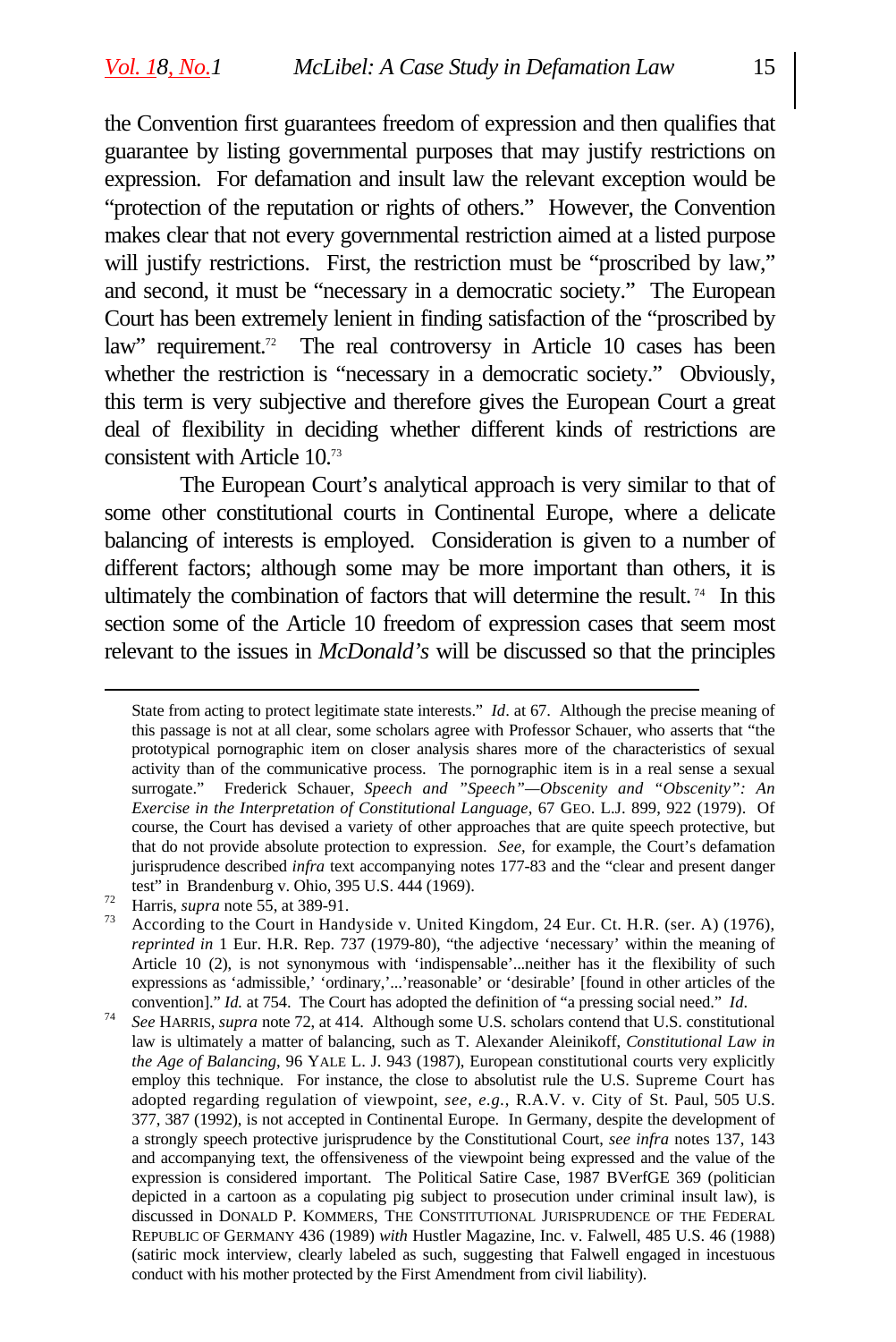the Convention first guarantees freedom of expression and then qualifies that guarantee by listing governmental purposes that may justify restrictions on expression. For defamation and insult law the relevant exception would be "protection of the reputation or rights of others." However, the Convention makes clear that not every governmental restriction aimed at a listed purpose will justify restrictions. First, the restriction must be "proscribed by law," and second, it must be "necessary in a democratic society." The European Court has been extremely lenient in finding satisfaction of the "proscribed by law" requirement.[72] The real controversy in Article 10 cases has been whether the restriction is "necessary in a democratic society." Obviously, this term is very subjective and therefore gives the European Court a great deal of flexibility in deciding whether different kinds of restrictions are consistent with Article 10.[73]

The European Court's analytical approach is very similar to that of some other constitutional courts in Continental Europe, where a delicate balancing of interests is employed. Consideration is given to a number of different factors; although some may be more important than others, it is ultimately the combination of factors that will determine the result.[74] In this section some of the Article 10 freedom of expression cases that seem most relevant to the issues in *McDonald's* will be discussed so that the principles

---

State from acting to protect legitimate state interests." *Id*. at 67. Although the precise meaning of this passage is not at all clear, some scholars agree with Professor Schauer, who asserts that "the prototypical pornographic item on closer analysis shares more of the characteristics of sexual activity than of the communicative process. The pornographic item is in a real sense a sexual surrogate." Frederick Schauer, *Speech and "Speech"—Obscenity and "Obscenity": An Exercise in the Interpretation of Constitutional Language*, 67 GEO. L.J. 899, 922 (1979). Of course, the Court has devised a variety of other approaches that are quite speech protective, but that do not provide absolute protection to expression. *See*, for example, the Court's defamation jurisprudence described *infra* text accompanying notes 177-83 and the "clear and present danger test" in Brandenburg v. Ohio, 395 U.S. 444 (1969).

[72] Harris, *supra* note 55, at 389-91.

[73] According to the Court in Handyside v. United Kingdom, 24 Eur. Ct. H.R. (ser. A) (1976), *reprinted in* 1 Eur. H.R. Rep. 737 (1979-80), "the adjective 'necessary' within the meaning of Article 10 (2), is not synonymous with 'indispensable'...neither has it the flexibility of such expressions as 'admissible,' 'ordinary,'...'reasonable' or 'desirable' [found in other articles of the convention]." *Id.* at 754. The Court has adopted the definition of "a pressing social need." *Id*.

[74] *See* HARRIS, *supra* note 72, at 414. Although some U.S. scholars contend that U.S. constitutional law is ultimately a matter of balancing, such as T. Alexander Aleinikoff, *Constitutional Law in the Age of Balancing*, 96 YALE L. J. 943 (1987), European constitutional courts very explicitly employ this technique. For instance, the close to absolutist rule the U.S. Supreme Court has adopted regarding regulation of viewpoint, *see*, *e.g.*, R.A.V. v. City of St. Paul, 505 U.S. 377, 387 (1992), is not accepted in Continental Europe. In Germany, despite the development of a strongly speech protective jurisprudence by the Constitutional Court, *see infra* notes 137, 143 and accompanying text, the offensiveness of the viewpoint being expressed and the value of the expression is considered important. The Political Satire Case, 1987 BVerfGE 369 (politician depicted in a cartoon as a copulating pig subject to prosecution under criminal insult law), is discussed in DONALD P. KOMMERS, THE CONSTITUTIONAL JURISPRUDENCE OF THE FEDERAL REPUBLIC OF GERMANY 436 (1989) *with* Hustler Magazine, Inc. v. Falwell, 485 U.S. 46 (1988) (satiric mock interview, clearly labeled as such, suggesting that Falwell engaged in incestuous conduct with his mother protected by the First Amendment from civil liability).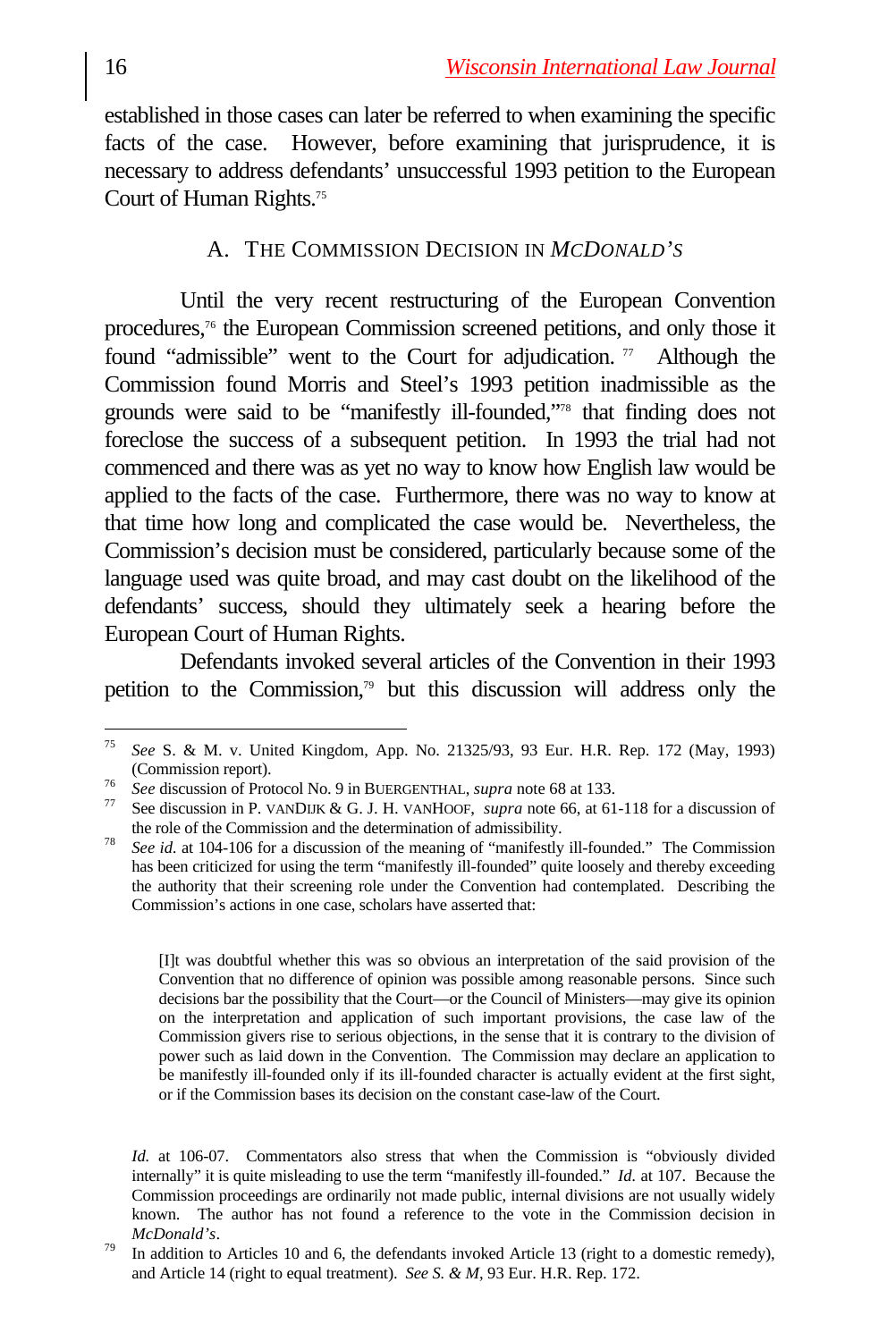established in those cases can later be referred to when examining the specific facts of the case. However, before examining that jurisprudence, it is necessary to address defendants' unsuccessful 1993 petition to the European Court of Human Rights.[75]

## A. The Commission Decision in *McDonald's*

Until the very recent restructuring of the European Convention procedures,[76] the European Commission screened petitions, and only those it found "admissible" went to the Court for adjudication.[77] Although the Commission found Morris and Steel's 1993 petition inadmissible as the grounds were said to be "manifestly ill-founded,"[78] that finding does not foreclose the success of a subsequent petition. In 1993 the trial had not commenced and there was as yet no way to know how English law would be applied to the facts of the case. Furthermore, there was no way to know at that time how long and complicated the case would be. Nevertheless, the Commission's decision must be considered, particularly because some of the language used was quite broad, and may cast doubt on the likelihood of the defendants' success, should they ultimately seek a hearing before the European Court of Human Rights.

Defendants invoked several articles of the Convention in their 1993 petition to the Commission,[79] but this discussion will address only the

---

[75] *See* S. & M. v. United Kingdom, App. No. 21325/93, 93 Eur. H.R. Rep. 172 (May, 1993) (Commission report).

[76] *See* discussion of Protocol No. 9 in BUERGENTHAL, *supra* note 68 at 133.

[77] See discussion in P. VANDIJK & G. J. H. VANHOOF, *supra* note 66, at 61-118 for a discussion of the role of the Commission and the determination of admissibility.

[78] *See id.* at 104-106 for a discussion of the meaning of "manifestly ill-founded." The Commission has been criticized for using the term "manifestly ill-founded" quite loosely and thereby exceeding the authority that their screening role under the Convention had contemplated. Describing the Commission's actions in one case, scholars have asserted that:

> [I]t was doubtful whether this was so obvious an interpretation of the said provision of the Convention that no difference of opinion was possible among reasonable persons. Since such decisions bar the possibility that the Court—or the Council of Ministers—may give its opinion on the interpretation and application of such important provisions, the case law of the Commission givers rise to serious objections, in the sense that it is contrary to the division of power such as laid down in the Convention. The Commission may declare an application to be manifestly ill-founded only if its ill-founded character is actually evident at the first sight, or if the Commission bases its decision on the constant case-law of the Court.

*Id.* at 106-07. Commentators also stress that when the Commission is "obviously divided internally" it is quite misleading to use the term "manifestly ill-founded." *Id.* at 107. Because the Commission proceedings are ordinarily not made public, internal divisions are not usually widely known. The author has not found a reference to the vote in the Commission decision in *McDonald's*.

[79] In addition to Articles 10 and 6, the defendants invoked Article 13 (right to a domestic remedy), and Article 14 (right to equal treatment). *See S. & M*, 93 Eur. H.R. Rep. 172.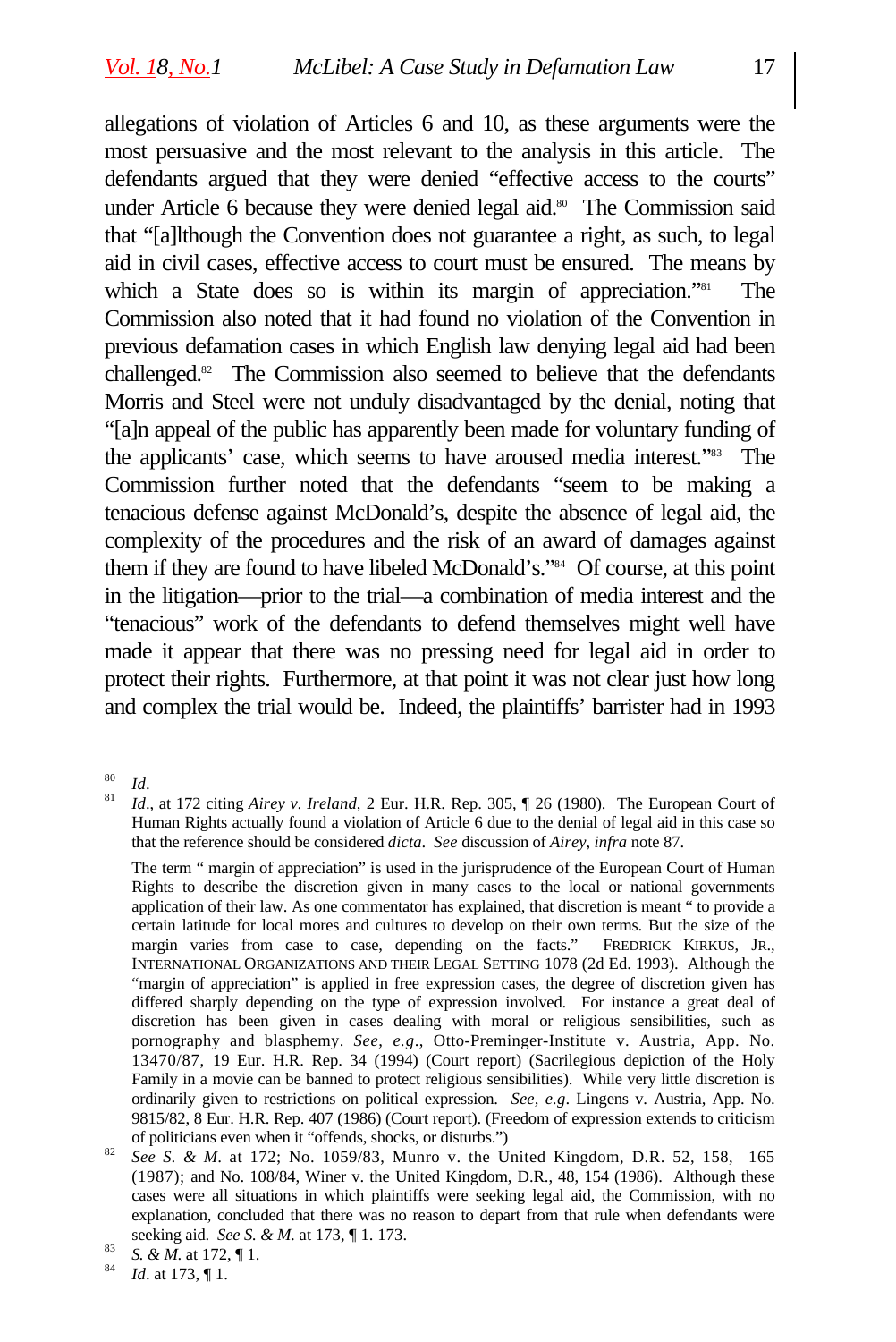allegations of violation of Articles 6 and 10, as these arguments were the most persuasive and the most relevant to the analysis in this article. The defendants argued that they were denied "effective access to the courts" under Article 6 because they were denied legal aid.[80] The Commission said that "[a]lthough the Convention does not guarantee a right, as such, to legal aid in civil cases, effective access to court must be ensured. The means by which a State does so is within its margin of appreciation."[81] The Commission also noted that it had found no violation of the Convention in previous defamation cases in which English law denying legal aid had been challenged.[82] The Commission also seemed to believe that the defendants Morris and Steel were not unduly disadvantaged by the denial, noting that "[a]n appeal of the public has apparently been made for voluntary funding of the applicants' case, which seems to have aroused media interest."[83] The Commission further noted that the defendants "seem to be making a tenacious defense against McDonald's, despite the absence of legal aid, the complexity of the procedures and the risk of an award of damages against them if they are found to have libeled McDonald's."[84] Of course, at this point in the litigation—prior to the trial—a combination of media interest and the "tenacious" work of the defendants to defend themselves might well have made it appear that there was no pressing need for legal aid in order to protect their rights. Furthermore, at that point it was not clear just how long and complex the trial would be. Indeed, the plaintiffs' barrister had in 1993

---

[80] *Id*.

[81] *Id*., at 172 citing *Airey v. Ireland*, 2 Eur. H.R. Rep. 305, ¶ 26 (1980). The European Court of Human Rights actually found a violation of Article 6 due to the denial of legal aid in this case so that the reference should be considered *dicta*. *See* discussion of *Airey*, *infra* note 87.

The term " margin of appreciation" is used in the jurisprudence of the European Court of Human Rights to describe the discretion given in many cases to the local or national governments application of their law. As one commentator has explained, that discretion is meant " to provide a certain latitude for local mores and cultures to develop on their own terms. But the size of the margin varies from case to case, depending on the facts." FREDRICK KIRKUS, JR., INTERNATIONAL ORGANIZATIONS AND THEIR LEGAL SETTING 1078 (2d Ed. 1993). Although the "margin of appreciation" is applied in free expression cases, the degree of discretion given has differed sharply depending on the type of expression involved. For instance a great deal of discretion has been given in cases dealing with moral or religious sensibilities, such as pornography and blasphemy. *See, e.g*., Otto-Preminger-Institute v. Austria, App. No. 13470/87, 19 Eur. H.R. Rep. 34 (1994) (Court report) (Sacrilegious depiction of the Holy Family in a movie can be banned to protect religious sensibilities). While very little discretion is ordinarily given to restrictions on political expression. *See*, *e.g*. Lingens v. Austria, App. No. 9815/82, 8 Eur. H.R. Rep. 407 (1986) (Court report). (Freedom of expression extends to criticism of politicians even when it "offends, shocks, or disturbs.")

[82] *See S. & M*. at 172; No. 1059/83, Munro v. the United Kingdom, D.R. 52, 158, 165 (1987); and No. 108/84, Winer v. the United Kingdom, D.R., 48, 154 (1986). Although these cases were all situations in which plaintiffs were seeking legal aid, the Commission, with no explanation, concluded that there was no reason to depart from that rule when defendants were seeking aid. *See S. & M.* at 173, ¶ 1. 173.

[83] *S. & M.* at 172, ¶ 1.

[84] *Id*. at 173, ¶ 1.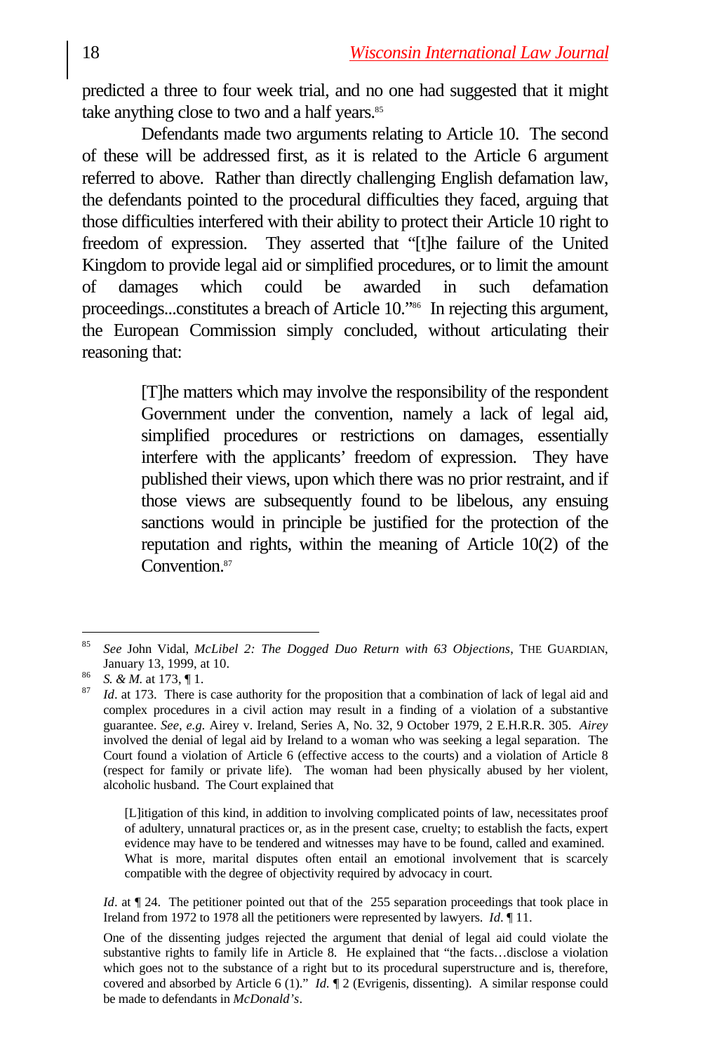predicted a three to four week trial, and no one had suggested that it might take anything close to two and a half years.[85]

Defendants made two arguments relating to Article 10. The second of these will be addressed first, as it is related to the Article 6 argument referred to above. Rather than directly challenging English defamation law, the defendants pointed to the procedural difficulties they faced, arguing that those difficulties interfered with their ability to protect their Article 10 right to freedom of expression. They asserted that "[t]he failure of the United Kingdom to provide legal aid or simplified procedures, or to limit the amount of damages which could be awarded in such defamation proceedings...constitutes a breach of Article 10."[86] In rejecting this argument, the European Commission simply concluded, without articulating their reasoning that:

> [T]he matters which may involve the responsibility of the respondent Government under the convention, namely a lack of legal aid, simplified procedures or restrictions on damages, essentially interfere with the applicants' freedom of expression. They have published their views, upon which there was no prior restraint, and if those views are subsequently found to be libelous, any ensuing sanctions would in principle be justified for the protection of the reputation and rights, within the meaning of Article 10(2) of the Convention.[87]

---

[85] *See* John Vidal, *McLibel 2: The Dogged Duo Return with 63 Objections*, THE GUARDIAN, January 13, 1999, at 10.

[86] *S. & M.* at 173, ¶ 1.

[87] *Id*. at 173. There is case authority for the proposition that a combination of lack of legal aid and complex procedures in a civil action may result in a finding of a violation of a substantive guarantee. *See, e.g.* Airey v. Ireland, Series A, No. 32, 9 October 1979, 2 E.H.R.R. 305. *Airey* involved the denial of legal aid by Ireland to a woman who was seeking a legal separation. The Court found a violation of Article 6 (effective access to the courts) and a violation of Article 8 (respect for family or private life). The woman had been physically abused by her violent, alcoholic husband. The Court explained that

> [L]itigation of this kind, in addition to involving complicated points of law, necessitates proof of adultery, unnatural practices or, as in the present case, cruelty; to establish the facts, expert evidence may have to be tendered and witnesses may have to be found, called and examined. What is more, marital disputes often entail an emotional involvement that is scarcely compatible with the degree of objectivity required by advocacy in court.

*Id*. at ¶ 24. The petitioner pointed out that of the 255 separation proceedings that took place in Ireland from 1972 to 1978 all the petitioners were represented by lawyers. *Id.* ¶ 11.

One of the dissenting judges rejected the argument that denial of legal aid could violate the substantive rights to family life in Article 8. He explained that "the facts…disclose a violation which goes not to the substance of a right but to its procedural superstructure and is, therefore, covered and absorbed by Article 6 (1)." *Id.* ¶ 2 (Evrigenis, dissenting). A similar response could be made to defendants in *McDonald's*.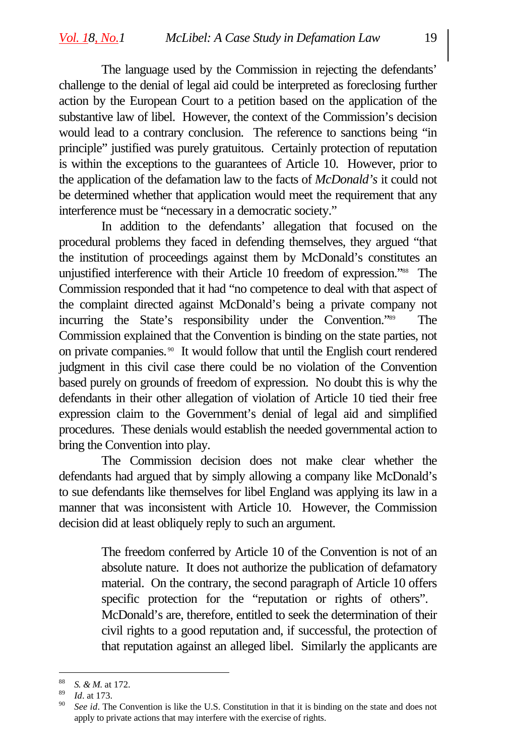The language used by the Commission in rejecting the defendants' challenge to the denial of legal aid could be interpreted as foreclosing further action by the European Court to a petition based on the application of the substantive law of libel. However, the context of the Commission's decision would lead to a contrary conclusion. The reference to sanctions being "in principle" justified was purely gratuitous. Certainly protection of reputation is within the exceptions to the guarantees of Article 10. However, prior to the application of the defamation law to the facts of *McDonald's* it could not be determined whether that application would meet the requirement that any interference must be "necessary in a democratic society."

In addition to the defendants' allegation that focused on the procedural problems they faced in defending themselves, they argued "that the institution of proceedings against them by McDonald's constitutes an unjustified interference with their Article 10 freedom of expression."[88] The Commission responded that it had "no competence to deal with that aspect of the complaint directed against McDonald's being a private company not incurring the State's responsibility under the Convention."[89] The Commission explained that the Convention is binding on the state parties, not on private companies.[90] It would follow that until the English court rendered judgment in this civil case there could be no violation of the Convention based purely on grounds of freedom of expression. No doubt this is why the defendants in their other allegation of violation of Article 10 tied their free expression claim to the Government's denial of legal aid and simplified procedures. These denials would establish the needed governmental action to bring the Convention into play.

The Commission decision does not make clear whether the defendants had argued that by simply allowing a company like McDonald's to sue defendants like themselves for libel England was applying its law in a manner that was inconsistent with Article 10. However, the Commission decision did at least obliquely reply to such an argument.

> The freedom conferred by Article 10 of the Convention is not of an absolute nature. It does not authorize the publication of defamatory material. On the contrary, the second paragraph of Article 10 offers specific protection for the "reputation or rights of others". McDonald's are, therefore, entitled to seek the determination of their civil rights to a good reputation and, if successful, the protection of that reputation against an alleged libel. Similarly the applicants are

---

[88] *S. & M.* at 172.

[89] *Id*. at 173.

[90] *See id*. The Convention is like the U.S. Constitution in that it is binding on the state and does not apply to private actions that may interfere with the exercise of rights.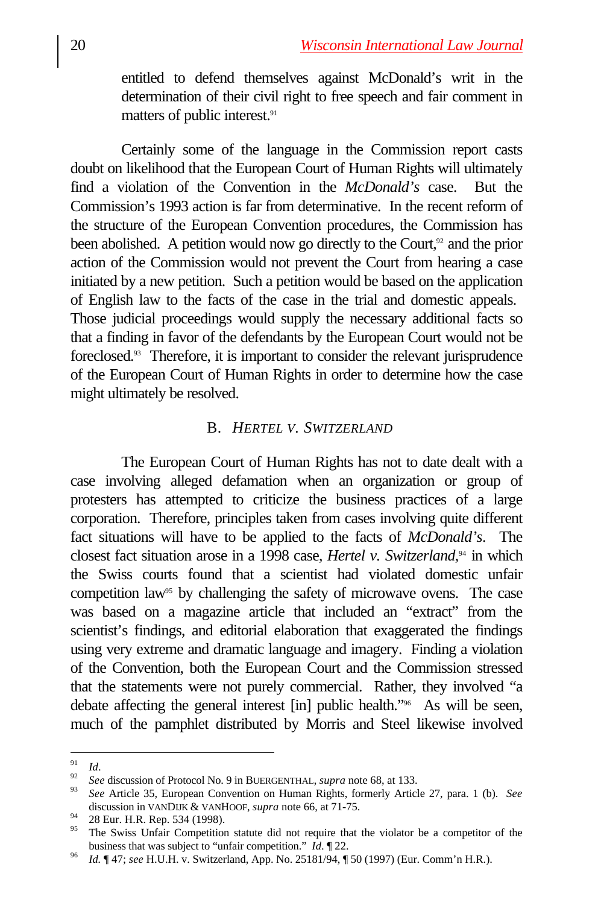entitled to defend themselves against McDonald's writ in the determination of their civil right to free speech and fair comment in matters of public interest.[91]

Certainly some of the language in the Commission report casts doubt on likelihood that the European Court of Human Rights will ultimately find a violation of the Convention in the *McDonald's* case. But the Commission's 1993 action is far from determinative. In the recent reform of the structure of the European Convention procedures, the Commission has been abolished. A petition would now go directly to the Court,[92] and the prior action of the Commission would not prevent the Court from hearing a case initiated by a new petition. Such a petition would be based on the application of English law to the facts of the case in the trial and domestic appeals. Those judicial proceedings would supply the necessary additional facts so that a finding in favor of the defendants by the European Court would not be foreclosed.[93] Therefore, it is important to consider the relevant jurisprudence of the European Court of Human Rights in order to determine how the case might ultimately be resolved.

## B. *HERTEL V. SWITZERLAND*

The European Court of Human Rights has not to date dealt with a case involving alleged defamation when an organization or group of protesters has attempted to criticize the business practices of a large corporation. Therefore, principles taken from cases involving quite different fact situations will have to be applied to the facts of *McDonald's*. The closest fact situation arose in a 1998 case, *Hertel v. Switzerland*,[94] in which the Swiss courts found that a scientist had violated domestic unfair competition law[95] by challenging the safety of microwave ovens. The case was based on a magazine article that included an "extract" from the scientist's findings, and editorial elaboration that exaggerated the findings using very extreme and dramatic language and imagery. Finding a violation of the Convention, both the European Court and the Commission stressed that the statements were not purely commercial. Rather, they involved "a debate affecting the general interest [in] public health."[96] As will be seen, much of the pamphlet distributed by Morris and Steel likewise involved

---

[91] *Id*.

[92] *See* discussion of Protocol No. 9 in BUERGENTHAL, *supra* note 68, at 133.

[93] *See* Article 35, European Convention on Human Rights, formerly Article 27, para. 1 (b). *See* discussion in VANDIJK & VANHOOF, *supra* note 66, at 71-75.

[94] 28 Eur. H.R. Rep. 534 (1998).

[95] The Swiss Unfair Competition statute did not require that the violator be a competitor of the business that was subject to "unfair competition." *Id*. ¶ 22.

[96] *Id.* ¶ 47; *see* H.U.H. v. Switzerland, App. No. 25181/94, ¶ 50 (1997) (Eur. Comm'n H.R.).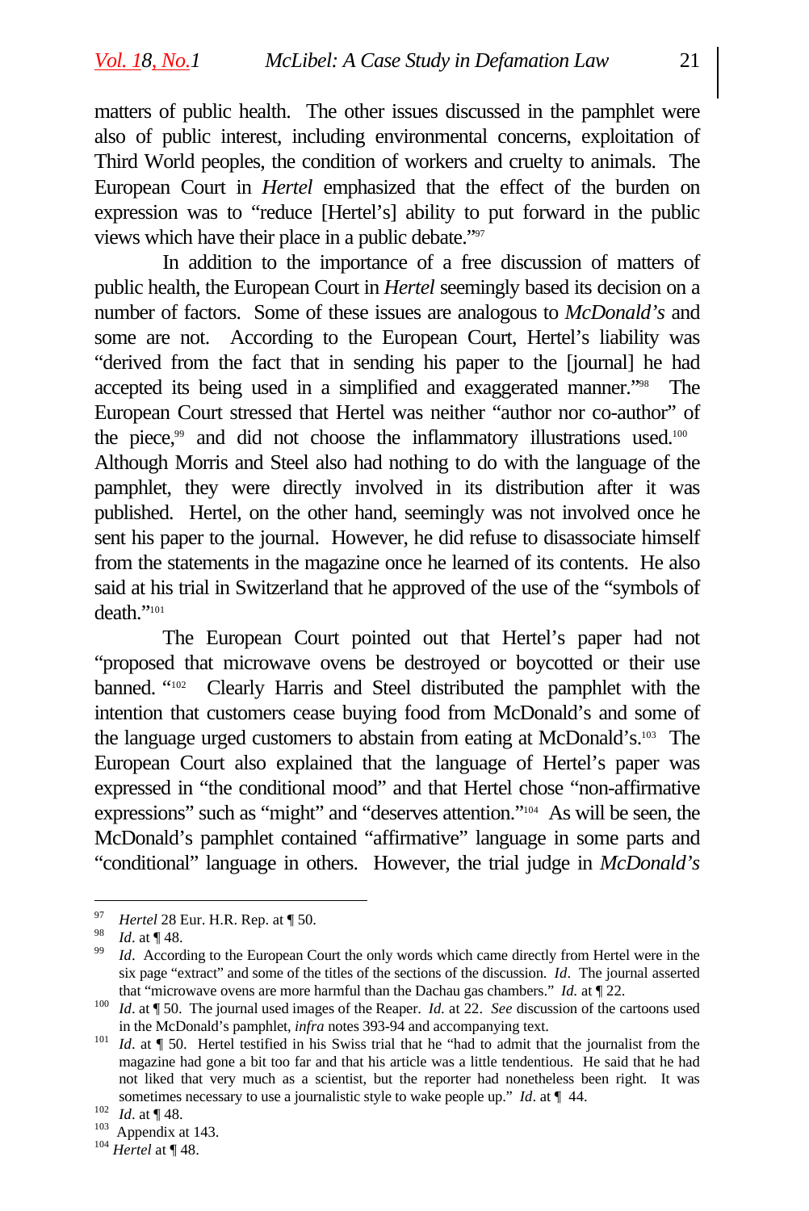matters of public health. The other issues discussed in the pamphlet were also of public interest, including environmental concerns, exploitation of Third World peoples, the condition of workers and cruelty to animals. The European Court in *Hertel* emphasized that the effect of the burden on expression was to "reduce [Hertel's] ability to put forward in the public views which have their place in a public debate."[97]

In addition to the importance of a free discussion of matters of public health, the European Court in *Hertel* seemingly based its decision on a number of factors. Some of these issues are analogous to *McDonald's* and some are not. According to the European Court, Hertel's liability was "derived from the fact that in sending his paper to the [journal] he had accepted its being used in a simplified and exaggerated manner."[98] The European Court stressed that Hertel was neither "author nor co-author" of the piece,[99] and did not choose the inflammatory illustrations used.[100] Although Morris and Steel also had nothing to do with the language of the pamphlet, they were directly involved in its distribution after it was published. Hertel, on the other hand, seemingly was not involved once he sent his paper to the journal. However, he did refuse to disassociate himself from the statements in the magazine once he learned of its contents. He also said at his trial in Switzerland that he approved of the use of the "symbols of death."[101]

The European Court pointed out that Hertel's paper had not "proposed that microwave ovens be destroyed or boycotted or their use banned. "[102] Clearly Harris and Steel distributed the pamphlet with the intention that customers cease buying food from McDonald's and some of the language urged customers to abstain from eating at McDonald's.[103] The European Court also explained that the language of Hertel's paper was expressed in "the conditional mood" and that Hertel chose "non-affirmative expressions" such as "might" and "deserves attention."[104] As will be seen, the McDonald's pamphlet contained "affirmative" language in some parts and "conditional" language in others. However, the trial judge in *McDonald's*

---

[97] *Hertel* 28 Eur. H.R. Rep. at ¶ 50.

[98] *Id*. at ¶ 48.

[99] *Id*. According to the European Court the only words which came directly from Hertel were in the six page "extract" and some of the titles of the sections of the discussion. *Id*. The journal asserted that "microwave ovens are more harmful than the Dachau gas chambers." *Id.* at ¶ 22.

[100] *Id*. at ¶ 50. The journal used images of the Reaper. *Id.* at 22. *See* discussion of the cartoons used in the McDonald's pamphlet, *infra* notes 393-94 and accompanying text.

[101] *Id*. at ¶ 50. Hertel testified in his Swiss trial that he "had to admit that the journalist from the magazine had gone a bit too far and that his article was a little tendentious. He said that he had not liked that very much as a scientist, but the reporter had nonetheless been right. It was sometimes necessary to use a journalistic style to wake people up." *Id*. at ¶ 44.

[102] *Id*. at ¶ 48.

[103] Appendix at 143.

[104] *Hertel* at ¶ 48.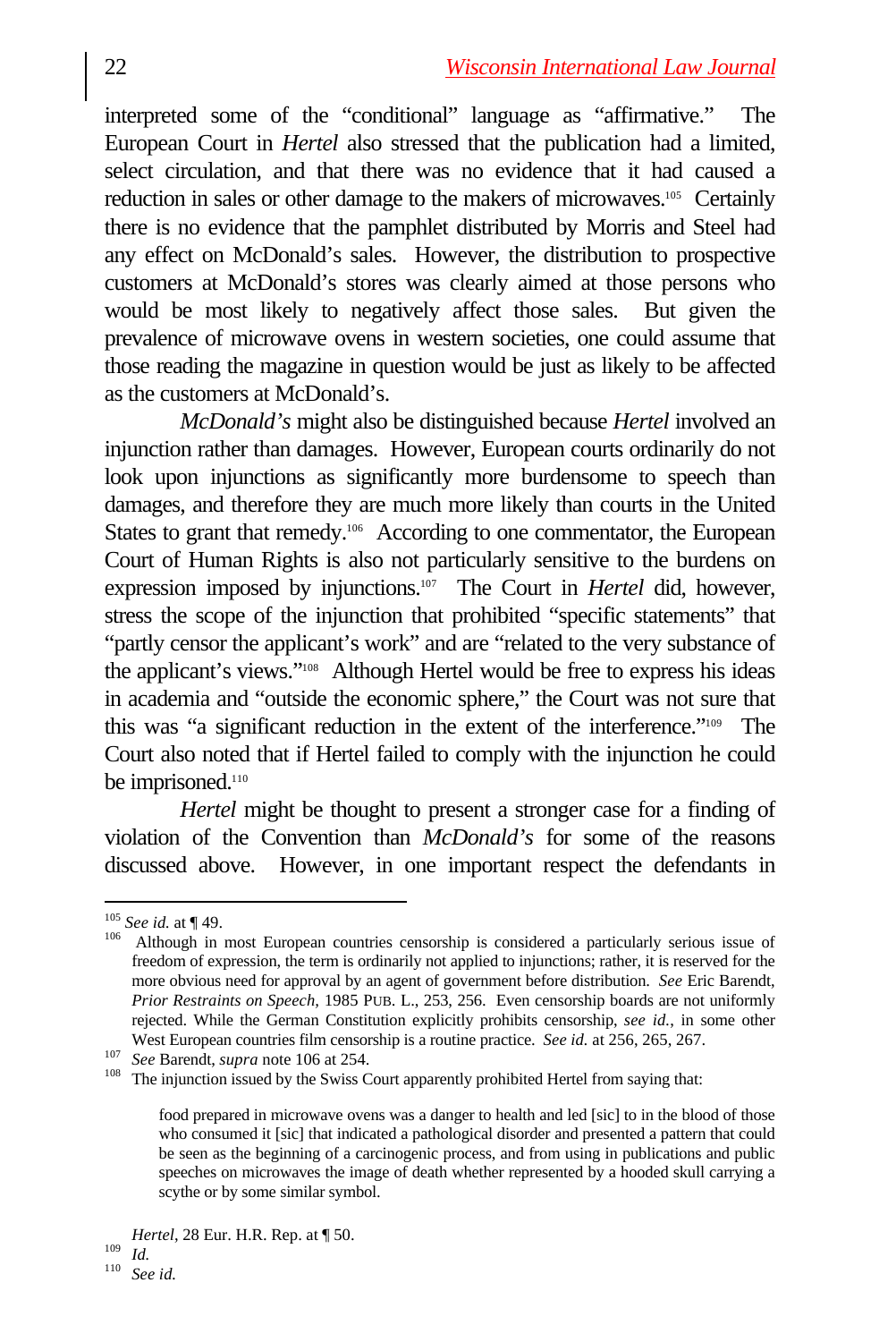interpreted some of the "conditional" language as "affirmative." The European Court in *Hertel* also stressed that the publication had a limited, select circulation, and that there was no evidence that it had caused a reduction in sales or other damage to the makers of microwaves.[105] Certainly there is no evidence that the pamphlet distributed by Morris and Steel had any effect on McDonald's sales. However, the distribution to prospective customers at McDonald's stores was clearly aimed at those persons who would be most likely to negatively affect those sales. But given the prevalence of microwave ovens in western societies, one could assume that those reading the magazine in question would be just as likely to be affected as the customers at McDonald's.

*McDonald's* might also be distinguished because *Hertel* involved an injunction rather than damages. However, European courts ordinarily do not look upon injunctions as significantly more burdensome to speech than damages, and therefore they are much more likely than courts in the United States to grant that remedy.[106] According to one commentator, the European Court of Human Rights is also not particularly sensitive to the burdens on expression imposed by injunctions.[107] The Court in *Hertel* did, however, stress the scope of the injunction that prohibited "specific statements" that "partly censor the applicant's work" and are "related to the very substance of the applicant's views."[108] Although Hertel would be free to express his ideas in academia and "outside the economic sphere," the Court was not sure that this was "a significant reduction in the extent of the interference."[109] The Court also noted that if Hertel failed to comply with the injunction he could be imprisoned.[110]

*Hertel* might be thought to present a stronger case for a finding of violation of the Convention than *McDonald's* for some of the reasons discussed above. However, in one important respect the defendants in

---

[105] *See id.* at ¶ 49.

[106] Although in most European countries censorship is considered a particularly serious issue of freedom of expression, the term is ordinarily not applied to injunctions; rather, it is reserved for the more obvious need for approval by an agent of government before distribution. *See* Eric Barendt, *Prior Restraints on Speech,* 1985 PUB. L., 253, 256. Even censorship boards are not uniformly rejected. While the German Constitution explicitly prohibits censorship, *see id.*, in some other West European countries film censorship is a routine practice. *See id.* at 256, 265, 267.

[107] *See* Barendt, *supra* note 106 at 254.

[108] The injunction issued by the Swiss Court apparently prohibited Hertel from saying that:

> food prepared in microwave ovens was a danger to health and led [sic] to in the blood of those who consumed it [sic] that indicated a pathological disorder and presented a pattern that could be seen as the beginning of a carcinogenic process, and from using in publications and public speeches on microwaves the image of death whether represented by a hooded skull carrying a scythe or by some similar symbol.

*Hertel*, 28 Eur. H.R. Rep. at ¶ 50.

[109] *Id.*

[110] *See id.*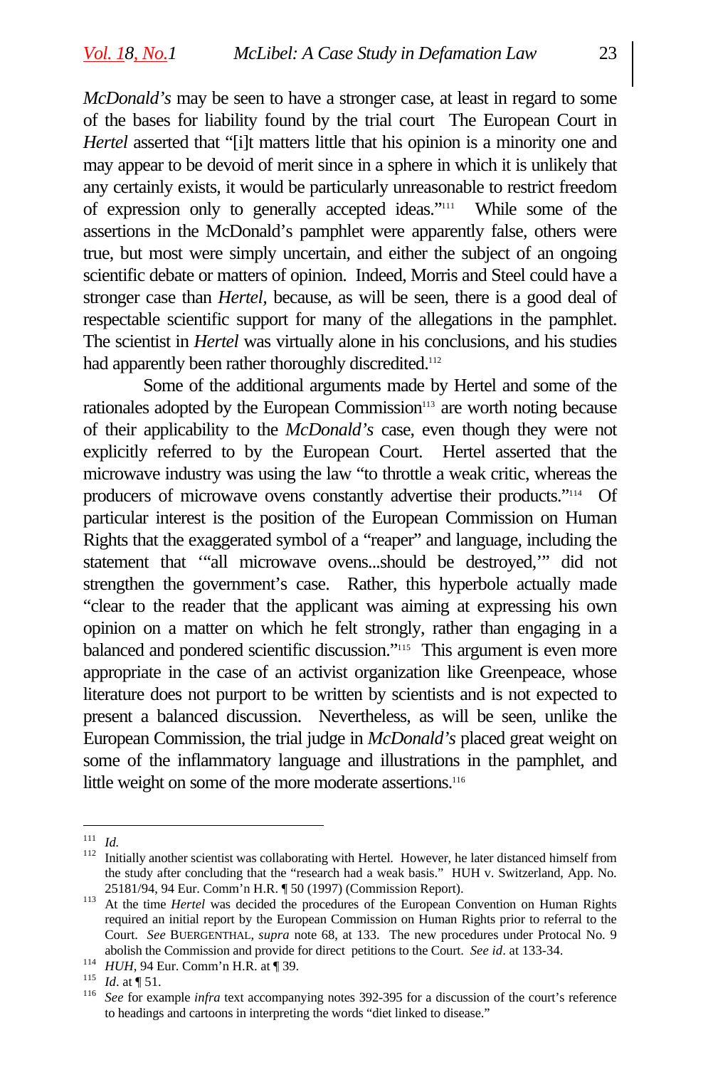*McDonald's* may be seen to have a stronger case, at least in regard to some of the bases for liability found by the trial court The European Court in *Hertel* asserted that "[i]t matters little that his opinion is a minority one and may appear to be devoid of merit since in a sphere in which it is unlikely that any certainly exists, it would be particularly unreasonable to restrict freedom of expression only to generally accepted ideas."[111] While some of the assertions in the McDonald's pamphlet were apparently false, others were true, but most were simply uncertain, and either the subject of an ongoing scientific debate or matters of opinion. Indeed, Morris and Steel could have a stronger case than *Hertel*, because, as will be seen, there is a good deal of respectable scientific support for many of the allegations in the pamphlet. The scientist in *Hertel* was virtually alone in his conclusions, and his studies had apparently been rather thoroughly discredited.[112]

Some of the additional arguments made by Hertel and some of the rationales adopted by the European Commission[113] are worth noting because of their applicability to the *McDonald's* case, even though they were not explicitly referred to by the European Court. Hertel asserted that the microwave industry was using the law "to throttle a weak critic, whereas the producers of microwave ovens constantly advertise their products."[114] Of particular interest is the position of the European Commission on Human Rights that the exaggerated symbol of a "reaper" and language, including the statement that '"all microwave ovens...should be destroyed,'" did not strengthen the government's case. Rather, this hyperbole actually made "clear to the reader that the applicant was aiming at expressing his own opinion on a matter on which he felt strongly, rather than engaging in a balanced and pondered scientific discussion."[115] This argument is even more appropriate in the case of an activist organization like Greenpeace, whose literature does not purport to be written by scientists and is not expected to present a balanced discussion. Nevertheless, as will be seen, unlike the European Commission, the trial judge in *McDonald's* placed great weight on some of the inflammatory language and illustrations in the pamphlet, and little weight on some of the more moderate assertions.[116]

---

[111] *Id.*

[112] Initially another scientist was collaborating with Hertel. However, he later distanced himself from the study after concluding that the "research had a weak basis." HUH v. Switzerland, App. No. 25181/94, 94 Eur. Comm'n H.R. ¶ 50 (1997) (Commission Report).

[113] At the time *Hertel* was decided the procedures of the European Convention on Human Rights required an initial report by the European Commission on Human Rights prior to referral to the Court. *See* BUERGENTHAL, *supra* note 68, at 133. The new procedures under Protocal No. 9 abolish the Commission and provide for direct petitions to the Court. *See id*. at 133-34.

[114] *HUH*, 94 Eur. Comm'n H.R. at ¶ 39.

[115] *Id*. at ¶ 51.

[116] *See* for example *infra* text accompanying notes 392-395 for a discussion of the court's reference to headings and cartoons in interpreting the words "diet linked to disease."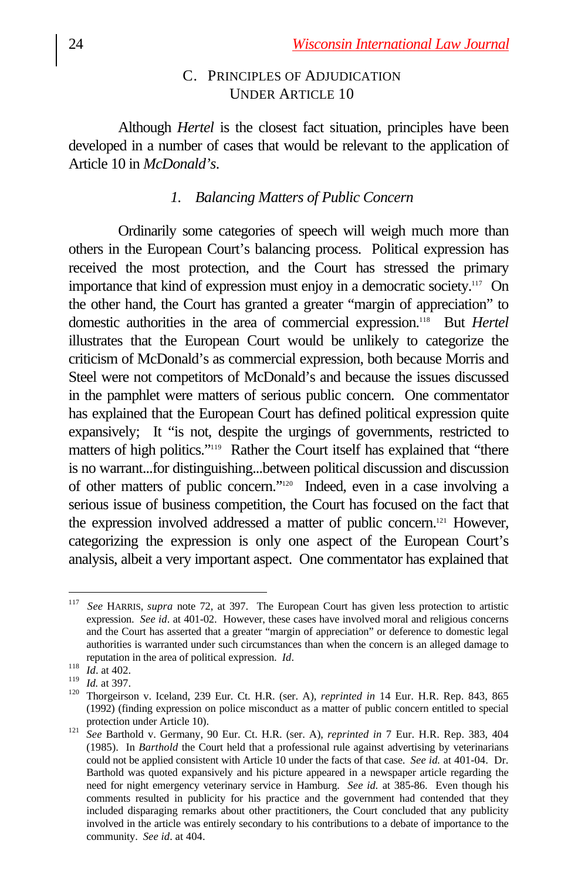### C. Principles of Adjudication Under Article 10

Although *Hertel* is the closest fact situation, principles have been developed in a number of cases that would be relevant to the application of Article 10 in *McDonald's*.

#### *1. Balancing Matters of Public Concern*

Ordinarily some categories of speech will weigh much more than others in the European Court's balancing process. Political expression has received the most protection, and the Court has stressed the primary importance that kind of expression must enjoy in a democratic society.[117] On the other hand, the Court has granted a greater "margin of appreciation" to domestic authorities in the area of commercial expression.[118] But *Hertel* illustrates that the European Court would be unlikely to categorize the criticism of McDonald's as commercial expression, both because Morris and Steel were not competitors of McDonald's and because the issues discussed in the pamphlet were matters of serious public concern. One commentator has explained that the European Court has defined political expression quite expansively; It "is not, despite the urgings of governments, restricted to matters of high politics."[119] Rather the Court itself has explained that "there is no warrant...for distinguishing...between political discussion and discussion of other matters of public concern."[120] Indeed, even in a case involving a serious issue of business competition, the Court has focused on the fact that the expression involved addressed a matter of public concern.[121] However, categorizing the expression is only one aspect of the European Court's analysis, albeit a very important aspect. One commentator has explained that

---

[117] *See* HARRIS, *supra* note 72, at 397. The European Court has given less protection to artistic expression. *See id*. at 401-02. However, these cases have involved moral and religious concerns and the Court has asserted that a greater "margin of appreciation" or deference to domestic legal authorities is warranted under such circumstances than when the concern is an alleged damage to reputation in the area of political expression. *Id*.

[118] *Id*. at 402.

[119] *Id.* at 397.

[120] Thorgeirson v. Iceland, 239 Eur. Ct. H.R. (ser. A), *reprinted in* 14 Eur. H.R. Rep. 843, 865 (1992) (finding expression on police misconduct as a matter of public concern entitled to special protection under Article 10).

[121] *See* Barthold v. Germany, 90 Eur. Ct. H.R. (ser. A), *reprinted in* 7 Eur. H.R. Rep. 383, 404 (1985). In *Barthold* the Court held that a professional rule against advertising by veterinarians could not be applied consistent with Article 10 under the facts of that case. *See id.* at 401-04. Dr. Barthold was quoted expansively and his picture appeared in a newspaper article regarding the need for night emergency veterinary service in Hamburg. *See id.* at 385-86. Even though his comments resulted in publicity for his practice and the government had contended that they included disparaging remarks about other practitioners, the Court concluded that any publicity involved in the article was entirely secondary to his contributions to a debate of importance to the community. *See id*. at 404.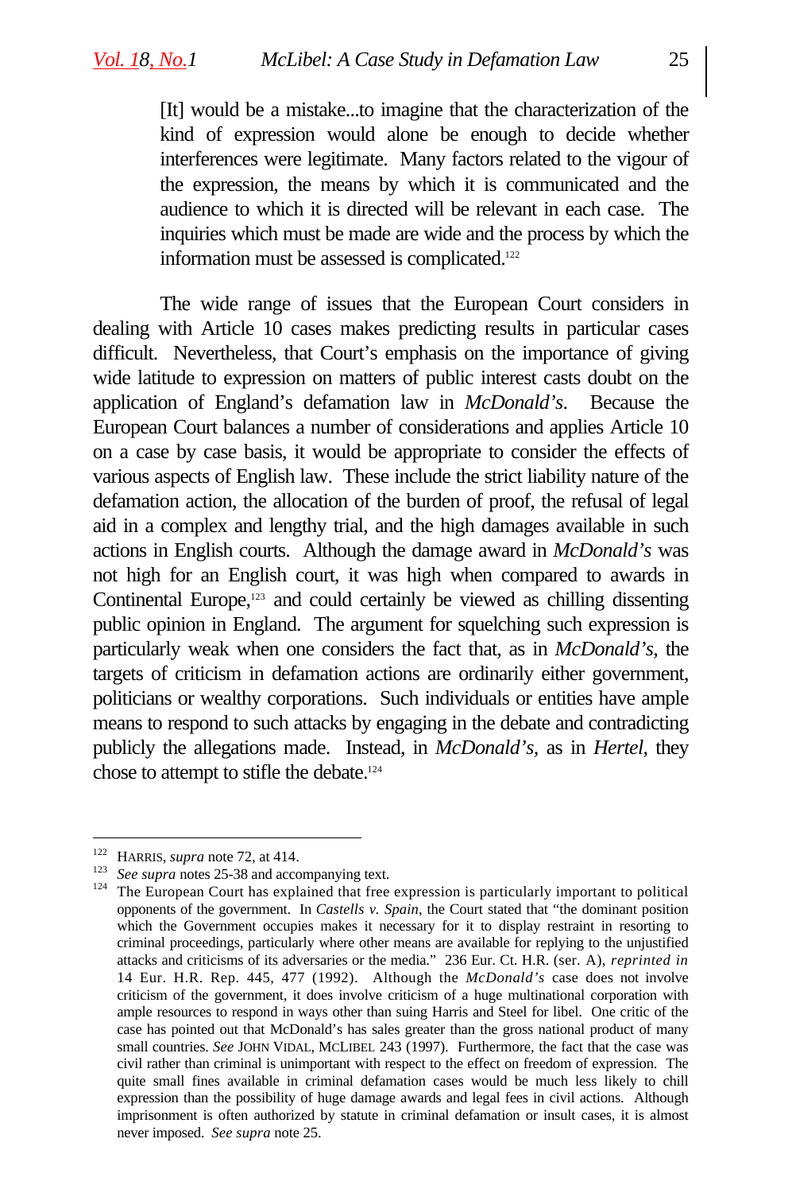> [It] would be a mistake...to imagine that the characterization of the kind of expression would alone be enough to decide whether interferences were legitimate. Many factors related to the vigour of the expression, the means by which it is communicated and the audience to which it is directed will be relevant in each case. The inquiries which must be made are wide and the process by which the information must be assessed is complicated.[122]

The wide range of issues that the European Court considers in dealing with Article 10 cases makes predicting results in particular cases difficult. Nevertheless, that Court's emphasis on the importance of giving wide latitude to expression on matters of public interest casts doubt on the application of England's defamation law in *McDonald's*. Because the European Court balances a number of considerations and applies Article 10 on a case by case basis, it would be appropriate to consider the effects of various aspects of English law. These include the strict liability nature of the defamation action, the allocation of the burden of proof, the refusal of legal aid in a complex and lengthy trial, and the high damages available in such actions in English courts. Although the damage award in *McDonald's* was not high for an English court, it was high when compared to awards in Continental Europe,[123] and could certainly be viewed as chilling dissenting public opinion in England. The argument for squelching such expression is particularly weak when one considers the fact that, as in *McDonald's,* the targets of criticism in defamation actions are ordinarily either government, politicians or wealthy corporations. Such individuals or entities have ample means to respond to such attacks by engaging in the debate and contradicting publicly the allegations made. Instead, in *McDonald's*, as in *Hertel*, they chose to attempt to stifle the debate.[124]

---

[122] HARRIS, *supra* note 72, at 414.

[123] *See supra* notes 25-38 and accompanying text.

[124] The European Court has explained that free expression is particularly important to political opponents of the government. In *Castells v. Spain*, the Court stated that "the dominant position which the Government occupies makes it necessary for it to display restraint in resorting to criminal proceedings, particularly where other means are available for replying to the unjustified attacks and criticisms of its adversaries or the media." 236 Eur. Ct. H.R. (ser. A), *reprinted in* 14 Eur. H.R. Rep. 445, 477 (1992). Although the *McDonald's* case does not involve criticism of the government, it does involve criticism of a huge multinational corporation with ample resources to respond in ways other than suing Harris and Steel for libel. One critic of the case has pointed out that McDonald's has sales greater than the gross national product of many small countries. *See* JOHN VIDAL, MCLIBEL 243 (1997). Furthermore, the fact that the case was civil rather than criminal is unimportant with respect to the effect on freedom of expression. The quite small fines available in criminal defamation cases would be much less likely to chill expression than the possibility of huge damage awards and legal fees in civil actions. Although imprisonment is often authorized by statute in criminal defamation or insult cases, it is almost never imposed. *See supra* note 25.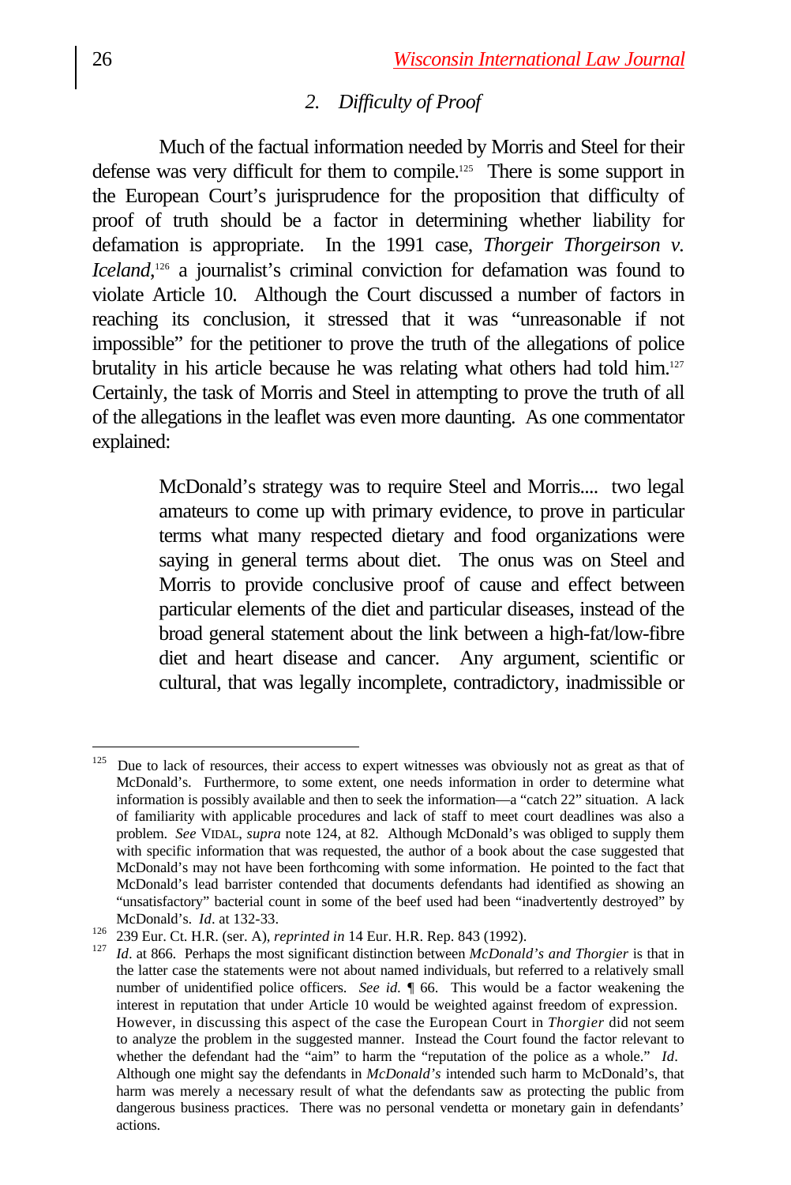### 2. *Difficulty of Proof*

Much of the factual information needed by Morris and Steel for their defense was very difficult for them to compile.[125] There is some support in the European Court's jurisprudence for the proposition that difficulty of proof of truth should be a factor in determining whether liability for defamation is appropriate. In the 1991 case, *Thorgeir Thorgeirson v. Iceland*,[126] a journalist's criminal conviction for defamation was found to violate Article 10. Although the Court discussed a number of factors in reaching its conclusion, it stressed that it was "unreasonable if not impossible" for the petitioner to prove the truth of the allegations of police brutality in his article because he was relating what others had told him.[127] Certainly, the task of Morris and Steel in attempting to prove the truth of all of the allegations in the leaflet was even more daunting. As one commentator explained:

> McDonald's strategy was to require Steel and Morris.... two legal amateurs to come up with primary evidence, to prove in particular terms what many respected dietary and food organizations were saying in general terms about diet. The onus was on Steel and Morris to provide conclusive proof of cause and effect between particular elements of the diet and particular diseases, instead of the broad general statement about the link between a high-fat/low-fibre diet and heart disease and cancer. Any argument, scientific or cultural, that was legally incomplete, contradictory, inadmissible or

---

[125] Due to lack of resources, their access to expert witnesses was obviously not as great as that of McDonald's. Furthermore, to some extent, one needs information in order to determine what information is possibly available and then to seek the information—a "catch 22" situation. A lack of familiarity with applicable procedures and lack of staff to meet court deadlines was also a problem. *See* VIDAL, *supra* note 124, at 82. Although McDonald's was obliged to supply them with specific information that was requested, the author of a book about the case suggested that McDonald's may not have been forthcoming with some information. He pointed to the fact that McDonald's lead barrister contended that documents defendants had identified as showing an "unsatisfactory" bacterial count in some of the beef used had been "inadvertently destroyed" by McDonald's. *Id*. at 132-33.

[126] 239 Eur. Ct. H.R. (ser. A), *reprinted in* 14 Eur. H.R. Rep. 843 (1992).

[127] *Id*. at 866. Perhaps the most significant distinction between *McDonald's and Thorgier* is that in the latter case the statements were not about named individuals, but referred to a relatively small number of unidentified police officers. *See id.* ¶ 66. This would be a factor weakening the interest in reputation that under Article 10 would be weighted against freedom of expression. However, in discussing this aspect of the case the European Court in *Thorgier* did not seem to analyze the problem in the suggested manner. Instead the Court found the factor relevant to whether the defendant had the "aim" to harm the "reputation of the police as a whole." *Id*. Although one might say the defendants in *McDonald's* intended such harm to McDonald's, that harm was merely a necessary result of what the defendants saw as protecting the public from dangerous business practices. There was no personal vendetta or monetary gain in defendants' actions.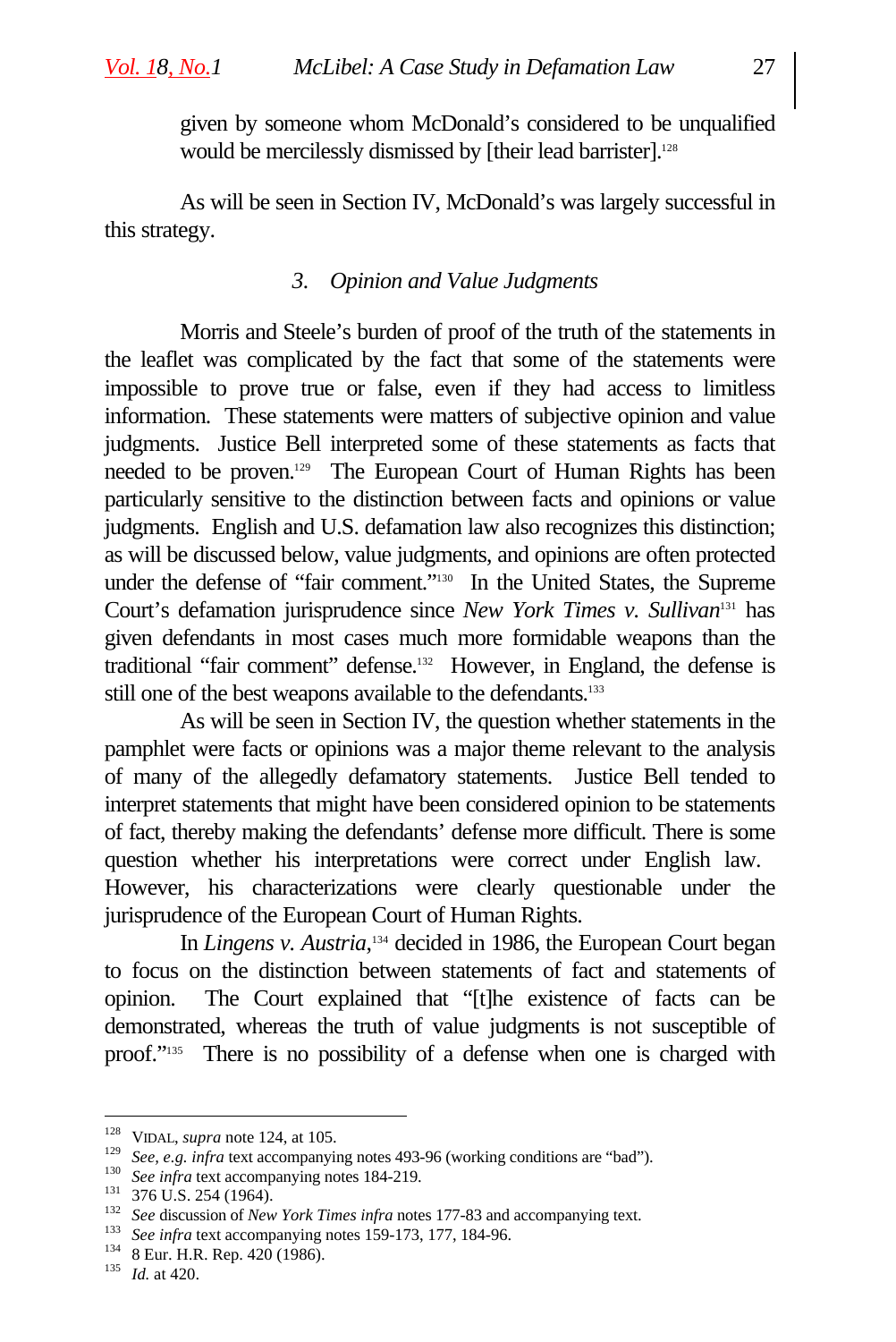given by someone whom McDonald's considered to be unqualified would be mercilessly dismissed by [their lead barrister].[128]

As will be seen in Section IV, McDonald's was largely successful in this strategy.

### *3. Opinion and Value Judgments*

Morris and Steele's burden of proof of the truth of the statements in the leaflet was complicated by the fact that some of the statements were impossible to prove true or false, even if they had access to limitless information. These statements were matters of subjective opinion and value judgments. Justice Bell interpreted some of these statements as facts that needed to be proven.[129] The European Court of Human Rights has been particularly sensitive to the distinction between facts and opinions or value judgments. English and U.S. defamation law also recognizes this distinction; as will be discussed below, value judgments, and opinions are often protected under the defense of "fair comment."[130] In the United States, the Supreme Court's defamation jurisprudence since *New York Times v. Sullivan*[131] has given defendants in most cases much more formidable weapons than the traditional "fair comment" defense.[132] However, in England, the defense is still one of the best weapons available to the defendants.[133]

As will be seen in Section IV, the question whether statements in the pamphlet were facts or opinions was a major theme relevant to the analysis of many of the allegedly defamatory statements. Justice Bell tended to interpret statements that might have been considered opinion to be statements of fact, thereby making the defendants' defense more difficult. There is some question whether his interpretations were correct under English law. However, his characterizations were clearly questionable under the jurisprudence of the European Court of Human Rights.

In *Lingens v. Austria*,[134] decided in 1986, the European Court began to focus on the distinction between statements of fact and statements of opinion. The Court explained that "[t]he existence of facts can be demonstrated, whereas the truth of value judgments is not susceptible of proof."[135] There is no possibility of a defense when one is charged with

---

[128] VIDAL, *supra* note 124, at 105.
[129] *See, e.g. infra* text accompanying notes 493-96 (working conditions are "bad").
[130] *See infra* text accompanying notes 184-219.
[131] 376 U.S. 254 (1964).
[132] *See* discussion of *New York Times infra* notes 177-83 and accompanying text.
[133] *See infra* text accompanying notes 159-173, 177, 184-96.
[134] 8 Eur. H.R. Rep. 420 (1986).
[135] *Id.* at 420.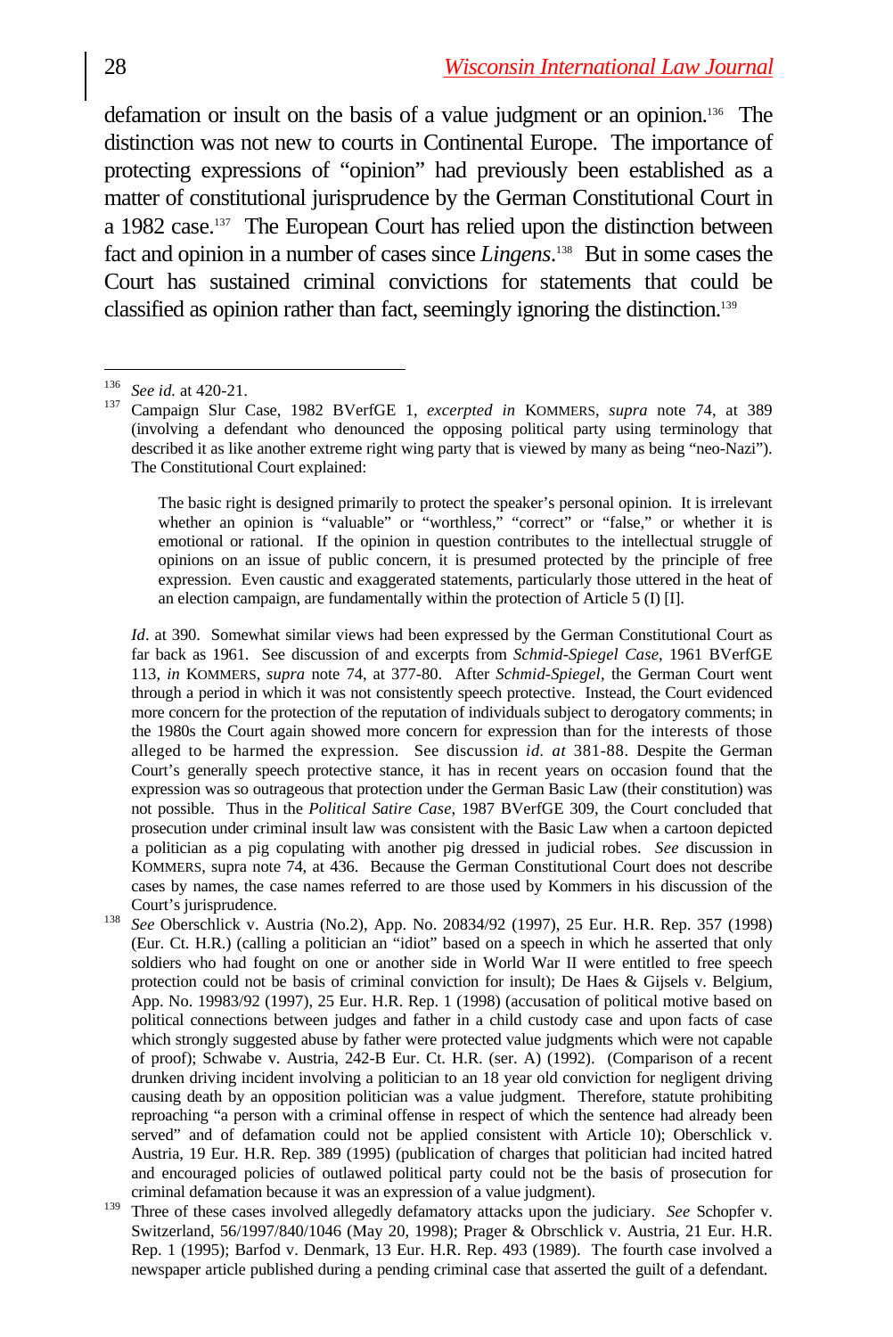defamation or insult on the basis of a value judgment or an opinion.[136] The distinction was not new to courts in Continental Europe. The importance of protecting expressions of "opinion" had previously been established as a matter of constitutional jurisprudence by the German Constitutional Court in a 1982 case.[137] The European Court has relied upon the distinction between fact and opinion in a number of cases since *Lingens*.[138] But in some cases the Court has sustained criminal convictions for statements that could be classified as opinion rather than fact, seemingly ignoring the distinction.[139]

---

[136] *See id.* at 420-21.

[137] Campaign Slur Case, 1982 BVerfGE 1, *excerpted in* KOMMERS, *supra* note 74, at 389 (involving a defendant who denounced the opposing political party using terminology that described it as like another extreme right wing party that is viewed by many as being "neo-Nazi"). The Constitutional Court explained:

> The basic right is designed primarily to protect the speaker's personal opinion. It is irrelevant whether an opinion is "valuable" or "worthless," "correct" or "false," or whether it is emotional or rational. If the opinion in question contributes to the intellectual struggle of opinions on an issue of public concern, it is presumed protected by the principle of free expression. Even caustic and exaggerated statements, particularly those uttered in the heat of an election campaign, are fundamentally within the protection of Article 5 (I) [I].

*Id*. at 390. Somewhat similar views had been expressed by the German Constitutional Court as far back as 1961. See discussion of and excerpts from *Schmid-Spiegel Case*, 1961 BVerfGE 113, *in* KOMMERS, *supra* note 74, at 377-80. After *Schmid-Spiegel*, the German Court went through a period in which it was not consistently speech protective. Instead, the Court evidenced more concern for the protection of the reputation of individuals subject to derogatory comments; in the 1980s the Court again showed more concern for expression than for the interests of those alleged to be harmed the expression. See discussion *id. at* 381-88. Despite the German Court's generally speech protective stance, it has in recent years on occasion found that the expression was so outrageous that protection under the German Basic Law (their constitution) was not possible. Thus in the *Political Satire Case*, 1987 BVerfGE 309, the Court concluded that prosecution under criminal insult law was consistent with the Basic Law when a cartoon depicted a politician as a pig copulating with another pig dressed in judicial robes. *See* discussion in KOMMERS, supra note 74, at 436. Because the German Constitutional Court does not describe cases by names, the case names referred to are those used by Kommers in his discussion of the Court's jurisprudence.

[138] *See* Oberschlick v. Austria (No.2), App. No. 20834/92 (1997), 25 Eur. H.R. Rep. 357 (1998) (Eur. Ct. H.R.) (calling a politician an "idiot" based on a speech in which he asserted that only soldiers who had fought on one or another side in World War II were entitled to free speech protection could not be basis of criminal conviction for insult); De Haes & Gijsels v. Belgium, App. No. 19983/92 (1997), 25 Eur. H.R. Rep. 1 (1998) (accusation of political motive based on political connections between judges and father in a child custody case and upon facts of case which strongly suggested abuse by father were protected value judgments which were not capable of proof); Schwabe v. Austria, 242-B Eur. Ct. H.R. (ser. A) (1992). (Comparison of a recent drunken driving incident involving a politician to an 18 year old conviction for negligent driving causing death by an opposition politician was a value judgment. Therefore, statute prohibiting reproaching "a person with a criminal offense in respect of which the sentence had already been served" and of defamation could not be applied consistent with Article 10); Oberschlick v. Austria, 19 Eur. H.R. Rep. 389 (1995) (publication of charges that politician had incited hatred and encouraged policies of outlawed political party could not be the basis of prosecution for criminal defamation because it was an expression of a value judgment).

[139] Three of these cases involved allegedly defamatory attacks upon the judiciary. *See* Schopfer v. Switzerland, 56/1997/840/1046 (May 20, 1998); Prager & Obrschlick v. Austria, 21 Eur. H.R. Rep. 1 (1995); Barfod v. Denmark, 13 Eur. H.R. Rep. 493 (1989). The fourth case involved a newspaper article published during a pending criminal case that asserted the guilt of a defendant.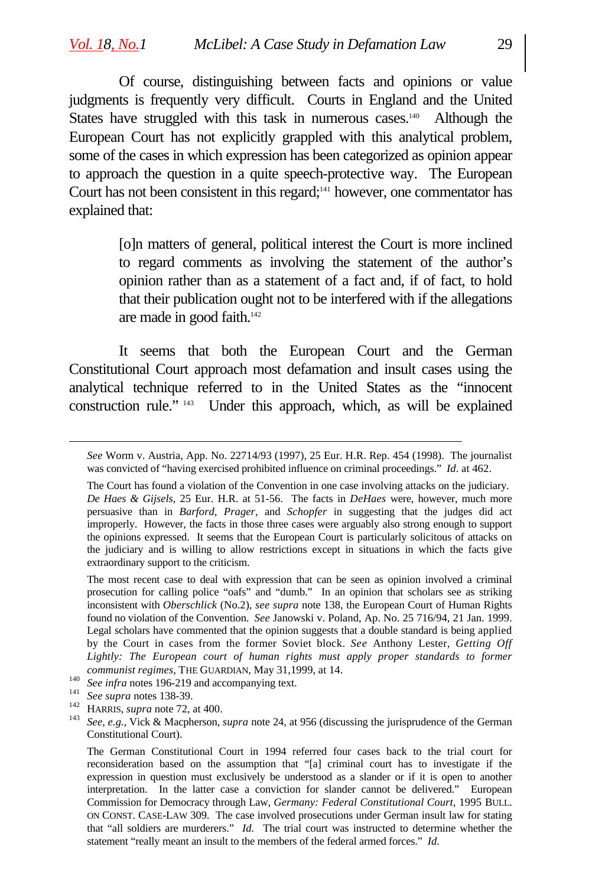Of course, distinguishing between facts and opinions or value judgments is frequently very difficult. Courts in England and the United States have struggled with this task in numerous cases.[140] Although the European Court has not explicitly grappled with this analytical problem, some of the cases in which expression has been categorized as opinion appear to approach the question in a quite speech-protective way. The European Court has not been consistent in this regard;[141] however, one commentator has explained that:

> [o]n matters of general, political interest the Court is more inclined to regard comments as involving the statement of the author's opinion rather than as a statement of a fact and, if of fact, to hold that their publication ought not to be interfered with if the allegations are made in good faith.[142]

It seems that both the European Court and the German Constitutional Court approach most defamation and insult cases using the analytical technique referred to in the United States as the "innocent construction rule." [143] Under this approach, which, as will be explained

---

*See* Worm v. Austria, App. No. 22714/93 (1997), 25 Eur. H.R. Rep. 454 (1998). The journalist was convicted of "having exercised prohibited influence on criminal proceedings." *Id*. at 462.

The Court has found a violation of the Convention in one case involving attacks on the judiciary. *De Haes & Gijsels*, 25 Eur. H.R. at 51-56. The facts in *DeHaes* were, however, much more persuasive than in *Barford*, *Prager*, and *Schopfer* in suggesting that the judges did act improperly. However, the facts in those three cases were arguably also strong enough to support the opinions expressed. It seems that the European Court is particularly solicitous of attacks on the judiciary and is willing to allow restrictions except in situations in which the facts give extraordinary support to the criticism.

The most recent case to deal with expression that can be seen as opinion involved a criminal prosecution for calling police "oafs" and "dumb." In an opinion that scholars see as striking inconsistent with *Oberschlick* (No.2), *see supra* note 138, the European Court of Human Rights found no violation of the Convention. *See* Janowski v. Poland, Ap. No. 25 716/94, 21 Jan. 1999. Legal scholars have commented that the opinion suggests that a double standard is being applied by the Court in cases from the former Soviet block. *See* Anthony Lester, *Getting Off Lightly: The European court of human rights must apply proper standards to former communist regimes*, THE GUARDIAN, May 31,1999, at 14.

[140] *See infra* notes 196-219 and accompanying text.

[141] *See supra* notes 138-39.

[142] HARRIS, *supra* note 72, at 400.

[143] *See, e.g.*, Vick & Macpherson, *supra* note 24, at 956 (discussing the jurisprudence of the German Constitutional Court).

The German Constitutional Court in 1994 referred four cases back to the trial court for reconsideration based on the assumption that "[a] criminal court has to investigate if the expression in question must exclusively be understood as a slander or if it is open to another interpretation. In the latter case a conviction for slander cannot be delivered." European Commission for Democracy through Law, *Germany: Federal Constitutional Court*, 1995 BULL. ON CONST. CASE-LAW 309. The case involved prosecutions under German insult law for stating that "all soldiers are murderers." *Id.* The trial court was instructed to determine whether the statement "really meant an insult to the members of the federal armed forces." *Id.*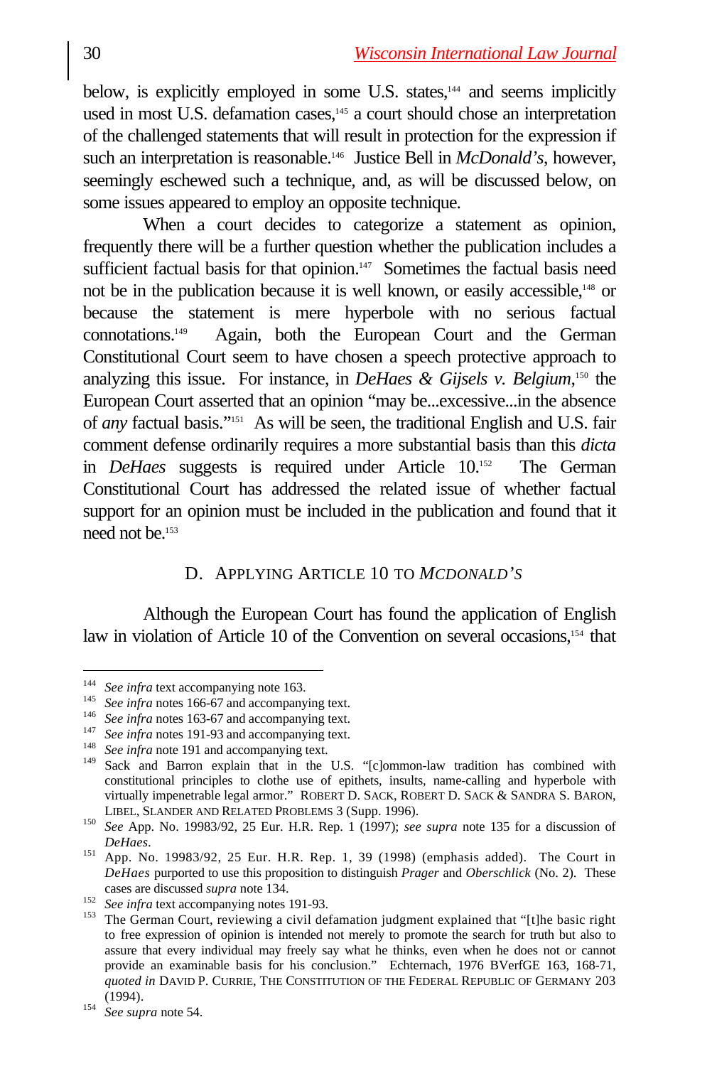below, is explicitly employed in some U.S. states,[144] and seems implicitly used in most U.S. defamation cases,[145] a court should chose an interpretation of the challenged statements that will result in protection for the expression if such an interpretation is reasonable.[146] Justice Bell in *McDonald's*, however, seemingly eschewed such a technique, and, as will be discussed below, on some issues appeared to employ an opposite technique.

When a court decides to categorize a statement as opinion, frequently there will be a further question whether the publication includes a sufficient factual basis for that opinion.[147] Sometimes the factual basis need not be in the publication because it is well known, or easily accessible,[148] or because the statement is mere hyperbole with no serious factual connotations.[149] Again, both the European Court and the German Constitutional Court seem to have chosen a speech protective approach to analyzing this issue. For instance, in *DeHaes & Gijsels v. Belgium*,[150] the European Court asserted that an opinion "may be...excessive...in the absence of *any* factual basis."[151] As will be seen, the traditional English and U.S. fair comment defense ordinarily requires a more substantial basis than this *dicta* in *DeHaes* suggests is required under Article 10.[152] The German Constitutional Court has addressed the related issue of whether factual support for an opinion must be included in the publication and found that it need not be.[153]

### D. Applying Article 10 to *McDonald's*

Although the European Court has found the application of English law in violation of Article 10 of the Convention on several occasions,[154] that

---

[144] *See infra* text accompanying note 163.

[145] *See infra* notes 166-67 and accompanying text.

[146] *See infra* notes 163-67 and accompanying text.

[147] *See infra* notes 191-93 and accompanying text.

[148] *See infra* note 191 and accompanying text.

[149] Sack and Barron explain that in the U.S. "[c]ommon-law tradition has combined with constitutional principles to clothe use of epithets, insults, name-calling and hyperbole with virtually impenetrable legal armor." Robert D. Sack, Robert D. Sack & Sandra S. Baron, Libel, Slander and Related Problems 3 (Supp. 1996).

[150] *See* App. No. 19983/92, 25 Eur. H.R. Rep. 1 (1997); *see supra* note 135 for a discussion of *DeHaes*.

[151] App. No. 19983/92, 25 Eur. H.R. Rep. 1, 39 (1998) (emphasis added). The Court in *DeHaes* purported to use this proposition to distinguish *Prager* and *Oberschlick* (No. 2). These cases are discussed *supra* note 134.

[152] *See infra* text accompanying notes 191-93.

[153] The German Court, reviewing a civil defamation judgment explained that "[t]he basic right to free expression of opinion is intended not merely to promote the search for truth but also to assure that every individual may freely say what he thinks, even when he does not or cannot provide an examinable basis for his conclusion." Echternach, 1976 BVerfGE 163, 168-71, *quoted in* David P. Currie, The Constitution of the Federal Republic of Germany 203 (1994).

[154] *See supra* note 54.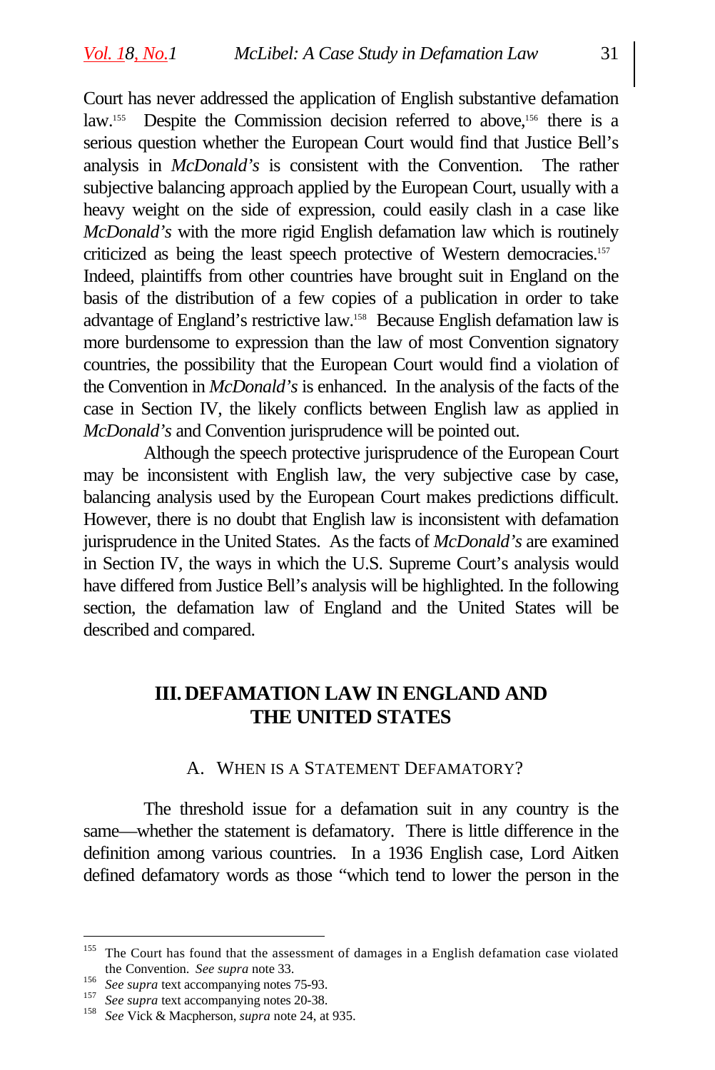Court has never addressed the application of English substantive defamation law.[155] Despite the Commission decision referred to above,[156] there is a serious question whether the European Court would find that Justice Bell's analysis in *McDonald's* is consistent with the Convention. The rather subjective balancing approach applied by the European Court, usually with a heavy weight on the side of expression, could easily clash in a case like *McDonald's* with the more rigid English defamation law which is routinely criticized as being the least speech protective of Western democracies.[157] Indeed, plaintiffs from other countries have brought suit in England on the basis of the distribution of a few copies of a publication in order to take advantage of England's restrictive law.[158] Because English defamation law is more burdensome to expression than the law of most Convention signatory countries, the possibility that the European Court would find a violation of the Convention in *McDonald's* is enhanced. In the analysis of the facts of the case in Section IV, the likely conflicts between English law as applied in *McDonald's* and Convention jurisprudence will be pointed out.

Although the speech protective jurisprudence of the European Court may be inconsistent with English law, the very subjective case by case, balancing analysis used by the European Court makes predictions difficult. However, there is no doubt that English law is inconsistent with defamation jurisprudence in the United States. As the facts of *McDonald's* are examined in Section IV, the ways in which the U.S. Supreme Court's analysis would have differed from Justice Bell's analysis will be highlighted. In the following section, the defamation law of England and the United States will be described and compared.

## III. DEFAMATION LAW IN ENGLAND AND THE UNITED STATES

### A. WHEN IS A STATEMENT DEFAMATORY?

The threshold issue for a defamation suit in any country is the same—whether the statement is defamatory. There is little difference in the definition among various countries. In a 1936 English case, Lord Aitken defined defamatory words as those "which tend to lower the person in the

---

[155] The Court has found that the assessment of damages in a English defamation case violated the Convention. *See supra* note 33.

[156] *See supra* text accompanying notes 75-93.

[157] *See supra* text accompanying notes 20-38.

[158] *See* Vick & Macpherson, *supra* note 24, at 935.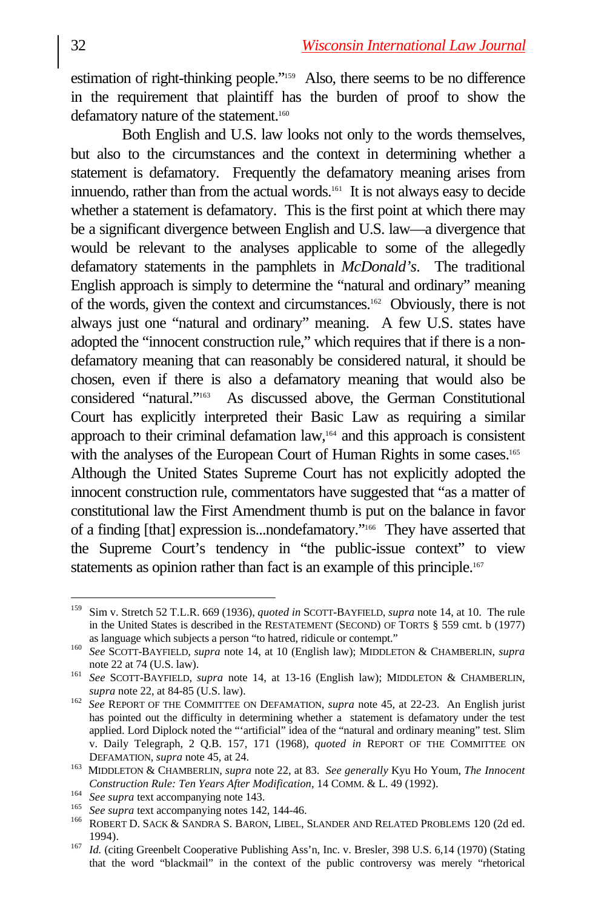estimation of right-thinking people."[159] Also, there seems to be no difference in the requirement that plaintiff has the burden of proof to show the defamatory nature of the statement.[160]

Both English and U.S. law looks not only to the words themselves, but also to the circumstances and the context in determining whether a statement is defamatory. Frequently the defamatory meaning arises from innuendo, rather than from the actual words.[161] It is not always easy to decide whether a statement is defamatory. This is the first point at which there may be a significant divergence between English and U.S. law—a divergence that would be relevant to the analyses applicable to some of the allegedly defamatory statements in the pamphlets in *McDonald's*. The traditional English approach is simply to determine the "natural and ordinary" meaning of the words, given the context and circumstances.[162] Obviously, there is not always just one "natural and ordinary" meaning. A few U.S. states have adopted the "innocent construction rule," which requires that if there is a non-defamatory meaning that can reasonably be considered natural, it should be chosen, even if there is also a defamatory meaning that would also be considered "natural."[163] As discussed above, the German Constitutional Court has explicitly interpreted their Basic Law as requiring a similar approach to their criminal defamation law,[164] and this approach is consistent with the analyses of the European Court of Human Rights in some cases.[165] Although the United States Supreme Court has not explicitly adopted the innocent construction rule, commentators have suggested that "as a matter of constitutional law the First Amendment thumb is put on the balance in favor of a finding [that] expression is...nondefamatory."[166] They have asserted that the Supreme Court's tendency in "the public-issue context" to view statements as opinion rather than fact is an example of this principle.[167]

---

[159] Sim v. Stretch 52 T.L.R. 669 (1936), *quoted in* SCOTT-BAYFIELD, *supra* note 14, at 10. The rule in the United States is described in the RESTATEMENT (SECOND) OF TORTS § 559 cmt. b (1977) as language which subjects a person "to hatred, ridicule or contempt."

[160] *See* SCOTT-BAYFIELD, *supra* note 14, at 10 (English law); MIDDLETON & CHAMBERLIN, *supra* note 22 at 74 (U.S. law).

[161] *See* SCOTT-BAYFIELD, *supra* note 14, at 13-16 (English law); MIDDLETON & CHAMBERLIN, *supra* note 22, at 84-85 (U.S. law).

[162] *See* REPORT OF THE COMMITTEE ON DEFAMATION, *supra* note 45, at 22-23. An English jurist has pointed out the difficulty in determining whether a statement is defamatory under the test applied. Lord Diplock noted the "'artificial" idea of the "natural and ordinary meaning" test. Slim v. Daily Telegraph, 2 Q.B. 157, 171 (1968), *quoted in* REPORT OF THE COMMITTEE ON DEFAMATION, *supra* note 45, at 24.

[163] MIDDLETON & CHAMBERLIN, *supra* note 22, at 83. *See generally* Kyu Ho Youm, *The Innocent Construction Rule: Ten Years After Modification*, 14 COMM. & L. 49 (1992).

[164] *See supra* text accompanying note 143.

[165] *See supra* text accompanying notes 142, 144-46.

[166] ROBERT D. SACK & SANDRA S. BARON, LIBEL, SLANDER AND RELATED PROBLEMS 120 (2d ed. 1994).

[167] *Id.* (citing Greenbelt Cooperative Publishing Ass'n, Inc. v. Bresler, 398 U.S. 6,14 (1970) (Stating that the word "blackmail" in the context of the public controversy was merely "rhetorical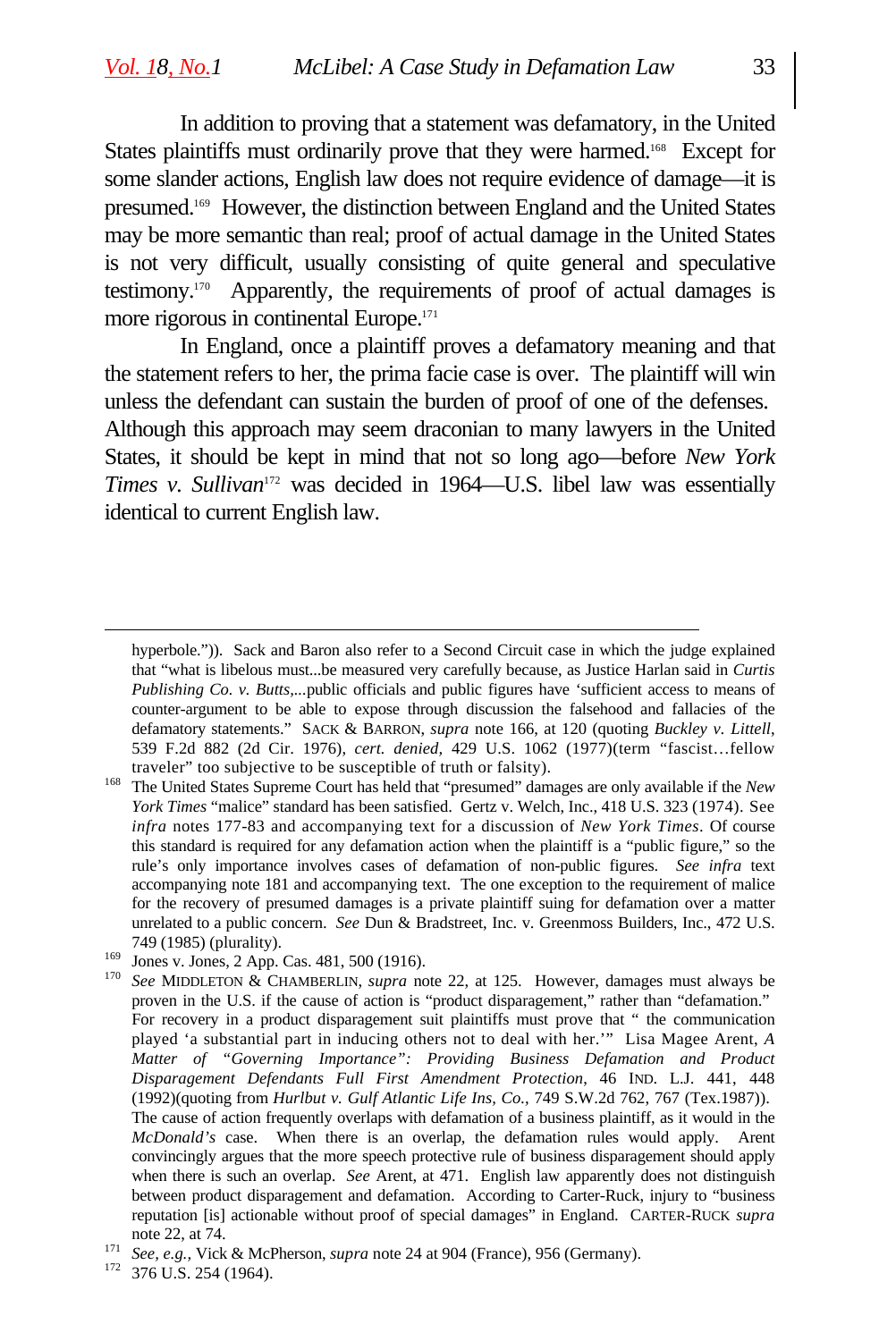In addition to proving that a statement was defamatory, in the United States plaintiffs must ordinarily prove that they were harmed.[168] Except for some slander actions, English law does not require evidence of damage—it is presumed.[169] However, the distinction between England and the United States may be more semantic than real; proof of actual damage in the United States is not very difficult, usually consisting of quite general and speculative testimony.[170] Apparently, the requirements of proof of actual damages is more rigorous in continental Europe.[171]

In England, once a plaintiff proves a defamatory meaning and that the statement refers to her, the prima facie case is over. The plaintiff will win unless the defendant can sustain the burden of proof of one of the defenses. Although this approach may seem draconian to many lawyers in the United States, it should be kept in mind that not so long ago—before *New York Times v. Sullivan*[172] was decided in 1964—U.S. libel law was essentially identical to current English law.

---

hyperbole.")). Sack and Baron also refer to a Second Circuit case in which the judge explained that "what is libelous must...be measured very carefully because, as Justice Harlan said in *Curtis Publishing Co. v. Butts*,...public officials and public figures have 'sufficient access to means of counter-argument to be able to expose through discussion the falsehood and fallacies of the defamatory statements." SACK & BARRON, *supra* note 166, at 120 (quoting *Buckley v. Littell*, 539 F.2d 882 (2d Cir. 1976), *cert. denied*, 429 U.S. 1062 (1977)(term "fascist…fellow traveler" too subjective to be susceptible of truth or falsity).

[168] The United States Supreme Court has held that "presumed" damages are only available if the *New York Times* "malice" standard has been satisfied. Gertz v. Welch, Inc., 418 U.S. 323 (1974). See *infra* notes 177-83 and accompanying text for a discussion of *New York Times*. Of course this standard is required for any defamation action when the plaintiff is a "public figure," so the rule's only importance involves cases of defamation of non-public figures. *See infra* text accompanying note 181 and accompanying text. The one exception to the requirement of malice for the recovery of presumed damages is a private plaintiff suing for defamation over a matter unrelated to a public concern. *See* Dun & Bradstreet, Inc. v. Greenmoss Builders, Inc., 472 U.S. 749 (1985) (plurality).

[169] Jones v. Jones, 2 App. Cas. 481, 500 (1916).

[170] *See* MIDDLETON & CHAMBERLIN, *supra* note 22, at 125. However, damages must always be proven in the U.S. if the cause of action is "product disparagement," rather than "defamation." For recovery in a product disparagement suit plaintiffs must prove that " the communication played 'a substantial part in inducing others not to deal with her.'" Lisa Magee Arent, *A Matter of "Governing Importance": Providing Business Defamation and Product Disparagement Defendants Full First Amendment Protection*, 46 IND. L.J. 441, 448 (1992)(quoting from *Hurlbut v. Gulf Atlantic Life Ins, Co.*, 749 S.W.2d 762, 767 (Tex.1987)). The cause of action frequently overlaps with defamation of a business plaintiff, as it would in the *McDonald's* case. When there is an overlap, the defamation rules would apply. Arent convincingly argues that the more speech protective rule of business disparagement should apply when there is such an overlap. *See* Arent, at 471. English law apparently does not distinguish between product disparagement and defamation. According to Carter-Ruck, injury to "business reputation [is] actionable without proof of special damages" in England. CARTER-RUCK *supra* note 22, at 74.

[171] *See, e.g.,* Vick & McPherson, *supra* note 24 at 904 (France), 956 (Germany).

[172] 376 U.S. 254 (1964).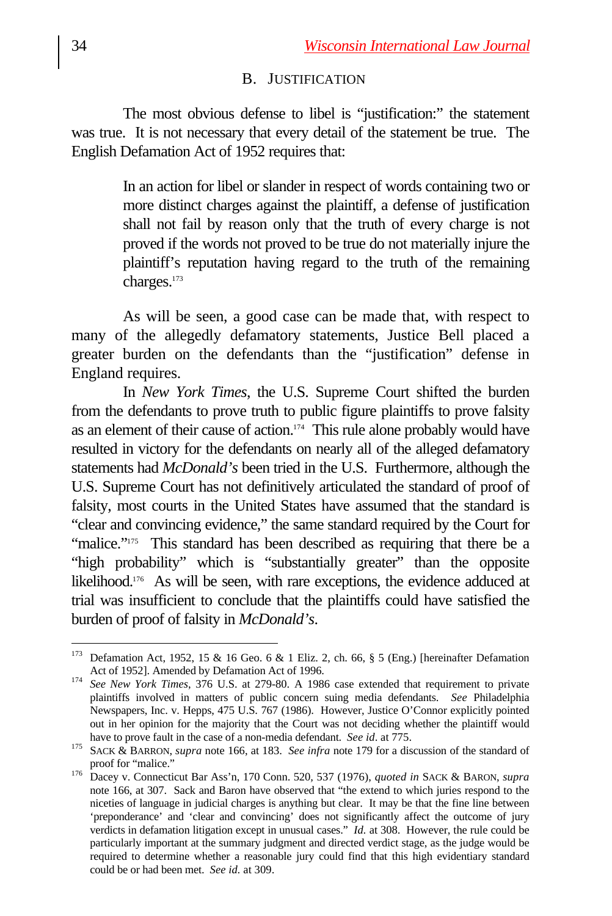## B. JUSTIFICATION

The most obvious defense to libel is "justification:" the statement was true. It is not necessary that every detail of the statement be true. The English Defamation Act of 1952 requires that:

> In an action for libel or slander in respect of words containing two or more distinct charges against the plaintiff, a defense of justification shall not fail by reason only that the truth of every charge is not proved if the words not proved to be true do not materially injure the plaintiff's reputation having regard to the truth of the remaining charges.[173]

As will be seen, a good case can be made that, with respect to many of the allegedly defamatory statements, Justice Bell placed a greater burden on the defendants than the "justification" defense in England requires.

In *New York Times*, the U.S. Supreme Court shifted the burden from the defendants to prove truth to public figure plaintiffs to prove falsity as an element of their cause of action.[174] This rule alone probably would have resulted in victory for the defendants on nearly all of the alleged defamatory statements had *McDonald's* been tried in the U.S. Furthermore, although the U.S. Supreme Court has not definitively articulated the standard of proof of falsity, most courts in the United States have assumed that the standard is "clear and convincing evidence," the same standard required by the Court for "malice."[175] This standard has been described as requiring that there be a "high probability" which is "substantially greater" than the opposite likelihood.[176] As will be seen, with rare exceptions, the evidence adduced at trial was insufficient to conclude that the plaintiffs could have satisfied the burden of proof of falsity in *McDonald's*.

---

[173] Defamation Act, 1952, 15 & 16 Geo. 6 & 1 Eliz. 2, ch. 66, § 5 (Eng.) [hereinafter Defamation Act of 1952]. Amended by Defamation Act of 1996.

[174] *See New York Times*, 376 U.S. at 279-80. A 1986 case extended that requirement to private plaintiffs involved in matters of public concern suing media defendants. *See* Philadelphia Newspapers, Inc. v. Hepps, 475 U.S. 767 (1986). However, Justice O'Connor explicitly pointed out in her opinion for the majority that the Court was not deciding whether the plaintiff would have to prove fault in the case of a non-media defendant. *See id*. at 775.

[175] SACK & BARRON, *supra* note 166, at 183. *See infra* note 179 for a discussion of the standard of proof for "malice."

[176] Dacey v. Connecticut Bar Ass'n, 170 Conn. 520, 537 (1976), *quoted in* SACK & BARON, *supra* note 166, at 307. Sack and Baron have observed that "the extend to which juries respond to the niceties of language in judicial charges is anything but clear. It may be that the fine line between 'preponderance' and 'clear and convincing' does not significantly affect the outcome of jury verdicts in defamation litigation except in unusual cases." *Id.* at 308. However, the rule could be particularly important at the summary judgment and directed verdict stage, as the judge would be required to determine whether a reasonable jury could find that this high evidentiary standard could be or had been met. *See id.* at 309.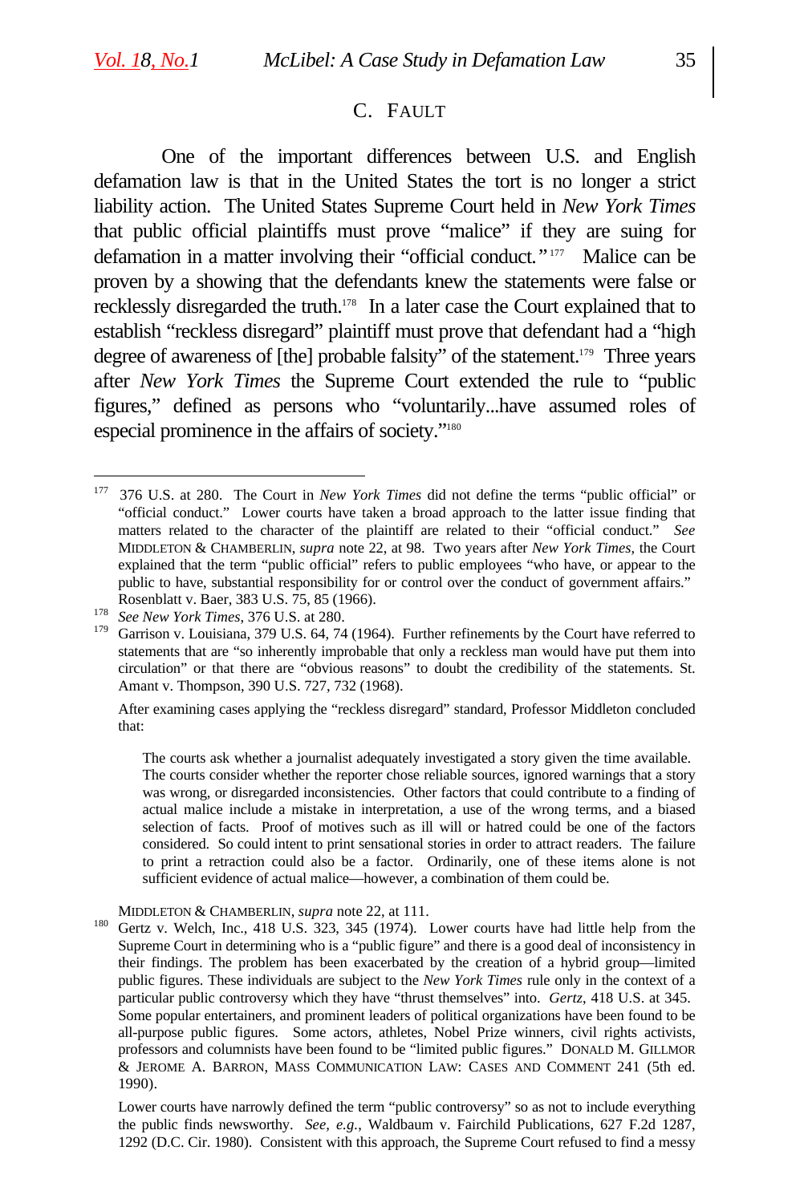### C. FAULT

One of the important differences between U.S. and English defamation law is that in the United States the tort is no longer a strict liability action. The United States Supreme Court held in *New York Times* that public official plaintiffs must prove "malice" if they are suing for defamation in a matter involving their "official conduct."[177] Malice can be proven by a showing that the defendants knew the statements were false or recklessly disregarded the truth.[178] In a later case the Court explained that to establish "reckless disregard" plaintiff must prove that defendant had a "high degree of awareness of [the] probable falsity" of the statement.[179] Three years after *New York Times* the Supreme Court extended the rule to "public figures," defined as persons who "voluntarily...have assumed roles of especial prominence in the affairs of society."[180]

---

[177] 376 U.S. at 280. The Court in *New York Times* did not define the terms "public official" or "official conduct." Lower courts have taken a broad approach to the latter issue finding that matters related to the character of the plaintiff are related to their "official conduct." *See* MIDDLETON & CHAMBERLIN, *supra* note 22, at 98. Two years after *New York Times*, the Court explained that the term "public official" refers to public employees "who have, or appear to the public to have, substantial responsibility for or control over the conduct of government affairs." Rosenblatt v. Baer, 383 U.S. 75, 85 (1966).

[178] *See New York Times*, 376 U.S. at 280.

[179] Garrison v. Louisiana, 379 U.S. 64, 74 (1964). Further refinements by the Court have referred to statements that are "so inherently improbable that only a reckless man would have put them into circulation" or that there are "obvious reasons" to doubt the credibility of the statements. St. Amant v. Thompson, 390 U.S. 727, 732 (1968).

After examining cases applying the "reckless disregard" standard, Professor Middleton concluded that:

> The courts ask whether a journalist adequately investigated a story given the time available. The courts consider whether the reporter chose reliable sources, ignored warnings that a story was wrong, or disregarded inconsistencies. Other factors that could contribute to a finding of actual malice include a mistake in interpretation, a use of the wrong terms, and a biased selection of facts. Proof of motives such as ill will or hatred could be one of the factors considered. So could intent to print sensational stories in order to attract readers. The failure to print a retraction could also be a factor. Ordinarily, one of these items alone is not sufficient evidence of actual malice—however, a combination of them could be.

MIDDLETON & CHAMBERLIN, *supra* note 22, at 111.

[180] Gertz v. Welch, Inc., 418 U.S. 323, 345 (1974). Lower courts have had little help from the Supreme Court in determining who is a "public figure" and there is a good deal of inconsistency in their findings. The problem has been exacerbated by the creation of a hybrid group—limited public figures. These individuals are subject to the *New York Times* rule only in the context of a particular public controversy which they have "thrust themselves" into. *Gertz*, 418 U.S. at 345. Some popular entertainers, and prominent leaders of political organizations have been found to be all-purpose public figures. Some actors, athletes, Nobel Prize winners, civil rights activists, professors and columnists have been found to be "limited public figures." DONALD M. GILLMOR & JEROME A. BARRON, MASS COMMUNICATION LAW: CASES AND COMMENT 241 (5th ed. 1990).

Lower courts have narrowly defined the term "public controversy" so as not to include everything the public finds newsworthy. *See, e.g.*, Waldbaum v. Fairchild Publications, 627 F.2d 1287, 1292 (D.C. Cir. 1980). Consistent with this approach, the Supreme Court refused to find a messy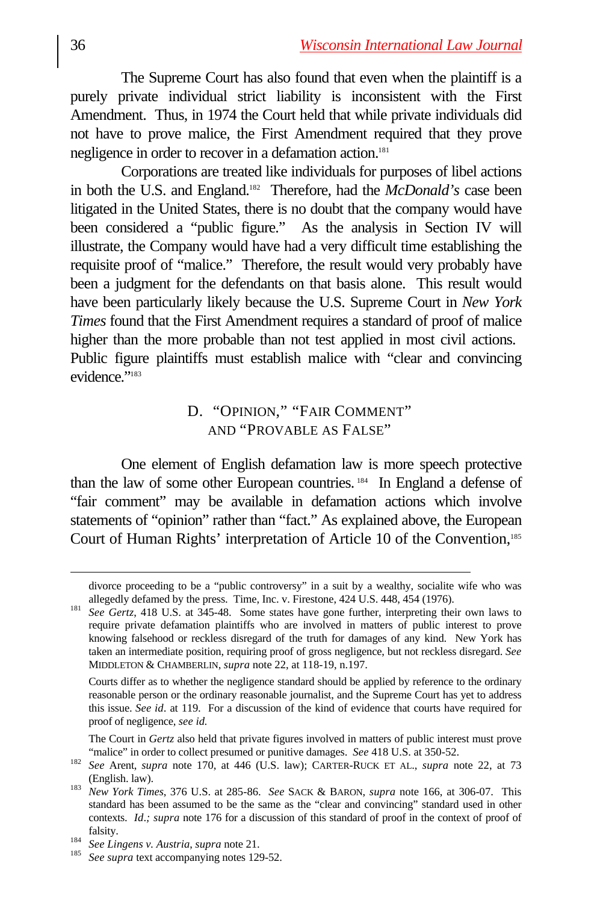The Supreme Court has also found that even when the plaintiff is a purely private individual strict liability is inconsistent with the First Amendment. Thus, in 1974 the Court held that while private individuals did not have to prove malice, the First Amendment required that they prove negligence in order to recover in a defamation action.[181]

Corporations are treated like individuals for purposes of libel actions in both the U.S. and England.[182] Therefore, had the *McDonald's* case been litigated in the United States, there is no doubt that the company would have been considered a "public figure." As the analysis in Section IV will illustrate, the Company would have had a very difficult time establishing the requisite proof of "malice." Therefore, the result would very probably have been a judgment for the defendants on that basis alone. This result would have been particularly likely because the U.S. Supreme Court in *New York Times* found that the First Amendment requires a standard of proof of malice higher than the more probable than not test applied in most civil actions. Public figure plaintiffs must establish malice with "clear and convincing evidence."[183]

### D. "OPINION," "FAIR COMMENT" AND "PROVABLE AS FALSE"

One element of English defamation law is more speech protective than the law of some other European countries.[184] In England a defense of "fair comment" may be available in defamation actions which involve statements of "opinion" rather than "fact." As explained above, the European Court of Human Rights' interpretation of Article 10 of the Convention,[185]

---

divorce proceeding to be a "public controversy" in a suit by a wealthy, socialite wife who was allegedly defamed by the press. Time, Inc. v. Firestone, 424 U.S. 448, 454 (1976).

[181] *See Gertz*, 418 U.S. at 345-48. Some states have gone further, interpreting their own laws to require private defamation plaintiffs who are involved in matters of public interest to prove knowing falsehood or reckless disregard of the truth for damages of any kind. New York has taken an intermediate position, requiring proof of gross negligence, but not reckless disregard. *See* MIDDLETON & CHAMBERLIN, *supra* note 22, at 118-19, n.197.

Courts differ as to whether the negligence standard should be applied by reference to the ordinary reasonable person or the ordinary reasonable journalist, and the Supreme Court has yet to address this issue. *See id*. at 119. For a discussion of the kind of evidence that courts have required for proof of negligence, *see id.*

The Court in *Gertz* also held that private figures involved in matters of public interest must prove "malice" in order to collect presumed or punitive damages. *See* 418 U.S. at 350-52.

[182] *See* Arent, *supra* note 170, at 446 (U.S. law); CARTER-RUCK ET AL., *supra* note 22, at 73 (English. law).

[183] *New York Times*, 376 U.S. at 285-86. *See* SACK & BARON, *supra* note 166, at 306-07. This standard has been assumed to be the same as the "clear and convincing" standard used in other contexts. *Id.; supra* note 176 for a discussion of this standard of proof in the context of proof of falsity.

[184] *See Lingens v. Austria*, *supra* note 21.

[185] *See supra* text accompanying notes 129-52.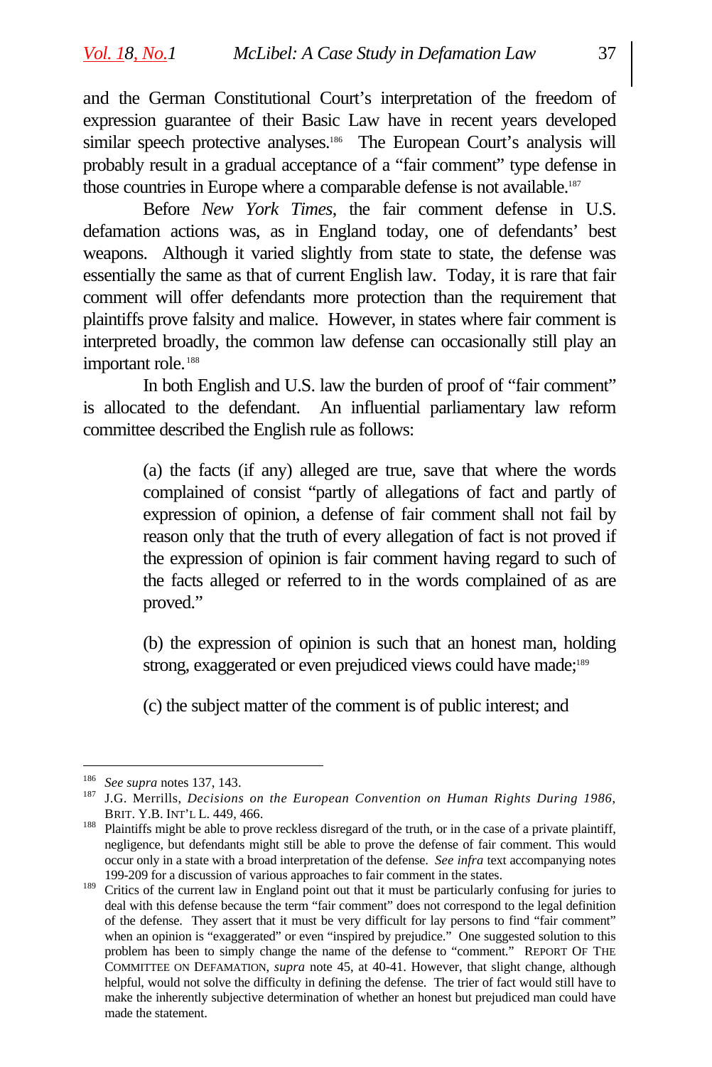and the German Constitutional Court's interpretation of the freedom of expression guarantee of their Basic Law have in recent years developed similar speech protective analyses.[186] The European Court's analysis will probably result in a gradual acceptance of a "fair comment" type defense in those countries in Europe where a comparable defense is not available.[187]

Before *New York Times*, the fair comment defense in U.S. defamation actions was, as in England today, one of defendants' best weapons. Although it varied slightly from state to state, the defense was essentially the same as that of current English law. Today, it is rare that fair comment will offer defendants more protection than the requirement that plaintiffs prove falsity and malice. However, in states where fair comment is interpreted broadly, the common law defense can occasionally still play an important role.[188]

In both English and U.S. law the burden of proof of "fair comment" is allocated to the defendant. An influential parliamentary law reform committee described the English rule as follows:

> (a) the facts (if any) alleged are true, save that where the words complained of consist "partly of allegations of fact and partly of expression of opinion, a defense of fair comment shall not fail by reason only that the truth of every allegation of fact is not proved if the expression of opinion is fair comment having regard to such of the facts alleged or referred to in the words complained of as are proved."
>
> (b) the expression of opinion is such that an honest man, holding strong, exaggerated or even prejudiced views could have made;[189]
>
> (c) the subject matter of the comment is of public interest; and

---

[186] *See supra* notes 137, 143.

[187] J.G. Merrills, *Decisions on the European Convention on Human Rights During 1986*, BRIT. Y.B. INT'L L. 449, 466.

[188] Plaintiffs might be able to prove reckless disregard of the truth, or in the case of a private plaintiff, negligence, but defendants might still be able to prove the defense of fair comment. This would occur only in a state with a broad interpretation of the defense. *See infra* text accompanying notes 199-209 for a discussion of various approaches to fair comment in the states.

[189] Critics of the current law in England point out that it must be particularly confusing for juries to deal with this defense because the term "fair comment" does not correspond to the legal definition of the defense. They assert that it must be very difficult for lay persons to find "fair comment" when an opinion is "exaggerated" or even "inspired by prejudice." One suggested solution to this problem has been to simply change the name of the defense to "comment." REPORT OF THE COMMITTEE ON DEFAMATION, *supra* note 45, at 40-41. However, that slight change, although helpful, would not solve the difficulty in defining the defense. The trier of fact would still have to make the inherently subjective determination of whether an honest but prejudiced man could have made the statement.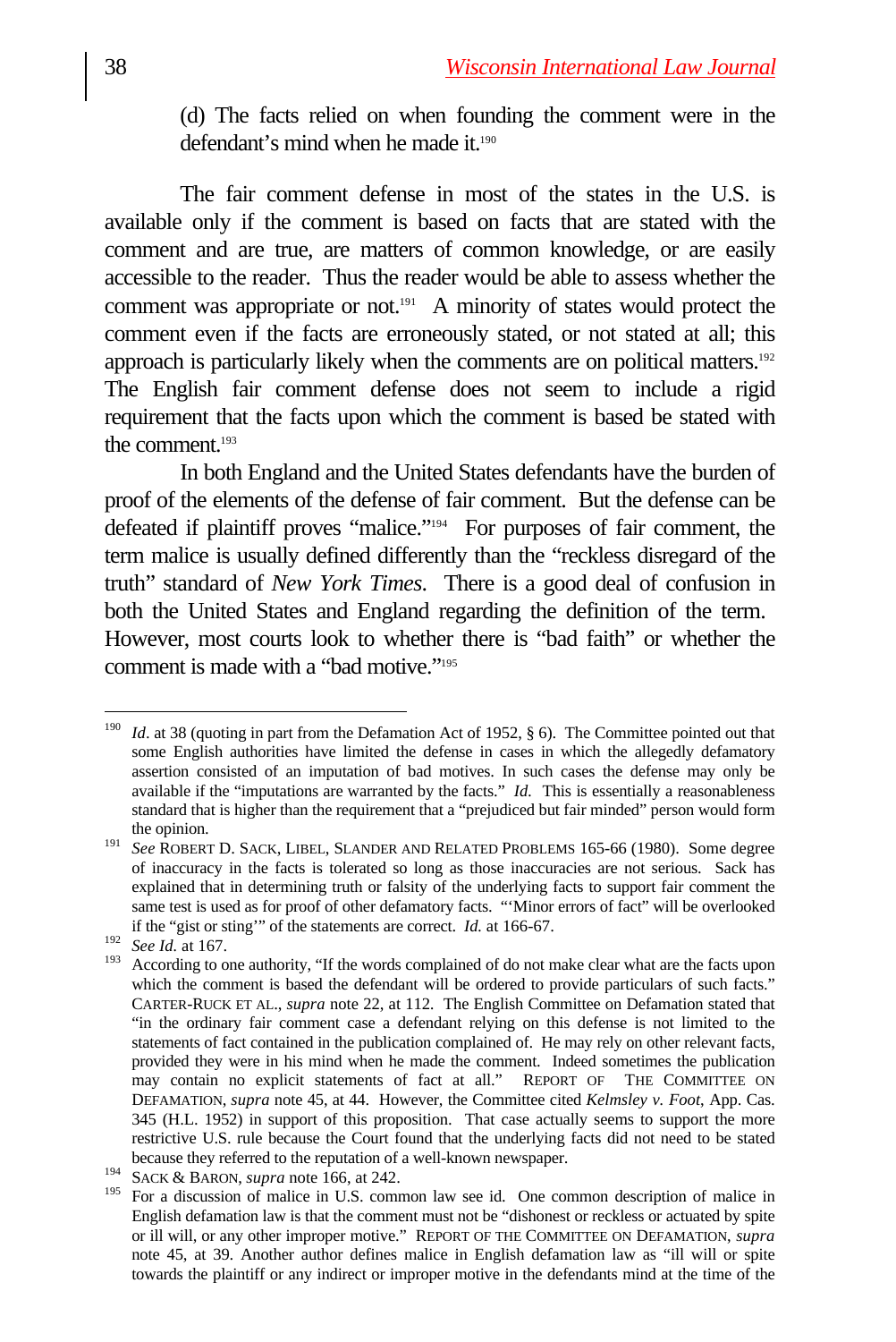(d) The facts relied on when founding the comment were in the defendant's mind when he made it.[190]

The fair comment defense in most of the states in the U.S. is available only if the comment is based on facts that are stated with the comment and are true, are matters of common knowledge, or are easily accessible to the reader. Thus the reader would be able to assess whether the comment was appropriate or not.[191] A minority of states would protect the comment even if the facts are erroneously stated, or not stated at all; this approach is particularly likely when the comments are on political matters.[192] The English fair comment defense does not seem to include a rigid requirement that the facts upon which the comment is based be stated with the comment.[193]

In both England and the United States defendants have the burden of proof of the elements of the defense of fair comment. But the defense can be defeated if plaintiff proves "malice."[194] For purposes of fair comment, the term malice is usually defined differently than the "reckless disregard of the truth" standard of *New York Times*. There is a good deal of confusion in both the United States and England regarding the definition of the term. However, most courts look to whether there is "bad faith" or whether the comment is made with a "bad motive."[195]

---

[190] *Id*. at 38 (quoting in part from the Defamation Act of 1952, § 6). The Committee pointed out that some English authorities have limited the defense in cases in which the allegedly defamatory assertion consisted of an imputation of bad motives. In such cases the defense may only be available if the "imputations are warranted by the facts." *Id.* This is essentially a reasonableness standard that is higher than the requirement that a "prejudiced but fair minded" person would form the opinion.

[191] *See* ROBERT D. SACK, LIBEL, SLANDER AND RELATED PROBLEMS 165-66 (1980). Some degree of inaccuracy in the facts is tolerated so long as those inaccuracies are not serious. Sack has explained that in determining truth or falsity of the underlying facts to support fair comment the same test is used as for proof of other defamatory facts. "'Minor errors of fact" will be overlooked if the "gist or sting'" of the statements are correct. *Id.* at 166-67.

[192] *See Id.* at 167.

[193] According to one authority, "If the words complained of do not make clear what are the facts upon which the comment is based the defendant will be ordered to provide particulars of such facts." CARTER-RUCK ET AL., *supra* note 22, at 112. The English Committee on Defamation stated that "in the ordinary fair comment case a defendant relying on this defense is not limited to the statements of fact contained in the publication complained of. He may rely on other relevant facts, provided they were in his mind when he made the comment. Indeed sometimes the publication may contain no explicit statements of fact at all." REPORT OF THE COMMITTEE ON DEFAMATION, *supra* note 45, at 44. However, the Committee cited *Kelmsley v. Foot*, App. Cas. 345 (H.L. 1952) in support of this proposition. That case actually seems to support the more restrictive U.S. rule because the Court found that the underlying facts did not need to be stated because they referred to the reputation of a well-known newspaper.

[194] SACK & BARON, *supra* note 166, at 242.

[195] For a discussion of malice in U.S. common law see id. One common description of malice in English defamation law is that the comment must not be "dishonest or reckless or actuated by spite or ill will, or any other improper motive." REPORT OF THE COMMITTEE ON DEFAMATION, *supra* note 45, at 39. Another author defines malice in English defamation law as "ill will or spite towards the plaintiff or any indirect or improper motive in the defendants mind at the time of the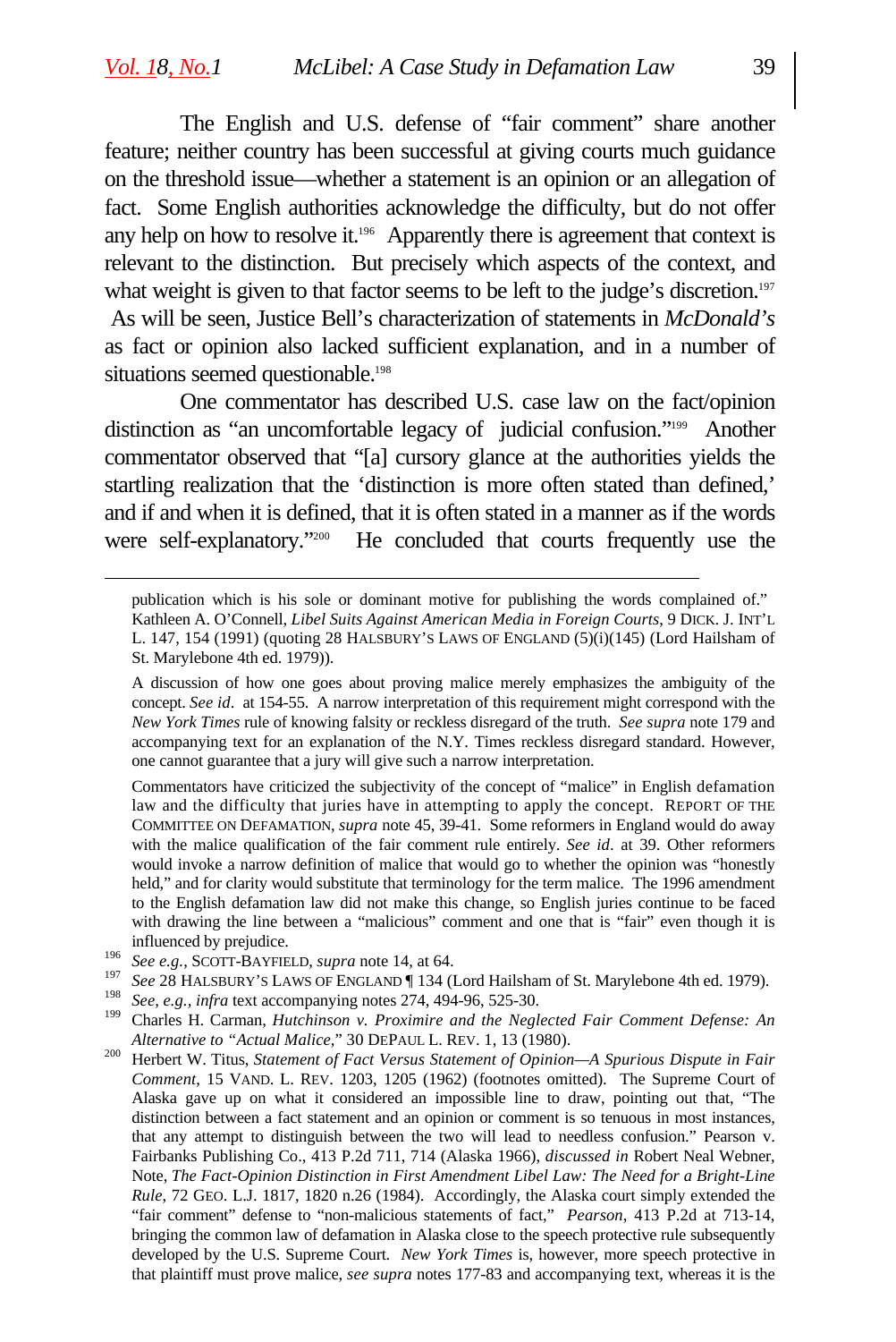The English and U.S. defense of "fair comment" share another feature; neither country has been successful at giving courts much guidance on the threshold issue—whether a statement is an opinion or an allegation of fact. Some English authorities acknowledge the difficulty, but do not offer any help on how to resolve it.[196] Apparently there is agreement that context is relevant to the distinction. But precisely which aspects of the context, and what weight is given to that factor seems to be left to the judge's discretion.[197] As will be seen, Justice Bell's characterization of statements in *McDonald's* as fact or opinion also lacked sufficient explanation, and in a number of situations seemed questionable.[198]

One commentator has described U.S. case law on the fact/opinion distinction as "an uncomfortable legacy of judicial confusion."[199] Another commentator observed that "[a] cursory glance at the authorities yields the startling realization that the 'distinction is more often stated than defined,' and if and when it is defined, that it is often stated in a manner as if the words were self-explanatory."[200] He concluded that courts frequently use the

---

publication which is his sole or dominant motive for publishing the words complained of." Kathleen A. O'Connell, *Libel Suits Against American Media in Foreign Courts*, 9 DICK. J. INT'L L. 147, 154 (1991) (quoting 28 HALSBURY'S LAWS OF ENGLAND (5)(i)(145) (Lord Hailsham of St. Marylebone 4th ed. 1979)).

A discussion of how one goes about proving malice merely emphasizes the ambiguity of the concept. *See id*. at 154-55. A narrow interpretation of this requirement might correspond with the *New York Times* rule of knowing falsity or reckless disregard of the truth. *See supra* note 179 and accompanying text for an explanation of the N.Y. Times reckless disregard standard. However, one cannot guarantee that a jury will give such a narrow interpretation.

Commentators have criticized the subjectivity of the concept of "malice" in English defamation law and the difficulty that juries have in attempting to apply the concept. REPORT OF THE COMMITTEE ON DEFAMATION, *supra* note 45, 39-41. Some reformers in England would do away with the malice qualification of the fair comment rule entirely. *See id*. at 39. Other reformers would invoke a narrow definition of malice that would go to whether the opinion was "honestly held," and for clarity would substitute that terminology for the term malice. The 1996 amendment to the English defamation law did not make this change, so English juries continue to be faced with drawing the line between a "malicious" comment and one that is "fair" even though it is influenced by prejudice.

[196] *See e.g.*, SCOTT-BAYFIELD, *supra* note 14, at 64.

[197] *See* 28 HALSBURY'S LAWS OF ENGLAND ¶ 134 (Lord Hailsham of St. Marylebone 4th ed. 1979).

[198] *See, e.g.*, *infra* text accompanying notes 274, 494-96, 525-30.

[199] Charles H. Carman, *Hutchinson v. Proximire and the Neglected Fair Comment Defense: An Alternative to "Actual Malice,"* 30 DEPAUL L. REV. 1, 13 (1980).

[200] Herbert W. Titus, *Statement of Fact Versus Statement of Opinion—A Spurious Dispute in Fair Comment*, 15 VAND. L. REV. 1203, 1205 (1962) (footnotes omitted). The Supreme Court of Alaska gave up on what it considered an impossible line to draw, pointing out that, "The distinction between a fact statement and an opinion or comment is so tenuous in most instances, that any attempt to distinguish between the two will lead to needless confusion." Pearson v. Fairbanks Publishing Co., 413 P.2d 711, 714 (Alaska 1966), *discussed in* Robert Neal Webner, Note, *The Fact-Opinion Distinction in First Amendment Libel Law: The Need for a Bright-Line Rule*, 72 GEO. L.J. 1817, 1820 n.26 (1984). Accordingly, the Alaska court simply extended the "fair comment" defense to "non-malicious statements of fact," *Pearson*, 413 P.2d at 713-14, bringing the common law of defamation in Alaska close to the speech protective rule subsequently developed by the U.S. Supreme Court. *New York Times* is, however, more speech protective in that plaintiff must prove malice, *see supra* notes 177-83 and accompanying text, whereas it is the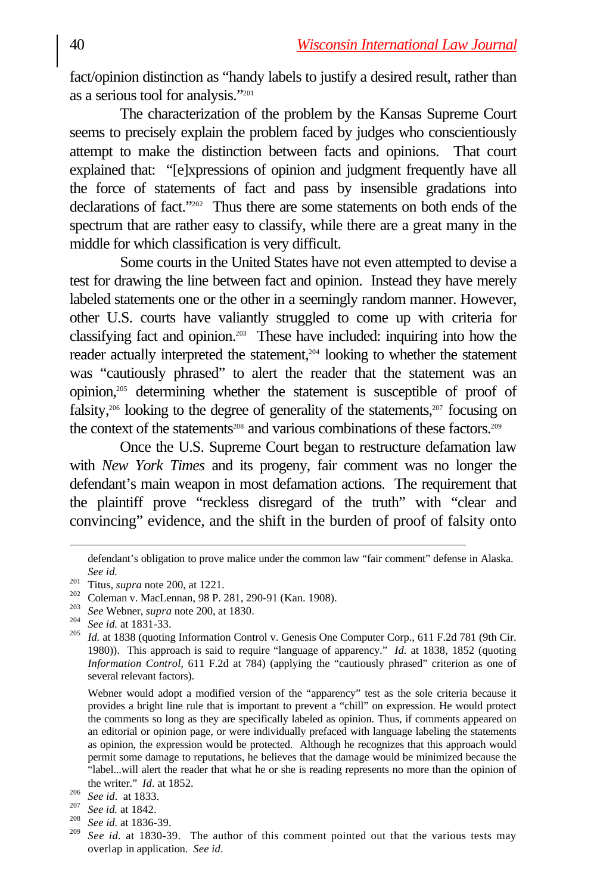fact/opinion distinction as "handy labels to justify a desired result, rather than as a serious tool for analysis."[201]

The characterization of the problem by the Kansas Supreme Court seems to precisely explain the problem faced by judges who conscientiously attempt to make the distinction between facts and opinions. That court explained that: "[e]xpressions of opinion and judgment frequently have all the force of statements of fact and pass by insensible gradations into declarations of fact."[202] Thus there are some statements on both ends of the spectrum that are rather easy to classify, while there are a great many in the middle for which classification is very difficult.

Some courts in the United States have not even attempted to devise a test for drawing the line between fact and opinion. Instead they have merely labeled statements one or the other in a seemingly random manner. However, other U.S. courts have valiantly struggled to come up with criteria for classifying fact and opinion.[203] These have included: inquiring into how the reader actually interpreted the statement,[204] looking to whether the statement was "cautiously phrased" to alert the reader that the statement was an opinion,[205] determining whether the statement is susceptible of proof of falsity,[206] looking to the degree of generality of the statements,[207] focusing on the context of the statements[208] and various combinations of these factors.[209]

Once the U.S. Supreme Court began to restructure defamation law with *New York Times* and its progeny, fair comment was no longer the defendant's main weapon in most defamation actions. The requirement that the plaintiff prove "reckless disregard of the truth" with "clear and convincing" evidence, and the shift in the burden of proof of falsity onto

---

defendant's obligation to prove malice under the common law "fair comment" defense in Alaska. *See id.*

[201] Titus, *supra* note 200, at 1221.

[202] Coleman v. MacLennan, 98 P. 281, 290-91 (Kan. 1908).

[203] *See* Webner, *supra* note 200, at 1830.

[204] *See id.* at 1831-33.

[205] *Id.* at 1838 (quoting Information Control v. Genesis One Computer Corp., 611 F.2d 781 (9th Cir. 1980)). This approach is said to require "language of apparency." *Id.* at 1838, 1852 (quoting *Information Control*, 611 F.2d at 784) (applying the "cautiously phrased" criterion as one of several relevant factors).

Webner would adopt a modified version of the "apparency" test as the sole criteria because it provides a bright line rule that is important to prevent a "chill" on expression. He would protect the comments so long as they are specifically labeled as opinion. Thus, if comments appeared on an editorial or opinion page, or were individually prefaced with language labeling the statements as opinion, the expression would be protected. Although he recognizes that this approach would permit some damage to reputations, he believes that the damage would be minimized because the "label...will alert the reader that what he or she is reading represents no more than the opinion of the writer." *Id*. at 1852.

[206] *See id*. at 1833.

[207] *See id.* at 1842.

[208] *See id.* at 1836-39.

[209] *See id.* at 1830-39. The author of this comment pointed out that the various tests may overlap in application. *See id*.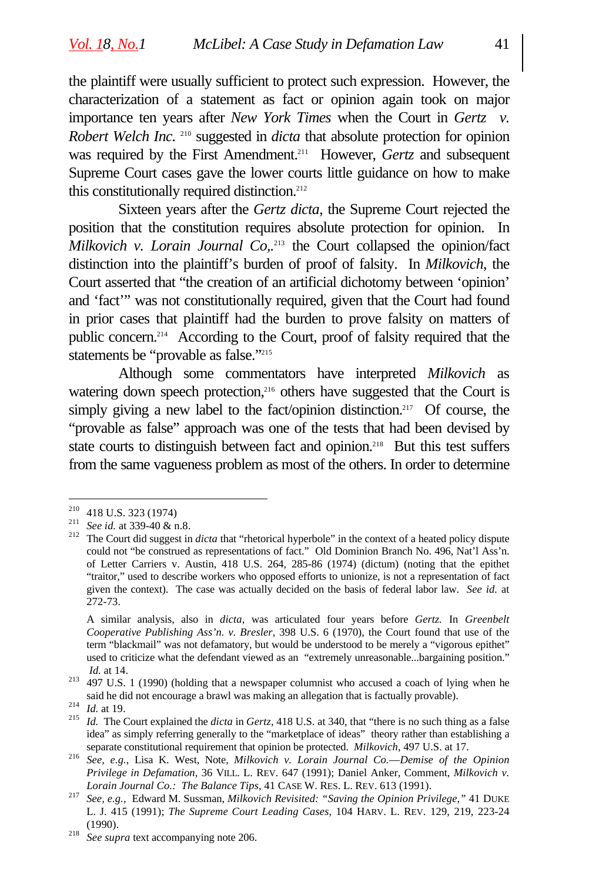the plaintiff were usually sufficient to protect such expression. However, the characterization of a statement as fact or opinion again took on major importance ten years after *New York Times* when the Court in *Gertz v. Robert Welch Inc.* [210] suggested in *dicta* that absolute protection for opinion was required by the First Amendment.[211] However, *Gertz* and subsequent Supreme Court cases gave the lower courts little guidance on how to make this constitutionally required distinction.[212]

Sixteen years after the *Gertz dicta*, the Supreme Court rejected the position that the constitution requires absolute protection for opinion. In *Milkovich v. Lorain Journal Co,*.[213] the Court collapsed the opinion/fact distinction into the plaintiff's burden of proof of falsity. In *Milkovich*, the Court asserted that "the creation of an artificial dichotomy between 'opinion' and 'fact'" was not constitutionally required, given that the Court had found in prior cases that plaintiff had the burden to prove falsity on matters of public concern.[214] According to the Court, proof of falsity required that the statements be "provable as false."[215]

Although some commentators have interpreted *Milkovich* as watering down speech protection,[216] others have suggested that the Court is simply giving a new label to the fact/opinion distinction.[217] Of course, the "provable as false" approach was one of the tests that had been devised by state courts to distinguish between fact and opinion.[218] But this test suffers from the same vagueness problem as most of the others. In order to determine

---

[210] 418 U.S. 323 (1974)

[211] *See id.* at 339-40 & n.8.

[212] The Court did suggest in *dicta* that "rhetorical hyperbole" in the context of a heated policy dispute could not "be construed as representations of fact." Old Dominion Branch No. 496, Nat'l Ass'n. of Letter Carriers v. Austin, 418 U.S. 264, 285-86 (1974) (dictum) (noting that the epithet "traitor," used to describe workers who opposed efforts to unionize, is not a representation of fact given the context). The case was actually decided on the basis of federal labor law. *See id.* at 272-73.

A similar analysis, also in *dicta*, was articulated four years before *Gertz.* In *Greenbelt Cooperative Publishing Ass'n. v. Bresler*, 398 U.S. 6 (1970), the Court found that use of the term "blackmail" was not defamatory, but would be understood to be merely a "vigorous epithet" used to criticize what the defendant viewed as an "extremely unreasonable...bargaining position." *Id.* at 14.

[213] 497 U.S. 1 (1990) (holding that a newspaper columnist who accused a coach of lying when he said he did not encourage a brawl was making an allegation that is factually provable).

[214] *Id.* at 19.

[215] *Id.* The Court explained the *dicta* in *Gertz*, 418 U.S. at 340, that "there is no such thing as a false idea" as simply referring generally to the "marketplace of ideas" theory rather than establishing a separate constitutional requirement that opinion be protected. *Milkovich*, 497 U.S. at 17.

[216] *See, e.g.,* Lisa K. West, Note, *Milkovich v. Lorain Journal Co.—Demise of the Opinion Privilege in Defamation*, 36 VILL. L. REV. 647 (1991); Daniel Anker, Comment, *Milkovich v. Lorain Journal Co.: The Balance Tips*, 41 CASE W. RES. L. REV. 613 (1991).

[217] *See, e.g.,* Edward M. Sussman, *Milkovich Revisited: "Saving the Opinion Privilege,"* 41 DUKE L. J. 415 (1991); *The Supreme Court Leading Cases*, 104 HARV. L. REV. 129, 219, 223-24 (1990).

[218] *See supra* text accompanying note 206.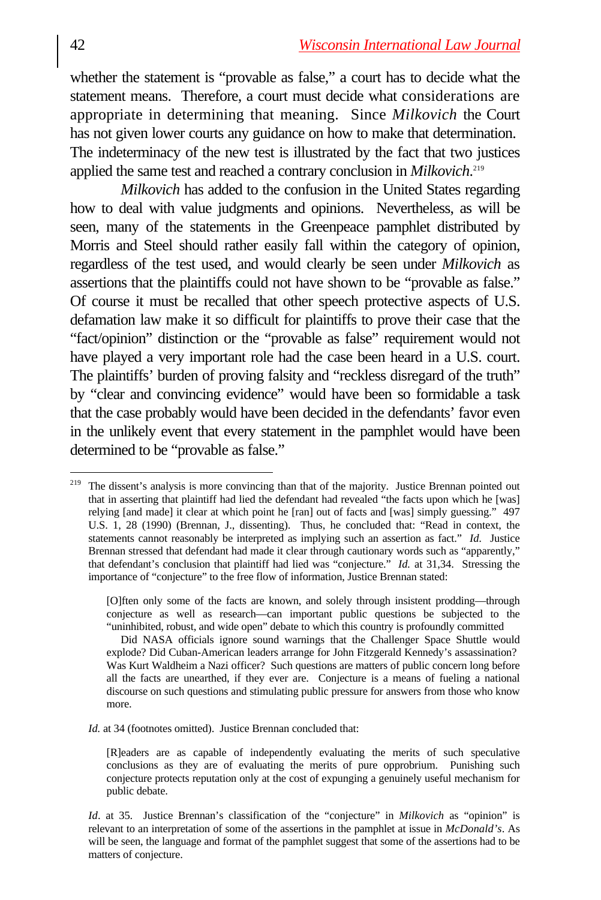whether the statement is "provable as false," a court has to decide what the statement means. Therefore, a court must decide what considerations are appropriate in determining that meaning. Since *Milkovich* the Court has not given lower courts any guidance on how to make that determination. The indeterminacy of the new test is illustrated by the fact that two justices applied the same test and reached a contrary conclusion in *Milkovich*.[219]

*Milkovich* has added to the confusion in the United States regarding how to deal with value judgments and opinions. Nevertheless, as will be seen, many of the statements in the Greenpeace pamphlet distributed by Morris and Steel should rather easily fall within the category of opinion, regardless of the test used, and would clearly be seen under *Milkovich* as assertions that the plaintiffs could not have shown to be "provable as false." Of course it must be recalled that other speech protective aspects of U.S. defamation law make it so difficult for plaintiffs to prove their case that the "fact/opinion" distinction or the "provable as false" requirement would not have played a very important role had the case been heard in a U.S. court. The plaintiffs' burden of proving falsity and "reckless disregard of the truth" by "clear and convincing evidence" would have been so formidable a task that the case probably would have been decided in the defendants' favor even in the unlikely event that every statement in the pamphlet would have been determined to be "provable as false."

---

[219] The dissent's analysis is more convincing than that of the majority. Justice Brennan pointed out that in asserting that plaintiff had lied the defendant had revealed "the facts upon which he [was] relying [and made] it clear at which point he [ran] out of facts and [was] simply guessing." 497 U.S. 1, 28 (1990) (Brennan, J., dissenting). Thus, he concluded that: "Read in context, the statements cannot reasonably be interpreted as implying such an assertion as fact." *Id.* Justice Brennan stressed that defendant had made it clear through cautionary words such as "apparently," that defendant's conclusion that plaintiff had lied was "conjecture." *Id.* at 31,34. Stressing the importance of "conjecture" to the free flow of information, Justice Brennan stated:

> [O]ften only some of the facts are known, and solely through insistent prodding—through conjecture as well as research—can important public questions be subjected to the "uninhibited, robust, and wide open" debate to which this country is profoundly committed
>
> Did NASA officials ignore sound warnings that the Challenger Space Shuttle would explode? Did Cuban-American leaders arrange for John Fitzgerald Kennedy's assassination? Was Kurt Waldheim a Nazi officer? Such questions are matters of public concern long before all the facts are unearthed, if they ever are. Conjecture is a means of fueling a national discourse on such questions and stimulating public pressure for answers from those who know more.

*Id.* at 34 (footnotes omitted). Justice Brennan concluded that:

> [R]eaders are as capable of independently evaluating the merits of such speculative conclusions as they are of evaluating the merits of pure opprobrium. Punishing such conjecture protects reputation only at the cost of expunging a genuinely useful mechanism for public debate.

*Id*. at 35. Justice Brennan's classification of the "conjecture" in *Milkovich* as "opinion" is relevant to an interpretation of some of the assertions in the pamphlet at issue in *McDonald's*. As will be seen, the language and format of the pamphlet suggest that some of the assertions had to be matters of conjecture.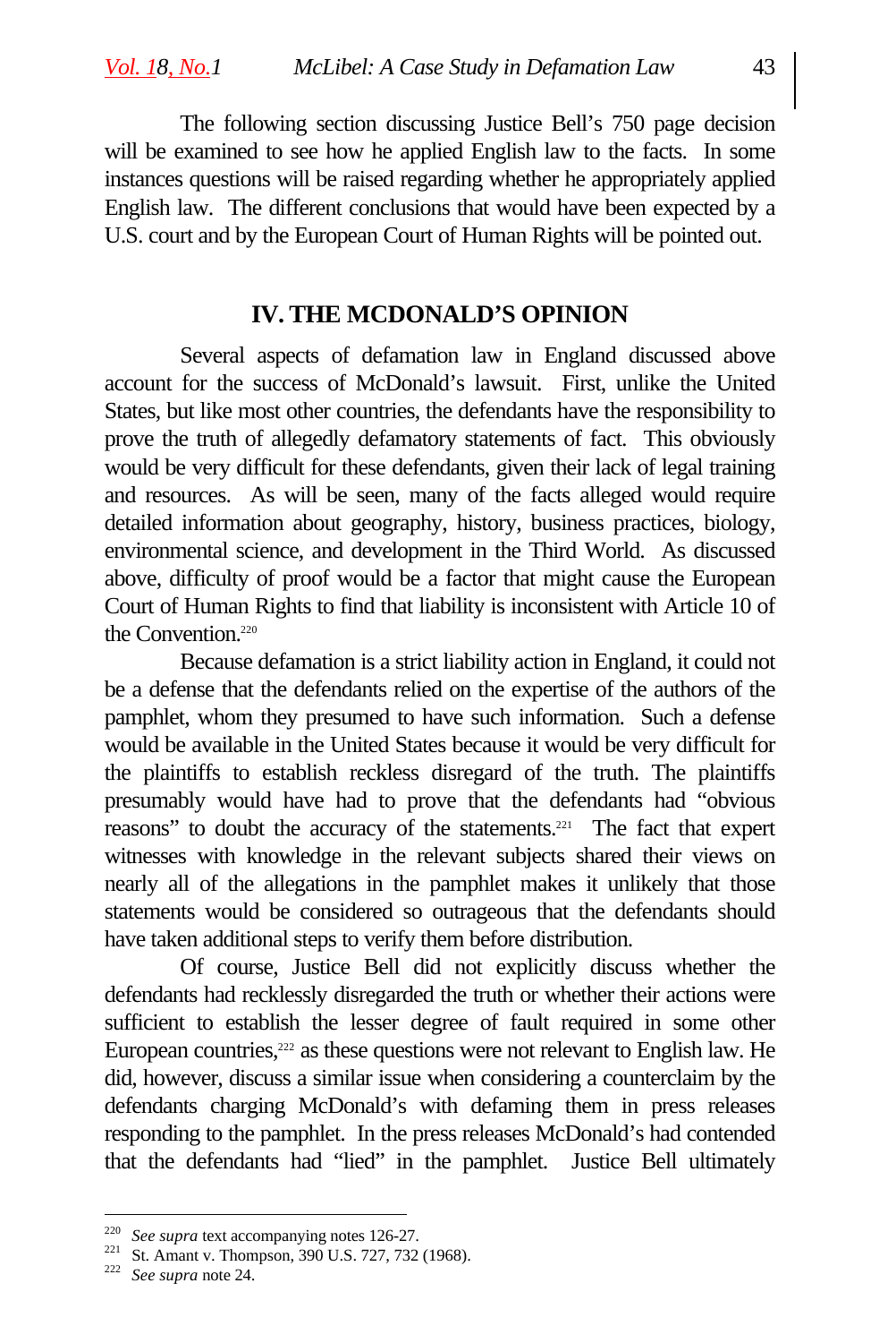The following section discussing Justice Bell's 750 page decision will be examined to see how he applied English law to the facts. In some instances questions will be raised regarding whether he appropriately applied English law. The different conclusions that would have been expected by a U.S. court and by the European Court of Human Rights will be pointed out.

## IV. THE MCDONALD'S OPINION

Several aspects of defamation law in England discussed above account for the success of McDonald's lawsuit. First, unlike the United States, but like most other countries, the defendants have the responsibility to prove the truth of allegedly defamatory statements of fact. This obviously would be very difficult for these defendants, given their lack of legal training and resources. As will be seen, many of the facts alleged would require detailed information about geography, history, business practices, biology, environmental science, and development in the Third World. As discussed above, difficulty of proof would be a factor that might cause the European Court of Human Rights to find that liability is inconsistent with Article 10 of the Convention.[220]

Because defamation is a strict liability action in England, it could not be a defense that the defendants relied on the expertise of the authors of the pamphlet, whom they presumed to have such information. Such a defense would be available in the United States because it would be very difficult for the plaintiffs to establish reckless disregard of the truth. The plaintiffs presumably would have had to prove that the defendants had "obvious reasons" to doubt the accuracy of the statements.[221] The fact that expert witnesses with knowledge in the relevant subjects shared their views on nearly all of the allegations in the pamphlet makes it unlikely that those statements would be considered so outrageous that the defendants should have taken additional steps to verify them before distribution.

Of course, Justice Bell did not explicitly discuss whether the defendants had recklessly disregarded the truth or whether their actions were sufficient to establish the lesser degree of fault required in some other European countries,[222] as these questions were not relevant to English law. He did, however, discuss a similar issue when considering a counterclaim by the defendants charging McDonald's with defaming them in press releases responding to the pamphlet. In the press releases McDonald's had contended that the defendants had "lied" in the pamphlet. Justice Bell ultimately

---

[220] *See supra* text accompanying notes 126-27.

[221] St. Amant v. Thompson, 390 U.S. 727, 732 (1968).

[222] *See supra* note 24.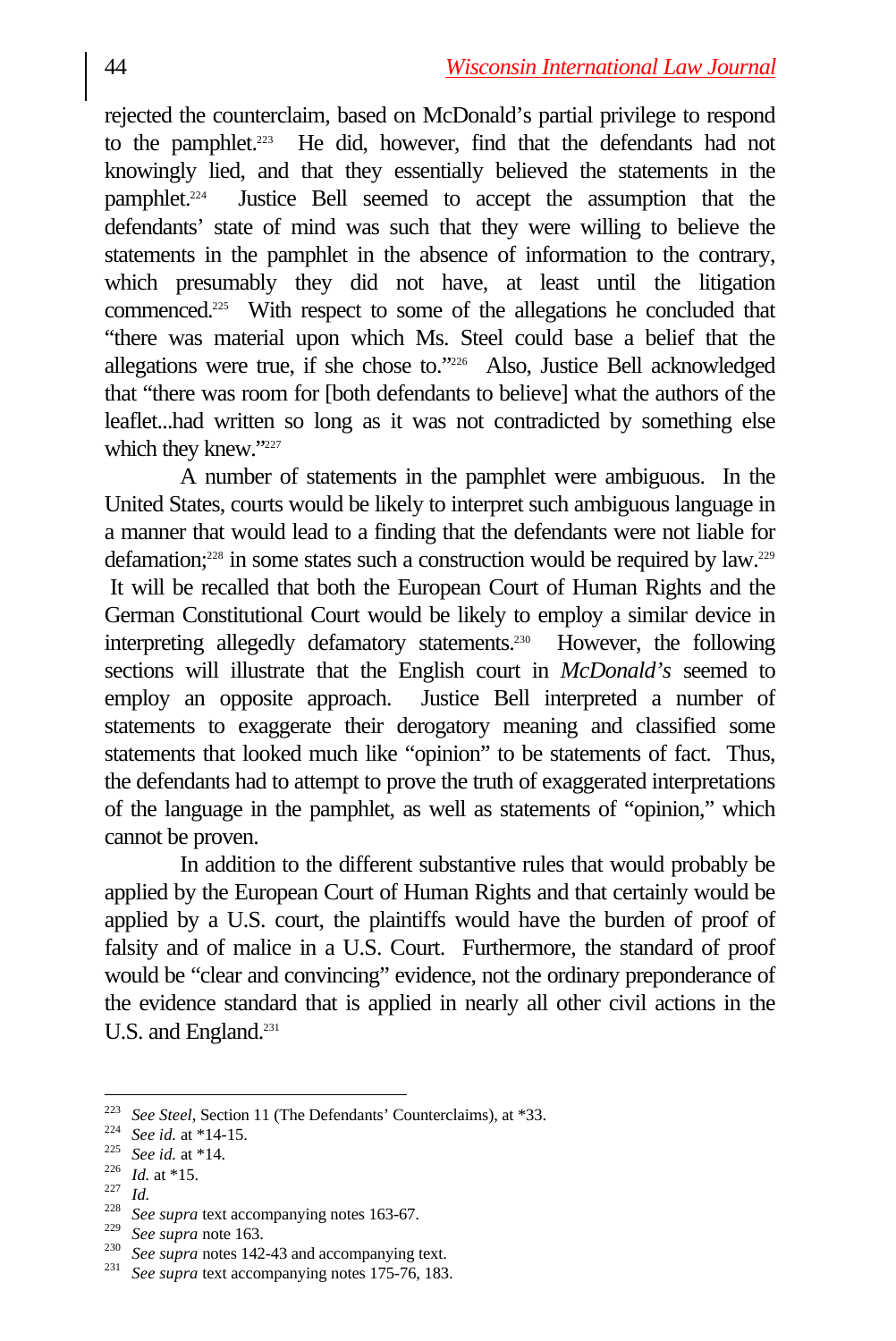rejected the counterclaim, based on McDonald's partial privilege to respond to the pamphlet.[223] He did, however, find that the defendants had not knowingly lied, and that they essentially believed the statements in the pamphlet.[224] Justice Bell seemed to accept the assumption that the defendants' state of mind was such that they were willing to believe the statements in the pamphlet in the absence of information to the contrary, which presumably they did not have, at least until the litigation commenced.[225] With respect to some of the allegations he concluded that "there was material upon which Ms. Steel could base a belief that the allegations were true, if she chose to."[226] Also, Justice Bell acknowledged that "there was room for [both defendants to believe] what the authors of the leaflet...had written so long as it was not contradicted by something else which they knew."[227]

A number of statements in the pamphlet were ambiguous. In the United States, courts would be likely to interpret such ambiguous language in a manner that would lead to a finding that the defendants were not liable for defamation;[228] in some states such a construction would be required by law.[229] It will be recalled that both the European Court of Human Rights and the German Constitutional Court would be likely to employ a similar device in interpreting allegedly defamatory statements.[230] However, the following sections will illustrate that the English court in *McDonald's* seemed to employ an opposite approach. Justice Bell interpreted a number of statements to exaggerate their derogatory meaning and classified some statements that looked much like "opinion" to be statements of fact. Thus, the defendants had to attempt to prove the truth of exaggerated interpretations of the language in the pamphlet, as well as statements of "opinion," which cannot be proven.

In addition to the different substantive rules that would probably be applied by the European Court of Human Rights and that certainly would be applied by a U.S. court, the plaintiffs would have the burden of proof of falsity and of malice in a U.S. Court. Furthermore, the standard of proof would be "clear and convincing" evidence, not the ordinary preponderance of the evidence standard that is applied in nearly all other civil actions in the U.S. and England.[231]

---

[223] *See Steel*, Section 11 (The Defendants' Counterclaims), at *33.

[224] *See id.* at *14-15.

[225] *See id.* at *14.

[226] *Id.* at *15.

[227] *Id.*

[228] *See supra* text accompanying notes 163-67.

[229] *See supra* note 163.

[230] *See supra* notes 142-43 and accompanying text.

[231] *See supra* text accompanying notes 175-76, 183.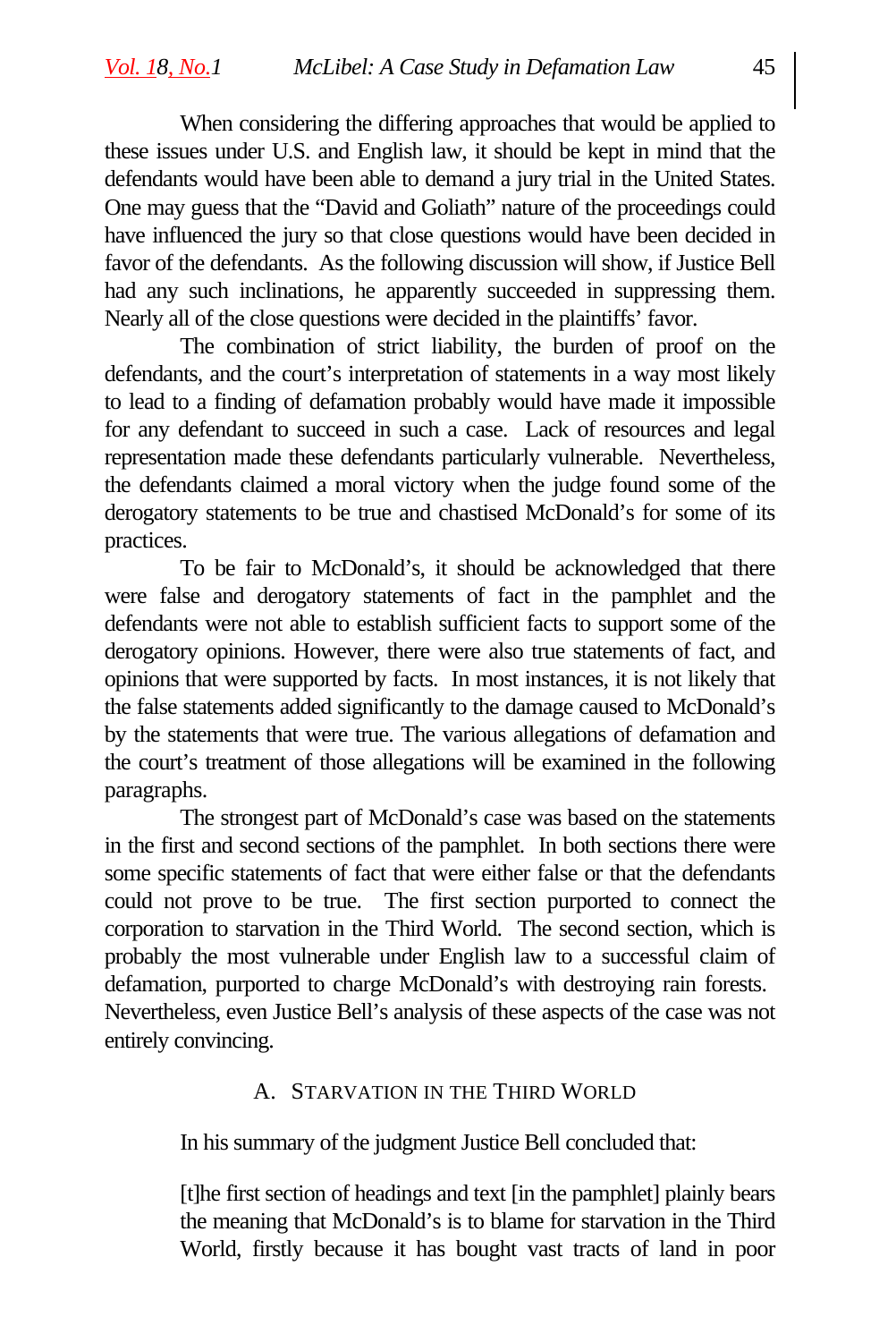When considering the differing approaches that would be applied to these issues under U.S. and English law, it should be kept in mind that the defendants would have been able to demand a jury trial in the United States. One may guess that the "David and Goliath" nature of the proceedings could have influenced the jury so that close questions would have been decided in favor of the defendants. As the following discussion will show, if Justice Bell had any such inclinations, he apparently succeeded in suppressing them. Nearly all of the close questions were decided in the plaintiffs' favor.

The combination of strict liability, the burden of proof on the defendants, and the court's interpretation of statements in a way most likely to lead to a finding of defamation probably would have made it impossible for any defendant to succeed in such a case. Lack of resources and legal representation made these defendants particularly vulnerable. Nevertheless, the defendants claimed a moral victory when the judge found some of the derogatory statements to be true and chastised McDonald's for some of its practices.

To be fair to McDonald's, it should be acknowledged that there were false and derogatory statements of fact in the pamphlet and the defendants were not able to establish sufficient facts to support some of the derogatory opinions. However, there were also true statements of fact, and opinions that were supported by facts. In most instances, it is not likely that the false statements added significantly to the damage caused to McDonald's by the statements that were true. The various allegations of defamation and the court's treatment of those allegations will be examined in the following paragraphs.

The strongest part of McDonald's case was based on the statements in the first and second sections of the pamphlet. In both sections there were some specific statements of fact that were either false or that the defendants could not prove to be true. The first section purported to connect the corporation to starvation in the Third World. The second section, which is probably the most vulnerable under English law to a successful claim of defamation, purported to charge McDonald's with destroying rain forests. Nevertheless, even Justice Bell's analysis of these aspects of the case was not entirely convincing.

## A. Starvation in the Third World

In his summary of the judgment Justice Bell concluded that:

> [t]he first section of headings and text [in the pamphlet] plainly bears the meaning that McDonald's is to blame for starvation in the Third World, firstly because it has bought vast tracts of land in poor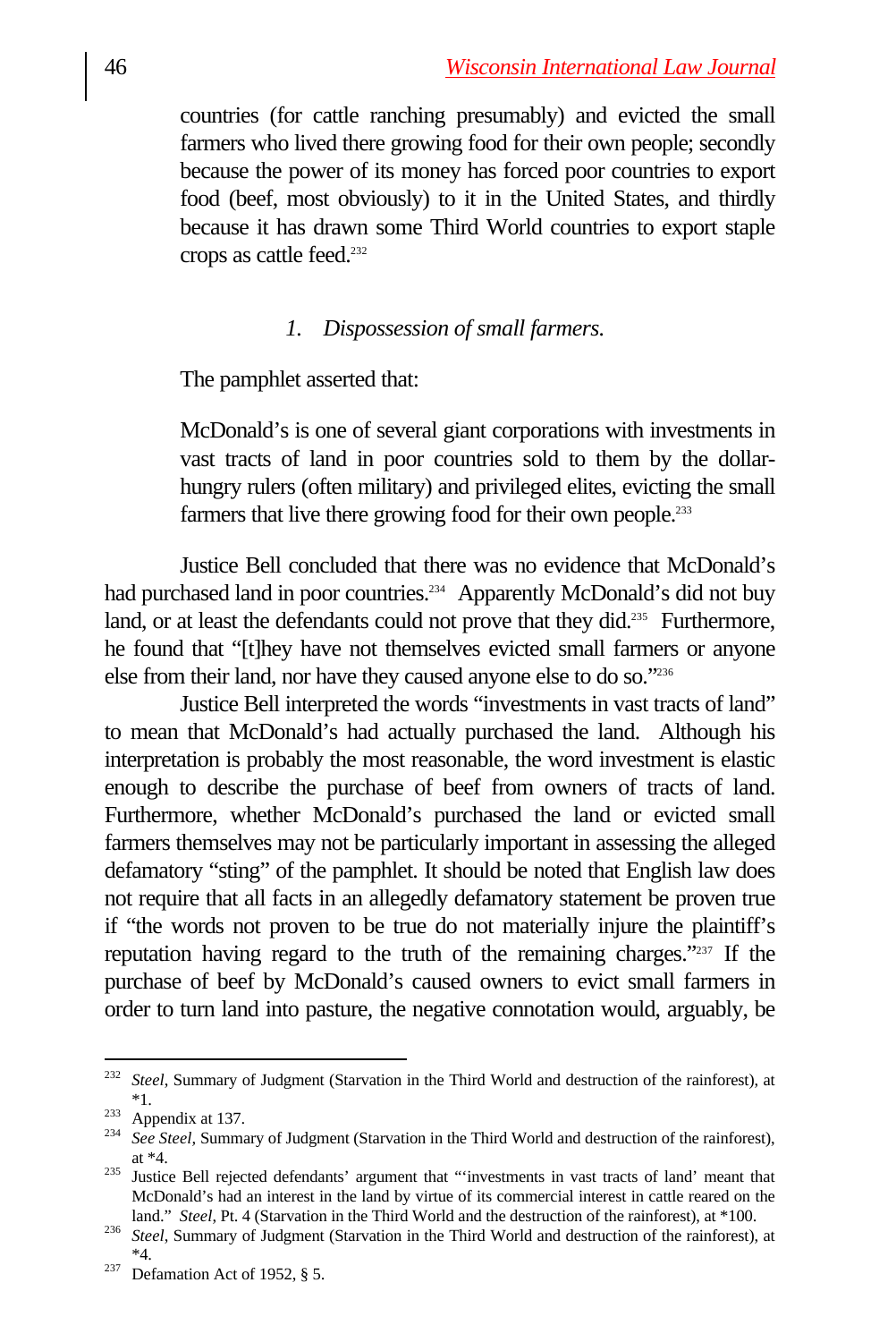countries (for cattle ranching presumably) and evicted the small farmers who lived there growing food for their own people; secondly because the power of its money has forced poor countries to export food (beef, most obviously) to it in the United States, and thirdly because it has drawn some Third World countries to export staple crops as cattle feed.[232]

### 1. *Dispossession of small farmers.*

The pamphlet asserted that:

> McDonald's is one of several giant corporations with investments in vast tracts of land in poor countries sold to them by the dollar-hungry rulers (often military) and privileged elites, evicting the small farmers that live there growing food for their own people.[233]

Justice Bell concluded that there was no evidence that McDonald's had purchased land in poor countries.[234] Apparently McDonald's did not buy land, or at least the defendants could not prove that they did.[235] Furthermore, he found that "[t]hey have not themselves evicted small farmers or anyone else from their land, nor have they caused anyone else to do so."[236]

Justice Bell interpreted the words "investments in vast tracts of land" to mean that McDonald's had actually purchased the land. Although his interpretation is probably the most reasonable, the word investment is elastic enough to describe the purchase of beef from owners of tracts of land. Furthermore, whether McDonald's purchased the land or evicted small farmers themselves may not be particularly important in assessing the alleged defamatory "sting" of the pamphlet. It should be noted that English law does not require that all facts in an allegedly defamatory statement be proven true if "the words not proven to be true do not materially injure the plaintiff's reputation having regard to the truth of the remaining charges."[237] If the purchase of beef by McDonald's caused owners to evict small farmers in order to turn land into pasture, the negative connotation would, arguably, be

---

[232] *Steel*, Summary of Judgment (Starvation in the Third World and destruction of the rainforest), at *1.

[233] Appendix at 137.

[234] *See Steel*, Summary of Judgment (Starvation in the Third World and destruction of the rainforest), at *4.

[235] Justice Bell rejected defendants' argument that "'investments in vast tracts of land' meant that McDonald's had an interest in the land by virtue of its commercial interest in cattle reared on the land." *Steel*, Pt. 4 (Starvation in the Third World and the destruction of the rainforest), at *100.

[236] *Steel*, Summary of Judgment (Starvation in the Third World and destruction of the rainforest), at *4.

[237] Defamation Act of 1952, § 5.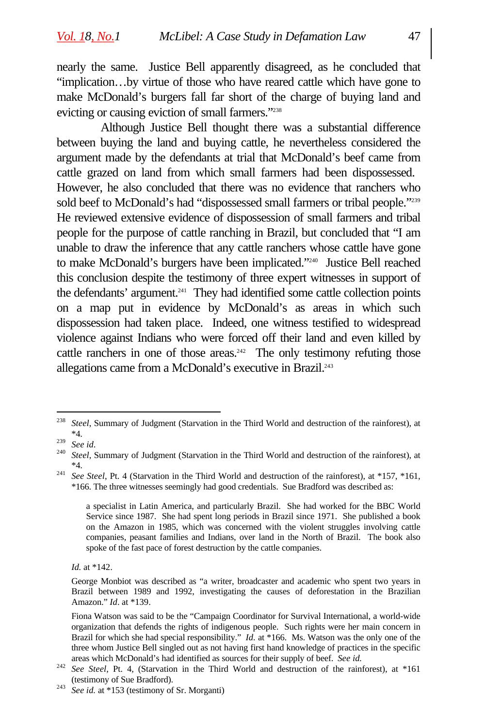nearly the same. Justice Bell apparently disagreed, as he concluded that "implication…by virtue of those who have reared cattle which have gone to make McDonald's burgers fall far short of the charge of buying land and evicting or causing eviction of small farmers."[238]

Although Justice Bell thought there was a substantial difference between buying the land and buying cattle, he nevertheless considered the argument made by the defendants at trial that McDonald's beef came from cattle grazed on land from which small farmers had been dispossessed. However, he also concluded that there was no evidence that ranchers who sold beef to McDonald's had "dispossessed small farmers or tribal people."[239] He reviewed extensive evidence of dispossession of small farmers and tribal people for the purpose of cattle ranching in Brazil, but concluded that "I am unable to draw the inference that any cattle ranchers whose cattle have gone to make McDonald's burgers have been implicated."[240] Justice Bell reached this conclusion despite the testimony of three expert witnesses in support of the defendants' argument.[241] They had identified some cattle collection points on a map put in evidence by McDonald's as areas in which such dispossession had taken place. Indeed, one witness testified to widespread violence against Indians who were forced off their land and even killed by cattle ranchers in one of those areas.[242] The only testimony refuting those allegations came from a McDonald's executive in Brazil.[243]

---

[238] *Steel*, Summary of Judgment (Starvation in the Third World and destruction of the rainforest), at *4.

[239] *See id.*

[240] *Steel*, Summary of Judgment (Starvation in the Third World and destruction of the rainforest), at *4.

[241] *See Steel*, Pt. 4 (Starvation in the Third World and destruction of the rainforest), at *157, *161, *166. The three witnesses seemingly had good credentials. Sue Bradford was described as:

> a specialist in Latin America, and particularly Brazil. She had worked for the BBC World Service since 1987. She had spent long periods in Brazil since 1971. She published a book on the Amazon in 1985, which was concerned with the violent struggles involving cattle companies, peasant families and Indians, over land in the North of Brazil. The book also spoke of the fast pace of forest destruction by the cattle companies.

*Id.* at *142.

George Monbiot was described as "a writer, broadcaster and academic who spent two years in Brazil between 1989 and 1992, investigating the causes of deforestation in the Brazilian Amazon." *Id.* at *139.

Fiona Watson was said to be the "Campaign Coordinator for Survival International, a world-wide organization that defends the rights of indigenous people. Such rights were her main concern in Brazil for which she had special responsibility." *Id.* at *166. Ms. Watson was the only one of the three whom Justice Bell singled out as not having first hand knowledge of practices in the specific areas which McDonald's had identified as sources for their supply of beef. *See id.*

[242] *See Steel*, Pt. 4, (Starvation in the Third World and destruction of the rainforest), at *161 (testimony of Sue Bradford).

[243] *See id.* at *153 (testimony of Sr. Morganti)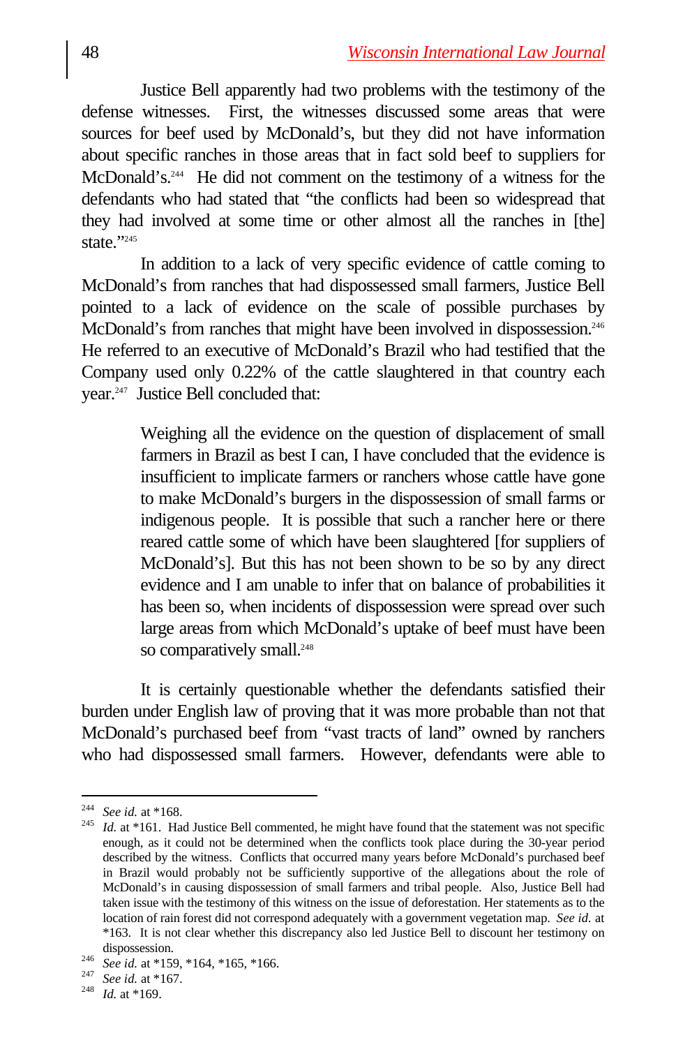Justice Bell apparently had two problems with the testimony of the defense witnesses. First, the witnesses discussed some areas that were sources for beef used by McDonald's, but they did not have information about specific ranches in those areas that in fact sold beef to suppliers for McDonald's.[244] He did not comment on the testimony of a witness for the defendants who had stated that "the conflicts had been so widespread that they had involved at some time or other almost all the ranches in [the] state."[245]

In addition to a lack of very specific evidence of cattle coming to McDonald's from ranches that had dispossessed small farmers, Justice Bell pointed to a lack of evidence on the scale of possible purchases by McDonald's from ranches that might have been involved in dispossession.[246] He referred to an executive of McDonald's Brazil who had testified that the Company used only 0.22% of the cattle slaughtered in that country each year.[247] Justice Bell concluded that:

> Weighing all the evidence on the question of displacement of small farmers in Brazil as best I can, I have concluded that the evidence is insufficient to implicate farmers or ranchers whose cattle have gone to make McDonald's burgers in the dispossession of small farms or indigenous people. It is possible that such a rancher here or there reared cattle some of which have been slaughtered [for suppliers of McDonald's]. But this has not been shown to be so by any direct evidence and I am unable to infer that on balance of probabilities it has been so, when incidents of dispossession were spread over such large areas from which McDonald's uptake of beef must have been so comparatively small.[248]

It is certainly questionable whether the defendants satisfied their burden under English law of proving that it was more probable than not that McDonald's purchased beef from "vast tracts of land" owned by ranchers who had dispossessed small farmers. However, defendants were able to

---

[244] *See id.* at *168.

[245] *Id.* at *161. Had Justice Bell commented, he might have found that the statement was not specific enough, as it could not be determined when the conflicts took place during the 30-year period described by the witness. Conflicts that occurred many years before McDonald's purchased beef in Brazil would probably not be sufficiently supportive of the allegations about the role of McDonald's in causing dispossession of small farmers and tribal people. Also, Justice Bell had taken issue with the testimony of this witness on the issue of deforestation. Her statements as to the location of rain forest did not correspond adequately with a government vegetation map. *See id.* at *163. It is not clear whether this discrepancy also led Justice Bell to discount her testimony on dispossession.

[246] *See id.* at *159, *164, *165, *166.

[247] *See id.* at *167.

[248] *Id.* at *169.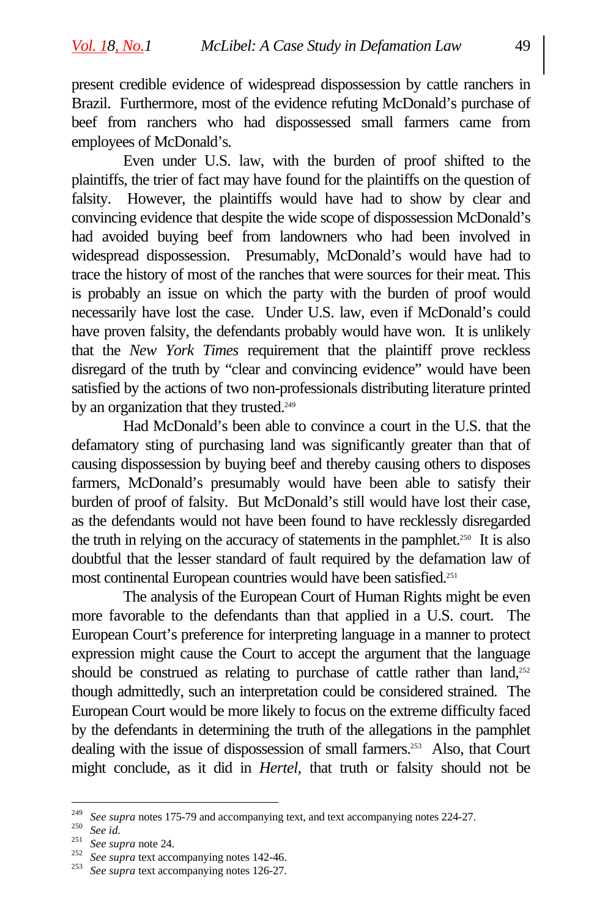present credible evidence of widespread dispossession by cattle ranchers in Brazil. Furthermore, most of the evidence refuting McDonald's purchase of beef from ranchers who had dispossessed small farmers came from employees of McDonald's.

Even under U.S. law, with the burden of proof shifted to the plaintiffs, the trier of fact may have found for the plaintiffs on the question of falsity. However, the plaintiffs would have had to show by clear and convincing evidence that despite the wide scope of dispossession McDonald's had avoided buying beef from landowners who had been involved in widespread dispossession. Presumably, McDonald's would have had to trace the history of most of the ranches that were sources for their meat. This is probably an issue on which the party with the burden of proof would necessarily have lost the case. Under U.S. law, even if McDonald's could have proven falsity, the defendants probably would have won. It is unlikely that the *New York Times* requirement that the plaintiff prove reckless disregard of the truth by "clear and convincing evidence" would have been satisfied by the actions of two non-professionals distributing literature printed by an organization that they trusted.[249]

Had McDonald's been able to convince a court in the U.S. that the defamatory sting of purchasing land was significantly greater than that of causing dispossession by buying beef and thereby causing others to disposes farmers, McDonald's presumably would have been able to satisfy their burden of proof of falsity. But McDonald's still would have lost their case, as the defendants would not have been found to have recklessly disregarded the truth in relying on the accuracy of statements in the pamphlet.[250] It is also doubtful that the lesser standard of fault required by the defamation law of most continental European countries would have been satisfied.[251]

The analysis of the European Court of Human Rights might be even more favorable to the defendants than that applied in a U.S. court. The European Court's preference for interpreting language in a manner to protect expression might cause the Court to accept the argument that the language should be construed as relating to purchase of cattle rather than land,[252] though admittedly, such an interpretation could be considered strained. The European Court would be more likely to focus on the extreme difficulty faced by the defendants in determining the truth of the allegations in the pamphlet dealing with the issue of dispossession of small farmers.[253] Also, that Court might conclude, as it did in *Hertel*, that truth or falsity should not be

---

[249] *See supra* notes 175-79 and accompanying text, and text accompanying notes 224-27.

[250] *See id.*

[251] *See supra* note 24.

[252] *See supra* text accompanying notes 142-46.

[253] *See supra* text accompanying notes 126-27.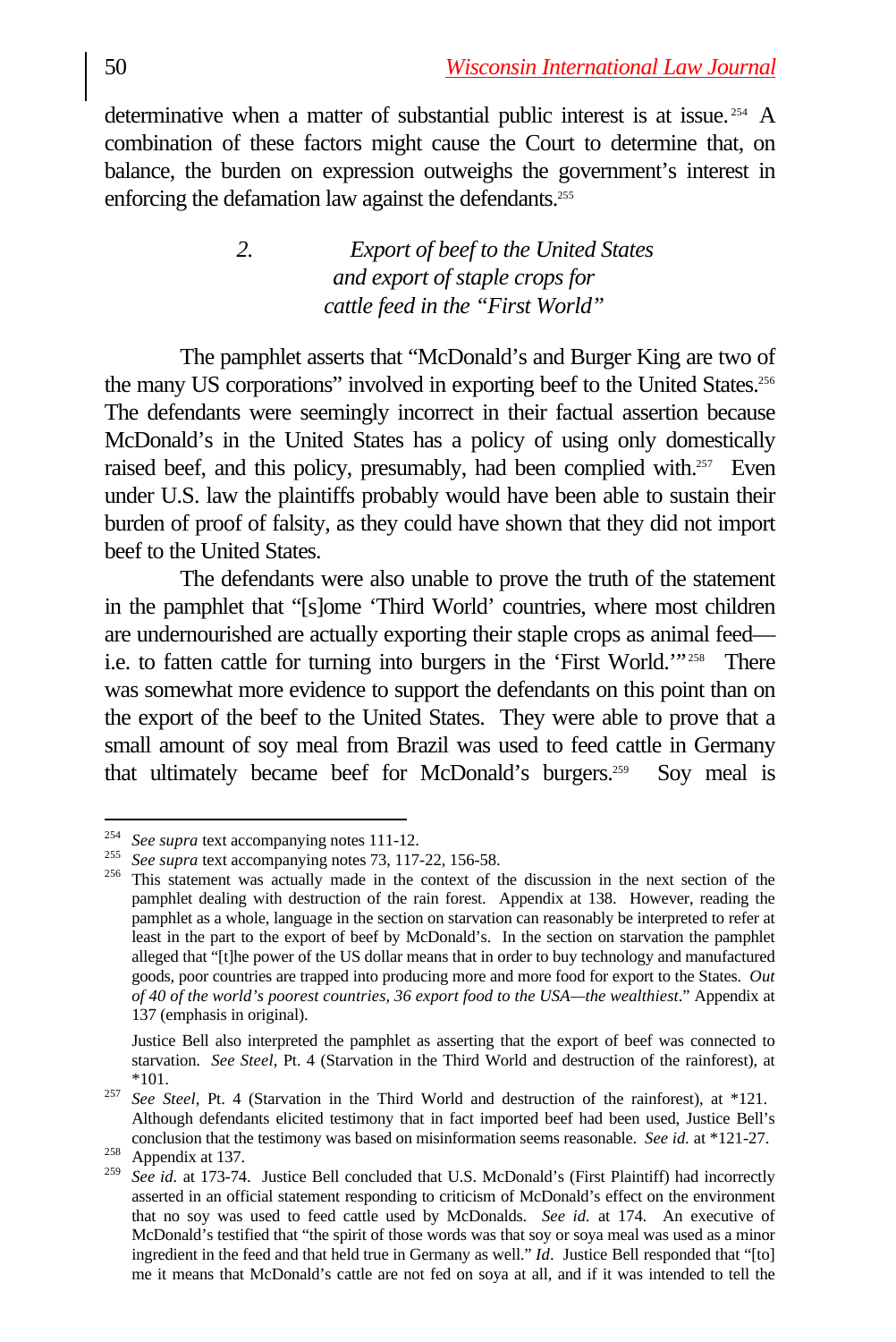determinative when a matter of substantial public interest is at issue.[254] A combination of these factors might cause the Court to determine that, on balance, the burden on expression outweighs the government's interest in enforcing the defamation law against the defendants.[255]

### 2. *Export of beef to the United States and export of staple crops for cattle feed in the "First World"*

The pamphlet asserts that "McDonald's and Burger King are two of the many US corporations" involved in exporting beef to the United States.[256] The defendants were seemingly incorrect in their factual assertion because McDonald's in the United States has a policy of using only domestically raised beef, and this policy, presumably, had been complied with.[257] Even under U.S. law the plaintiffs probably would have been able to sustain their burden of proof of falsity, as they could have shown that they did not import beef to the United States.

The defendants were also unable to prove the truth of the statement in the pamphlet that "[s]ome 'Third World' countries, where most children are undernourished are actually exporting their staple crops as animal feed—i.e. to fatten cattle for turning into burgers in the 'First World.'"[258] There was somewhat more evidence to support the defendants on this point than on the export of the beef to the United States. They were able to prove that a small amount of soy meal from Brazil was used to feed cattle in Germany that ultimately became beef for McDonald's burgers.[259] Soy meal is

---

[254] *See supra* text accompanying notes 111-12.

[255] *See supra* text accompanying notes 73, 117-22, 156-58.

[256] This statement was actually made in the context of the discussion in the next section of the pamphlet dealing with destruction of the rain forest. Appendix at 138. However, reading the pamphlet as a whole, language in the section on starvation can reasonably be interpreted to refer at least in the part to the export of beef by McDonald's. In the section on starvation the pamphlet alleged that "[t]he power of the US dollar means that in order to buy technology and manufactured goods, poor countries are trapped into producing more and more food for export to the States. *Out of 40 of the world's poorest countries, 36 export food to the USA—the wealthiest*." Appendix at 137 (emphasis in original).

Justice Bell also interpreted the pamphlet as asserting that the export of beef was connected to starvation. *See Steel*, Pt. 4 (Starvation in the Third World and destruction of the rainforest), at *101.

[257] *See Steel*, Pt. 4 (Starvation in the Third World and destruction of the rainforest), at *121. Although defendants elicited testimony that in fact imported beef had been used, Justice Bell's conclusion that the testimony was based on misinformation seems reasonable. *See id.* at *121-27.

[258] Appendix at 137.

[259] *See id.* at 173-74. Justice Bell concluded that U.S. McDonald's (First Plaintiff) had incorrectly asserted in an official statement responding to criticism of McDonald's effect on the environment that no soy was used to feed cattle used by McDonalds. *See id.* at 174. An executive of McDonald's testified that "the spirit of those words was that soy or soya meal was used as a minor ingredient in the feed and that held true in Germany as well." *Id*. Justice Bell responded that "[to] me it means that McDonald's cattle are not fed on soya at all, and if it was intended to tell the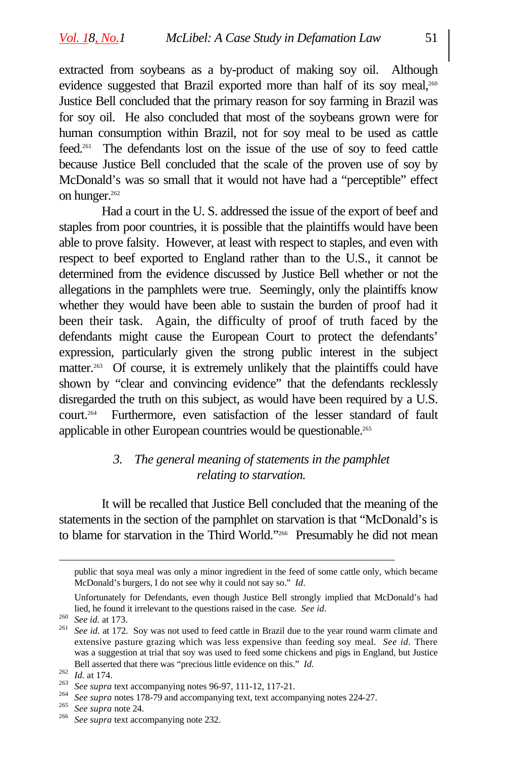extracted from soybeans as a by-product of making soy oil. Although evidence suggested that Brazil exported more than half of its soy meal,[260] Justice Bell concluded that the primary reason for soy farming in Brazil was for soy oil. He also concluded that most of the soybeans grown were for human consumption within Brazil, not for soy meal to be used as cattle feed.[261] The defendants lost on the issue of the use of soy to feed cattle because Justice Bell concluded that the scale of the proven use of soy by McDonald's was so small that it would not have had a "perceptible" effect on hunger.[262]

Had a court in the U. S. addressed the issue of the export of beef and staples from poor countries, it is possible that the plaintiffs would have been able to prove falsity. However, at least with respect to staples, and even with respect to beef exported to England rather than to the U.S., it cannot be determined from the evidence discussed by Justice Bell whether or not the allegations in the pamphlets were true. Seemingly, only the plaintiffs know whether they would have been able to sustain the burden of proof had it been their task. Again, the difficulty of proof of truth faced by the defendants might cause the European Court to protect the defendants' expression, particularly given the strong public interest in the subject matter.[263] Of course, it is extremely unlikely that the plaintiffs could have shown by "clear and convincing evidence" that the defendants recklessly disregarded the truth on this subject, as would have been required by a U.S. court.[264] Furthermore, even satisfaction of the lesser standard of fault applicable in other European countries would be questionable.[265]

### 3. *The general meaning of statements in the pamphlet relating to starvation.*

It will be recalled that Justice Bell concluded that the meaning of the statements in the section of the pamphlet on starvation is that "McDonald's is to blame for starvation in the Third World."[266] Presumably he did not mean

---

public that soya meal was only a minor ingredient in the feed of some cattle only, which became McDonald's burgers, I do not see why it could not say so." *Id*.

Unfortunately for Defendants, even though Justice Bell strongly implied that McDonald's had lied, he found it irrelevant to the questions raised in the case. *See id*.

[260] *See id.* at 173.

[261] *See id.* at 172. Soy was not used to feed cattle in Brazil due to the year round warm climate and extensive pasture grazing which was less expensive than feeding soy meal. *See id*. There was a suggestion at trial that soy was used to feed some chickens and pigs in England, but Justice Bell asserted that there was "precious little evidence on this." *Id.*

[262] *Id.* at 174.

[263] *See supra* text accompanying notes 96-97, 111-12, 117-21.

[264] *See supra* notes 178-79 and accompanying text, text accompanying notes 224-27.

[265] *See supra* note 24.

[266] *See supra* text accompanying note 232.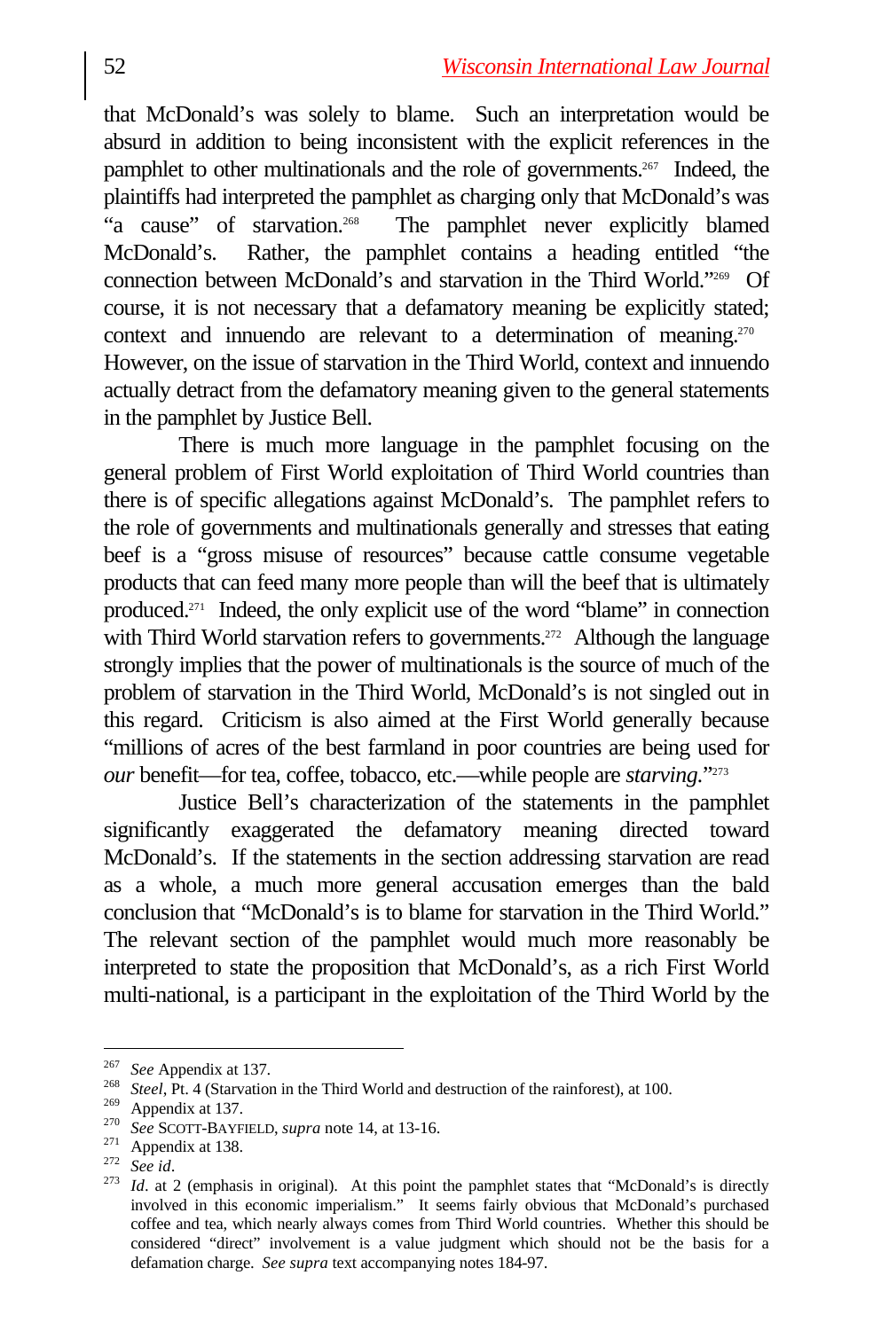that McDonald's was solely to blame. Such an interpretation would be absurd in addition to being inconsistent with the explicit references in the pamphlet to other multinationals and the role of governments.[267] Indeed, the plaintiffs had interpreted the pamphlet as charging only that McDonald's was "a cause" of starvation.[268] The pamphlet never explicitly blamed McDonald's. Rather, the pamphlet contains a heading entitled "the connection between McDonald's and starvation in the Third World."[269] Of course, it is not necessary that a defamatory meaning be explicitly stated; context and innuendo are relevant to a determination of meaning.[270] However, on the issue of starvation in the Third World, context and innuendo actually detract from the defamatory meaning given to the general statements in the pamphlet by Justice Bell.

There is much more language in the pamphlet focusing on the general problem of First World exploitation of Third World countries than there is of specific allegations against McDonald's. The pamphlet refers to the role of governments and multinationals generally and stresses that eating beef is a "gross misuse of resources" because cattle consume vegetable products that can feed many more people than will the beef that is ultimately produced.[271] Indeed, the only explicit use of the word "blame" in connection with Third World starvation refers to governments.[272] Although the language strongly implies that the power of multinationals is the source of much of the problem of starvation in the Third World, McDonald's is not singled out in this regard. Criticism is also aimed at the First World generally because "millions of acres of the best farmland in poor countries are being used for *our* benefit—for tea, coffee, tobacco, etc.—while people are *starving*."[273]

Justice Bell's characterization of the statements in the pamphlet significantly exaggerated the defamatory meaning directed toward McDonald's. If the statements in the section addressing starvation are read as a whole, a much more general accusation emerges than the bald conclusion that "McDonald's is to blame for starvation in the Third World." The relevant section of the pamphlet would much more reasonably be interpreted to state the proposition that McDonald's, as a rich First World multi-national, is a participant in the exploitation of the Third World by the

---

[267] *See* Appendix at 137.

[268] *Steel*, Pt. 4 (Starvation in the Third World and destruction of the rainforest), at 100.

[269] Appendix at 137.

[270] *See* SCOTT-BAYFIELD, *supra* note 14, at 13-16.

[271] Appendix at 138.

[272] *See id*.

[273] *Id*. at 2 (emphasis in original). At this point the pamphlet states that "McDonald's is directly involved in this economic imperialism." It seems fairly obvious that McDonald's purchased coffee and tea, which nearly always comes from Third World countries. Whether this should be considered "direct" involvement is a value judgment which should not be the basis for a defamation charge. *See supra* text accompanying notes 184-97.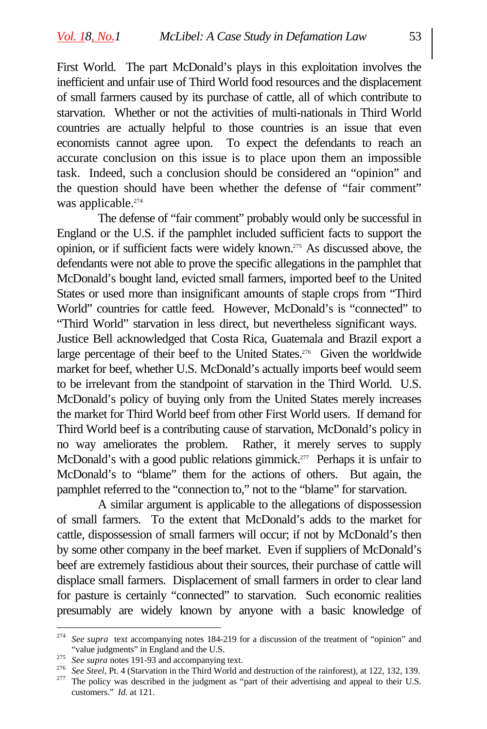First World. The part McDonald's plays in this exploitation involves the inefficient and unfair use of Third World food resources and the displacement of small farmers caused by its purchase of cattle, all of which contribute to starvation. Whether or not the activities of multi-nationals in Third World countries are actually helpful to those countries is an issue that even economists cannot agree upon. To expect the defendants to reach an accurate conclusion on this issue is to place upon them an impossible task. Indeed, such a conclusion should be considered an "opinion" and the question should have been whether the defense of "fair comment" was applicable.[274]

The defense of "fair comment" probably would only be successful in England or the U.S. if the pamphlet included sufficient facts to support the opinion, or if sufficient facts were widely known.[275] As discussed above, the defendants were not able to prove the specific allegations in the pamphlet that McDonald's bought land, evicted small farmers, imported beef to the United States or used more than insignificant amounts of staple crops from "Third World" countries for cattle feed. However, McDonald's is "connected" to "Third World" starvation in less direct, but nevertheless significant ways. Justice Bell acknowledged that Costa Rica, Guatemala and Brazil export a large percentage of their beef to the United States.[276] Given the worldwide market for beef, whether U.S. McDonald's actually imports beef would seem to be irrelevant from the standpoint of starvation in the Third World. U.S. McDonald's policy of buying only from the United States merely increases the market for Third World beef from other First World users. If demand for Third World beef is a contributing cause of starvation, McDonald's policy in no way ameliorates the problem. Rather, it merely serves to supply McDonald's with a good public relations gimmick.[277] Perhaps it is unfair to McDonald's to "blame" them for the actions of others. But again, the pamphlet referred to the "connection to," not to the "blame" for starvation.

A similar argument is applicable to the allegations of dispossession of small farmers. To the extent that McDonald's adds to the market for cattle, dispossession of small farmers will occur; if not by McDonald's then by some other company in the beef market. Even if suppliers of McDonald's beef are extremely fastidious about their sources, their purchase of cattle will displace small farmers. Displacement of small farmers in order to clear land for pasture is certainly "connected" to starvation. Such economic realities presumably are widely known by anyone with a basic knowledge of

---

[274] *See supra* text accompanying notes 184-219 for a discussion of the treatment of "opinion" and "value judgments" in England and the U.S.

[275] *See supra* notes 191-93 and accompanying text.

[276] *See Steel*, Pt. 4 (Starvation in the Third World and destruction of the rainforest), at 122, 132, 139.

[277] The policy was described in the judgment as "part of their advertising and appeal to their U.S. customers." *Id.* at 121.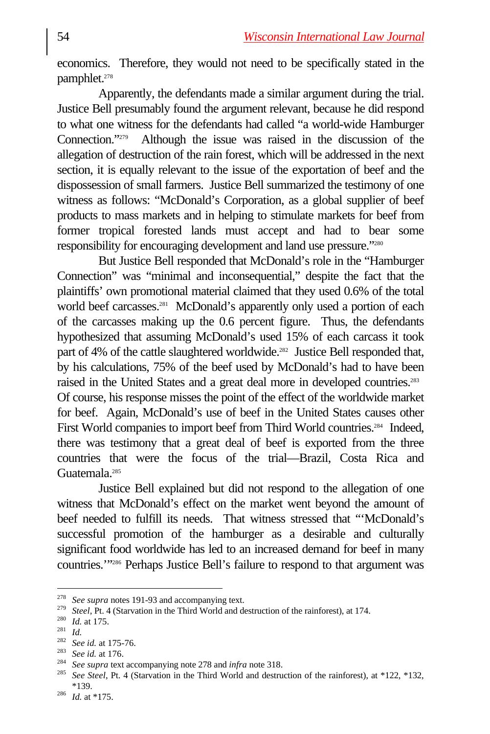economics. Therefore, they would not need to be specifically stated in the pamphlet.[278]

Apparently, the defendants made a similar argument during the trial. Justice Bell presumably found the argument relevant, because he did respond to what one witness for the defendants had called "a world-wide Hamburger Connection."[279] Although the issue was raised in the discussion of the allegation of destruction of the rain forest, which will be addressed in the next section, it is equally relevant to the issue of the exportation of beef and the dispossession of small farmers. Justice Bell summarized the testimony of one witness as follows: "McDonald's Corporation, as a global supplier of beef products to mass markets and in helping to stimulate markets for beef from former tropical forested lands must accept and had to bear some responsibility for encouraging development and land use pressure."[280]

But Justice Bell responded that McDonald's role in the "Hamburger Connection" was "minimal and inconsequential," despite the fact that the plaintiffs' own promotional material claimed that they used 0.6% of the total world beef carcasses.[281] McDonald's apparently only used a portion of each of the carcasses making up the 0.6 percent figure. Thus, the defendants hypothesized that assuming McDonald's used 15% of each carcass it took part of 4% of the cattle slaughtered worldwide.[282] Justice Bell responded that, by his calculations, 75% of the beef used by McDonald's had to have been raised in the United States and a great deal more in developed countries.[283] Of course, his response misses the point of the effect of the worldwide market for beef. Again, McDonald's use of beef in the United States causes other First World companies to import beef from Third World countries.[284] Indeed, there was testimony that a great deal of beef is exported from the three countries that were the focus of the trial—Brazil, Costa Rica and Guatemala.[285]

Justice Bell explained but did not respond to the allegation of one witness that McDonald's effect on the market went beyond the amount of beef needed to fulfill its needs. That witness stressed that "'McDonald's successful promotion of the hamburger as a desirable and culturally significant food worldwide has led to an increased demand for beef in many countries.'"[286] Perhaps Justice Bell's failure to respond to that argument was

---

[278] *See supra* notes 191-93 and accompanying text.

[279] *Steel*, Pt. 4 (Starvation in the Third World and destruction of the rainforest), at 174.

[280] *Id.* at 175.

[281] *Id.*

[282] *See id.* at 175-76.

[283] *See id.* at 176.

[284] *See supra* text accompanying note 278 and *infra* note 318.

[285] *See Steel*, Pt. 4 (Starvation in the Third World and destruction of the rainforest), at *122, *132, *139.

[286] *Id.* at *175.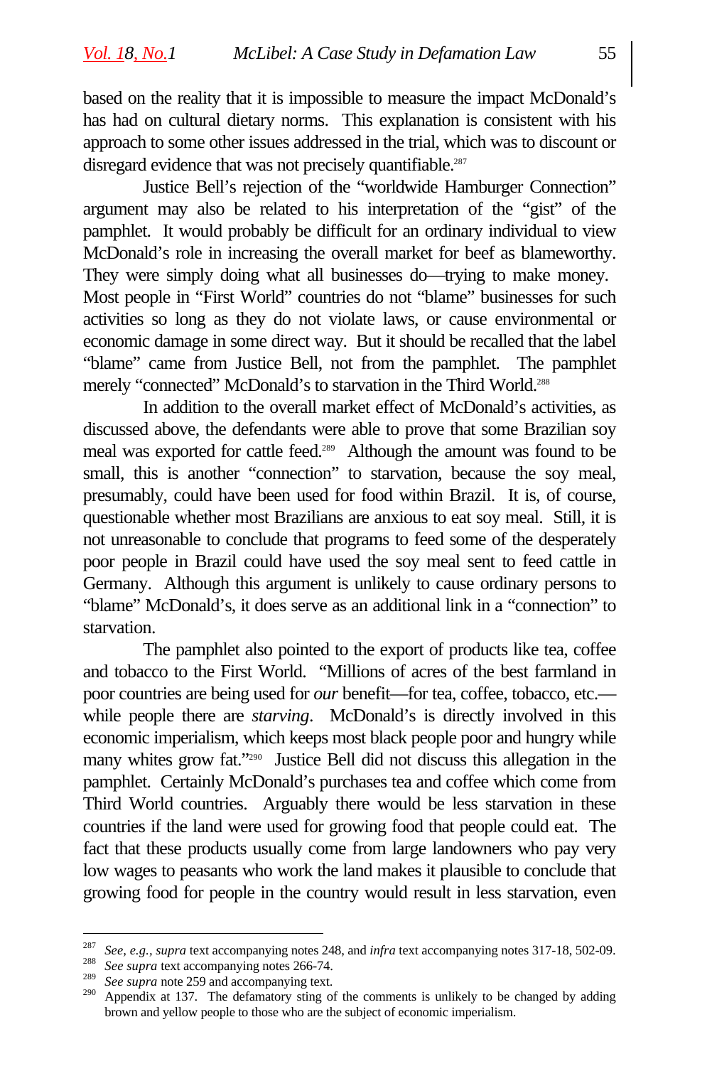based on the reality that it is impossible to measure the impact McDonald's has had on cultural dietary norms. This explanation is consistent with his approach to some other issues addressed in the trial, which was to discount or disregard evidence that was not precisely quantifiable.[287]

Justice Bell's rejection of the "worldwide Hamburger Connection" argument may also be related to his interpretation of the "gist" of the pamphlet. It would probably be difficult for an ordinary individual to view McDonald's role in increasing the overall market for beef as blameworthy. They were simply doing what all businesses do—trying to make money. Most people in "First World" countries do not "blame" businesses for such activities so long as they do not violate laws, or cause environmental or economic damage in some direct way. But it should be recalled that the label "blame" came from Justice Bell, not from the pamphlet. The pamphlet merely "connected" McDonald's to starvation in the Third World.[288]

In addition to the overall market effect of McDonald's activities, as discussed above, the defendants were able to prove that some Brazilian soy meal was exported for cattle feed.[289] Although the amount was found to be small, this is another "connection" to starvation, because the soy meal, presumably, could have been used for food within Brazil. It is, of course, questionable whether most Brazilians are anxious to eat soy meal. Still, it is not unreasonable to conclude that programs to feed some of the desperately poor people in Brazil could have used the soy meal sent to feed cattle in Germany. Although this argument is unlikely to cause ordinary persons to "blame" McDonald's, it does serve as an additional link in a "connection" to starvation.

The pamphlet also pointed to the export of products like tea, coffee and tobacco to the First World. "Millions of acres of the best farmland in poor countries are being used for *our* benefit—for tea, coffee, tobacco, etc.—while people there are *starving*. McDonald's is directly involved in this economic imperialism, which keeps most black people poor and hungry while many whites grow fat."[290] Justice Bell did not discuss this allegation in the pamphlet. Certainly McDonald's purchases tea and coffee which come from Third World countries. Arguably there would be less starvation in these countries if the land were used for growing food that people could eat. The fact that these products usually come from large landowners who pay very low wages to peasants who work the land makes it plausible to conclude that growing food for people in the country would result in less starvation, even

---

[287] *See, e.g.*, *supra* text accompanying notes 248, and *infra* text accompanying notes 317-18, 502-09.

[288] *See supra* text accompanying notes 266-74.

[289] *See supra* note 259 and accompanying text.

[290] Appendix at 137. The defamatory sting of the comments is unlikely to be changed by adding brown and yellow people to those who are the subject of economic imperialism.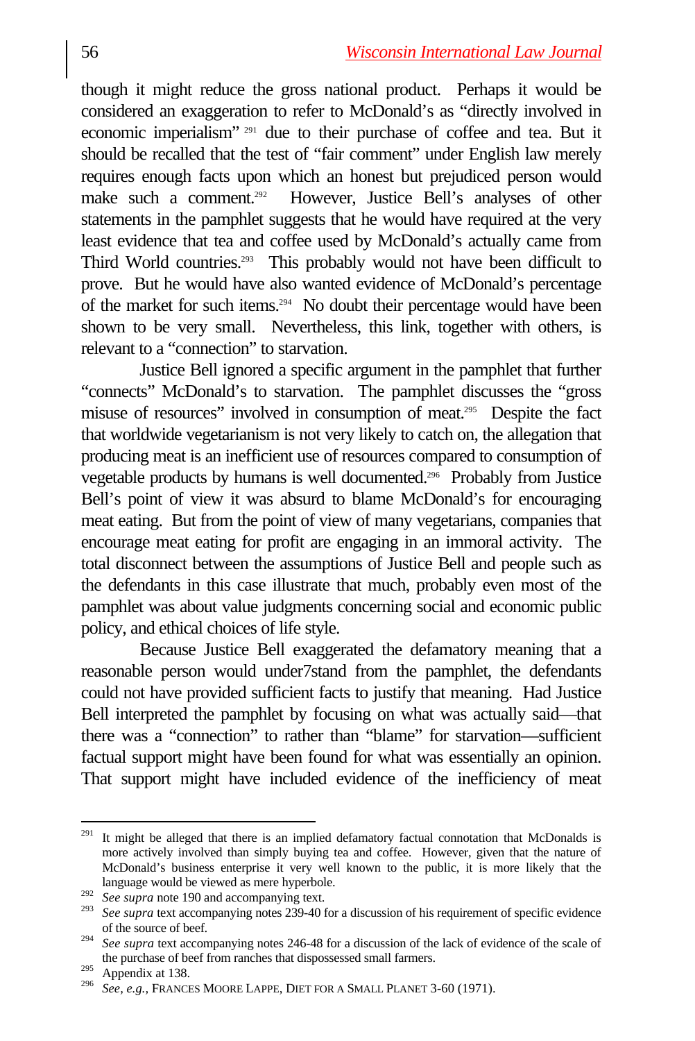though it might reduce the gross national product. Perhaps it would be considered an exaggeration to refer to McDonald's as "directly involved in economic imperialism" [291] due to their purchase of coffee and tea. But it should be recalled that the test of "fair comment" under English law merely requires enough facts upon which an honest but prejudiced person would make such a comment.[292] However, Justice Bell's analyses of other statements in the pamphlet suggests that he would have required at the very least evidence that tea and coffee used by McDonald's actually came from Third World countries.[293] This probably would not have been difficult to prove. But he would have also wanted evidence of McDonald's percentage of the market for such items.[294] No doubt their percentage would have been shown to be very small. Nevertheless, this link, together with others, is relevant to a "connection" to starvation.

Justice Bell ignored a specific argument in the pamphlet that further "connects" McDonald's to starvation. The pamphlet discusses the "gross misuse of resources" involved in consumption of meat.[295] Despite the fact that worldwide vegetarianism is not very likely to catch on, the allegation that producing meat is an inefficient use of resources compared to consumption of vegetable products by humans is well documented.[296] Probably from Justice Bell's point of view it was absurd to blame McDonald's for encouraging meat eating. But from the point of view of many vegetarians, companies that encourage meat eating for profit are engaging in an immoral activity. The total disconnect between the assumptions of Justice Bell and people such as the defendants in this case illustrate that much, probably even most of the pamphlet was about value judgments concerning social and economic public policy, and ethical choices of life style.

Because Justice Bell exaggerated the defamatory meaning that a reasonable person would under7stand from the pamphlet, the defendants could not have provided sufficient facts to justify that meaning. Had Justice Bell interpreted the pamphlet by focusing on what was actually said—that there was a "connection" to rather than "blame" for starvation—sufficient factual support might have been found for what was essentially an opinion. That support might have included evidence of the inefficiency of meat

---

[291] It might be alleged that there is an implied defamatory factual connotation that McDonalds is more actively involved than simply buying tea and coffee. However, given that the nature of McDonald's business enterprise it very well known to the public, it is more likely that the language would be viewed as mere hyperbole.

[292] *See supra* note 190 and accompanying text.

[293] *See supra* text accompanying notes 239-40 for a discussion of his requirement of specific evidence of the source of beef.

[294] *See supra* text accompanying notes 246-48 for a discussion of the lack of evidence of the scale of the purchase of beef from ranches that dispossessed small farmers.

[295] Appendix at 138.

[296] *See, e.g.,* FRANCES MOORE LAPPE, DIET FOR A SMALL PLANET 3-60 (1971).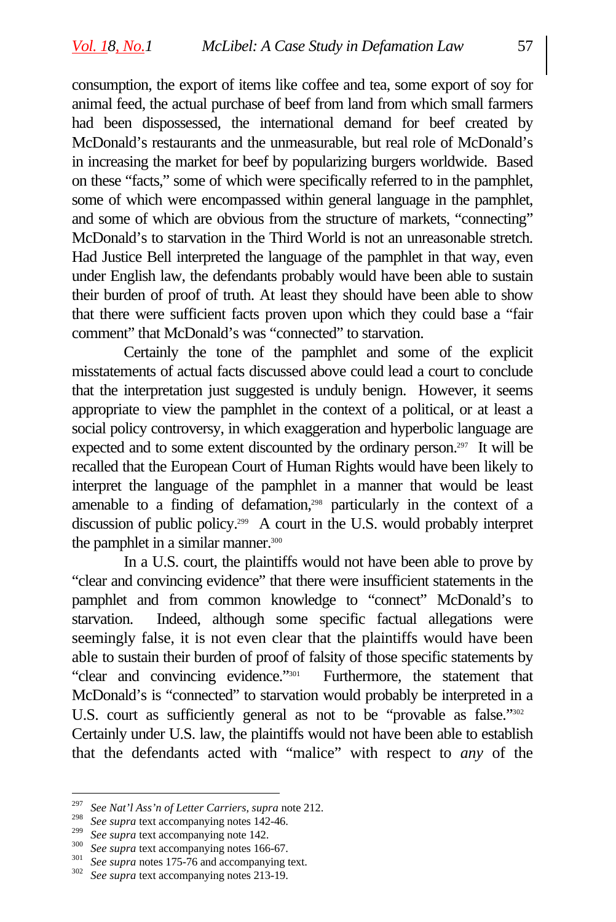consumption, the export of items like coffee and tea, some export of soy for animal feed, the actual purchase of beef from land from which small farmers had been dispossessed, the international demand for beef created by McDonald's restaurants and the unmeasurable, but real role of McDonald's in increasing the market for beef by popularizing burgers worldwide. Based on these "facts," some of which were specifically referred to in the pamphlet, some of which were encompassed within general language in the pamphlet, and some of which are obvious from the structure of markets, "connecting" McDonald's to starvation in the Third World is not an unreasonable stretch. Had Justice Bell interpreted the language of the pamphlet in that way, even under English law, the defendants probably would have been able to sustain their burden of proof of truth. At least they should have been able to show that there were sufficient facts proven upon which they could base a "fair comment" that McDonald's was "connected" to starvation.

Certainly the tone of the pamphlet and some of the explicit misstatements of actual facts discussed above could lead a court to conclude that the interpretation just suggested is unduly benign. However, it seems appropriate to view the pamphlet in the context of a political, or at least a social policy controversy, in which exaggeration and hyperbolic language are expected and to some extent discounted by the ordinary person.[297] It will be recalled that the European Court of Human Rights would have been likely to interpret the language of the pamphlet in a manner that would be least amenable to a finding of defamation,[298] particularly in the context of a discussion of public policy.[299] A court in the U.S. would probably interpret the pamphlet in a similar manner.[300]

In a U.S. court, the plaintiffs would not have been able to prove by "clear and convincing evidence" that there were insufficient statements in the pamphlet and from common knowledge to "connect" McDonald's to starvation. Indeed, although some specific factual allegations were seemingly false, it is not even clear that the plaintiffs would have been able to sustain their burden of proof of falsity of those specific statements by "clear and convincing evidence."[301] Furthermore, the statement that McDonald's is "connected" to starvation would probably be interpreted in a U.S. court as sufficiently general as not to be "provable as false."[302] Certainly under U.S. law, the plaintiffs would not have been able to establish that the defendants acted with "malice" with respect to *any* of the

---

[297] *See Nat'l Ass'n of Letter Carriers*, *supra* note 212.

[298] *See supra* text accompanying notes 142-46.

[299] *See supra* text accompanying note 142.

[300] *See supra* text accompanying notes 166-67.

[301] *See supra* notes 175-76 and accompanying text.

[302] *See supra* text accompanying notes 213-19.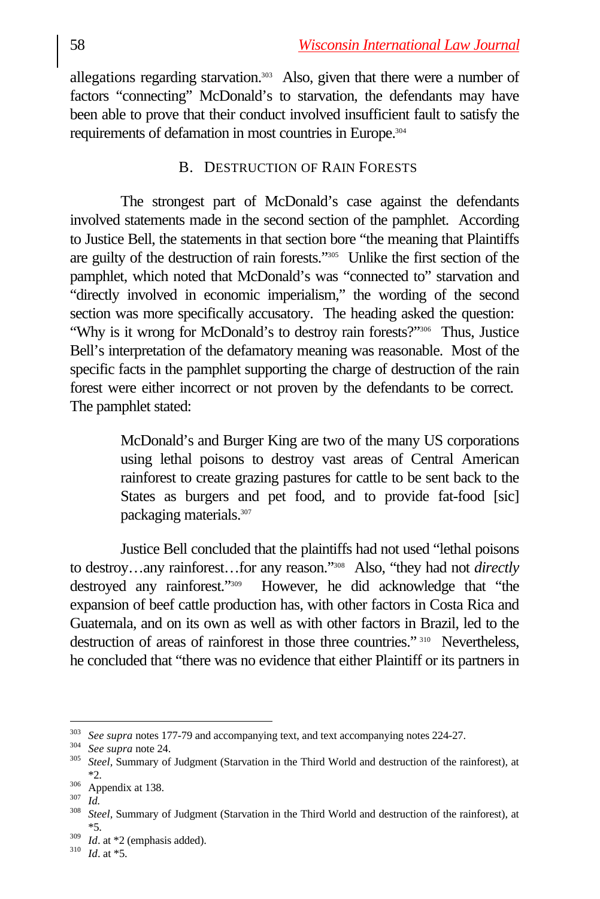allegations regarding starvation.[303] Also, given that there were a number of factors "connecting" McDonald's to starvation, the defendants may have been able to prove that their conduct involved insufficient fault to satisfy the requirements of defamation in most countries in Europe.[304]

## B. Destruction of Rain Forests

The strongest part of McDonald's case against the defendants involved statements made in the second section of the pamphlet. According to Justice Bell, the statements in that section bore "the meaning that Plaintiffs are guilty of the destruction of rain forests."[305] Unlike the first section of the pamphlet, which noted that McDonald's was "connected to" starvation and "directly involved in economic imperialism," the wording of the second section was more specifically accusatory. The heading asked the question: "Why is it wrong for McDonald's to destroy rain forests?"[306] Thus, Justice Bell's interpretation of the defamatory meaning was reasonable. Most of the specific facts in the pamphlet supporting the charge of destruction of the rain forest were either incorrect or not proven by the defendants to be correct. The pamphlet stated:

> McDonald's and Burger King are two of the many US corporations using lethal poisons to destroy vast areas of Central American rainforest to create grazing pastures for cattle to be sent back to the States as burgers and pet food, and to provide fat-food [sic] packaging materials.[307]

Justice Bell concluded that the plaintiffs had not used "lethal poisons to destroy…any rainforest…for any reason."[308] Also, "they had not *directly* destroyed any rainforest."[309] However, he did acknowledge that "the expansion of beef cattle production has, with other factors in Costa Rica and Guatemala, and on its own as well as with other factors in Brazil, led to the destruction of areas of rainforest in those three countries."[310] Nevertheless, he concluded that "there was no evidence that either Plaintiff or its partners in

---

[303] *See supra* notes 177-79 and accompanying text, and text accompanying notes 224-27.

[304] *See supra* note 24.

[305] *Steel,* Summary of Judgment (Starvation in the Third World and destruction of the rainforest), at *2.

[306] Appendix at 138.

[307] *Id.*

[308] *Steel,* Summary of Judgment (Starvation in the Third World and destruction of the rainforest), at *5.

[309] *Id*. at *2 (emphasis added).

[310] *Id*. at *5.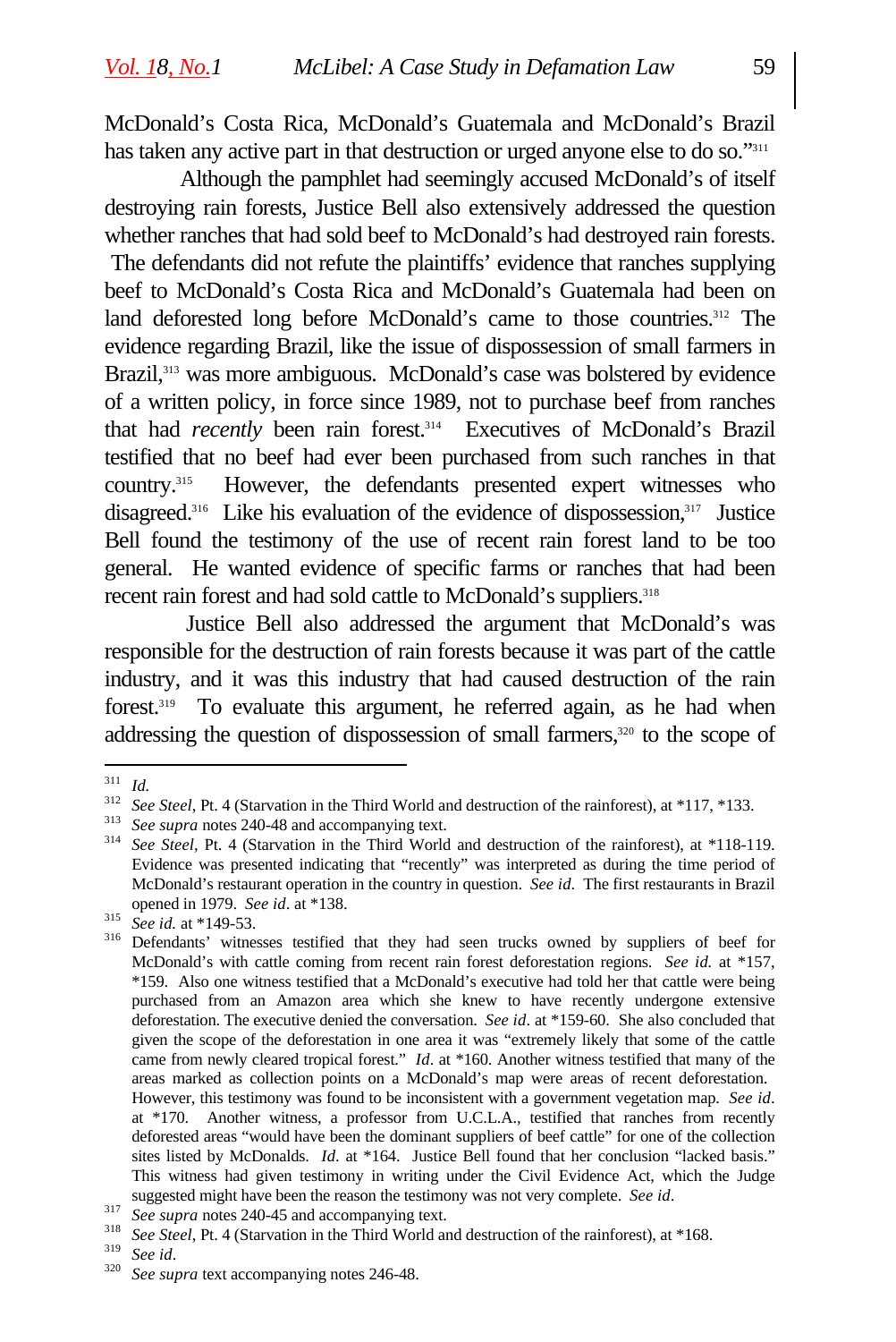McDonald's Costa Rica, McDonald's Guatemala and McDonald's Brazil has taken any active part in that destruction or urged anyone else to do so."[311]

Although the pamphlet had seemingly accused McDonald's of itself destroying rain forests, Justice Bell also extensively addressed the question whether ranches that had sold beef to McDonald's had destroyed rain forests. The defendants did not refute the plaintiffs' evidence that ranches supplying beef to McDonald's Costa Rica and McDonald's Guatemala had been on land deforested long before McDonald's came to those countries.[312] The evidence regarding Brazil, like the issue of dispossession of small farmers in Brazil,[313] was more ambiguous. McDonald's case was bolstered by evidence of a written policy, in force since 1989, not to purchase beef from ranches that had *recently* been rain forest.[314] Executives of McDonald's Brazil testified that no beef had ever been purchased from such ranches in that country.[315] However, the defendants presented expert witnesses who disagreed.[316] Like his evaluation of the evidence of dispossession,[317] Justice Bell found the testimony of the use of recent rain forest land to be too general. He wanted evidence of specific farms or ranches that had been recent rain forest and had sold cattle to McDonald's suppliers.[318]

Justice Bell also addressed the argument that McDonald's was responsible for the destruction of rain forests because it was part of the cattle industry, and it was this industry that had caused destruction of the rain forest.[319] To evaluate this argument, he referred again, as he had when addressing the question of dispossession of small farmers,[320] to the scope of

---

[311] *Id.*

[312] *See Steel*, Pt. 4 (Starvation in the Third World and destruction of the rainforest), at *117, *133.

[313] *See supra* notes 240-48 and accompanying text.

[314] *See Steel*, Pt. 4 (Starvation in the Third World and destruction of the rainforest), at *118-119. Evidence was presented indicating that "recently" was interpreted as during the time period of McDonald's restaurant operation in the country in question. *See id*. The first restaurants in Brazil opened in 1979. *See id*. at *138.

[315] *See id.* at *149-53.

[316] Defendants' witnesses testified that they had seen trucks owned by suppliers of beef for McDonald's with cattle coming from recent rain forest deforestation regions. *See id.* at *157, *159. Also one witness testified that a McDonald's executive had told her that cattle were being purchased from an Amazon area which she knew to have recently undergone extensive deforestation. The executive denied the conversation. *See id*. at *159-60. She also concluded that given the scope of the deforestation in one area it was "extremely likely that some of the cattle came from newly cleared tropical forest." *Id*. at *160. Another witness testified that many of the areas marked as collection points on a McDonald's map were areas of recent deforestation. However, this testimony was found to be inconsistent with a government vegetation map. *See id*. at *170. Another witness, a professor from U.C.L.A., testified that ranches from recently deforested areas "would have been the dominant suppliers of beef cattle" for one of the collection sites listed by McDonalds. *Id*. at *164. Justice Bell found that her conclusion "lacked basis." This witness had given testimony in writing under the Civil Evidence Act, which the Judge suggested might have been the reason the testimony was not very complete. *See id*.

[317] *See supra* notes 240-45 and accompanying text.

[318] *See Steel*, Pt. 4 (Starvation in the Third World and destruction of the rainforest), at *168.

[319] *See id*.

[320] *See supra* text accompanying notes 246-48.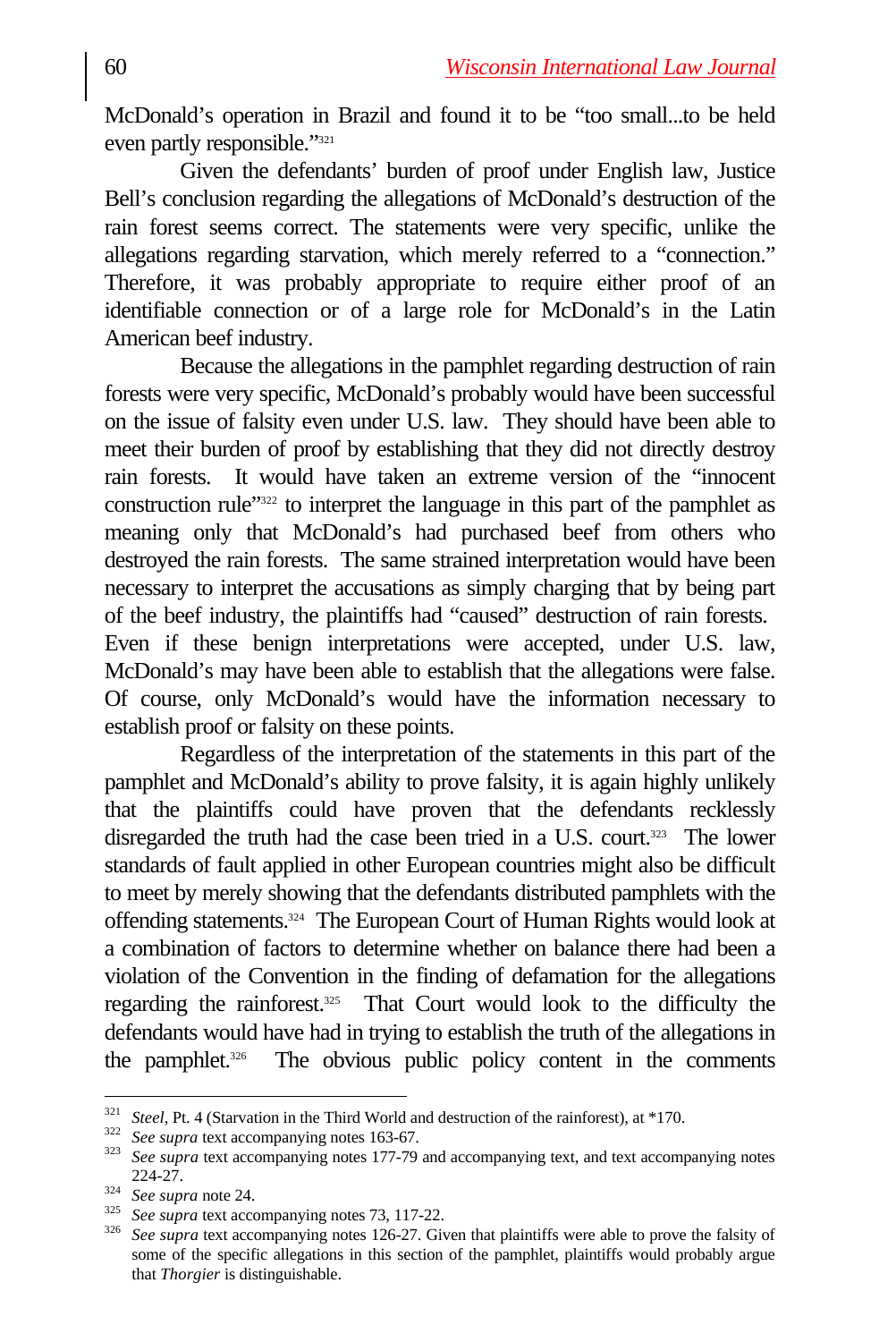McDonald's operation in Brazil and found it to be "too small...to be held even partly responsible."[321]

Given the defendants' burden of proof under English law, Justice Bell's conclusion regarding the allegations of McDonald's destruction of the rain forest seems correct. The statements were very specific, unlike the allegations regarding starvation, which merely referred to a "connection." Therefore, it was probably appropriate to require either proof of an identifiable connection or of a large role for McDonald's in the Latin American beef industry.

Because the allegations in the pamphlet regarding destruction of rain forests were very specific, McDonald's probably would have been successful on the issue of falsity even under U.S. law. They should have been able to meet their burden of proof by establishing that they did not directly destroy rain forests. It would have taken an extreme version of the "innocent construction rule"[322] to interpret the language in this part of the pamphlet as meaning only that McDonald's had purchased beef from others who destroyed the rain forests. The same strained interpretation would have been necessary to interpret the accusations as simply charging that by being part of the beef industry, the plaintiffs had "caused" destruction of rain forests. Even if these benign interpretations were accepted, under U.S. law, McDonald's may have been able to establish that the allegations were false. Of course, only McDonald's would have the information necessary to establish proof or falsity on these points.

Regardless of the interpretation of the statements in this part of the pamphlet and McDonald's ability to prove falsity, it is again highly unlikely that the plaintiffs could have proven that the defendants recklessly disregarded the truth had the case been tried in a U.S. court.[323] The lower standards of fault applied in other European countries might also be difficult to meet by merely showing that the defendants distributed pamphlets with the offending statements.[324] The European Court of Human Rights would look at a combination of factors to determine whether on balance there had been a violation of the Convention in the finding of defamation for the allegations regarding the rainforest.[325] That Court would look to the difficulty the defendants would have had in trying to establish the truth of the allegations in the pamphlet.[326] The obvious public policy content in the comments

---

[321] *Steel*, Pt. 4 (Starvation in the Third World and destruction of the rainforest), at *170.

[322] *See supra* text accompanying notes 163-67.

[323] *See supra* text accompanying notes 177-79 and accompanying text, and text accompanying notes 224-27.

[324] *See supra* note 24.

[325] *See supra* text accompanying notes 73, 117-22.

[326] *See supra* text accompanying notes 126-27. Given that plaintiffs were able to prove the falsity of some of the specific allegations in this section of the pamphlet, plaintiffs would probably argue that *Thorgier* is distinguishable.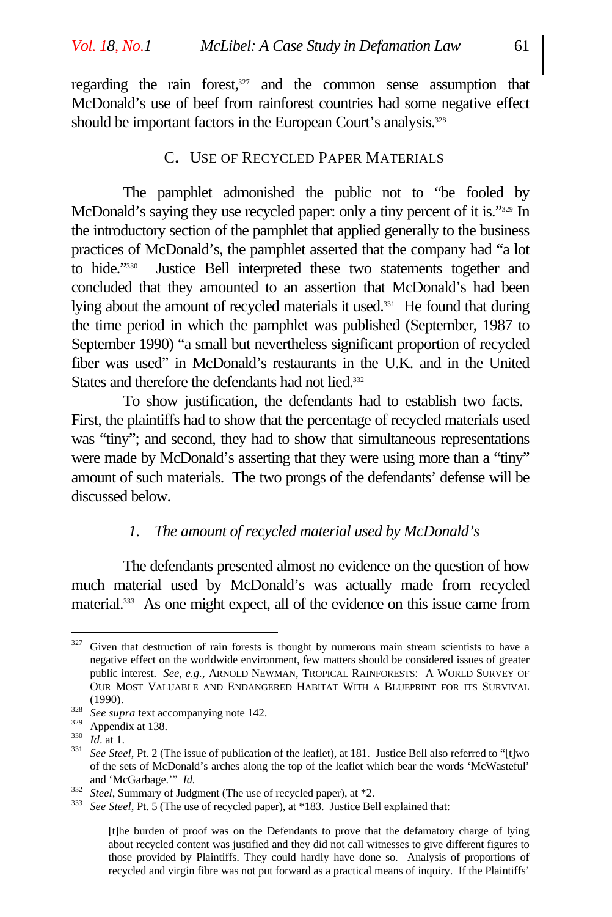regarding the rain forest,[327] and the common sense assumption that McDonald's use of beef from rainforest countries had some negative effect should be important factors in the European Court's analysis.[328]

### C. Use of Recycled Paper Materials

The pamphlet admonished the public not to "be fooled by McDonald's saying they use recycled paper: only a tiny percent of it is."[329] In the introductory section of the pamphlet that applied generally to the business practices of McDonald's, the pamphlet asserted that the company had "a lot to hide."[330] Justice Bell interpreted these two statements together and concluded that they amounted to an assertion that McDonald's had been lying about the amount of recycled materials it used.[331] He found that during the time period in which the pamphlet was published (September, 1987 to September 1990) "a small but nevertheless significant proportion of recycled fiber was used" in McDonald's restaurants in the U.K. and in the United States and therefore the defendants had not lied.[332]

To show justification, the defendants had to establish two facts. First, the plaintiffs had to show that the percentage of recycled materials used was "tiny"; and second, they had to show that simultaneous representations were made by McDonald's asserting that they were using more than a "tiny" amount of such materials. The two prongs of the defendants' defense will be discussed below.

#### *1. The amount of recycled material used by McDonald's*

The defendants presented almost no evidence on the question of how much material used by McDonald's was actually made from recycled material.[333] As one might expect, all of the evidence on this issue came from

---

[327] Given that destruction of rain forests is thought by numerous main stream scientists to have a negative effect on the worldwide environment, few matters should be considered issues of greater public interest. *See, e.g.*, ARNOLD NEWMAN, TROPICAL RAINFORESTS: A WORLD SURVEY OF OUR MOST VALUABLE AND ENDANGERED HABITAT WITH A BLUEPRINT FOR ITS SURVIVAL (1990).

[328] *See supra* text accompanying note 142.

[329] Appendix at 138.

[330] *Id*. at 1.

[331] *See Steel*, Pt. 2 (The issue of publication of the leaflet), at 181. Justice Bell also referred to "[t]wo of the sets of McDonald's arches along the top of the leaflet which bear the words 'McWasteful' and 'McGarbage.'" *Id.*

[332] *Steel*, Summary of Judgment (The use of recycled paper), at *2.

[333] *See Steel*, Pt. 5 (The use of recycled paper), at *183. Justice Bell explained that:

> [t]he burden of proof was on the Defendants to prove that the defamatory charge of lying about recycled content was justified and they did not call witnesses to give different figures to those provided by Plaintiffs. They could hardly have done so. Analysis of proportions of recycled and virgin fibre was not put forward as a practical means of inquiry. If the Plaintiffs'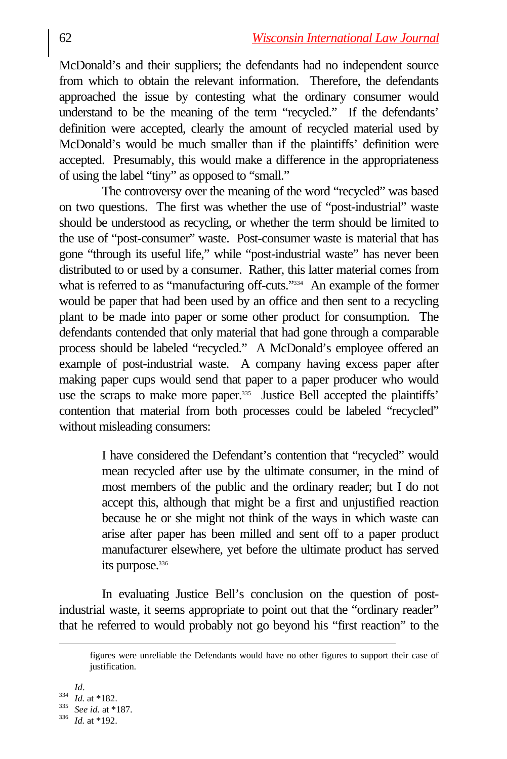McDonald's and their suppliers; the defendants had no independent source from which to obtain the relevant information. Therefore, the defendants approached the issue by contesting what the ordinary consumer would understand to be the meaning of the term "recycled." If the defendants' definition were accepted, clearly the amount of recycled material used by McDonald's would be much smaller than if the plaintiffs' definition were accepted. Presumably, this would make a difference in the appropriateness of using the label "tiny" as opposed to "small."

The controversy over the meaning of the word "recycled" was based on two questions. The first was whether the use of "post-industrial" waste should be understood as recycling, or whether the term should be limited to the use of "post-consumer" waste. Post-consumer waste is material that has gone "through its useful life," while "post-industrial waste" has never been distributed to or used by a consumer. Rather, this latter material comes from what is referred to as "manufacturing off-cuts."[334] An example of the former would be paper that had been used by an office and then sent to a recycling plant to be made into paper or some other product for consumption. The defendants contended that only material that had gone through a comparable process should be labeled "recycled." A McDonald's employee offered an example of post-industrial waste. A company having excess paper after making paper cups would send that paper to a paper producer who would use the scraps to make more paper.[335] Justice Bell accepted the plaintiffs' contention that material from both processes could be labeled "recycled" without misleading consumers:

> I have considered the Defendant's contention that "recycled" would mean recycled after use by the ultimate consumer, in the mind of most members of the public and the ordinary reader; but I do not accept this, although that might be a first and unjustified reaction because he or she might not think of the ways in which waste can arise after paper has been milled and sent off to a paper product manufacturer elsewhere, yet before the ultimate product has served its purpose.[336]

In evaluating Justice Bell's conclusion on the question of post-industrial waste, it seems appropriate to point out that the "ordinary reader" that he referred to would probably not go beyond his "first reaction" to the

---

figures were unreliable the Defendants would have no other figures to support their case of justification.

*Id*.

[334] *Id.* at *182.

[335] *See id.* at *187.

[336] *Id.* at *192.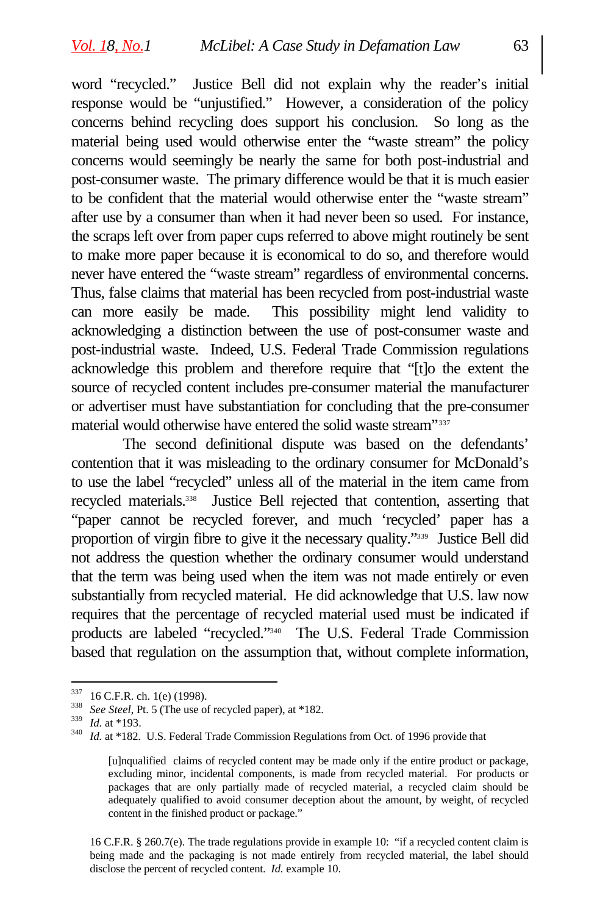word "recycled." Justice Bell did not explain why the reader's initial response would be "unjustified." However, a consideration of the policy concerns behind recycling does support his conclusion. So long as the material being used would otherwise enter the "waste stream" the policy concerns would seemingly be nearly the same for both post-industrial and post-consumer waste. The primary difference would be that it is much easier to be confident that the material would otherwise enter the "waste stream" after use by a consumer than when it had never been so used. For instance, the scraps left over from paper cups referred to above might routinely be sent to make more paper because it is economical to do so, and therefore would never have entered the "waste stream" regardless of environmental concerns. Thus, false claims that material has been recycled from post-industrial waste can more easily be made. This possibility might lend validity to acknowledging a distinction between the use of post-consumer waste and post-industrial waste. Indeed, U.S. Federal Trade Commission regulations acknowledge this problem and therefore require that "[t]o the extent the source of recycled content includes pre-consumer material the manufacturer or advertiser must have substantiation for concluding that the pre-consumer material would otherwise have entered the solid waste stream"[337]

The second definitional dispute was based on the defendants' contention that it was misleading to the ordinary consumer for McDonald's to use the label "recycled" unless all of the material in the item came from recycled materials.[338] Justice Bell rejected that contention, asserting that "paper cannot be recycled forever, and much 'recycled' paper has a proportion of virgin fibre to give it the necessary quality."[339] Justice Bell did not address the question whether the ordinary consumer would understand that the term was being used when the item was not made entirely or even substantially from recycled material. He did acknowledge that U.S. law now requires that the percentage of recycled material used must be indicated if products are labeled "recycled."[340] The U.S. Federal Trade Commission based that regulation on the assumption that, without complete information,

---

[337] 16 C.F.R. ch. 1(e) (1998).

[338] *See Steel*, Pt. 5 (The use of recycled paper), at *182.

[339] *Id.* at *193.

[340] *Id.* at *182. U.S. Federal Trade Commission Regulations from Oct. of 1996 provide that

> [u]nqualified claims of recycled content may be made only if the entire product or package, excluding minor, incidental components, is made from recycled material. For products or packages that are only partially made of recycled material, a recycled claim should be adequately qualified to avoid consumer deception about the amount, by weight, of recycled content in the finished product or package."

16 C.F.R. § 260.7(e). The trade regulations provide in example 10: "if a recycled content claim is being made and the packaging is not made entirely from recycled material, the label should disclose the percent of recycled content. *Id.* example 10.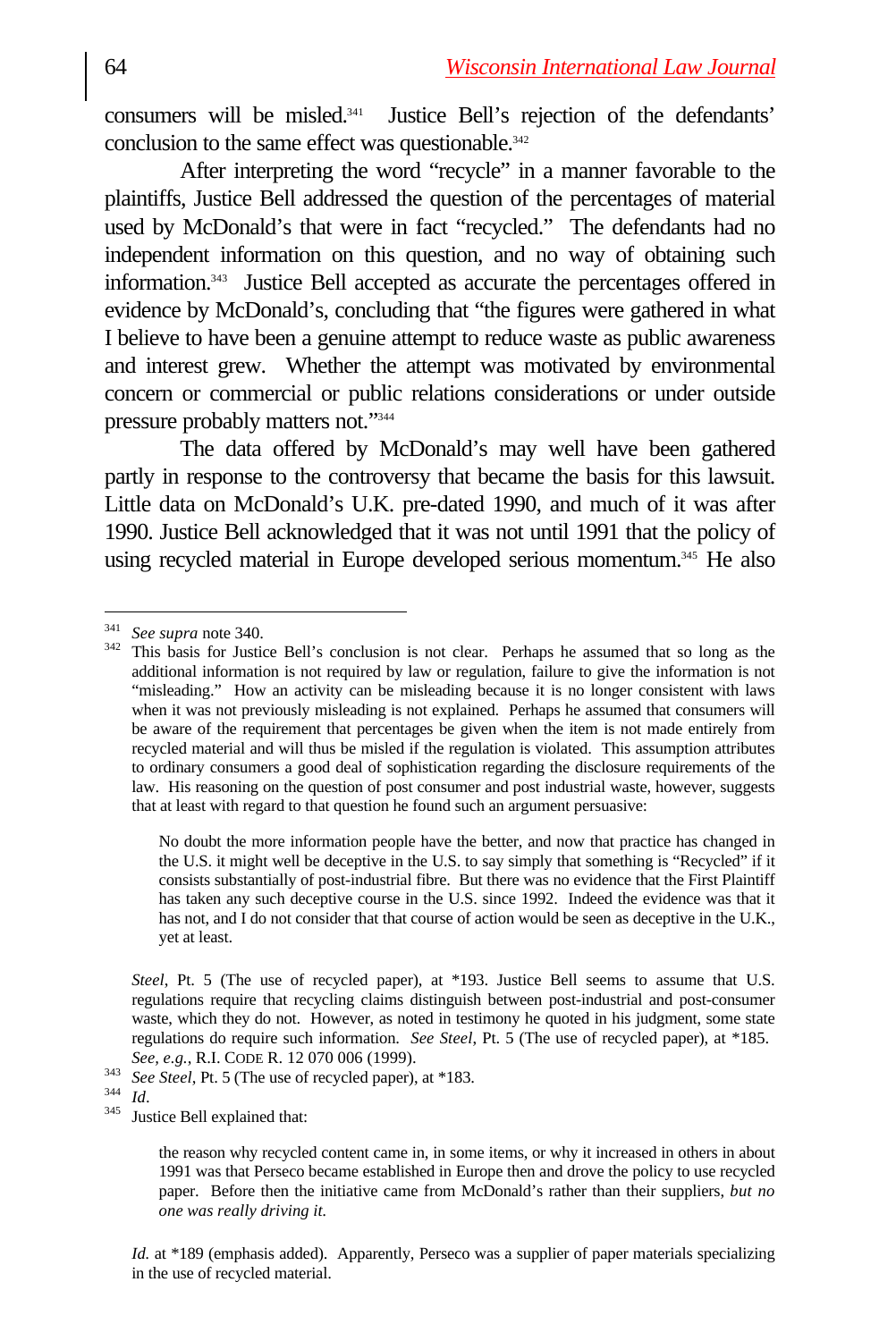consumers will be misled.[341] Justice Bell's rejection of the defendants' conclusion to the same effect was questionable.[342]

After interpreting the word "recycle" in a manner favorable to the plaintiffs, Justice Bell addressed the question of the percentages of material used by McDonald's that were in fact "recycled." The defendants had no independent information on this question, and no way of obtaining such information.[343] Justice Bell accepted as accurate the percentages offered in evidence by McDonald's, concluding that "the figures were gathered in what I believe to have been a genuine attempt to reduce waste as public awareness and interest grew. Whether the attempt was motivated by environmental concern or commercial or public relations considerations or under outside pressure probably matters not."[344]

The data offered by McDonald's may well have been gathered partly in response to the controversy that became the basis for this lawsuit. Little data on McDonald's U.K. pre-dated 1990, and much of it was after 1990. Justice Bell acknowledged that it was not until 1991 that the policy of using recycled material in Europe developed serious momentum.[345] He also

---

[341] *See supra* note 340.

[342] This basis for Justice Bell's conclusion is not clear. Perhaps he assumed that so long as the additional information is not required by law or regulation, failure to give the information is not "misleading." How an activity can be misleading because it is no longer consistent with laws when it was not previously misleading is not explained. Perhaps he assumed that consumers will be aware of the requirement that percentages be given when the item is not made entirely from recycled material and will thus be misled if the regulation is violated. This assumption attributes to ordinary consumers a good deal of sophistication regarding the disclosure requirements of the law. His reasoning on the question of post consumer and post industrial waste, however, suggests that at least with regard to that question he found such an argument persuasive:

> No doubt the more information people have the better, and now that practice has changed in the U.S. it might well be deceptive in the U.S. to say simply that something is "Recycled" if it consists substantially of post-industrial fibre. But there was no evidence that the First Plaintiff has taken any such deceptive course in the U.S. since 1992. Indeed the evidence was that it has not, and I do not consider that that course of action would be seen as deceptive in the U.K., yet at least.

*Steel*, Pt. 5 (The use of recycled paper), at *193. Justice Bell seems to assume that U.S. regulations require that recycling claims distinguish between post-industrial and post-consumer waste, which they do not. However, as noted in testimony he quoted in his judgment, some state regulations do require such information. *See Steel*, Pt. 5 (The use of recycled paper), at *185. *See, e.g.*, R.I. CODE R. 12 070 006 (1999).

[343] *See Steel*, Pt. 5 (The use of recycled paper), at *183.

[344] *Id*.

[345] Justice Bell explained that:

> the reason why recycled content came in, in some items, or why it increased in others in about 1991 was that Perseco became established in Europe then and drove the policy to use recycled paper. Before then the initiative came from McDonald's rather than their suppliers, *but no one was really driving it.*

*Id.* at *189 (emphasis added). Apparently, Perseco was a supplier of paper materials specializing in the use of recycled material.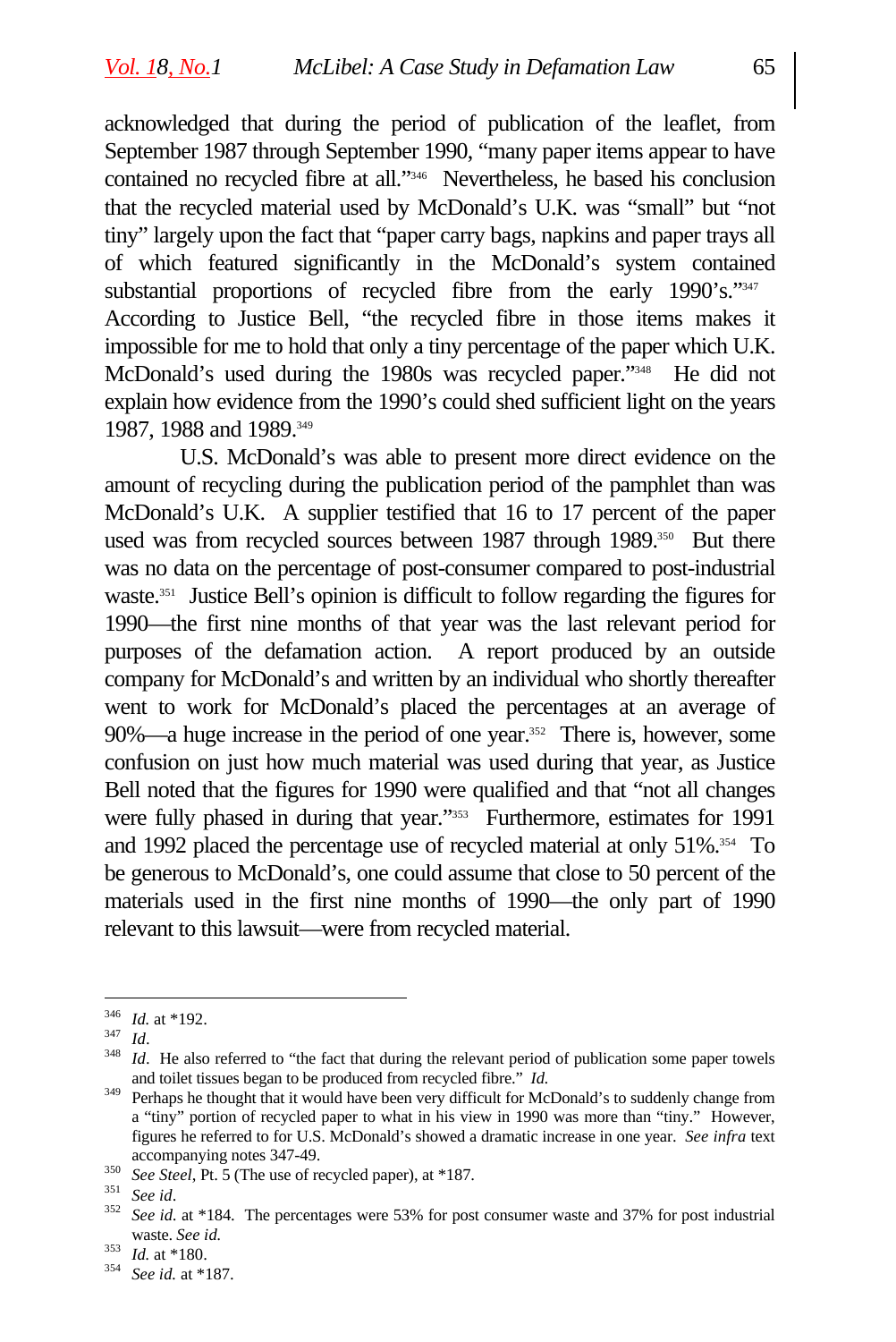acknowledged that during the period of publication of the leaflet, from September 1987 through September 1990, "many paper items appear to have contained no recycled fibre at all."[346] Nevertheless, he based his conclusion that the recycled material used by McDonald's U.K. was "small" but "not tiny" largely upon the fact that "paper carry bags, napkins and paper trays all of which featured significantly in the McDonald's system contained substantial proportions of recycled fibre from the early 1990's."[347] According to Justice Bell, "the recycled fibre in those items makes it impossible for me to hold that only a tiny percentage of the paper which U.K. McDonald's used during the 1980s was recycled paper."[348] He did not explain how evidence from the 1990's could shed sufficient light on the years 1987, 1988 and 1989.[349]

U.S. McDonald's was able to present more direct evidence on the amount of recycling during the publication period of the pamphlet than was McDonald's U.K. A supplier testified that 16 to 17 percent of the paper used was from recycled sources between 1987 through 1989.[350] But there was no data on the percentage of post-consumer compared to post-industrial waste.[351] Justice Bell's opinion is difficult to follow regarding the figures for 1990—the first nine months of that year was the last relevant period for purposes of the defamation action. A report produced by an outside company for McDonald's and written by an individual who shortly thereafter went to work for McDonald's placed the percentages at an average of 90%—a huge increase in the period of one year.[352] There is, however, some confusion on just how much material was used during that year, as Justice Bell noted that the figures for 1990 were qualified and that "not all changes were fully phased in during that year."[353] Furthermore, estimates for 1991 and 1992 placed the percentage use of recycled material at only 51%.[354] To be generous to McDonald's, one could assume that close to 50 percent of the materials used in the first nine months of 1990—the only part of 1990 relevant to this lawsuit—were from recycled material.

---

[346] *Id.* at *192.

[347] *Id*.

[348] *Id*. He also referred to "the fact that during the relevant period of publication some paper towels and toilet tissues began to be produced from recycled fibre." *Id.*

[349] Perhaps he thought that it would have been very difficult for McDonald's to suddenly change from a "tiny" portion of recycled paper to what in his view in 1990 was more than "tiny." However, figures he referred to for U.S. McDonald's showed a dramatic increase in one year. *See infra* text accompanying notes 347-49.

[350] *See Steel*, Pt. 5 (The use of recycled paper), at *187.

[351] *See id*.

[352] *See id.* at *184. The percentages were 53% for post consumer waste and 37% for post industrial waste. *See id.*

[353] *Id.* at *180.

[354] *See id.* at *187.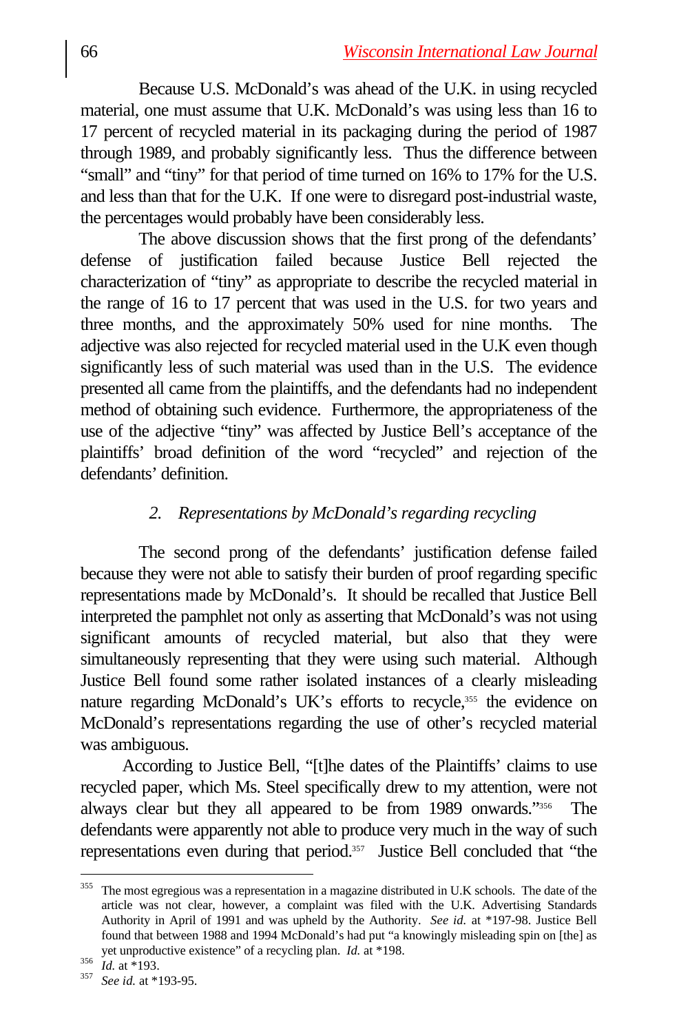Because U.S. McDonald's was ahead of the U.K. in using recycled material, one must assume that U.K. McDonald's was using less than 16 to 17 percent of recycled material in its packaging during the period of 1987 through 1989, and probably significantly less. Thus the difference between "small" and "tiny" for that period of time turned on 16% to 17% for the U.S. and less than that for the U.K. If one were to disregard post-industrial waste, the percentages would probably have been considerably less.

The above discussion shows that the first prong of the defendants' defense of justification failed because Justice Bell rejected the characterization of "tiny" as appropriate to describe the recycled material in the range of 16 to 17 percent that was used in the U.S. for two years and three months, and the approximately 50% used for nine months. The adjective was also rejected for recycled material used in the U.K even though significantly less of such material was used than in the U.S. The evidence presented all came from the plaintiffs, and the defendants had no independent method of obtaining such evidence. Furthermore, the appropriateness of the use of the adjective "tiny" was affected by Justice Bell's acceptance of the plaintiffs' broad definition of the word "recycled" and rejection of the defendants' definition.

### *2. Representations by McDonald's regarding recycling*

The second prong of the defendants' justification defense failed because they were not able to satisfy their burden of proof regarding specific representations made by McDonald's. It should be recalled that Justice Bell interpreted the pamphlet not only as asserting that McDonald's was not using significant amounts of recycled material, but also that they were simultaneously representing that they were using such material. Although Justice Bell found some rather isolated instances of a clearly misleading nature regarding McDonald's UK's efforts to recycle,[355] the evidence on McDonald's representations regarding the use of other's recycled material was ambiguous.

According to Justice Bell, "[t]he dates of the Plaintiffs' claims to use recycled paper, which Ms. Steel specifically drew to my attention, were not always clear but they all appeared to be from 1989 onwards."[356] The defendants were apparently not able to produce very much in the way of such representations even during that period.[357] Justice Bell concluded that "the

---

[355] The most egregious was a representation in a magazine distributed in U.K schools. The date of the article was not clear, however, a complaint was filed with the U.K. Advertising Standards Authority in April of 1991 and was upheld by the Authority. *See id.* at *197-98. Justice Bell found that between 1988 and 1994 McDonald's had put "a knowingly misleading spin on [the] as yet unproductive existence" of a recycling plan. *Id.* at *198.

[356] *Id.* at *193.

[357] *See id.* at *193-95.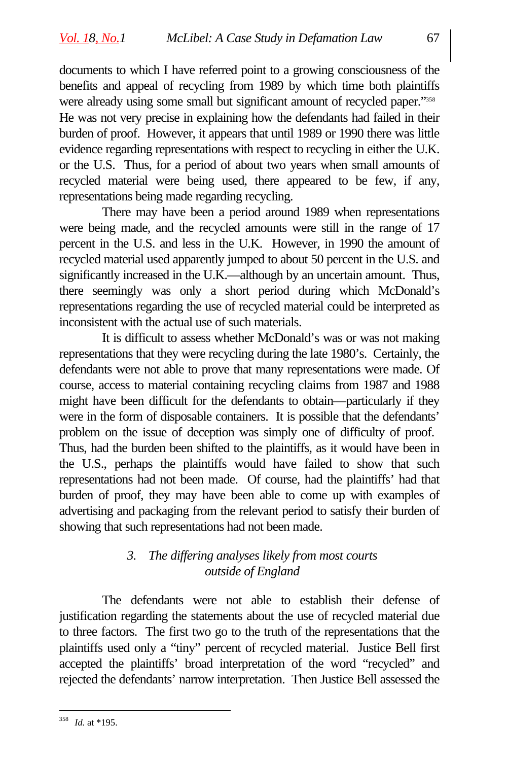documents to which I have referred point to a growing consciousness of the benefits and appeal of recycling from 1989 by which time both plaintiffs were already using some small but significant amount of recycled paper."[358] He was not very precise in explaining how the defendants had failed in their burden of proof. However, it appears that until 1989 or 1990 there was little evidence regarding representations with respect to recycling in either the U.K. or the U.S. Thus, for a period of about two years when small amounts of recycled material were being used, there appeared to be few, if any, representations being made regarding recycling.

There may have been a period around 1989 when representations were being made, and the recycled amounts were still in the range of 17 percent in the U.S. and less in the U.K. However, in 1990 the amount of recycled material used apparently jumped to about 50 percent in the U.S. and significantly increased in the U.K.—although by an uncertain amount. Thus, there seemingly was only a short period during which McDonald's representations regarding the use of recycled material could be interpreted as inconsistent with the actual use of such materials.

It is difficult to assess whether McDonald's was or was not making representations that they were recycling during the late 1980's. Certainly, the defendants were not able to prove that many representations were made. Of course, access to material containing recycling claims from 1987 and 1988 might have been difficult for the defendants to obtain—particularly if they were in the form of disposable containers. It is possible that the defendants' problem on the issue of deception was simply one of difficulty of proof. Thus, had the burden been shifted to the plaintiffs, as it would have been in the U.S., perhaps the plaintiffs would have failed to show that such representations had not been made. Of course, had the plaintiffs' had that burden of proof, they may have been able to come up with examples of advertising and packaging from the relevant period to satisfy their burden of showing that such representations had not been made.

### *3. The differing analyses likely from most courts outside of England*

The defendants were not able to establish their defense of justification regarding the statements about the use of recycled material due to three factors. The first two go to the truth of the representations that the plaintiffs used only a "tiny" percent of recycled material. Justice Bell first accepted the plaintiffs' broad interpretation of the word "recycled" and rejected the defendants' narrow interpretation. Then Justice Bell assessed the

---

[358] *Id.* at *195.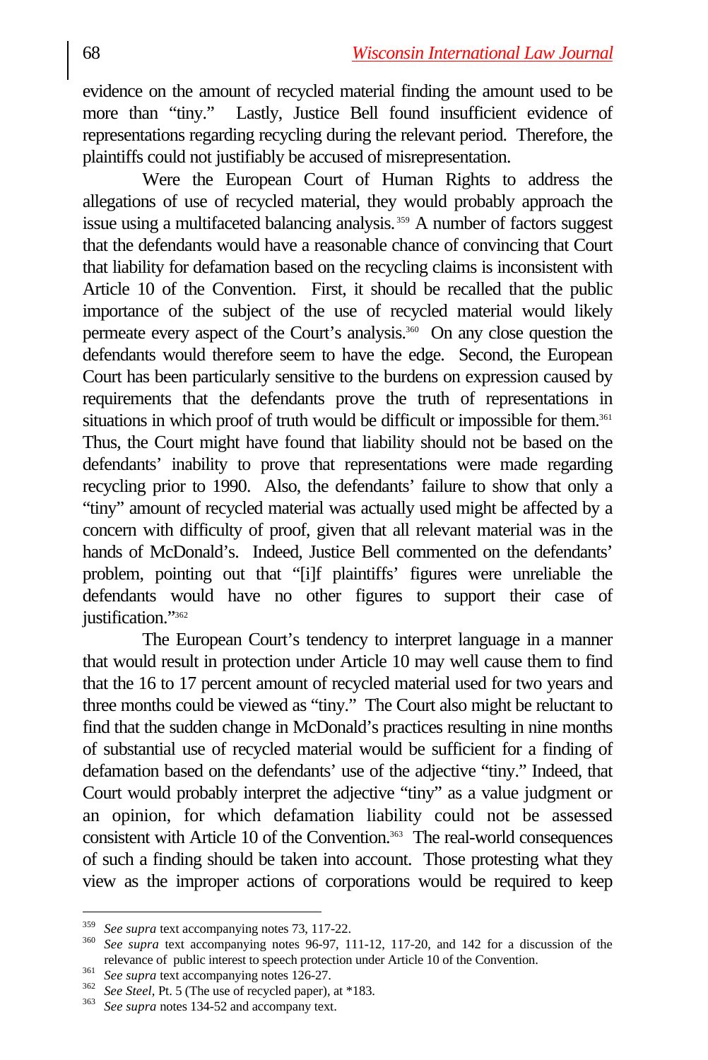evidence on the amount of recycled material finding the amount used to be more than "tiny." Lastly, Justice Bell found insufficient evidence of representations regarding recycling during the relevant period. Therefore, the plaintiffs could not justifiably be accused of misrepresentation.

Were the European Court of Human Rights to address the allegations of use of recycled material, they would probably approach the issue using a multifaceted balancing analysis.[359] A number of factors suggest that the defendants would have a reasonable chance of convincing that Court that liability for defamation based on the recycling claims is inconsistent with Article 10 of the Convention. First, it should be recalled that the public importance of the subject of the use of recycled material would likely permeate every aspect of the Court's analysis.[360] On any close question the defendants would therefore seem to have the edge. Second, the European Court has been particularly sensitive to the burdens on expression caused by requirements that the defendants prove the truth of representations in situations in which proof of truth would be difficult or impossible for them.[361] Thus, the Court might have found that liability should not be based on the defendants' inability to prove that representations were made regarding recycling prior to 1990. Also, the defendants' failure to show that only a "tiny" amount of recycled material was actually used might be affected by a concern with difficulty of proof, given that all relevant material was in the hands of McDonald's. Indeed, Justice Bell commented on the defendants' problem, pointing out that "[i]f plaintiffs' figures were unreliable the defendants would have no other figures to support their case of justification."[362]

The European Court's tendency to interpret language in a manner that would result in protection under Article 10 may well cause them to find that the 16 to 17 percent amount of recycled material used for two years and three months could be viewed as "tiny." The Court also might be reluctant to find that the sudden change in McDonald's practices resulting in nine months of substantial use of recycled material would be sufficient for a finding of defamation based on the defendants' use of the adjective "tiny." Indeed, that Court would probably interpret the adjective "tiny" as a value judgment or an opinion, for which defamation liability could not be assessed consistent with Article 10 of the Convention.[363] The real-world consequences of such a finding should be taken into account. Those protesting what they view as the improper actions of corporations would be required to keep

---

[359] *See supra* text accompanying notes 73, 117-22.

[360] *See supra* text accompanying notes 96-97, 111-12, 117-20, and 142 for a discussion of the relevance of public interest to speech protection under Article 10 of the Convention.

[361] *See supra* text accompanying notes 126-27.

[362] *See Steel*, Pt. 5 (The use of recycled paper), at *183.

[363] *See supra* notes 134-52 and accompany text.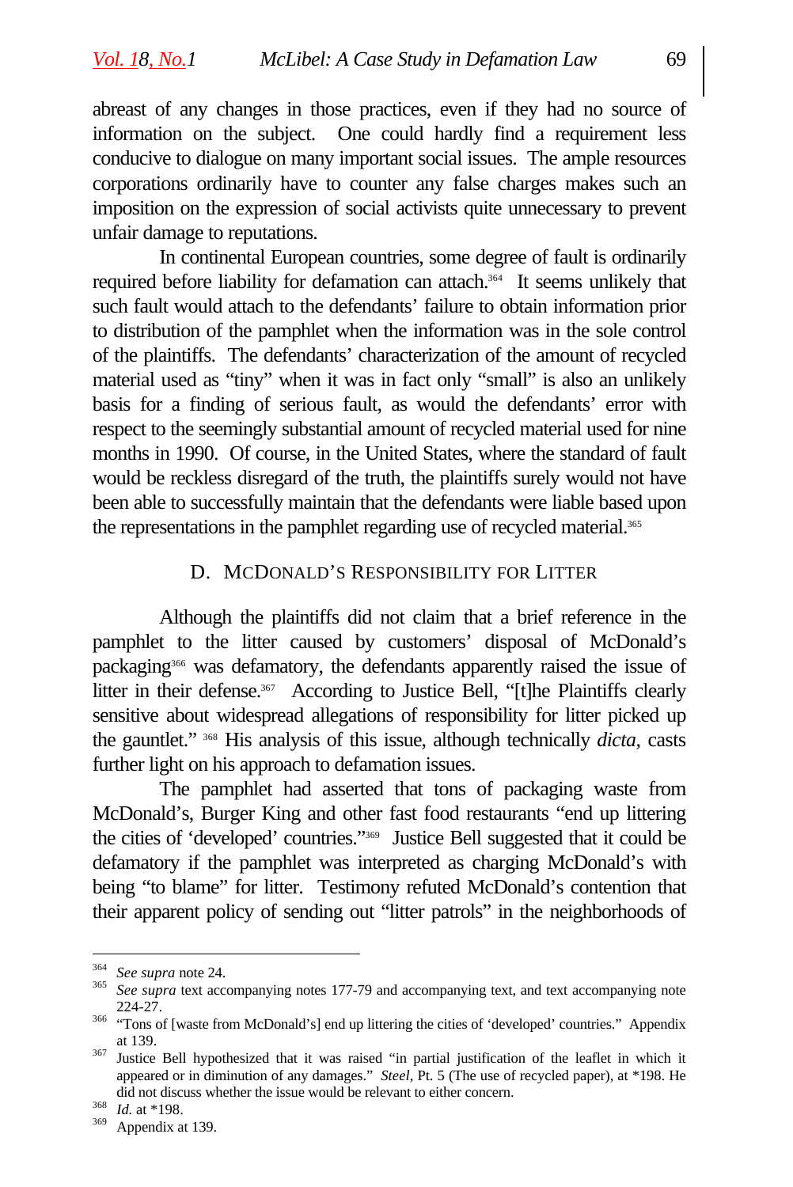abreast of any changes in those practices, even if they had no source of information on the subject. One could hardly find a requirement less conducive to dialogue on many important social issues. The ample resources corporations ordinarily have to counter any false charges makes such an imposition on the expression of social activists quite unnecessary to prevent unfair damage to reputations.

In continental European countries, some degree of fault is ordinarily required before liability for defamation can attach.[364] It seems unlikely that such fault would attach to the defendants' failure to obtain information prior to distribution of the pamphlet when the information was in the sole control of the plaintiffs. The defendants' characterization of the amount of recycled material used as "tiny" when it was in fact only "small" is also an unlikely basis for a finding of serious fault, as would the defendants' error with respect to the seemingly substantial amount of recycled material used for nine months in 1990. Of course, in the United States, where the standard of fault would be reckless disregard of the truth, the plaintiffs surely would not have been able to successfully maintain that the defendants were liable based upon the representations in the pamphlet regarding use of recycled material.[365]

### D. MCDONALD'S RESPONSIBILITY FOR LITTER

Although the plaintiffs did not claim that a brief reference in the pamphlet to the litter caused by customers' disposal of McDonald's packaging[366] was defamatory, the defendants apparently raised the issue of litter in their defense.[367] According to Justice Bell, "[t]he Plaintiffs clearly sensitive about widespread allegations of responsibility for litter picked up the gauntlet." [368] His analysis of this issue, although technically *dicta*, casts further light on his approach to defamation issues.

The pamphlet had asserted that tons of packaging waste from McDonald's, Burger King and other fast food restaurants "end up littering the cities of 'developed' countries."[369] Justice Bell suggested that it could be defamatory if the pamphlet was interpreted as charging McDonald's with being "to blame" for litter. Testimony refuted McDonald's contention that their apparent policy of sending out "litter patrols" in the neighborhoods of

---

[364] *See supra* note 24.

[365] *See supra* text accompanying notes 177-79 and accompanying text, and text accompanying note 224-27.

[366] "Tons of [waste from McDonald's] end up littering the cities of 'developed' countries." Appendix at 139.

[367] Justice Bell hypothesized that it was raised "in partial justification of the leaflet in which it appeared or in diminution of any damages." *Steel*, Pt. 5 (The use of recycled paper), at *198. He did not discuss whether the issue would be relevant to either concern.

[368] *Id.* at *198.

[369] Appendix at 139.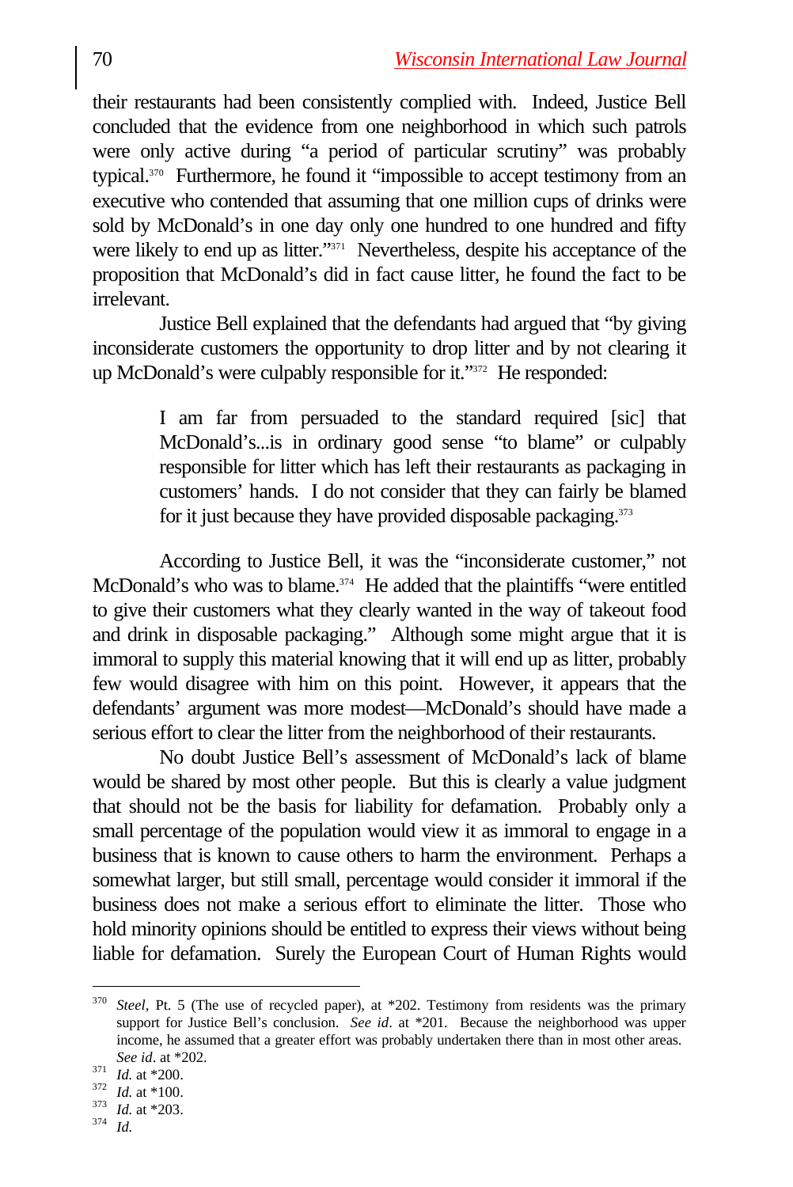their restaurants had been consistently complied with. Indeed, Justice Bell concluded that the evidence from one neighborhood in which such patrols were only active during "a period of particular scrutiny" was probably typical.[370] Furthermore, he found it "impossible to accept testimony from an executive who contended that assuming that one million cups of drinks were sold by McDonald's in one day only one hundred to one hundred and fifty were likely to end up as litter."[371] Nevertheless, despite his acceptance of the proposition that McDonald's did in fact cause litter, he found the fact to be irrelevant.

Justice Bell explained that the defendants had argued that "by giving inconsiderate customers the opportunity to drop litter and by not clearing it up McDonald's were culpably responsible for it."[372] He responded:

> I am far from persuaded to the standard required [sic] that McDonald's...is in ordinary good sense "to blame" or culpably responsible for litter which has left their restaurants as packaging in customers' hands. I do not consider that they can fairly be blamed for it just because they have provided disposable packaging.[373]

According to Justice Bell, it was the "inconsiderate customer," not McDonald's who was to blame.[374] He added that the plaintiffs "were entitled to give their customers what they clearly wanted in the way of takeout food and drink in disposable packaging." Although some might argue that it is immoral to supply this material knowing that it will end up as litter, probably few would disagree with him on this point. However, it appears that the defendants' argument was more modest—McDonald's should have made a serious effort to clear the litter from the neighborhood of their restaurants.

No doubt Justice Bell's assessment of McDonald's lack of blame would be shared by most other people. But this is clearly a value judgment that should not be the basis for liability for defamation. Probably only a small percentage of the population would view it as immoral to engage in a business that is known to cause others to harm the environment. Perhaps a somewhat larger, but still small, percentage would consider it immoral if the business does not make a serious effort to eliminate the litter. Those who hold minority opinions should be entitled to express their views without being liable for defamation. Surely the European Court of Human Rights would

---

[370] *Steel*, Pt. 5 (The use of recycled paper), at *202. Testimony from residents was the primary support for Justice Bell's conclusion. *See id*. at *201. Because the neighborhood was upper income, he assumed that a greater effort was probably undertaken there than in most other areas. *See id*. at *202.

[371] *Id.* at *200.

[372] *Id.* at *100.

[373] *Id.* at *203.

[374] *Id.*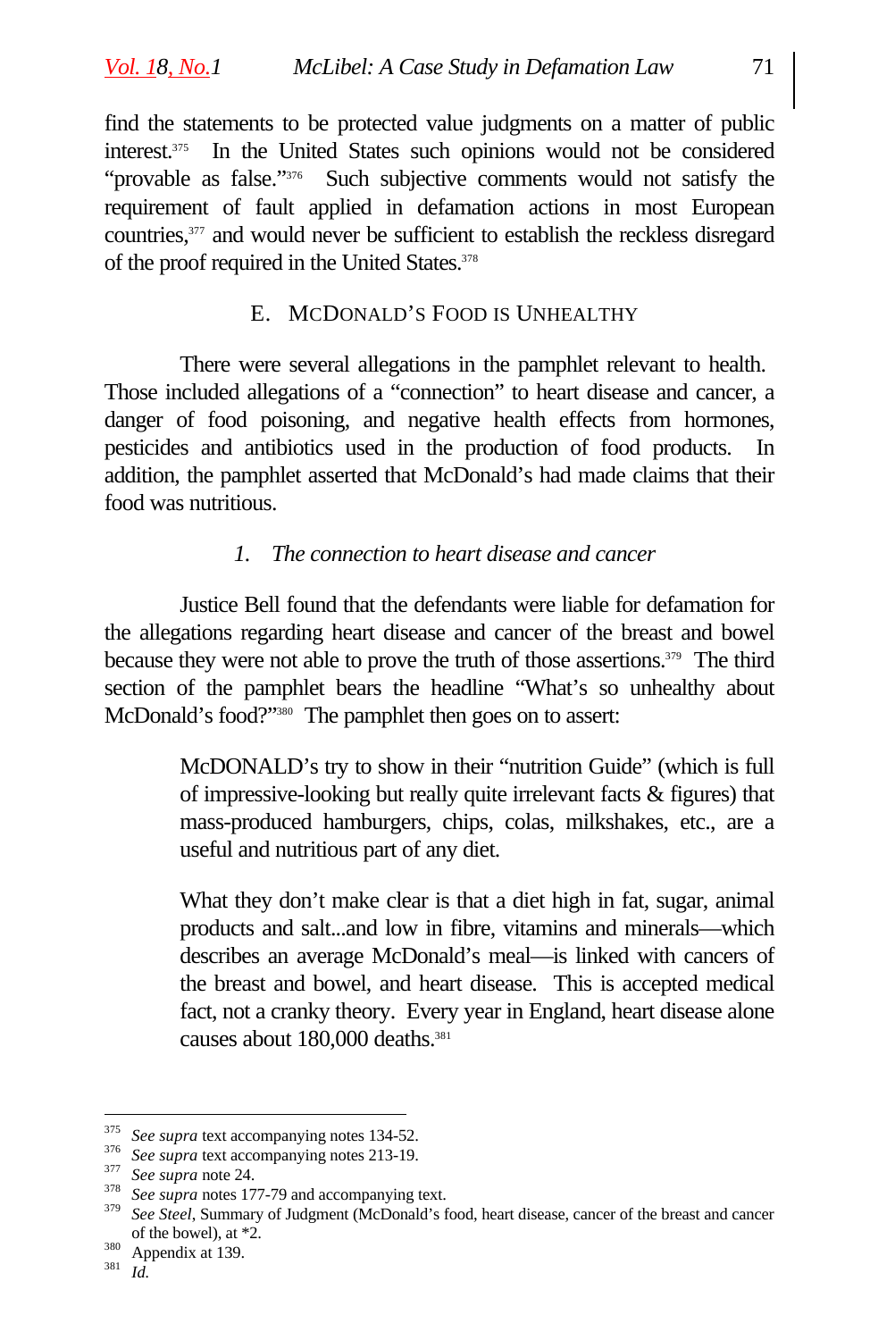find the statements to be protected value judgments on a matter of public interest.[375] In the United States such opinions would not be considered "provable as false."[376] Such subjective comments would not satisfy the requirement of fault applied in defamation actions in most European countries,[377] and would never be sufficient to establish the reckless disregard of the proof required in the United States.[378]

### E. McDonald's Food is Unhealthy

There were several allegations in the pamphlet relevant to health. Those included allegations of a "connection" to heart disease and cancer, a danger of food poisoning, and negative health effects from hormones, pesticides and antibiotics used in the production of food products. In addition, the pamphlet asserted that McDonald's had made claims that their food was nutritious.

#### *1. The connection to heart disease and cancer*

Justice Bell found that the defendants were liable for defamation for the allegations regarding heart disease and cancer of the breast and bowel because they were not able to prove the truth of those assertions.[379] The third section of the pamphlet bears the headline "What's so unhealthy about McDonald's food?"[380] The pamphlet then goes on to assert:

> McDONALD's try to show in their "nutrition Guide" (which is full of impressive-looking but really quite irrelevant facts & figures) that mass-produced hamburgers, chips, colas, milkshakes, etc., are a useful and nutritious part of any diet.
>
> What they don't make clear is that a diet high in fat, sugar, animal products and salt...and low in fibre, vitamins and minerals—which describes an average McDonald's meal—is linked with cancers of the breast and bowel, and heart disease. This is accepted medical fact, not a cranky theory. Every year in England, heart disease alone causes about 180,000 deaths.[381]

---

[375] *See supra* text accompanying notes 134-52.

[376] *See supra* text accompanying notes 213-19.

[377] *See supra* note 24.

[378] *See supra* notes 177-79 and accompanying text.

[379] *See Steel*, Summary of Judgment (McDonald's food, heart disease, cancer of the breast and cancer of the bowel), at *2.

[380] Appendix at 139.

[381] *Id.*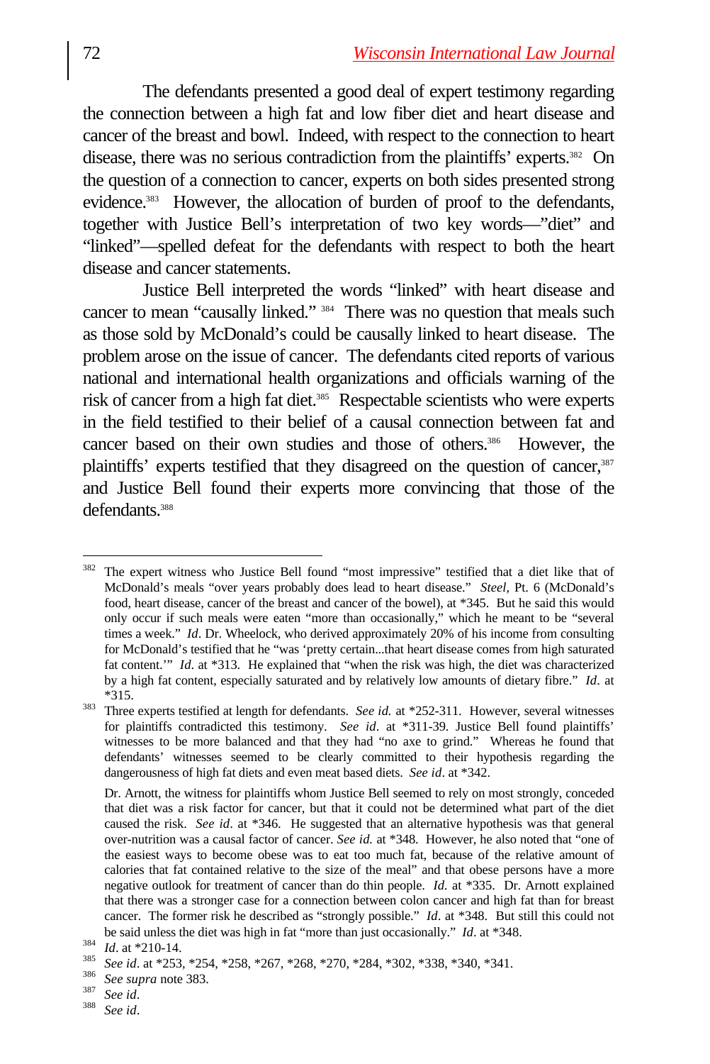The defendants presented a good deal of expert testimony regarding the connection between a high fat and low fiber diet and heart disease and cancer of the breast and bowl. Indeed, with respect to the connection to heart disease, there was no serious contradiction from the plaintiffs' experts.[382] On the question of a connection to cancer, experts on both sides presented strong evidence.[383] However, the allocation of burden of proof to the defendants, together with Justice Bell's interpretation of two key words—"diet" and "linked"—spelled defeat for the defendants with respect to both the heart disease and cancer statements.

Justice Bell interpreted the words "linked" with heart disease and cancer to mean "causally linked." [384] There was no question that meals such as those sold by McDonald's could be causally linked to heart disease. The problem arose on the issue of cancer. The defendants cited reports of various national and international health organizations and officials warning of the risk of cancer from a high fat diet.[385] Respectable scientists who were experts in the field testified to their belief of a causal connection between fat and cancer based on their own studies and those of others.[386] However, the plaintiffs' experts testified that they disagreed on the question of cancer,[387] and Justice Bell found their experts more convincing that those of the defendants.[388]

---

[382] The expert witness who Justice Bell found "most impressive" testified that a diet like that of McDonald's meals "over years probably does lead to heart disease." *Steel,* Pt. 6 (McDonald's food, heart disease, cancer of the breast and cancer of the bowel), at *345. But he said this would only occur if such meals were eaten "more than occasionally," which he meant to be "several times a week." *Id*. Dr. Wheelock, who derived approximately 20% of his income from consulting for McDonald's testified that he "was 'pretty certain...that heart disease comes from high saturated fat content.'" *Id*. at *313. He explained that "when the risk was high, the diet was characterized by a high fat content, especially saturated and by relatively low amounts of dietary fibre." *Id*. at *315.

[383] Three experts testified at length for defendants. *See id.* at *252-311. However, several witnesses for plaintiffs contradicted this testimony. *See id*. at *311-39. Justice Bell found plaintiffs' witnesses to be more balanced and that they had "no axe to grind." Whereas he found that defendants' witnesses seemed to be clearly committed to their hypothesis regarding the dangerousness of high fat diets and even meat based diets. *See id*. at *342.

Dr. Arnott, the witness for plaintiffs whom Justice Bell seemed to rely on most strongly, conceded that diet was a risk factor for cancer, but that it could not be determined what part of the diet caused the risk. *See id*. at *346. He suggested that an alternative hypothesis was that general over-nutrition was a causal factor of cancer. *See id.* at *348. However, he also noted that "one of the easiest ways to become obese was to eat too much fat, because of the relative amount of calories that fat contained relative to the size of the meal" and that obese persons have a more negative outlook for treatment of cancer than do thin people. *Id.* at *335. Dr. Arnott explained that there was a stronger case for a connection between colon cancer and high fat than for breast cancer. The former risk he described as "strongly possible." *Id*. at *348. But still this could not be said unless the diet was high in fat "more than just occasionally." *Id*. at *348.

[384] *Id*. at *210-14.

[385] *See id*. at *253, *254, *258, *267, *268, *270, *284, *302, *338, *340, *341.

[386] *See supra* note 383.

[387] *See id*.

[388] *See id*.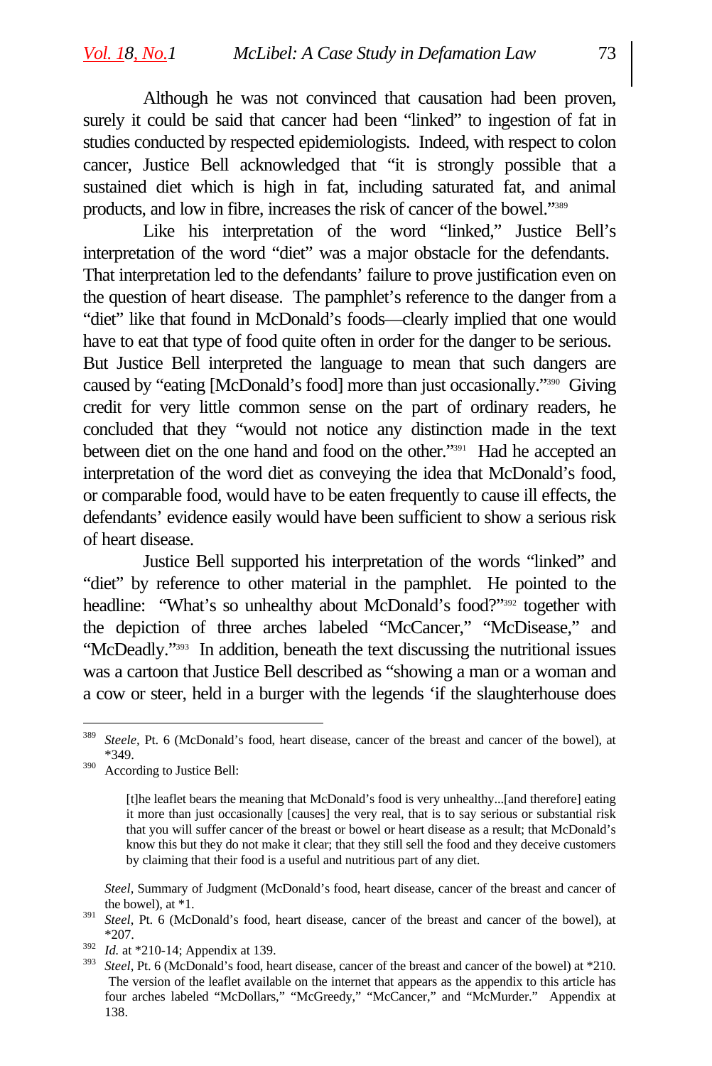Although he was not convinced that causation had been proven, surely it could be said that cancer had been "linked" to ingestion of fat in studies conducted by respected epidemiologists. Indeed, with respect to colon cancer, Justice Bell acknowledged that "it is strongly possible that a sustained diet which is high in fat, including saturated fat, and animal products, and low in fibre, increases the risk of cancer of the bowel."[389]

Like his interpretation of the word "linked," Justice Bell's interpretation of the word "diet" was a major obstacle for the defendants. That interpretation led to the defendants' failure to prove justification even on the question of heart disease. The pamphlet's reference to the danger from a "diet" like that found in McDonald's foods—clearly implied that one would have to eat that type of food quite often in order for the danger to be serious. But Justice Bell interpreted the language to mean that such dangers are caused by "eating [McDonald's food] more than just occasionally."[390] Giving credit for very little common sense on the part of ordinary readers, he concluded that they "would not notice any distinction made in the text between diet on the one hand and food on the other."[391] Had he accepted an interpretation of the word diet as conveying the idea that McDonald's food, or comparable food, would have to be eaten frequently to cause ill effects, the defendants' evidence easily would have been sufficient to show a serious risk of heart disease.

Justice Bell supported his interpretation of the words "linked" and "diet" by reference to other material in the pamphlet. He pointed to the headline: "What's so unhealthy about McDonald's food?"[392] together with the depiction of three arches labeled "McCancer," "McDisease," and "McDeadly."[393] In addition, beneath the text discussing the nutritional issues was a cartoon that Justice Bell described as "showing a man or a woman and a cow or steer, held in a burger with the legends 'if the slaughterhouse does

---

[389] *Steele*, Pt. 6 (McDonald's food, heart disease, cancer of the breast and cancer of the bowel), at *349.

[390] According to Justice Bell:

> [t]he leaflet bears the meaning that McDonald's food is very unhealthy...[and therefore] eating it more than just occasionally [causes] the very real, that is to say serious or substantial risk that you will suffer cancer of the breast or bowel or heart disease as a result; that McDonald's know this but they do not make it clear; that they still sell the food and they deceive customers by claiming that their food is a useful and nutritious part of any diet.

*Steel*, Summary of Judgment (McDonald's food, heart disease, cancer of the breast and cancer of the bowel), at *1.

[391] *Steel*, Pt. 6 (McDonald's food, heart disease, cancer of the breast and cancer of the bowel), at *207.

[392] *Id.* at *210-14; Appendix at 139.

[393] *Steel*, Pt. 6 (McDonald's food, heart disease, cancer of the breast and cancer of the bowel) at *210. The version of the leaflet available on the internet that appears as the appendix to this article has four arches labeled "McDollars," "McGreedy," "McCancer," and "McMurder." Appendix at 138.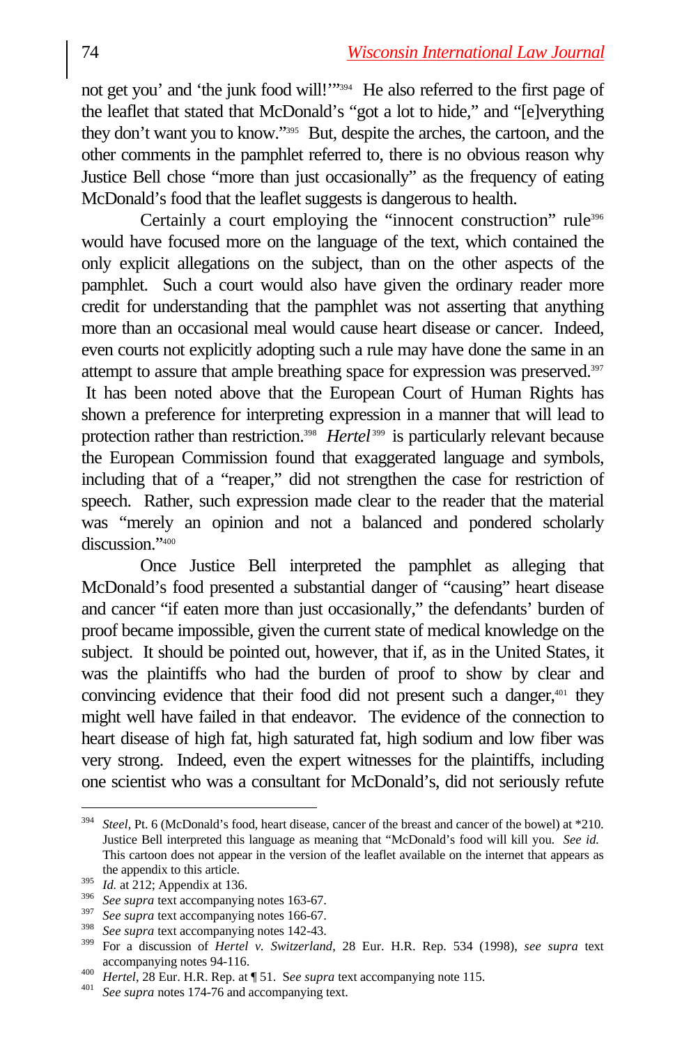not get you' and 'the junk food will!'"[394] He also referred to the first page of the leaflet that stated that McDonald's "got a lot to hide," and "[e]verything they don't want you to know."[395] But, despite the arches, the cartoon, and the other comments in the pamphlet referred to, there is no obvious reason why Justice Bell chose "more than just occasionally" as the frequency of eating McDonald's food that the leaflet suggests is dangerous to health.

Certainly a court employing the "innocent construction" rule[396] would have focused more on the language of the text, which contained the only explicit allegations on the subject, than on the other aspects of the pamphlet. Such a court would also have given the ordinary reader more credit for understanding that the pamphlet was not asserting that anything more than an occasional meal would cause heart disease or cancer. Indeed, even courts not explicitly adopting such a rule may have done the same in an attempt to assure that ample breathing space for expression was preserved.[397] It has been noted above that the European Court of Human Rights has shown a preference for interpreting expression in a manner that will lead to protection rather than restriction.[398] *Hertel*[399] is particularly relevant because the European Commission found that exaggerated language and symbols, including that of a "reaper," did not strengthen the case for restriction of speech. Rather, such expression made clear to the reader that the material was "merely an opinion and not a balanced and pondered scholarly discussion."[400]

Once Justice Bell interpreted the pamphlet as alleging that McDonald's food presented a substantial danger of "causing" heart disease and cancer "if eaten more than just occasionally," the defendants' burden of proof became impossible, given the current state of medical knowledge on the subject. It should be pointed out, however, that if, as in the United States, it was the plaintiffs who had the burden of proof to show by clear and convincing evidence that their food did not present such a danger,[401] they might well have failed in that endeavor. The evidence of the connection to heart disease of high fat, high saturated fat, high sodium and low fiber was very strong. Indeed, even the expert witnesses for the plaintiffs, including one scientist who was a consultant for McDonald's, did not seriously refute

---

[394] *Steel*, Pt. 6 (McDonald's food, heart disease, cancer of the breast and cancer of the bowel) at *210. Justice Bell interpreted this language as meaning that "McDonald's food will kill you. *See id.* This cartoon does not appear in the version of the leaflet available on the internet that appears as the appendix to this article.

[395] *Id.* at 212; Appendix at 136.

[396] *See supra* text accompanying notes 163-67.

[397] *See supra* text accompanying notes 166-67.

[398] *See supra* text accompanying notes 142-43.

[399] For a discussion of *Hertel v. Switzerland*, 28 Eur. H.R. Rep. 534 (1998), *see supra* text accompanying notes 94-116.

[400] *Hertel*, 28 Eur. H.R. Rep. at ¶ 51. S*ee supra* text accompanying note 115.

[401] *See supra* notes 174-76 and accompanying text.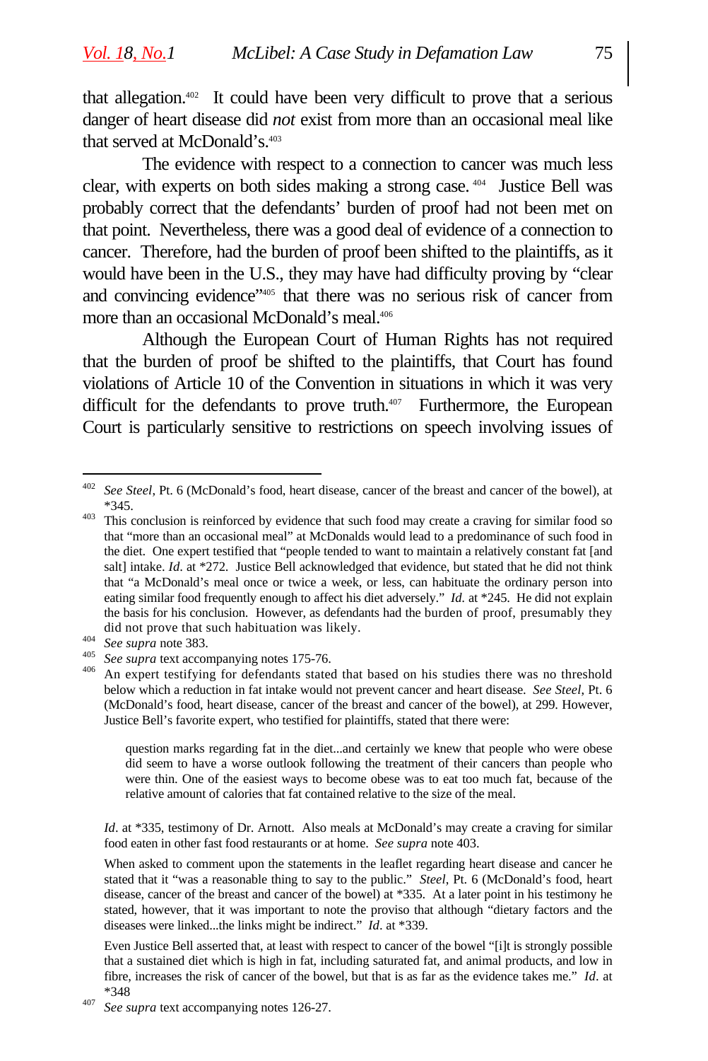that allegation.[402] It could have been very difficult to prove that a serious danger of heart disease did *not* exist from more than an occasional meal like that served at McDonald's.[403]

The evidence with respect to a connection to cancer was much less clear, with experts on both sides making a strong case.[404] Justice Bell was probably correct that the defendants' burden of proof had not been met on that point. Nevertheless, there was a good deal of evidence of a connection to cancer. Therefore, had the burden of proof been shifted to the plaintiffs, as it would have been in the U.S., they may have had difficulty proving by "clear and convincing evidence"[405] that there was no serious risk of cancer from more than an occasional McDonald's meal.[406]

Although the European Court of Human Rights has not required that the burden of proof be shifted to the plaintiffs, that Court has found violations of Article 10 of the Convention in situations in which it was very difficult for the defendants to prove truth.[407] Furthermore, the European Court is particularly sensitive to restrictions on speech involving issues of

---

[402] *See Steel*, Pt. 6 (McDonald's food, heart disease, cancer of the breast and cancer of the bowel), at *345.

[403] This conclusion is reinforced by evidence that such food may create a craving for similar food so that "more than an occasional meal" at McDonalds would lead to a predominance of such food in the diet. One expert testified that "people tended to want to maintain a relatively constant fat [and salt] intake. *Id*. at *272. Justice Bell acknowledged that evidence, but stated that he did not think that "a McDonald's meal once or twice a week, or less, can habituate the ordinary person into eating similar food frequently enough to affect his diet adversely." *Id*. at *245. He did not explain the basis for his conclusion. However, as defendants had the burden of proof, presumably they did not prove that such habituation was likely.

[404] *See supra* note 383.

[405] *See supra* text accompanying notes 175-76.

[406] An expert testifying for defendants stated that based on his studies there was no threshold below which a reduction in fat intake would not prevent cancer and heart disease. *See Steel*, Pt. 6 (McDonald's food, heart disease, cancer of the breast and cancer of the bowel), at 299. However, Justice Bell's favorite expert, who testified for plaintiffs, stated that there were:

> question marks regarding fat in the diet...and certainly we knew that people who were obese did seem to have a worse outlook following the treatment of their cancers than people who were thin. One of the easiest ways to become obese was to eat too much fat, because of the relative amount of calories that fat contained relative to the size of the meal.

*Id*. at *335, testimony of Dr. Arnott. Also meals at McDonald's may create a craving for similar food eaten in other fast food restaurants or at home. *See supra* note 403.

When asked to comment upon the statements in the leaflet regarding heart disease and cancer he stated that it "was a reasonable thing to say to the public." *Steel*, Pt. 6 (McDonald's food, heart disease, cancer of the breast and cancer of the bowel) at *335. At a later point in his testimony he stated, however, that it was important to note the proviso that although "dietary factors and the diseases were linked...the links might be indirect." *Id*. at *339.

Even Justice Bell asserted that, at least with respect to cancer of the bowel "[i]t is strongly possible that a sustained diet which is high in fat, including saturated fat, and animal products, and low in fibre, increases the risk of cancer of the bowel, but that is as far as the evidence takes me." *Id*. at *348

[407] *See supra* text accompanying notes 126-27.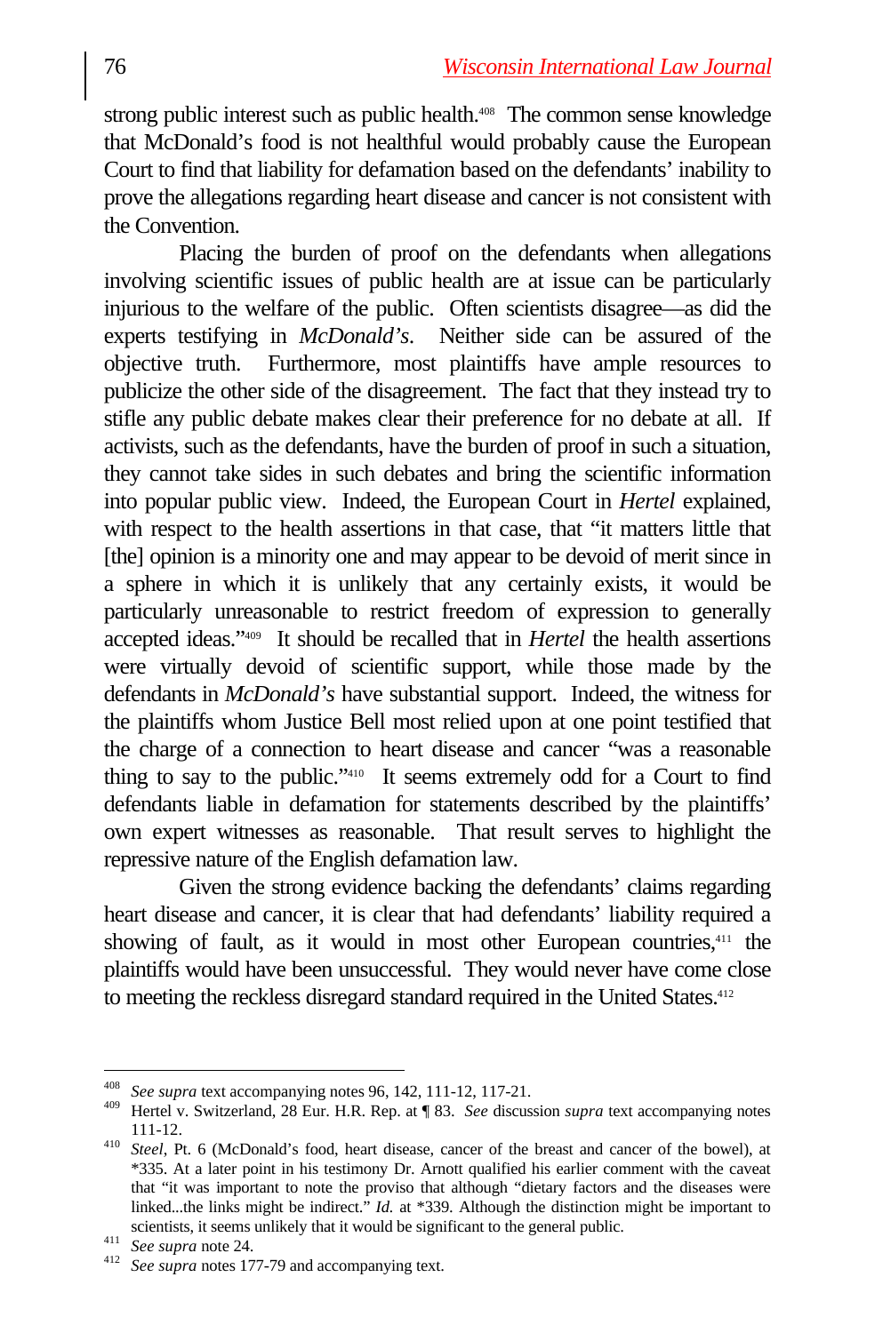strong public interest such as public health.[408] The common sense knowledge that McDonald's food is not healthful would probably cause the European Court to find that liability for defamation based on the defendants' inability to prove the allegations regarding heart disease and cancer is not consistent with the Convention.

Placing the burden of proof on the defendants when allegations involving scientific issues of public health are at issue can be particularly injurious to the welfare of the public. Often scientists disagree—as did the experts testifying in *McDonald's*. Neither side can be assured of the objective truth. Furthermore, most plaintiffs have ample resources to publicize the other side of the disagreement. The fact that they instead try to stifle any public debate makes clear their preference for no debate at all. If activists, such as the defendants, have the burden of proof in such a situation, they cannot take sides in such debates and bring the scientific information into popular public view. Indeed, the European Court in *Hertel* explained, with respect to the health assertions in that case, that "it matters little that [the] opinion is a minority one and may appear to be devoid of merit since in a sphere in which it is unlikely that any certainly exists, it would be particularly unreasonable to restrict freedom of expression to generally accepted ideas."[409] It should be recalled that in *Hertel* the health assertions were virtually devoid of scientific support, while those made by the defendants in *McDonald's* have substantial support. Indeed, the witness for the plaintiffs whom Justice Bell most relied upon at one point testified that the charge of a connection to heart disease and cancer "was a reasonable thing to say to the public."[410] It seems extremely odd for a Court to find defendants liable in defamation for statements described by the plaintiffs' own expert witnesses as reasonable. That result serves to highlight the repressive nature of the English defamation law.

Given the strong evidence backing the defendants' claims regarding heart disease and cancer, it is clear that had defendants' liability required a showing of fault, as it would in most other European countries,[411] the plaintiffs would have been unsuccessful. They would never have come close to meeting the reckless disregard standard required in the United States.[412]

---

[408] *See supra* text accompanying notes 96, 142, 111-12, 117-21.

[409] Hertel v. Switzerland, 28 Eur. H.R. Rep. at ¶ 83. *See* discussion *supra* text accompanying notes 111-12.

[410] *Steel*, Pt. 6 (McDonald's food, heart disease, cancer of the breast and cancer of the bowel), at *335. At a later point in his testimony Dr. Arnott qualified his earlier comment with the caveat that "it was important to note the proviso that although "dietary factors and the diseases were linked...the links might be indirect." *Id.* at *339. Although the distinction might be important to scientists, it seems unlikely that it would be significant to the general public.

[411] *See supra* note 24.

[412] *See supra* notes 177-79 and accompanying text.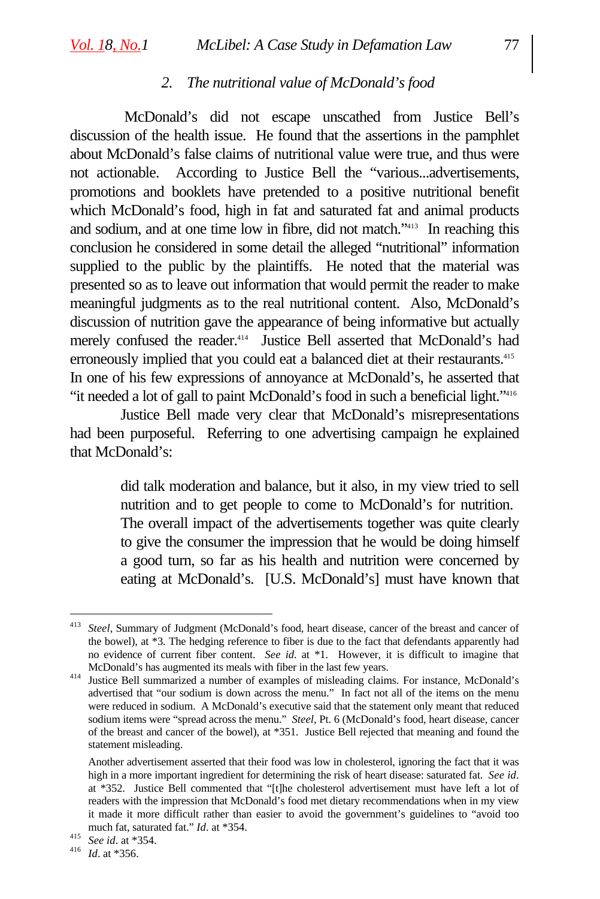### 2. *The nutritional value of McDonald's food*

McDonald's did not escape unscathed from Justice Bell's discussion of the health issue. He found that the assertions in the pamphlet about McDonald's false claims of nutritional value were true, and thus were not actionable. According to Justice Bell the "various...advertisements, promotions and booklets have pretended to a positive nutritional benefit which McDonald's food, high in fat and saturated fat and animal products and sodium, and at one time low in fibre, did not match."[413] In reaching this conclusion he considered in some detail the alleged "nutritional" information supplied to the public by the plaintiffs. He noted that the material was presented so as to leave out information that would permit the reader to make meaningful judgments as to the real nutritional content. Also, McDonald's discussion of nutrition gave the appearance of being informative but actually merely confused the reader.[414] Justice Bell asserted that McDonald's had erroneously implied that you could eat a balanced diet at their restaurants.[415] In one of his few expressions of annoyance at McDonald's, he asserted that "it needed a lot of gall to paint McDonald's food in such a beneficial light."[416]

Justice Bell made very clear that McDonald's misrepresentations had been purposeful. Referring to one advertising campaign he explained that McDonald's:

> did talk moderation and balance, but it also, in my view tried to sell nutrition and to get people to come to McDonald's for nutrition. The overall impact of the advertisements together was quite clearly to give the consumer the impression that he would be doing himself a good turn, so far as his health and nutrition were concerned by eating at McDonald's. [U.S. McDonald's] must have known that

---

[413] *Steel*, Summary of Judgment (McDonald's food, heart disease, cancer of the breast and cancer of the bowel), at *3. The hedging reference to fiber is due to the fact that defendants apparently had no evidence of current fiber content. *See id.* at *1. However, it is difficult to imagine that McDonald's has augmented its meals with fiber in the last few years.

[414] Justice Bell summarized a number of examples of misleading claims. For instance, McDonald's advertised that "our sodium is down across the menu." In fact not all of the items on the menu were reduced in sodium. A McDonald's executive said that the statement only meant that reduced sodium items were "spread across the menu." *Steel*, Pt. 6 (McDonald's food, heart disease, cancer of the breast and cancer of the bowel), at *351. Justice Bell rejected that meaning and found the statement misleading.

Another advertisement asserted that their food was low in cholesterol, ignoring the fact that it was high in a more important ingredient for determining the risk of heart disease: saturated fat. *See id.* at *352. Justice Bell commented that "[t]he cholesterol advertisement must have left a lot of readers with the impression that McDonald's food met dietary recommendations when in my view it made it more difficult rather than easier to avoid the government's guidelines to "avoid too much fat, saturated fat." *Id*. at *354.

[415] *See id*. at *354.

[416] *Id*. at *356.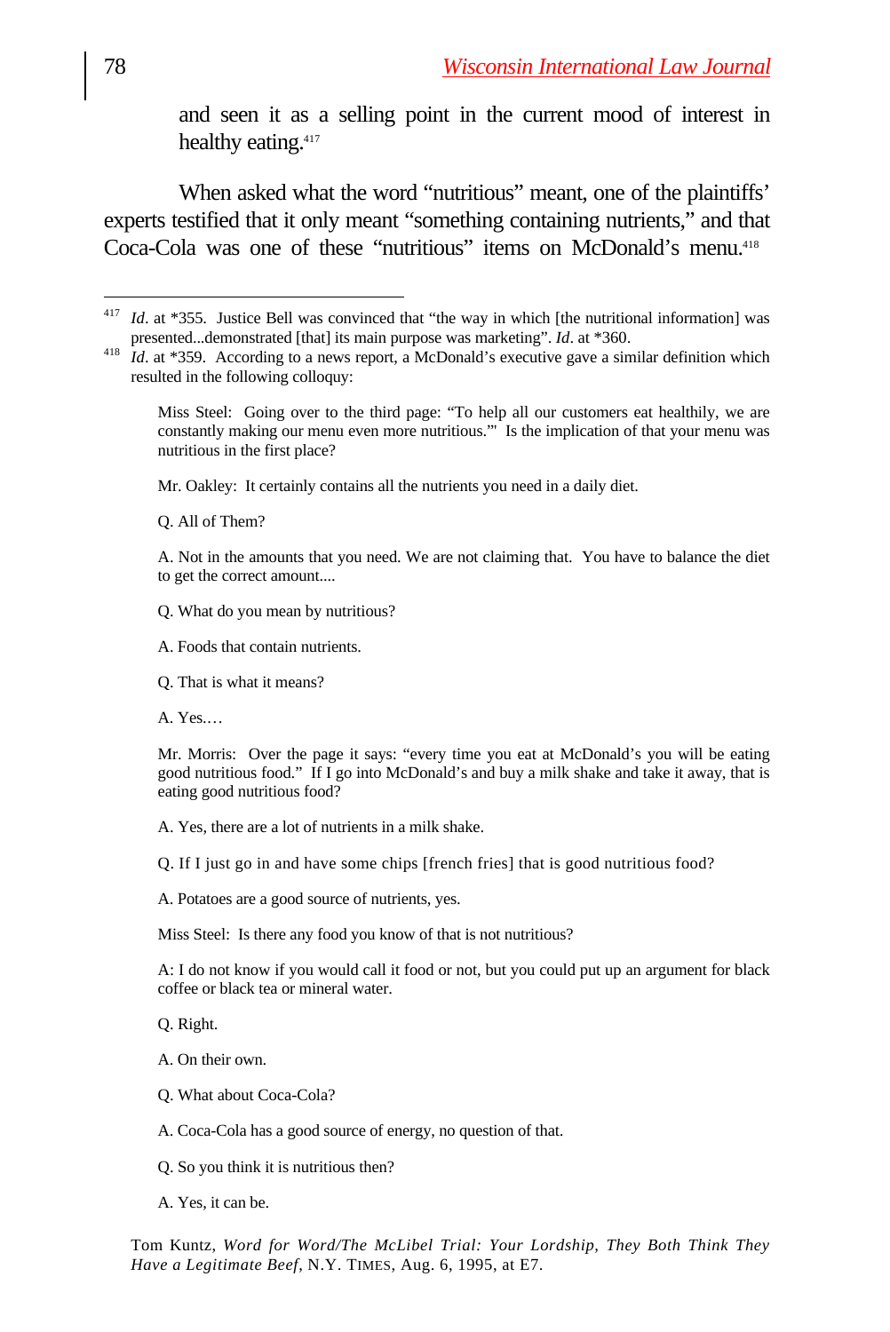and seen it as a selling point in the current mood of interest in healthy eating.[417]

When asked what the word "nutritious" meant, one of the plaintiffs' experts testified that it only meant "something containing nutrients," and that Coca-Cola was one of these "nutritious" items on McDonald's menu.[418]

---

[417] *Id*. at *355. Justice Bell was convinced that "the way in which [the nutritional information] was presented...demonstrated [that] its main purpose was marketing". *Id*. at *360.

[418] *Id*. at *359. According to a news report, a McDonald's executive gave a similar definition which resulted in the following colloquy:

> Miss Steel: Going over to the third page: "To help all our customers eat healthily, we are constantly making our menu even more nutritious.'" Is the implication of that your menu was nutritious in the first place?
>
> Mr. Oakley: It certainly contains all the nutrients you need in a daily diet.
>
> Q. All of Them?
>
> A. Not in the amounts that you need. We are not claiming that. You have to balance the diet to get the correct amount....
>
> Q. What do you mean by nutritious?
>
> A. Foods that contain nutrients.
>
> Q. That is what it means?
>
> A. Yes.…
>
> Mr. Morris: Over the page it says: "every time you eat at McDonald's you will be eating good nutritious food." If I go into McDonald's and buy a milk shake and take it away, that is eating good nutritious food?
>
> A. Yes, there are a lot of nutrients in a milk shake.
>
> Q. If I just go in and have some chips [french fries] that is good nutritious food?
>
> A. Potatoes are a good source of nutrients, yes.
>
> Miss Steel: Is there any food you know of that is not nutritious?
>
> A: I do not know if you would call it food or not, but you could put up an argument for black coffee or black tea or mineral water.
>
> Q. Right.
>
> A. On their own.
>
> Q. What about Coca-Cola?
>
> A. Coca-Cola has a good source of energy, no question of that.
>
> Q. So you think it is nutritious then?
>
> A. Yes, it can be.

Tom Kuntz, *Word for Word/The McLibel Trial: Your Lordship, They Both Think They Have a Legitimate Beef*, N.Y. TIMES, Aug. 6, 1995, at E7.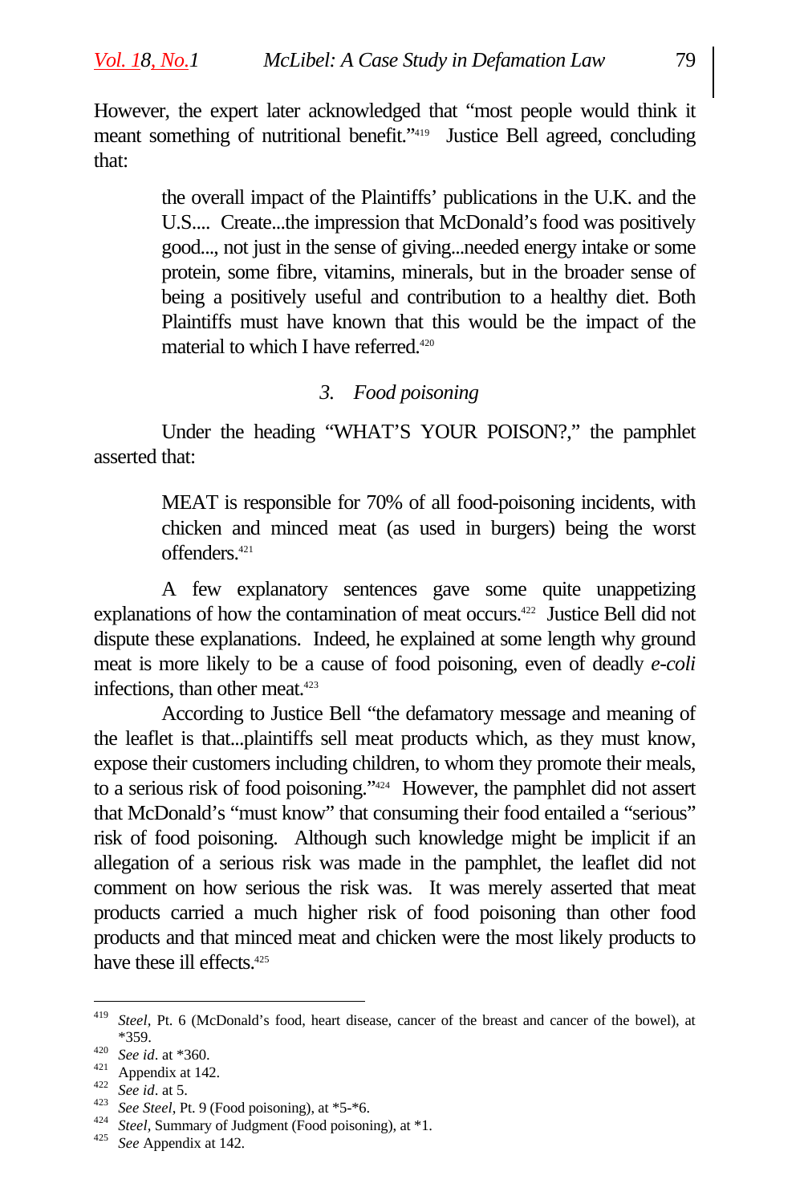However, the expert later acknowledged that "most people would think it meant something of nutritional benefit."[419] Justice Bell agreed, concluding that:

> the overall impact of the Plaintiffs' publications in the U.K. and the U.S.... Create...the impression that McDonald's food was positively good..., not just in the sense of giving...needed energy intake or some protein, some fibre, vitamins, minerals, but in the broader sense of being a positively useful and contribution to a healthy diet. Both Plaintiffs must have known that this would be the impact of the material to which I have referred.[420]

### 3. *Food poisoning*

Under the heading "WHAT'S YOUR POISON?," the pamphlet asserted that:

> MEAT is responsible for 70% of all food-poisoning incidents, with chicken and minced meat (as used in burgers) being the worst offenders.[421]

A few explanatory sentences gave some quite unappetizing explanations of how the contamination of meat occurs.[422] Justice Bell did not dispute these explanations. Indeed, he explained at some length why ground meat is more likely to be a cause of food poisoning, even of deadly *e-coli* infections, than other meat.[423]

According to Justice Bell "the defamatory message and meaning of the leaflet is that...plaintiffs sell meat products which, as they must know, expose their customers including children, to whom they promote their meals, to a serious risk of food poisoning."[424] However, the pamphlet did not assert that McDonald's "must know" that consuming their food entailed a "serious" risk of food poisoning. Although such knowledge might be implicit if an allegation of a serious risk was made in the pamphlet, the leaflet did not comment on how serious the risk was. It was merely asserted that meat products carried a much higher risk of food poisoning than other food products and that minced meat and chicken were the most likely products to have these ill effects.[425]

---

[419] *Steel*, Pt. 6 (McDonald's food, heart disease, cancer of the breast and cancer of the bowel), at *359.

[420] *See id*. at *360.

[421] Appendix at 142.

[422] *See id*. at 5.

[423] *See Steel*, Pt. 9 (Food poisoning), at *5-*6.

[424] *Steel*, Summary of Judgment (Food poisoning), at *1.

[425] *See* Appendix at 142.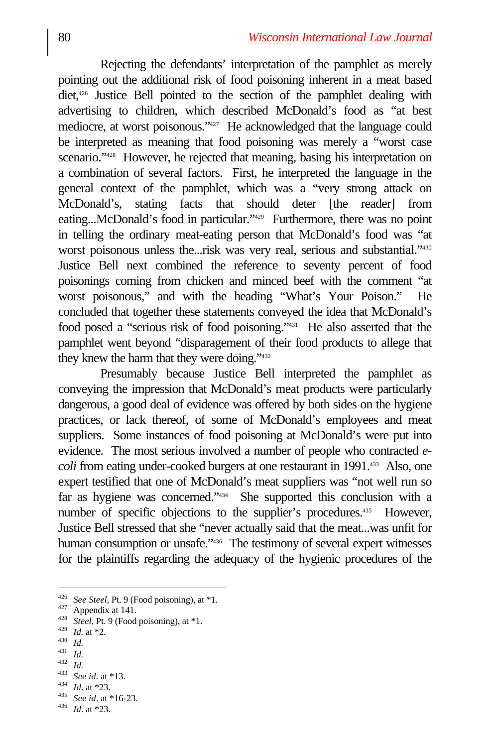Rejecting the defendants' interpretation of the pamphlet as merely pointing out the additional risk of food poisoning inherent in a meat based diet,[426] Justice Bell pointed to the section of the pamphlet dealing with advertising to children, which described McDonald's food as "at best mediocre, at worst poisonous."[427] He acknowledged that the language could be interpreted as meaning that food poisoning was merely a "worst case scenario."[428] However, he rejected that meaning, basing his interpretation on a combination of several factors. First, he interpreted the language in the general context of the pamphlet, which was a "very strong attack on McDonald's, stating facts that should deter [the reader] from eating...McDonald's food in particular."[429] Furthermore, there was no point in telling the ordinary meat-eating person that McDonald's food was "at worst poisonous unless the...risk was very real, serious and substantial."[430] Justice Bell next combined the reference to seventy percent of food poisonings coming from chicken and minced beef with the comment "at worst poisonous," and with the heading "What's Your Poison." He concluded that together these statements conveyed the idea that McDonald's food posed a "serious risk of food poisoning."[431] He also asserted that the pamphlet went beyond "disparagement of their food products to allege that they knew the harm that they were doing."[432]

Presumably because Justice Bell interpreted the pamphlet as conveying the impression that McDonald's meat products were particularly dangerous, a good deal of evidence was offered by both sides on the hygiene practices, or lack thereof, of some of McDonald's employees and meat suppliers. Some instances of food poisoning at McDonald's were put into evidence. The most serious involved a number of people who contracted *e-coli* from eating under-cooked burgers at one restaurant in 1991.[433] Also, one expert testified that one of McDonald's meat suppliers was "not well run so far as hygiene was concerned."[434] She supported this conclusion with a number of specific objections to the supplier's procedures.[435] However, Justice Bell stressed that she "never actually said that the meat...was unfit for human consumption or unsafe."[436] The testimony of several expert witnesses for the plaintiffs regarding the adequacy of the hygienic procedures of the

---

[426] *See Steel*, Pt. 9 (Food poisoning), at *1.
[427] Appendix at 141.
[428] *Steel*, Pt. 9 (Food poisoning), at *1.
[429] *Id.* at *2.
[430] *Id.*
[431] *Id.*
[432] *Id.*
[433] *See id*. at *13.
[434] *Id*. at *23.
[435] *See id*. at *16-23.
[436] *Id*. at *23.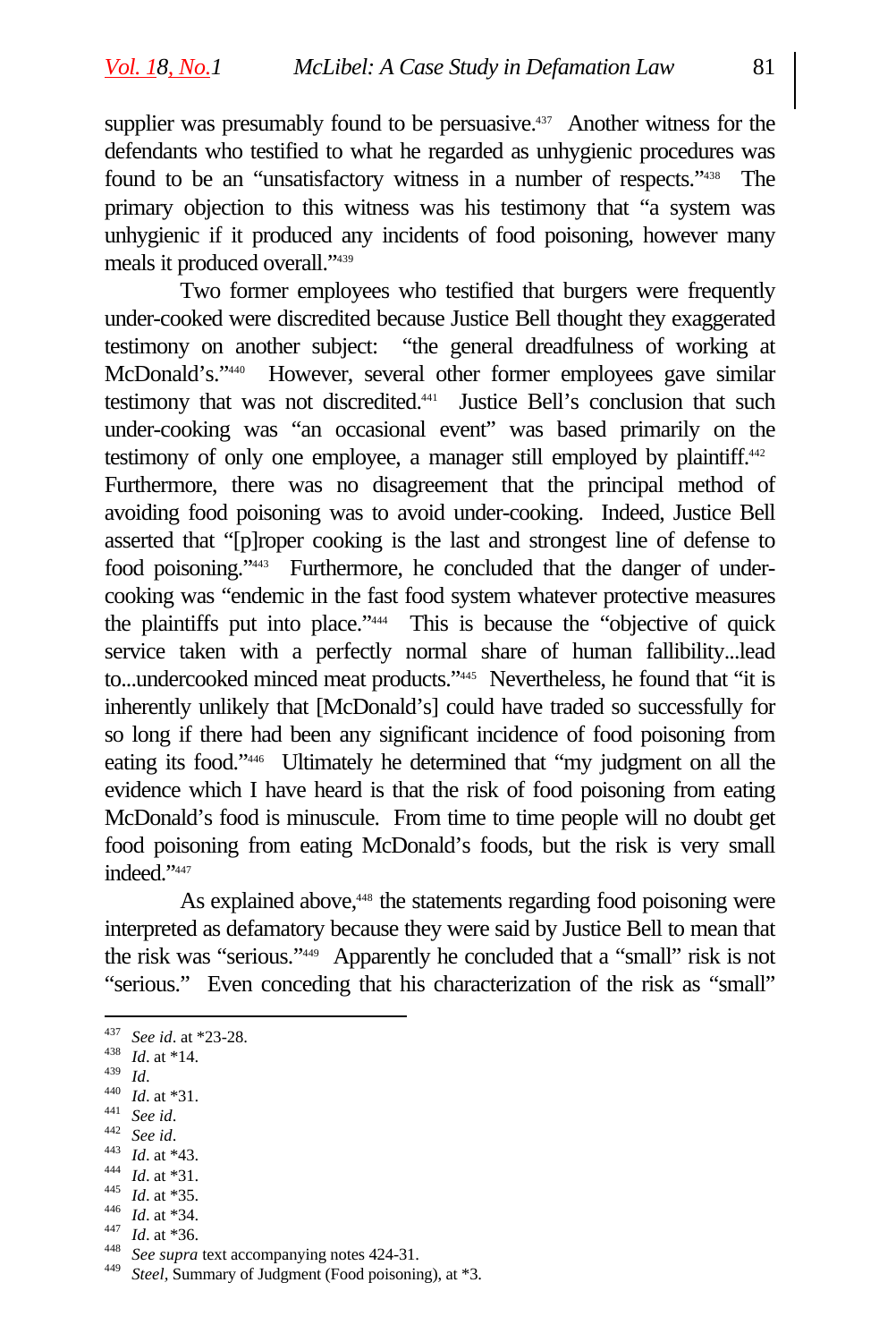supplier was presumably found to be persuasive.[437] Another witness for the defendants who testified to what he regarded as unhygienic procedures was found to be an "unsatisfactory witness in a number of respects."[438] The primary objection to this witness was his testimony that "a system was unhygienic if it produced any incidents of food poisoning, however many meals it produced overall."[439]

Two former employees who testified that burgers were frequently under-cooked were discredited because Justice Bell thought they exaggerated testimony on another subject: "the general dreadfulness of working at McDonald's."[440] However, several other former employees gave similar testimony that was not discredited.[441] Justice Bell's conclusion that such under-cooking was "an occasional event" was based primarily on the testimony of only one employee, a manager still employed by plaintiff.[442] Furthermore, there was no disagreement that the principal method of avoiding food poisoning was to avoid under-cooking. Indeed, Justice Bell asserted that "[p]roper cooking is the last and strongest line of defense to food poisoning."[443] Furthermore, he concluded that the danger of under-cooking was "endemic in the fast food system whatever protective measures the plaintiffs put into place."[444] This is because the "objective of quick service taken with a perfectly normal share of human fallibility...lead to...undercooked minced meat products."[445] Nevertheless, he found that "it is inherently unlikely that [McDonald's] could have traded so successfully for so long if there had been any significant incidence of food poisoning from eating its food."[446] Ultimately he determined that "my judgment on all the evidence which I have heard is that the risk of food poisoning from eating McDonald's food is minuscule. From time to time people will no doubt get food poisoning from eating McDonald's foods, but the risk is very small indeed."[447]

As explained above,[448] the statements regarding food poisoning were interpreted as defamatory because they were said by Justice Bell to mean that the risk was "serious."[449] Apparently he concluded that a "small" risk is not "serious." Even conceding that his characterization of the risk as "small"

---

[437] *See id*. at *23-28.
[438] *Id*. at *14.
[439] *Id*.
[440] *Id*. at *31.
[441] *See id*.
[442] *See id*.
[443] *Id*. at *43.
[444] *Id*. at *31.
[445] *Id*. at *35.
[446] *Id*. at *34.
[447] *Id*. at *36.
[448] *See supra* text accompanying notes 424-31.
[449] *Steel*, Summary of Judgment (Food poisoning), at *3.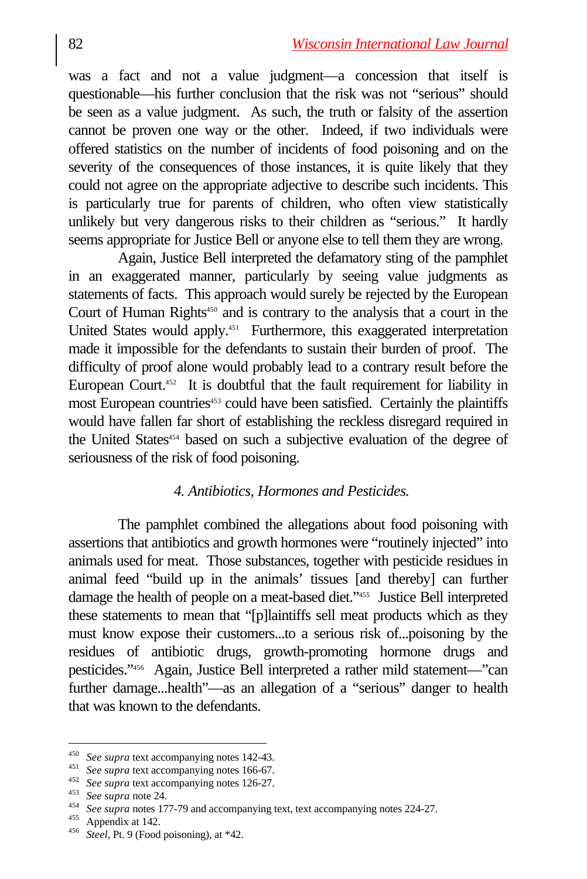was a fact and not a value judgment—a concession that itself is questionable—his further conclusion that the risk was not "serious" should be seen as a value judgment. As such, the truth or falsity of the assertion cannot be proven one way or the other. Indeed, if two individuals were offered statistics on the number of incidents of food poisoning and on the severity of the consequences of those instances, it is quite likely that they could not agree on the appropriate adjective to describe such incidents. This is particularly true for parents of children, who often view statistically unlikely but very dangerous risks to their children as "serious." It hardly seems appropriate for Justice Bell or anyone else to tell them they are wrong.

Again, Justice Bell interpreted the defamatory sting of the pamphlet in an exaggerated manner, particularly by seeing value judgments as statements of facts. This approach would surely be rejected by the European Court of Human Rights[450] and is contrary to the analysis that a court in the United States would apply.[451] Furthermore, this exaggerated interpretation made it impossible for the defendants to sustain their burden of proof. The difficulty of proof alone would probably lead to a contrary result before the European Court.[452] It is doubtful that the fault requirement for liability in most European countries[453] could have been satisfied. Certainly the plaintiffs would have fallen far short of establishing the reckless disregard required in the United States[454] based on such a subjective evaluation of the degree of seriousness of the risk of food poisoning.

### *4. Antibiotics, Hormones and Pesticides.*

The pamphlet combined the allegations about food poisoning with assertions that antibiotics and growth hormones were "routinely injected" into animals used for meat. Those substances, together with pesticide residues in animal feed "build up in the animals' tissues [and thereby] can further damage the health of people on a meat-based diet."[455] Justice Bell interpreted these statements to mean that "[p]laintiffs sell meat products which as they must know expose their customers...to a serious risk of...poisoning by the residues of antibiotic drugs, growth-promoting hormone drugs and pesticides."[456] Again, Justice Bell interpreted a rather mild statement—"can further damage...health"—as an allegation of a "serious" danger to health that was known to the defendants.

---

[450] *See supra* text accompanying notes 142-43.
[451] *See supra* text accompanying notes 166-67.
[452] *See supra* text accompanying notes 126-27.
[453] *See supra* note 24.
[454] *See supra* notes 177-79 and accompanying text, text accompanying notes 224-27.
[455] Appendix at 142.
[456] *Steel*, Pt. 9 (Food poisoning), at *42.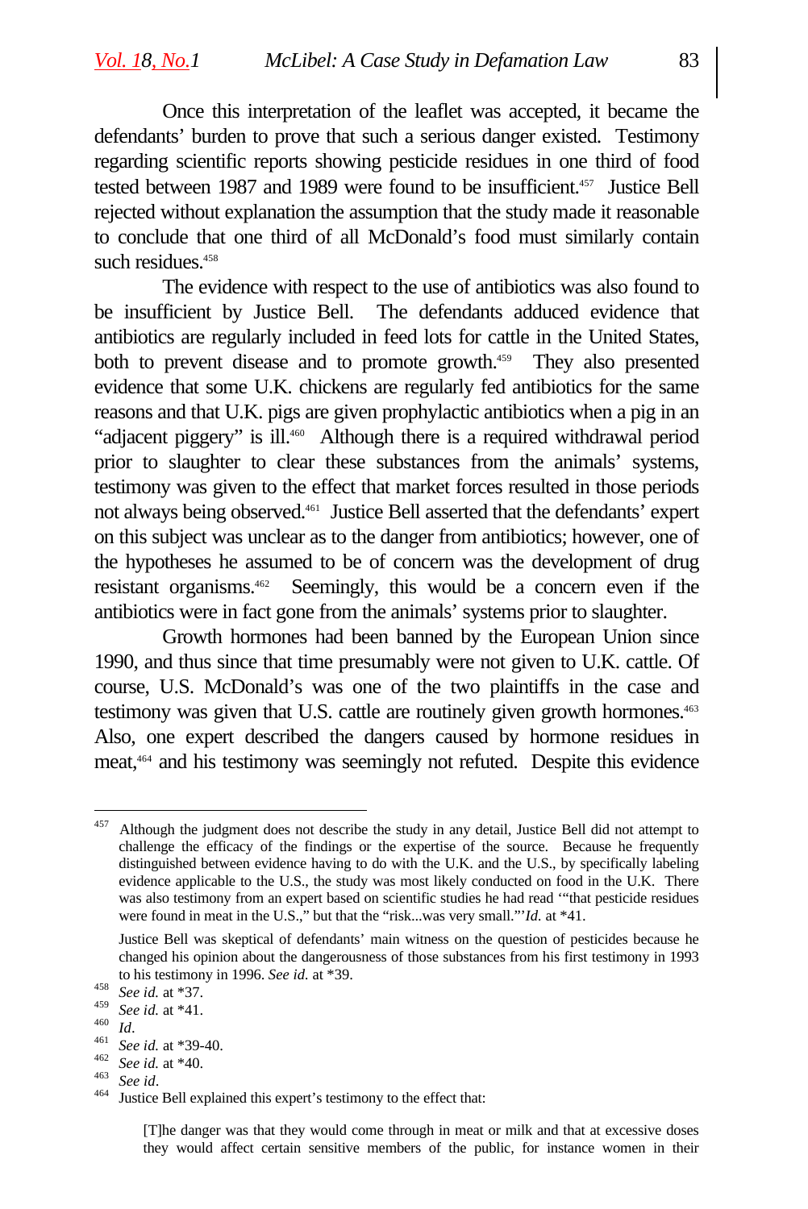Once this interpretation of the leaflet was accepted, it became the defendants' burden to prove that such a serious danger existed. Testimony regarding scientific reports showing pesticide residues in one third of food tested between 1987 and 1989 were found to be insufficient.[457] Justice Bell rejected without explanation the assumption that the study made it reasonable to conclude that one third of all McDonald's food must similarly contain such residues.[458]

The evidence with respect to the use of antibiotics was also found to be insufficient by Justice Bell. The defendants adduced evidence that antibiotics are regularly included in feed lots for cattle in the United States, both to prevent disease and to promote growth.[459] They also presented evidence that some U.K. chickens are regularly fed antibiotics for the same reasons and that U.K. pigs are given prophylactic antibiotics when a pig in an "adjacent piggery" is ill.[460] Although there is a required withdrawal period prior to slaughter to clear these substances from the animals' systems, testimony was given to the effect that market forces resulted in those periods not always being observed.[461] Justice Bell asserted that the defendants' expert on this subject was unclear as to the danger from antibiotics; however, one of the hypotheses he assumed to be of concern was the development of drug resistant organisms.[462] Seemingly, this would be a concern even if the antibiotics were in fact gone from the animals' systems prior to slaughter.

Growth hormones had been banned by the European Union since 1990, and thus since that time presumably were not given to U.K. cattle. Of course, U.S. McDonald's was one of the two plaintiffs in the case and testimony was given that U.S. cattle are routinely given growth hormones.[463] Also, one expert described the dangers caused by hormone residues in meat,[464] and his testimony was seemingly not refuted. Despite this evidence

---

[457] Although the judgment does not describe the study in any detail, Justice Bell did not attempt to challenge the efficacy of the findings or the expertise of the source. Because he frequently distinguished between evidence having to do with the U.K. and the U.S., by specifically labeling evidence applicable to the U.S., the study was most likely conducted on food in the U.K. There was also testimony from an expert based on scientific studies he had read '"that pesticide residues were found in meat in the U.S.," but that the "risk...was very small."' *Id.* at *41.

Justice Bell was skeptical of defendants' main witness on the question of pesticides because he changed his opinion about the dangerousness of those substances from his first testimony in 1993 to his testimony in 1996. *See id.* at *39.

[458] *See id.* at *37.

[459] *See id.* at *41.

[460] *Id*.

[461] *See id.* at *39-40.

[462] *See id.* at *40.

[463] *See id*.

[464] Justice Bell explained this expert's testimony to the effect that:

> [T]he danger was that they would come through in meat or milk and that at excessive doses they would affect certain sensitive members of the public, for instance women in their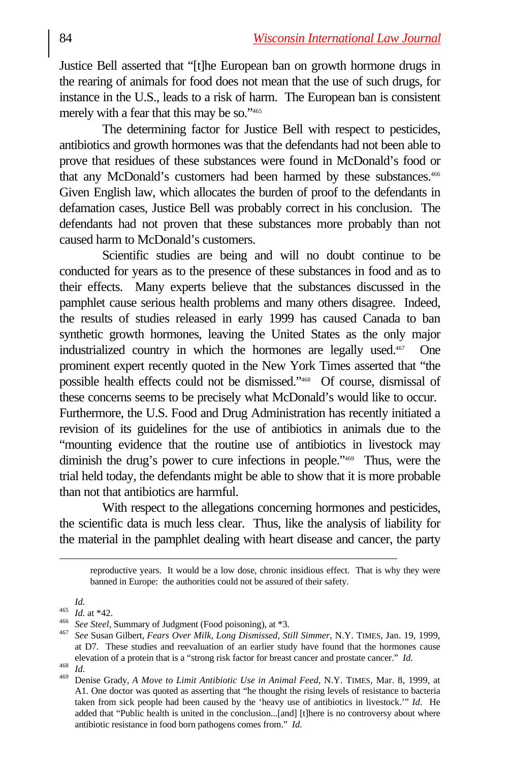Justice Bell asserted that "[t]he European ban on growth hormone drugs in the rearing of animals for food does not mean that the use of such drugs, for instance in the U.S., leads to a risk of harm. The European ban is consistent merely with a fear that this may be so."[465]

The determining factor for Justice Bell with respect to pesticides, antibiotics and growth hormones was that the defendants had not been able to prove that residues of these substances were found in McDonald's food or that any McDonald's customers had been harmed by these substances.[466] Given English law, which allocates the burden of proof to the defendants in defamation cases, Justice Bell was probably correct in his conclusion. The defendants had not proven that these substances more probably than not caused harm to McDonald's customers.

Scientific studies are being and will no doubt continue to be conducted for years as to the presence of these substances in food and as to their effects. Many experts believe that the substances discussed in the pamphlet cause serious health problems and many others disagree. Indeed, the results of studies released in early 1999 has caused Canada to ban synthetic growth hormones, leaving the United States as the only major industrialized country in which the hormones are legally used.[467] One prominent expert recently quoted in the New York Times asserted that "the possible health effects could not be dismissed."[468] Of course, dismissal of these concerns seems to be precisely what McDonald's would like to occur. Furthermore, the U.S. Food and Drug Administration has recently initiated a revision of its guidelines for the use of antibiotics in animals due to the "mounting evidence that the routine use of antibiotics in livestock may diminish the drug's power to cure infections in people."[469] Thus, were the trial held today, the defendants might be able to show that it is more probable than not that antibiotics are harmful.

With respect to the allegations concerning hormones and pesticides, the scientific data is much less clear. Thus, like the analysis of liability for the material in the pamphlet dealing with heart disease and cancer, the party

---

> reproductive years. It would be a low dose, chronic insidious effect. That is why they were banned in Europe: the authorities could not be assured of their safety.

*Id.*

[465] *Id.* at *42.

[466] *See Steel*, Summary of Judgment (Food poisoning), at *3.

[467] *See* Susan Gilbert, *Fears Over Milk, Long Dismissed, Still Simmer*, N.Y. TIMES, Jan. 19, 1999, at D7. These studies and reevaluation of an earlier study have found that the hormones cause elevation of a protein that is a "strong risk factor for breast cancer and prostate cancer." *Id.*

[468] *Id.*

[469] Denise Grady, *A Move to Limit Antibiotic Use in Animal Feed*, N.Y. TIMES, Mar. 8, 1999, at A1. One doctor was quoted as asserting that "he thought the rising levels of resistance to bacteria taken from sick people had been caused by the 'heavy use of antibiotics in livestock.'" *Id.* He added that "Public health is united in the conclusion...[and] [t]here is no controversy about where antibiotic resistance in food born pathogens comes from." *Id.*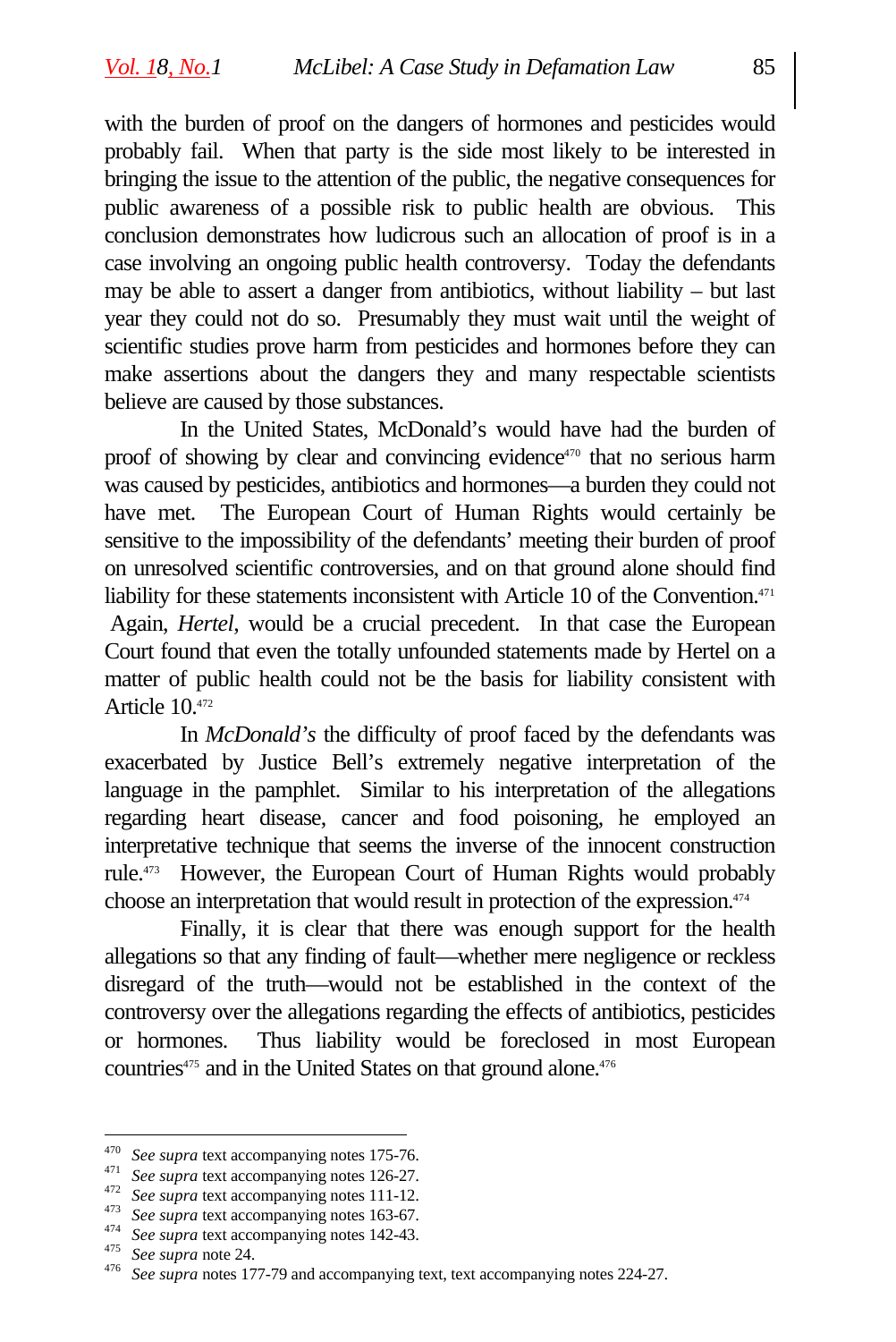with the burden of proof on the dangers of hormones and pesticides would probably fail. When that party is the side most likely to be interested in bringing the issue to the attention of the public, the negative consequences for public awareness of a possible risk to public health are obvious. This conclusion demonstrates how ludicrous such an allocation of proof is in a case involving an ongoing public health controversy. Today the defendants may be able to assert a danger from antibiotics, without liability – but last year they could not do so. Presumably they must wait until the weight of scientific studies prove harm from pesticides and hormones before they can make assertions about the dangers they and many respectable scientists believe are caused by those substances.

In the United States, McDonald's would have had the burden of proof of showing by clear and convincing evidence[470] that no serious harm was caused by pesticides, antibiotics and hormones—a burden they could not have met. The European Court of Human Rights would certainly be sensitive to the impossibility of the defendants' meeting their burden of proof on unresolved scientific controversies, and on that ground alone should find liability for these statements inconsistent with Article 10 of the Convention.[471] Again, *Hertel*, would be a crucial precedent. In that case the European Court found that even the totally unfounded statements made by Hertel on a matter of public health could not be the basis for liability consistent with Article 10.[472]

In *McDonald's* the difficulty of proof faced by the defendants was exacerbated by Justice Bell's extremely negative interpretation of the language in the pamphlet. Similar to his interpretation of the allegations regarding heart disease, cancer and food poisoning, he employed an interpretative technique that seems the inverse of the innocent construction rule.[473] However, the European Court of Human Rights would probably choose an interpretation that would result in protection of the expression.[474]

Finally, it is clear that there was enough support for the health allegations so that any finding of fault—whether mere negligence or reckless disregard of the truth—would not be established in the context of the controversy over the allegations regarding the effects of antibiotics, pesticides or hormones. Thus liability would be foreclosed in most European countries[475] and in the United States on that ground alone.[476]

---

[470] *See supra* text accompanying notes 175-76.

[471] *See supra* text accompanying notes 126-27.

[472] *See supra* text accompanying notes 111-12.

[473] *See supra* text accompanying notes 163-67.

[474] *See supra* text accompanying notes 142-43.

[475] *See supra* note 24.

[476] *See supra* notes 177-79 and accompanying text, text accompanying notes 224-27.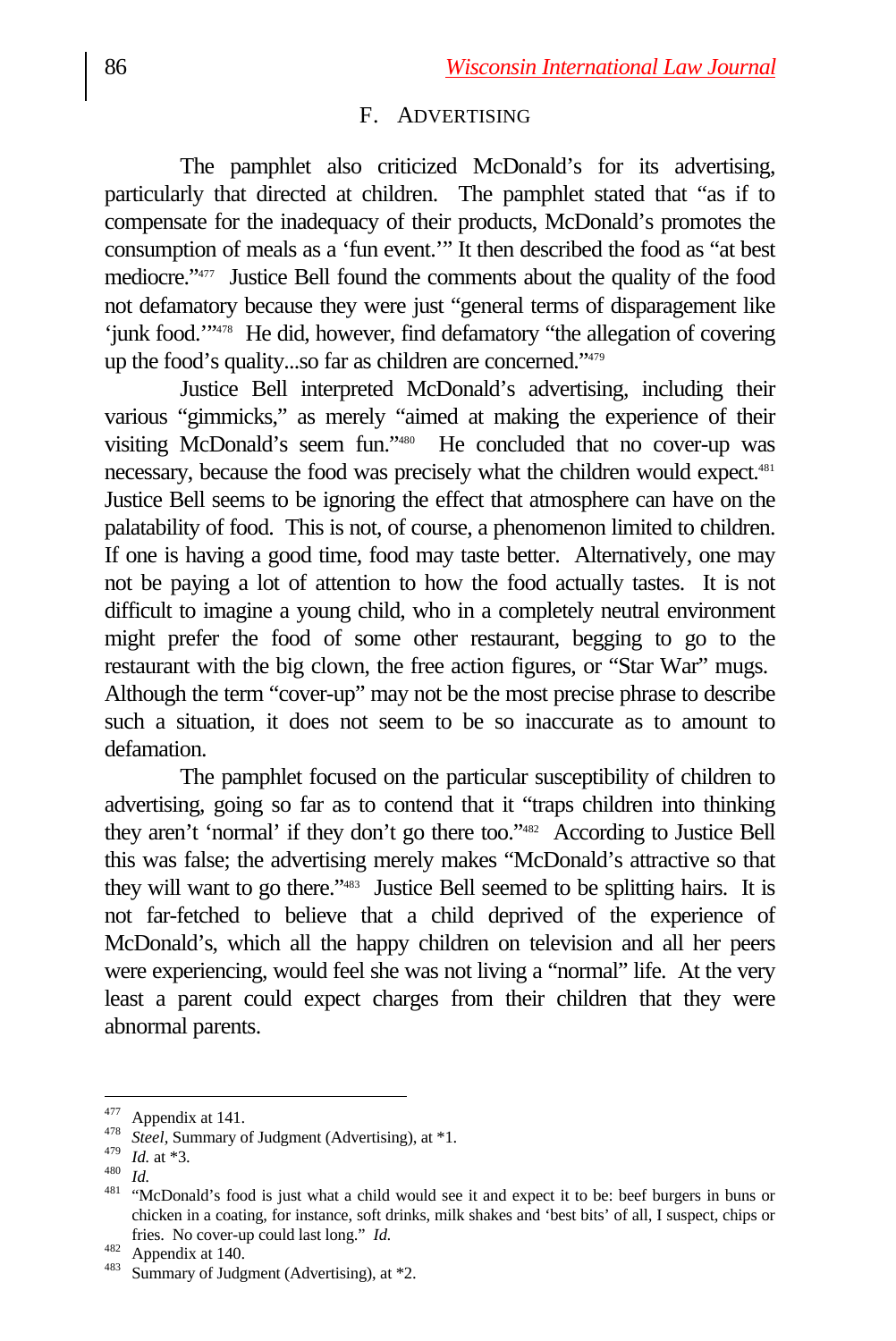## F. ADVERTISING

The pamphlet also criticized McDonald's for its advertising, particularly that directed at children. The pamphlet stated that "as if to compensate for the inadequacy of their products, McDonald's promotes the consumption of meals as a 'fun event.'" It then described the food as "at best mediocre."[477] Justice Bell found the comments about the quality of the food not defamatory because they were just "general terms of disparagement like 'junk food.'"[478] He did, however, find defamatory "the allegation of covering up the food's quality...so far as children are concerned."[479]

Justice Bell interpreted McDonald's advertising, including their various "gimmicks," as merely "aimed at making the experience of their visiting McDonald's seem fun."[480] He concluded that no cover-up was necessary, because the food was precisely what the children would expect.[481] Justice Bell seems to be ignoring the effect that atmosphere can have on the palatability of food. This is not, of course, a phenomenon limited to children. If one is having a good time, food may taste better. Alternatively, one may not be paying a lot of attention to how the food actually tastes. It is not difficult to imagine a young child, who in a completely neutral environment might prefer the food of some other restaurant, begging to go to the restaurant with the big clown, the free action figures, or "Star War" mugs. Although the term "cover-up" may not be the most precise phrase to describe such a situation, it does not seem to be so inaccurate as to amount to defamation.

The pamphlet focused on the particular susceptibility of children to advertising, going so far as to contend that it "traps children into thinking they aren't 'normal' if they don't go there too."[482] According to Justice Bell this was false; the advertising merely makes "McDonald's attractive so that they will want to go there."[483] Justice Bell seemed to be splitting hairs. It is not far-fetched to believe that a child deprived of the experience of McDonald's, which all the happy children on television and all her peers were experiencing, would feel she was not living a "normal" life. At the very least a parent could expect charges from their children that they were abnormal parents.

---

[477] Appendix at 141.

[478] *Steel*, Summary of Judgment (Advertising), at *1.

[479] *Id.* at *3.

[480] *Id.*

[481] "McDonald's food is just what a child would see it and expect it to be: beef burgers in buns or chicken in a coating, for instance, soft drinks, milk shakes and 'best bits' of all, I suspect, chips or fries. No cover-up could last long." *Id.*

[482] Appendix at 140.

[483] Summary of Judgment (Advertising), at *2.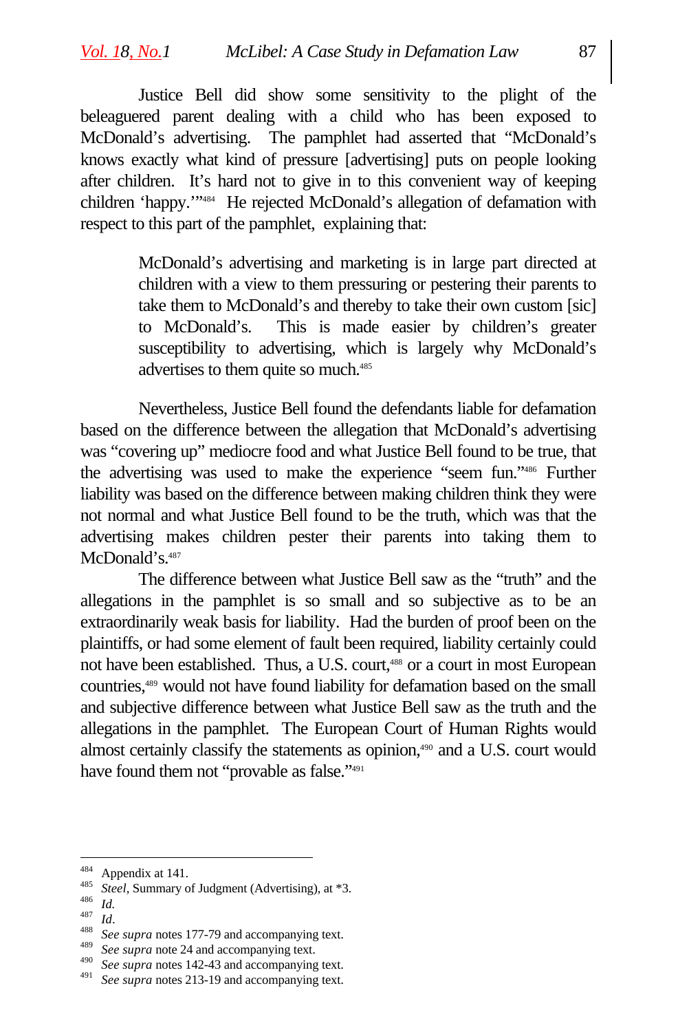Justice Bell did show some sensitivity to the plight of the beleaguered parent dealing with a child who has been exposed to McDonald's advertising. The pamphlet had asserted that "McDonald's knows exactly what kind of pressure [advertising] puts on people looking after children. It's hard not to give in to this convenient way of keeping children 'happy.'"[484] He rejected McDonald's allegation of defamation with respect to this part of the pamphlet, explaining that:

> McDonald's advertising and marketing is in large part directed at children with a view to them pressuring or pestering their parents to take them to McDonald's and thereby to take their own custom [sic] to McDonald's. This is made easier by children's greater susceptibility to advertising, which is largely why McDonald's advertises to them quite so much.[485]

Nevertheless, Justice Bell found the defendants liable for defamation based on the difference between the allegation that McDonald's advertising was "covering up" mediocre food and what Justice Bell found to be true, that the advertising was used to make the experience "seem fun."[486] Further liability was based on the difference between making children think they were not normal and what Justice Bell found to be the truth, which was that the advertising makes children pester their parents into taking them to McDonald's.[487]

The difference between what Justice Bell saw as the "truth" and the allegations in the pamphlet is so small and so subjective as to be an extraordinarily weak basis for liability. Had the burden of proof been on the plaintiffs, or had some element of fault been required, liability certainly could not have been established. Thus, a U.S. court,[488] or a court in most European countries,[489] would not have found liability for defamation based on the small and subjective difference between what Justice Bell saw as the truth and the allegations in the pamphlet. The European Court of Human Rights would almost certainly classify the statements as opinion,[490] and a U.S. court would have found them not "provable as false."[491]

---

[484] Appendix at 141.

[485] *Steel*, Summary of Judgment (Advertising), at *3.

[486] *Id.*

[487] *Id*.

[488] *See supra* notes 177-79 and accompanying text.

[489] *See supra* note 24 and accompanying text.

[490] *See supra* notes 142-43 and accompanying text.

[491] *See supra* notes 213-19 and accompanying text.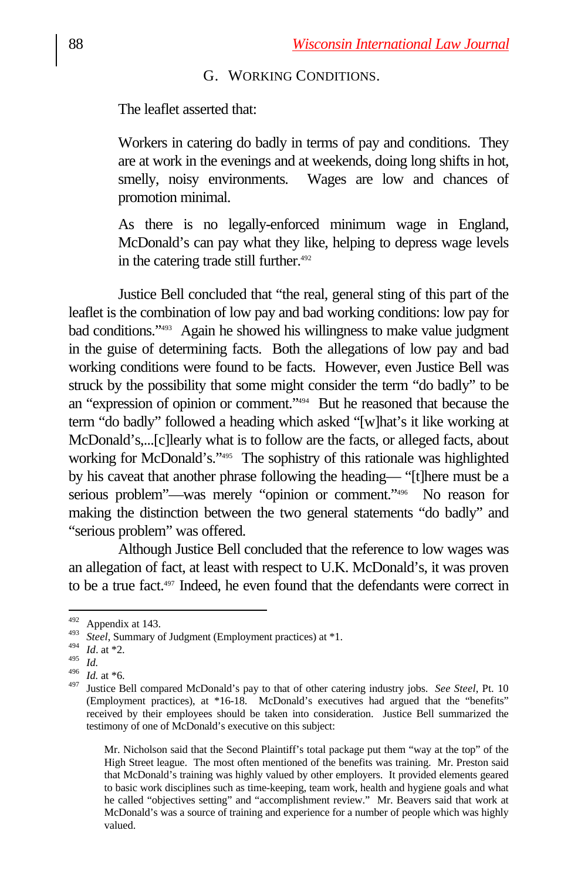### G. WORKING CONDITIONS.

The leaflet asserted that:

> Workers in catering do badly in terms of pay and conditions. They are at work in the evenings and at weekends, doing long shifts in hot, smelly, noisy environments. Wages are low and chances of promotion minimal.
>
> As there is no legally-enforced minimum wage in England, McDonald's can pay what they like, helping to depress wage levels in the catering trade still further.[492]

Justice Bell concluded that "the real, general sting of this part of the leaflet is the combination of low pay and bad working conditions: low pay for bad conditions."[493] Again he showed his willingness to make value judgment in the guise of determining facts. Both the allegations of low pay and bad working conditions were found to be facts. However, even Justice Bell was struck by the possibility that some might consider the term "do badly" to be an "expression of opinion or comment."[494] But he reasoned that because the term "do badly" followed a heading which asked "[w]hat's it like working at McDonald's,...[c]learly what is to follow are the facts, or alleged facts, about working for McDonald's."[495] The sophistry of this rationale was highlighted by his caveat that another phrase following the heading— "[t]here must be a serious problem"—was merely "opinion or comment."[496] No reason for making the distinction between the two general statements "do badly" and "serious problem" was offered.

Although Justice Bell concluded that the reference to low wages was an allegation of fact, at least with respect to U.K. McDonald's, it was proven to be a true fact.[497] Indeed, he even found that the defendants were correct in

---

[492] Appendix at 143.

[493] *Steel*, Summary of Judgment (Employment practices) at *1.

[494] *Id*. at *2.

[495] *Id.*

[496] *Id.* at *6.

[497] Justice Bell compared McDonald's pay to that of other catering industry jobs. *See Steel*, Pt. 10 (Employment practices), at *16-18. McDonald's executives had argued that the "benefits" received by their employees should be taken into consideration. Justice Bell summarized the testimony of one of McDonald's executive on this subject:

> Mr. Nicholson said that the Second Plaintiff's total package put them "way at the top" of the High Street league. The most often mentioned of the benefits was training. Mr. Preston said that McDonald's training was highly valued by other employers. It provided elements geared to basic work disciplines such as time-keeping, team work, health and hygiene goals and what he called "objectives setting" and "accomplishment review." Mr. Beavers said that work at McDonald's was a source of training and experience for a number of people which was highly valued.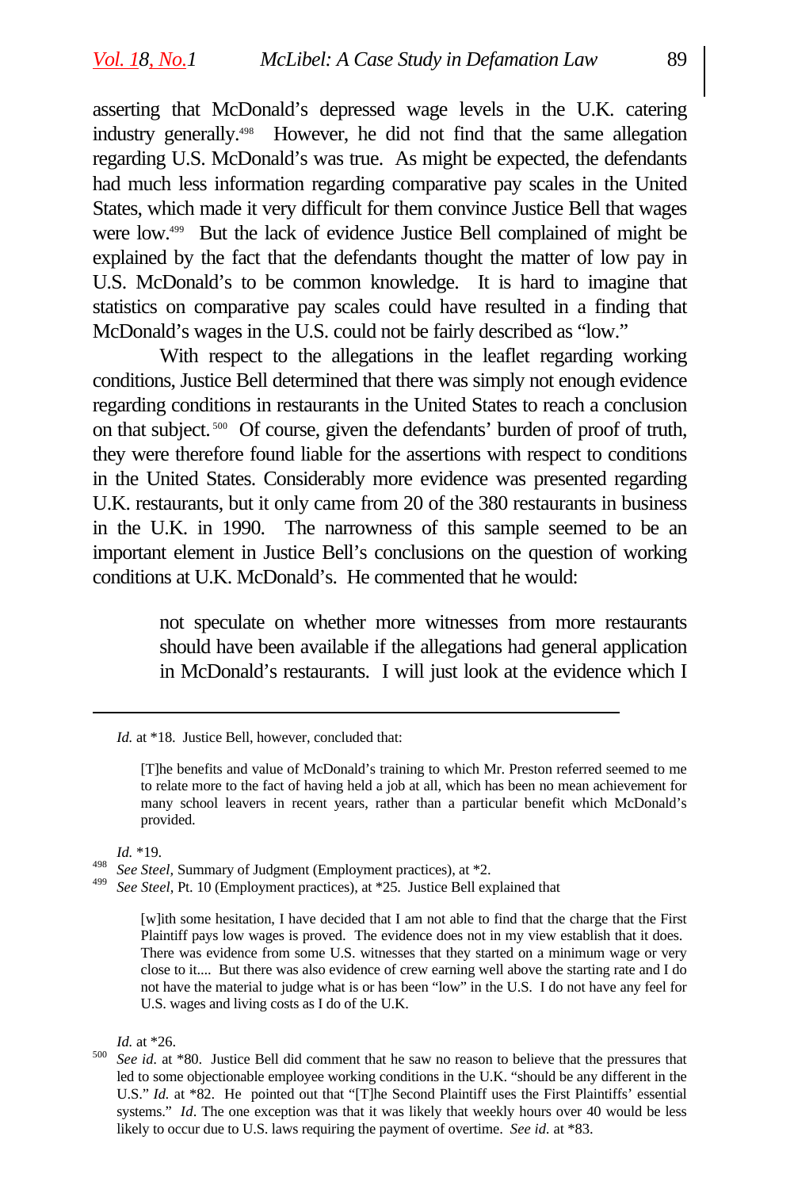asserting that McDonald's depressed wage levels in the U.K. catering industry generally.[498] However, he did not find that the same allegation regarding U.S. McDonald's was true. As might be expected, the defendants had much less information regarding comparative pay scales in the United States, which made it very difficult for them convince Justice Bell that wages were low.[499] But the lack of evidence Justice Bell complained of might be explained by the fact that the defendants thought the matter of low pay in U.S. McDonald's to be common knowledge. It is hard to imagine that statistics on comparative pay scales could have resulted in a finding that McDonald's wages in the U.S. could not be fairly described as "low."

With respect to the allegations in the leaflet regarding working conditions, Justice Bell determined that there was simply not enough evidence regarding conditions in restaurants in the United States to reach a conclusion on that subject.[500] Of course, given the defendants' burden of proof of truth, they were therefore found liable for the assertions with respect to conditions in the United States. Considerably more evidence was presented regarding U.K. restaurants, but it only came from 20 of the 380 restaurants in business in the U.K. in 1990. The narrowness of this sample seemed to be an important element in Justice Bell's conclusions on the question of working conditions at U.K. McDonald's. He commented that he would:

> not speculate on whether more witnesses from more restaurants should have been available if the allegations had general application in McDonald's restaurants. I will just look at the evidence which I

---

*Id.* at *18. Justice Bell, however, concluded that:

> [T]he benefits and value of McDonald's training to which Mr. Preston referred seemed to me to relate more to the fact of having held a job at all, which has been no mean achievement for many school leavers in recent years, rather than a particular benefit which McDonald's provided.

*Id.* *19.

[498] *See Steel,* Summary of Judgment (Employment practices), at *2.

[499] *See Steel*, Pt. 10 (Employment practices), at *25. Justice Bell explained that

> [w]ith some hesitation, I have decided that I am not able to find that the charge that the First Plaintiff pays low wages is proved. The evidence does not in my view establish that it does. There was evidence from some U.S. witnesses that they started on a minimum wage or very close to it.... But there was also evidence of crew earning well above the starting rate and I do not have the material to judge what is or has been "low" in the U.S. I do not have any feel for U.S. wages and living costs as I do of the U.K.

*Id.* at *26.

[500] *See id.* at *80. Justice Bell did comment that he saw no reason to believe that the pressures that led to some objectionable employee working conditions in the U.K. "should be any different in the U.S." *Id.* at *82. He pointed out that "[T]he Second Plaintiff uses the First Plaintiffs' essential systems." *Id*. The one exception was that it was likely that weekly hours over 40 would be less likely to occur due to U.S. laws requiring the payment of overtime. *See id.* at *83.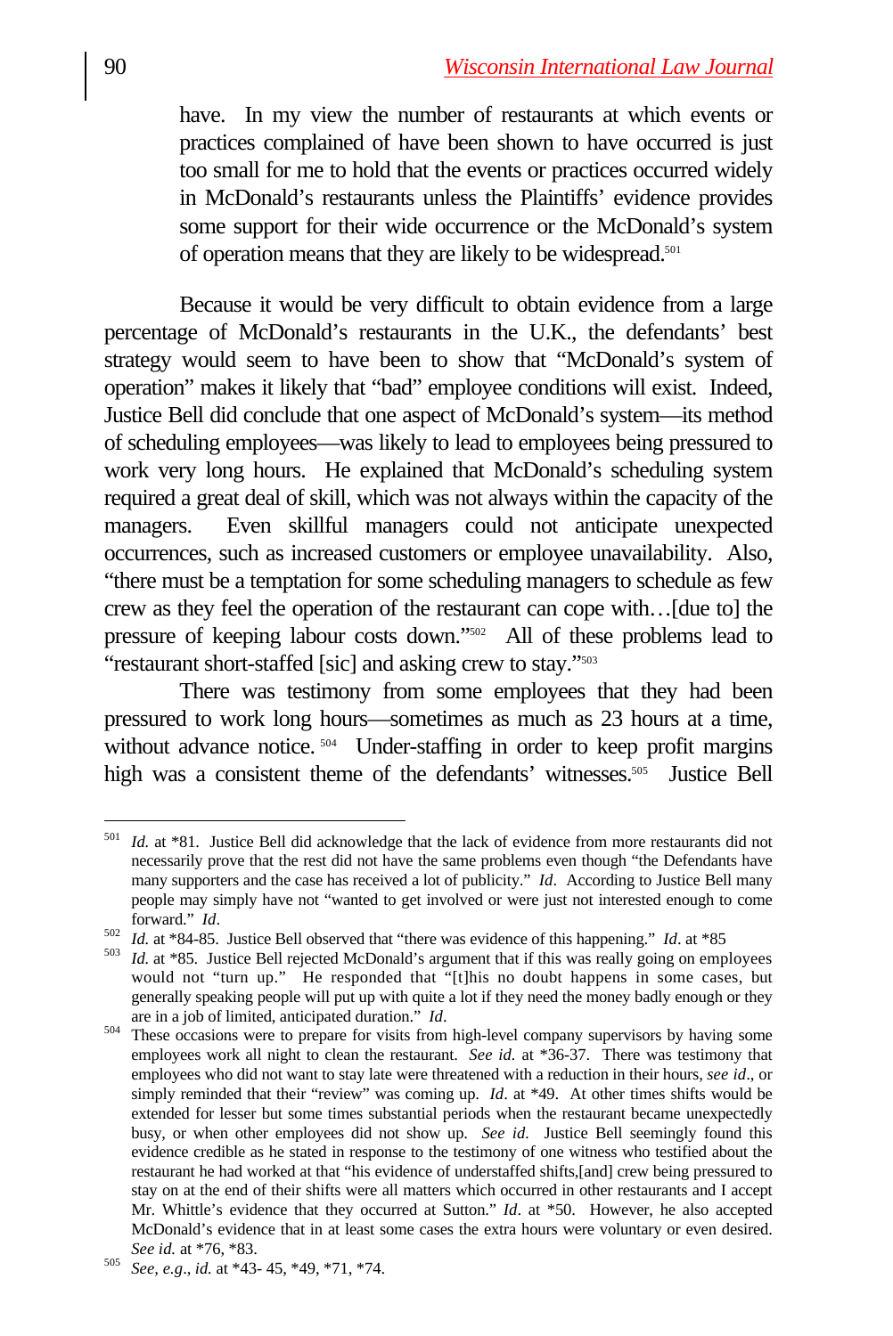> have. In my view the number of restaurants at which events or practices complained of have been shown to have occurred is just too small for me to hold that the events or practices occurred widely in McDonald's restaurants unless the Plaintiffs' evidence provides some support for their wide occurrence or the McDonald's system of operation means that they are likely to be widespread.[501]

Because it would be very difficult to obtain evidence from a large percentage of McDonald's restaurants in the U.K., the defendants' best strategy would seem to have been to show that "McDonald's system of operation" makes it likely that "bad" employee conditions will exist. Indeed, Justice Bell did conclude that one aspect of McDonald's system—its method of scheduling employees—was likely to lead to employees being pressured to work very long hours. He explained that McDonald's scheduling system required a great deal of skill, which was not always within the capacity of the managers. Even skillful managers could not anticipate unexpected occurrences, such as increased customers or employee unavailability. Also, "there must be a temptation for some scheduling managers to schedule as few crew as they feel the operation of the restaurant can cope with…[due to] the pressure of keeping labour costs down."[502] All of these problems lead to "restaurant short-staffed [sic] and asking crew to stay."[503]

There was testimony from some employees that they had been pressured to work long hours—sometimes as much as 23 hours at a time, without advance notice.[504] Under-staffing in order to keep profit margins high was a consistent theme of the defendants' witnesses.[505] Justice Bell

---

[501] *Id.* at *81. Justice Bell did acknowledge that the lack of evidence from more restaurants did not necessarily prove that the rest did not have the same problems even though "the Defendants have many supporters and the case has received a lot of publicity." *Id*. According to Justice Bell many people may simply have not "wanted to get involved or were just not interested enough to come forward." *Id*.

[502] *Id.* at *84-85. Justice Bell observed that "there was evidence of this happening." *Id*. at *85

[503] *Id.* at *85. Justice Bell rejected McDonald's argument that if this was really going on employees would not "turn up." He responded that "[t]his no doubt happens in some cases, but generally speaking people will put up with quite a lot if they need the money badly enough or they are in a job of limited, anticipated duration." *Id*.

[504] These occasions were to prepare for visits from high-level company supervisors by having some employees work all night to clean the restaurant. *See id.* at *36-37. There was testimony that employees who did not want to stay late were threatened with a reduction in their hours, *see id*., or simply reminded that their "review" was coming up. *Id*. at *49. At other times shifts would be extended for lesser but some times substantial periods when the restaurant became unexpectedly busy, or when other employees did not show up. *See id.* Justice Bell seemingly found this evidence credible as he stated in response to the testimony of one witness who testified about the restaurant he had worked at that "his evidence of understaffed shifts,[and] crew being pressured to stay on at the end of their shifts were all matters which occurred in other restaurants and I accept Mr. Whittle's evidence that they occurred at Sutton." *Id*. at *50. However, he also accepted McDonald's evidence that in at least some cases the extra hours were voluntary or even desired. *See id.* at *76, *83.

[505] *See, e.g*., *id.* at *43- 45, *49, *71, *74.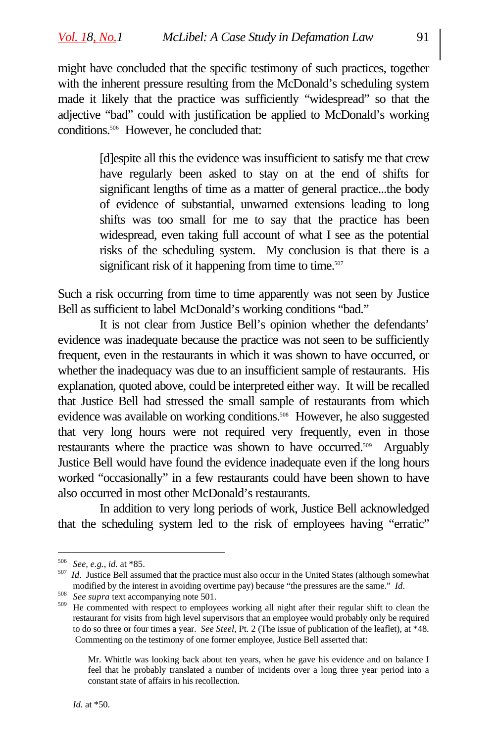might have concluded that the specific testimony of such practices, together with the inherent pressure resulting from the McDonald's scheduling system made it likely that the practice was sufficiently "widespread" so that the adjective "bad" could with justification be applied to McDonald's working conditions.[506] However, he concluded that:

> [d]espite all this the evidence was insufficient to satisfy me that crew have regularly been asked to stay on at the end of shifts for significant lengths of time as a matter of general practice...the body of evidence of substantial, unwarned extensions leading to long shifts was too small for me to say that the practice has been widespread, even taking full account of what I see as the potential risks of the scheduling system. My conclusion is that there is a significant risk of it happening from time to time.[507]

Such a risk occurring from time to time apparently was not seen by Justice Bell as sufficient to label McDonald's working conditions "bad."

It is not clear from Justice Bell's opinion whether the defendants' evidence was inadequate because the practice was not seen to be sufficiently frequent, even in the restaurants in which it was shown to have occurred, or whether the inadequacy was due to an insufficient sample of restaurants. His explanation, quoted above, could be interpreted either way. It will be recalled that Justice Bell had stressed the small sample of restaurants from which evidence was available on working conditions.[508] However, he also suggested that very long hours were not required very frequently, even in those restaurants where the practice was shown to have occurred.[509] Arguably Justice Bell would have found the evidence inadequate even if the long hours worked "occasionally" in a few restaurants could have been shown to have also occurred in most other McDonald's restaurants.

In addition to very long periods of work, Justice Bell acknowledged that the scheduling system led to the risk of employees having "erratic"

---

[506] *See, e.g.*, *id.* at *85.

[507] *Id*. Justice Bell assumed that the practice must also occur in the United States (although somewhat modified by the interest in avoiding overtime pay) because "the pressures are the same." *Id*.

[508] *See supra* text accompanying note 501.

[509] He commented with respect to employees working all night after their regular shift to clean the restaurant for visits from high level supervisors that an employee would probably only be required to do so three or four times a year. *See Steel*, Pt. 2 (The issue of publication of the leaflet), at *48. Commenting on the testimony of one former employee, Justice Bell asserted that:

> Mr. Whittle was looking back about ten years, when he gave his evidence and on balance I feel that he probably translated a number of incidents over a long three year period into a constant state of affairs in his recollection.

*Id.* at *50.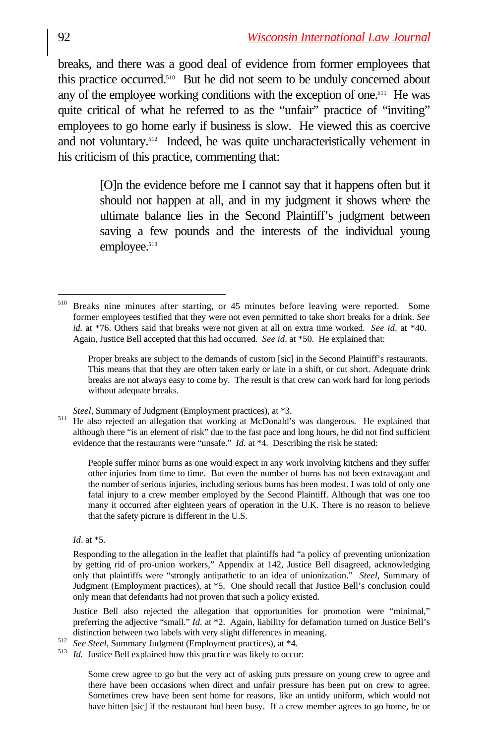breaks, and there was a good deal of evidence from former employees that this practice occurred.[510] But he did not seem to be unduly concerned about any of the employee working conditions with the exception of one.[511] He was quite critical of what he referred to as the "unfair" practice of "inviting" employees to go home early if business is slow. He viewed this as coercive and not voluntary.[512] Indeed, he was quite uncharacteristically vehement in his criticism of this practice, commenting that:

> [O]n the evidence before me I cannot say that it happens often but it should not happen at all, and in my judgment it shows where the ultimate balance lies in the Second Plaintiff's judgment between saving a few pounds and the interests of the individual young employee.[513]

---

[510] Breaks nine minutes after starting, or 45 minutes before leaving were reported. Some former employees testified that they were not even permitted to take short breaks for a drink. *See id.* at *76. Others said that breaks were not given at all on extra time worked. *See id*. at *40. Again, Justice Bell accepted that this had occurred. *See id*. at *50. He explained that:

> Proper breaks are subject to the demands of custom [sic] in the Second Plaintiff's restaurants. This means that that they are often taken early or late in a shift, or cut short. Adequate drink breaks are not always easy to come by. The result is that crew can work hard for long periods without adequate breaks.

*Steel*, Summary of Judgment (Employment practices), at *3.

[511] He also rejected an allegation that working at McDonald's was dangerous. He explained that although there "is an element of risk" due to the fast pace and long hours, he did not find sufficient evidence that the restaurants were "unsafe." *Id.* at *4. Describing the risk he stated:

> People suffer minor burns as one would expect in any work involving kitchens and they suffer other injuries from time to time. But even the number of burns has not been extravagant and the number of serious injuries, including serious burns has been modest. I was told of only one fatal injury to a crew member employed by the Second Plaintiff. Although that was one too many it occurred after eighteen years of operation in the U.K. There is no reason to believe that the safety picture is different in the U.S.

*Id*. at *5.

Responding to the allegation in the leaflet that plaintiffs had "a policy of preventing unionization by getting rid of pro-union workers," Appendix at 142, Justice Bell disagreed, acknowledging only that plaintiffs were "strongly antipathetic to an idea of unionization." *Steel*, Summary of Judgment (Employment practices), at *5. One should recall that Justice Bell's conclusion could only mean that defendants had not proven that such a policy existed.

Justice Bell also rejected the allegation that opportunities for promotion were "minimal," preferring the adjective "small." *Id.* at *2. Again, liability for defamation turned on Justice Bell's distinction between two labels with very slight differences in meaning.

[512] *See Steel*, Summary Judgment (Employment practices), at *4.

[513] *Id.* Justice Bell explained how this practice was likely to occur:

> Some crew agree to go but the very act of asking puts pressure on young crew to agree and there have been occasions when direct and unfair pressure has been put on crew to agree. Sometimes crew have been sent home for reasons, like an untidy uniform, which would not have bitten [sic] if the restaurant had been busy. If a crew member agrees to go home, he or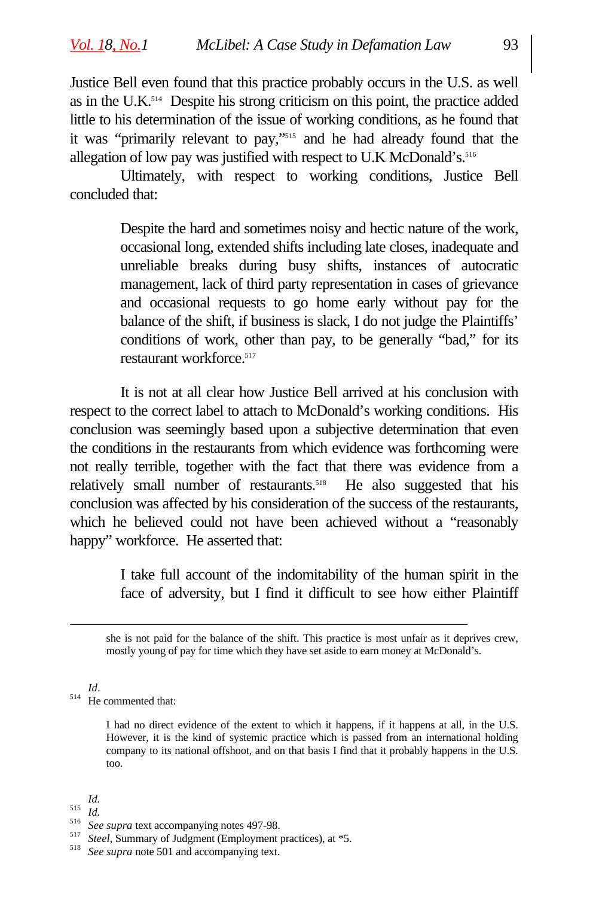Justice Bell even found that this practice probably occurs in the U.S. as well as in the U.K.[514] Despite his strong criticism on this point, the practice added little to his determination of the issue of working conditions, as he found that it was "primarily relevant to pay,"[515] and he had already found that the allegation of low pay was justified with respect to U.K McDonald's.[516]

Ultimately, with respect to working conditions, Justice Bell concluded that:

> Despite the hard and sometimes noisy and hectic nature of the work, occasional long, extended shifts including late closes, inadequate and unreliable breaks during busy shifts, instances of autocratic management, lack of third party representation in cases of grievance and occasional requests to go home early without pay for the balance of the shift, if business is slack, I do not judge the Plaintiffs' conditions of work, other than pay, to be generally "bad," for its restaurant workforce.[517]

It is not at all clear how Justice Bell arrived at his conclusion with respect to the correct label to attach to McDonald's working conditions. His conclusion was seemingly based upon a subjective determination that even the conditions in the restaurants from which evidence was forthcoming were not really terrible, together with the fact that there was evidence from a relatively small number of restaurants.[518] He also suggested that his conclusion was affected by his consideration of the success of the restaurants, which he believed could not have been achieved without a "reasonably happy" workforce. He asserted that:

> I take full account of the indomitability of the human spirit in the face of adversity, but I find it difficult to see how either Plaintiff

---

> she is not paid for the balance of the shift. This practice is most unfair as it deprives crew, mostly young of pay for time which they have set aside to earn money at McDonald's.

*Id*.

[514] He commented that:

> I had no direct evidence of the extent to which it happens, if it happens at all, in the U.S. However, it is the kind of systemic practice which is passed from an international holding company to its national offshoot, and on that basis I find that it probably happens in the U.S. too.

*Id.*

[515] *Id.*

[516] *See supra* text accompanying notes 497-98.

[517] *Steel*, Summary of Judgment (Employment practices), at *5.

[518] *See supra* note 501 and accompanying text.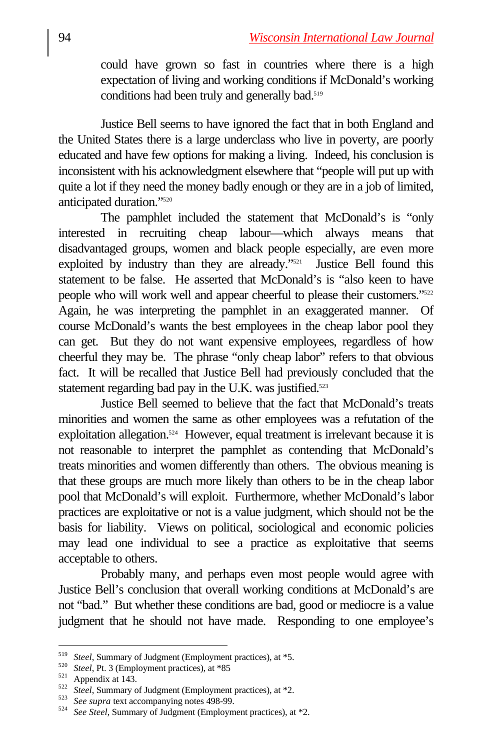could have grown so fast in countries where there is a high expectation of living and working conditions if McDonald's working conditions had been truly and generally bad.[519]

Justice Bell seems to have ignored the fact that in both England and the United States there is a large underclass who live in poverty, are poorly educated and have few options for making a living. Indeed, his conclusion is inconsistent with his acknowledgment elsewhere that "people will put up with quite a lot if they need the money badly enough or they are in a job of limited, anticipated duration."[520]

The pamphlet included the statement that McDonald's is "only interested in recruiting cheap labour—which always means that disadvantaged groups, women and black people especially, are even more exploited by industry than they are already."[521] Justice Bell found this statement to be false. He asserted that McDonald's is "also keen to have people who will work well and appear cheerful to please their customers."[522] Again, he was interpreting the pamphlet in an exaggerated manner. Of course McDonald's wants the best employees in the cheap labor pool they can get. But they do not want expensive employees, regardless of how cheerful they may be. The phrase "only cheap labor" refers to that obvious fact. It will be recalled that Justice Bell had previously concluded that the statement regarding bad pay in the U.K. was justified.[523]

Justice Bell seemed to believe that the fact that McDonald's treats minorities and women the same as other employees was a refutation of the exploitation allegation.[524] However, equal treatment is irrelevant because it is not reasonable to interpret the pamphlet as contending that McDonald's treats minorities and women differently than others. The obvious meaning is that these groups are much more likely than others to be in the cheap labor pool that McDonald's will exploit. Furthermore, whether McDonald's labor practices are exploitative or not is a value judgment, which should not be the basis for liability. Views on political, sociological and economic policies may lead one individual to see a practice as exploitative that seems acceptable to others.

Probably many, and perhaps even most people would agree with Justice Bell's conclusion that overall working conditions at McDonald's are not "bad." But whether these conditions are bad, good or mediocre is a value judgment that he should not have made. Responding to one employee's

---

[519] *Steel*, Summary of Judgment (Employment practices), at *5.

[520] *Steel*, Pt. 3 (Employment practices), at *85

[521] Appendix at 143.

[522] *Steel*, Summary of Judgment (Employment practices), at *2.

[523] *See supra* text accompanying notes 498-99.

[524] *See Steel*, Summary of Judgment (Employment practices), at *2.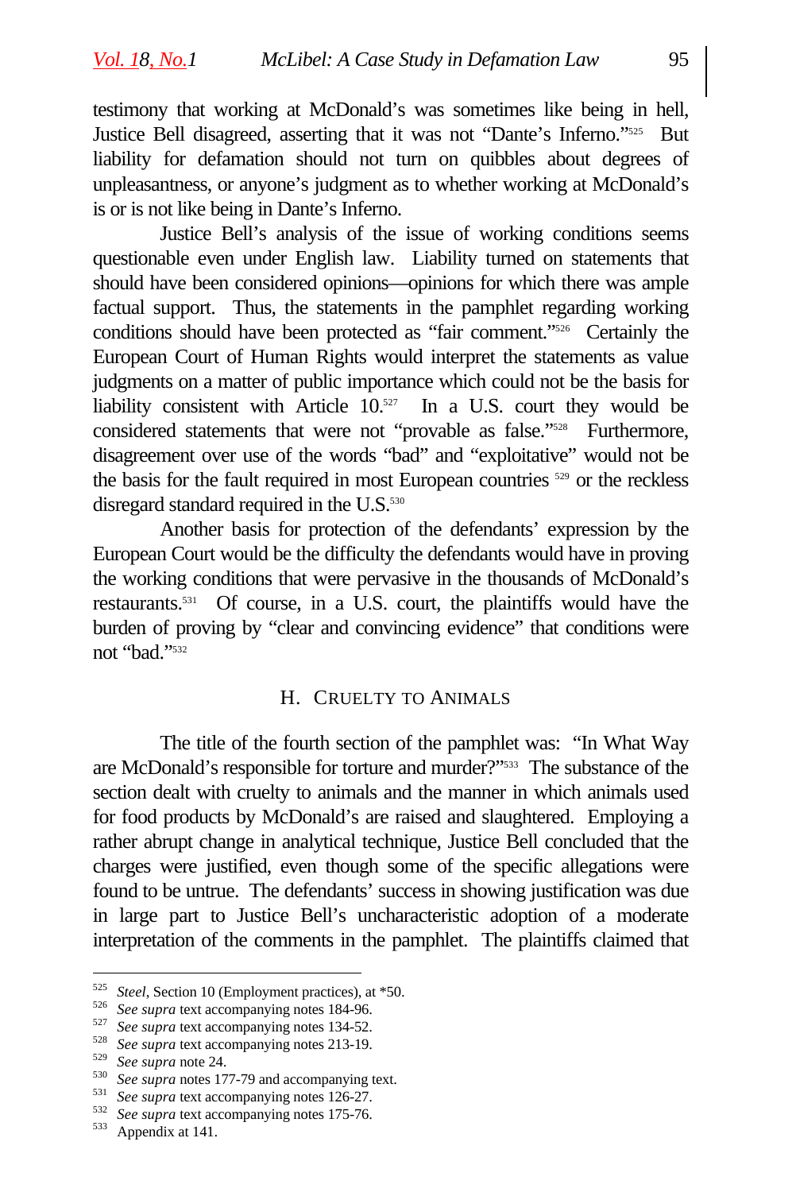testimony that working at McDonald's was sometimes like being in hell, Justice Bell disagreed, asserting that it was not "Dante's Inferno."[525] But liability for defamation should not turn on quibbles about degrees of unpleasantness, or anyone's judgment as to whether working at McDonald's is or is not like being in Dante's Inferno.

Justice Bell's analysis of the issue of working conditions seems questionable even under English law. Liability turned on statements that should have been considered opinions—opinions for which there was ample factual support. Thus, the statements in the pamphlet regarding working conditions should have been protected as "fair comment."[526] Certainly the European Court of Human Rights would interpret the statements as value judgments on a matter of public importance which could not be the basis for liability consistent with Article 10.[527] In a U.S. court they would be considered statements that were not "provable as false."[528] Furthermore, disagreement over use of the words "bad" and "exploitative" would not be the basis for the fault required in most European countries [529] or the reckless disregard standard required in the U.S.[530]

Another basis for protection of the defendants' expression by the European Court would be the difficulty the defendants would have in proving the working conditions that were pervasive in the thousands of McDonald's restaurants.[531] Of course, in a U.S. court, the plaintiffs would have the burden of proving by "clear and convincing evidence" that conditions were not "bad."[532]

## H. CRUELTY TO ANIMALS

The title of the fourth section of the pamphlet was: "In What Way are McDonald's responsible for torture and murder?"[533] The substance of the section dealt with cruelty to animals and the manner in which animals used for food products by McDonald's are raised and slaughtered. Employing a rather abrupt change in analytical technique, Justice Bell concluded that the charges were justified, even though some of the specific allegations were found to be untrue. The defendants' success in showing justification was due in large part to Justice Bell's uncharacteristic adoption of a moderate interpretation of the comments in the pamphlet. The plaintiffs claimed that

---

[525] *Steel*, Section 10 (Employment practices), at *50.
[526] *See supra* text accompanying notes 184-96.
[527] *See supra* text accompanying notes 134-52.
[528] *See supra* text accompanying notes 213-19.
[529] *See supra* note 24.
[530] *See supra* notes 177-79 and accompanying text.
[531] *See supra* text accompanying notes 126-27.
[532] *See supra* text accompanying notes 175-76.
[533] Appendix at 141.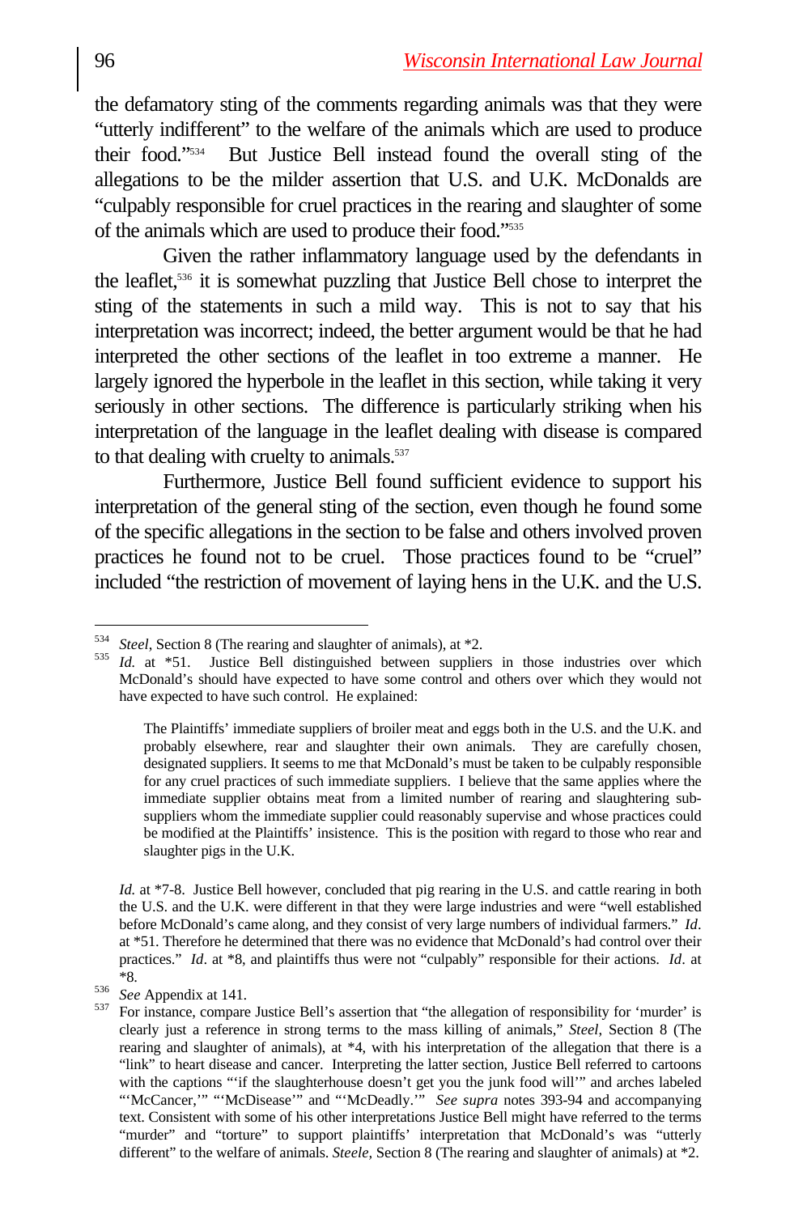the defamatory sting of the comments regarding animals was that they were "utterly indifferent" to the welfare of the animals which are used to produce their food."[534] But Justice Bell instead found the overall sting of the allegations to be the milder assertion that U.S. and U.K. McDonalds are "culpably responsible for cruel practices in the rearing and slaughter of some of the animals which are used to produce their food."[535]

Given the rather inflammatory language used by the defendants in the leaflet,[536] it is somewhat puzzling that Justice Bell chose to interpret the sting of the statements in such a mild way. This is not to say that his interpretation was incorrect; indeed, the better argument would be that he had interpreted the other sections of the leaflet in too extreme a manner. He largely ignored the hyperbole in the leaflet in this section, while taking it very seriously in other sections. The difference is particularly striking when his interpretation of the language in the leaflet dealing with disease is compared to that dealing with cruelty to animals.[537]

Furthermore, Justice Bell found sufficient evidence to support his interpretation of the general sting of the section, even though he found some of the specific allegations in the section to be false and others involved proven practices he found not to be cruel. Those practices found to be "cruel" included "the restriction of movement of laying hens in the U.K. and the U.S.

---

[534] *Steel*, Section 8 (The rearing and slaughter of animals), at *2.

[535] *Id.* at *51. Justice Bell distinguished between suppliers in those industries over which McDonald's should have expected to have some control and others over which they would not have expected to have such control. He explained:

> The Plaintiffs' immediate suppliers of broiler meat and eggs both in the U.S. and the U.K. and probably elsewhere, rear and slaughter their own animals. They are carefully chosen, designated suppliers. It seems to me that McDonald's must be taken to be culpably responsible for any cruel practices of such immediate suppliers. I believe that the same applies where the immediate supplier obtains meat from a limited number of rearing and slaughtering sub-suppliers whom the immediate supplier could reasonably supervise and whose practices could be modified at the Plaintiffs' insistence. This is the position with regard to those who rear and slaughter pigs in the U.K.

*Id.* at *7-8. Justice Bell however, concluded that pig rearing in the U.S. and cattle rearing in both the U.S. and the U.K. were different in that they were large industries and were "well established before McDonald's came along, and they consist of very large numbers of individual farmers." *Id*. at *51. Therefore he determined that there was no evidence that McDonald's had control over their practices." *Id*. at *8, and plaintiffs thus were not "culpably" responsible for their actions. *Id*. at *8.

[536] *See* Appendix at 141.

[537] For instance, compare Justice Bell's assertion that "the allegation of responsibility for 'murder' is clearly just a reference in strong terms to the mass killing of animals," *Steel*, Section 8 (The rearing and slaughter of animals), at *4, with his interpretation of the allegation that there is a "link" to heart disease and cancer. Interpreting the latter section, Justice Bell referred to cartoons with the captions "'if the slaughterhouse doesn't get you the junk food will'" and arches labeled "'McCancer,'" "'McDisease'" and "'McDeadly.'" *See supra* notes 393-94 and accompanying text. Consistent with some of his other interpretations Justice Bell might have referred to the terms "murder" and "torture" to support plaintiffs' interpretation that McDonald's was "utterly different" to the welfare of animals. *Steele,* Section 8 (The rearing and slaughter of animals) at *2.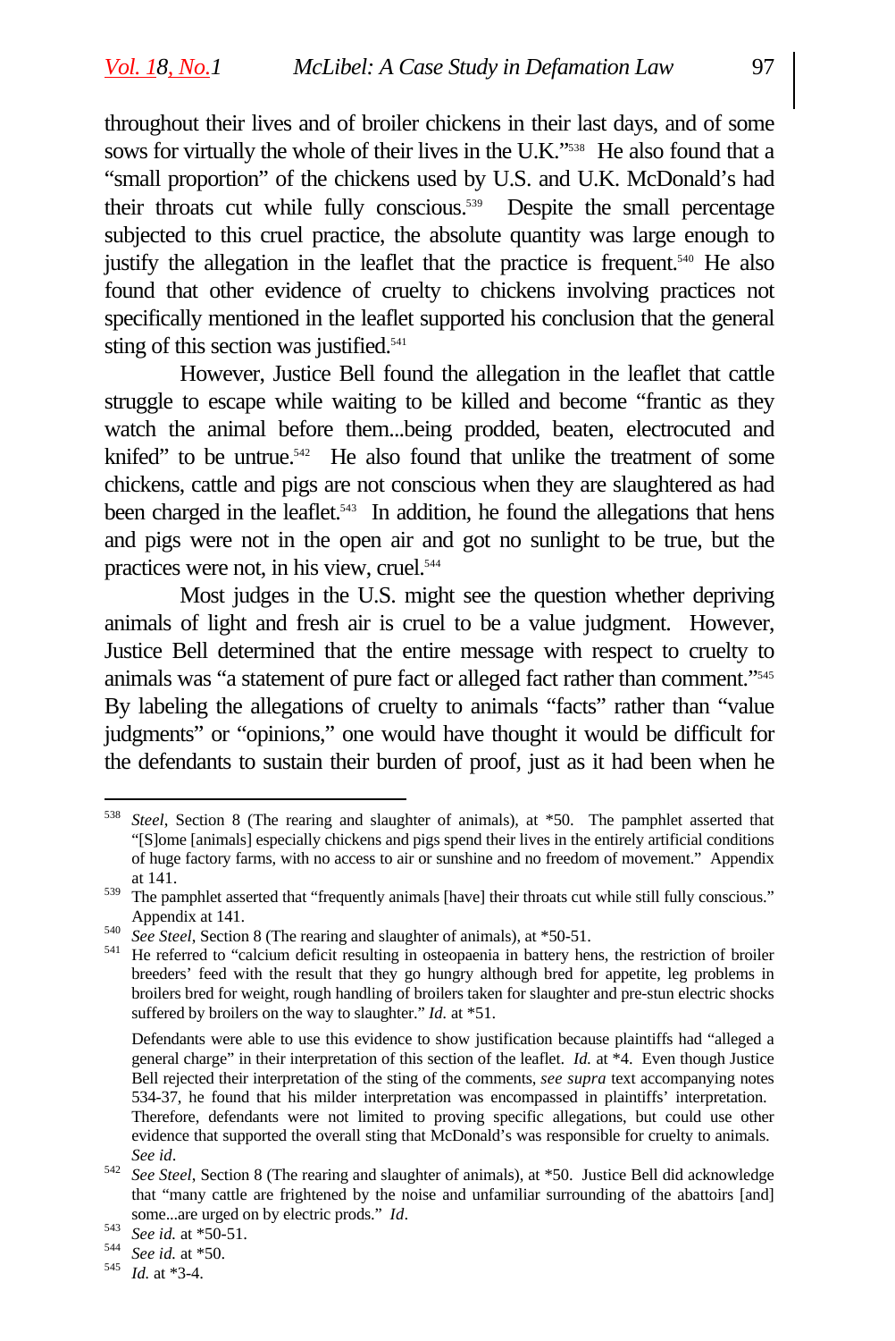throughout their lives and of broiler chickens in their last days, and of some sows for virtually the whole of their lives in the U.K."[538] He also found that a "small proportion" of the chickens used by U.S. and U.K. McDonald's had their throats cut while fully conscious.[539] Despite the small percentage subjected to this cruel practice, the absolute quantity was large enough to justify the allegation in the leaflet that the practice is frequent.[540] He also found that other evidence of cruelty to chickens involving practices not specifically mentioned in the leaflet supported his conclusion that the general sting of this section was justified.[541]

However, Justice Bell found the allegation in the leaflet that cattle struggle to escape while waiting to be killed and become "frantic as they watch the animal before them...being prodded, beaten, electrocuted and knifed" to be untrue.[542] He also found that unlike the treatment of some chickens, cattle and pigs are not conscious when they are slaughtered as had been charged in the leaflet.[543] In addition, he found the allegations that hens and pigs were not in the open air and got no sunlight to be true, but the practices were not, in his view, cruel.[544]

Most judges in the U.S. might see the question whether depriving animals of light and fresh air is cruel to be a value judgment. However, Justice Bell determined that the entire message with respect to cruelty to animals was "a statement of pure fact or alleged fact rather than comment."[545] By labeling the allegations of cruelty to animals "facts" rather than "value judgments" or "opinions," one would have thought it would be difficult for the defendants to sustain their burden of proof, just as it had been when he

---

[538] *Steel*, Section 8 (The rearing and slaughter of animals), at *50. The pamphlet asserted that "[S]ome [animals] especially chickens and pigs spend their lives in the entirely artificial conditions of huge factory farms, with no access to air or sunshine and no freedom of movement." Appendix at 141.

[539] The pamphlet asserted that "frequently animals [have] their throats cut while still fully conscious." Appendix at 141.

[540] *See Steel*, Section 8 (The rearing and slaughter of animals), at *50-51.

[541] He referred to "calcium deficit resulting in osteopaenia in battery hens, the restriction of broiler breeders' feed with the result that they go hungry although bred for appetite, leg problems in broilers bred for weight, rough handling of broilers taken for slaughter and pre-stun electric shocks suffered by broilers on the way to slaughter." *Id.* at *51.

Defendants were able to use this evidence to show justification because plaintiffs had "alleged a general charge" in their interpretation of this section of the leaflet. *Id.* at *4. Even though Justice Bell rejected their interpretation of the sting of the comments, *see supra* text accompanying notes 534-37, he found that his milder interpretation was encompassed in plaintiffs' interpretation. Therefore, defendants were not limited to proving specific allegations, but could use other evidence that supported the overall sting that McDonald's was responsible for cruelty to animals. *See id*.

[542] *See Steel,* Section 8 (The rearing and slaughter of animals), at *50. Justice Bell did acknowledge that "many cattle are frightened by the noise and unfamiliar surrounding of the abattoirs [and] some...are urged on by electric prods." *Id*.

[543] *See id.* at *50-51.

[544] *See id.* at *50.

[545] *Id.* at *3-4.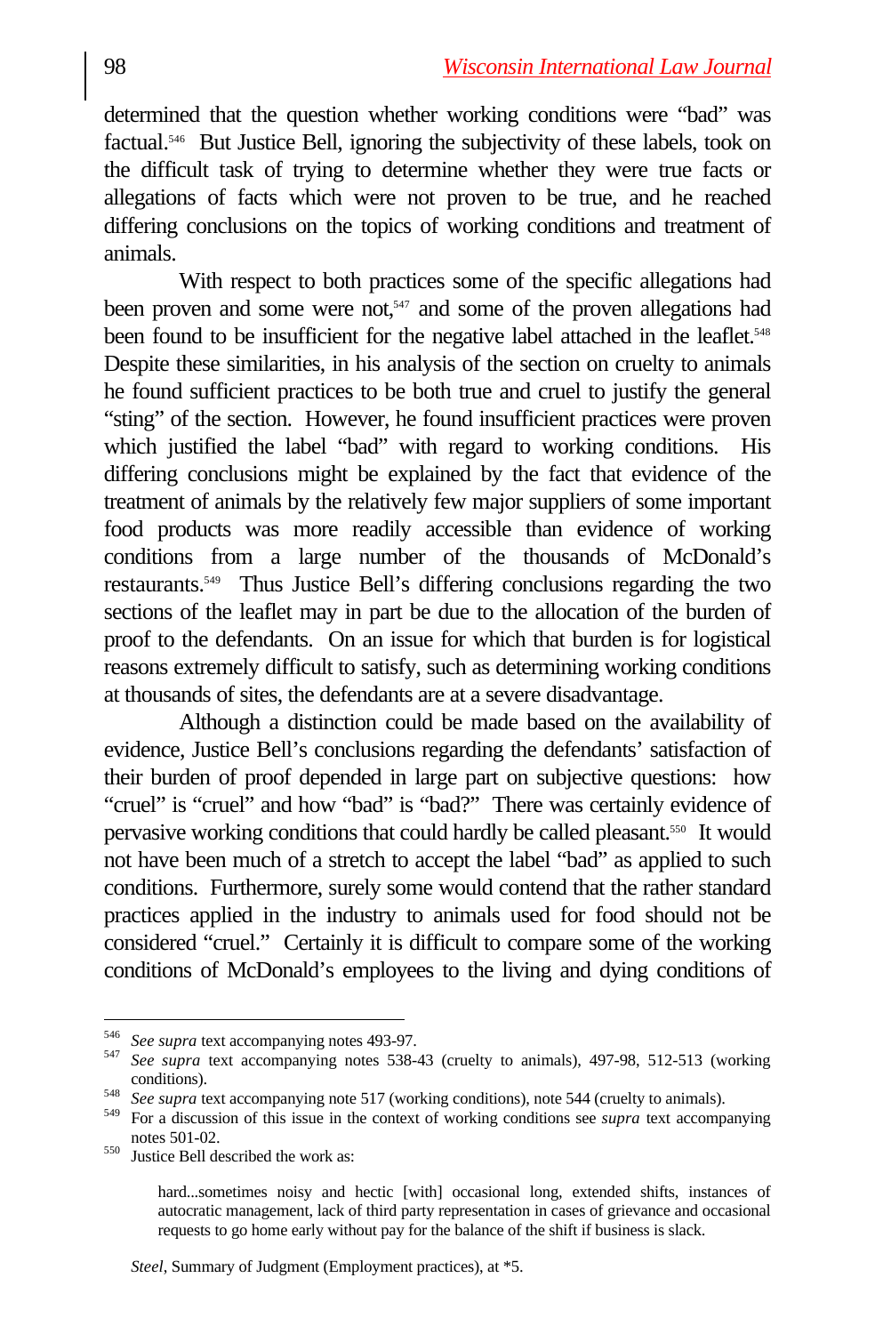determined that the question whether working conditions were "bad" was factual.[546] But Justice Bell, ignoring the subjectivity of these labels, took on the difficult task of trying to determine whether they were true facts or allegations of facts which were not proven to be true, and he reached differing conclusions on the topics of working conditions and treatment of animals.

With respect to both practices some of the specific allegations had been proven and some were not,[547] and some of the proven allegations had been found to be insufficient for the negative label attached in the leaflet.[548] Despite these similarities, in his analysis of the section on cruelty to animals he found sufficient practices to be both true and cruel to justify the general "sting" of the section. However, he found insufficient practices were proven which justified the label "bad" with regard to working conditions. His differing conclusions might be explained by the fact that evidence of the treatment of animals by the relatively few major suppliers of some important food products was more readily accessible than evidence of working conditions from a large number of the thousands of McDonald's restaurants.[549] Thus Justice Bell's differing conclusions regarding the two sections of the leaflet may in part be due to the allocation of the burden of proof to the defendants. On an issue for which that burden is for logistical reasons extremely difficult to satisfy, such as determining working conditions at thousands of sites, the defendants are at a severe disadvantage.

Although a distinction could be made based on the availability of evidence, Justice Bell's conclusions regarding the defendants' satisfaction of their burden of proof depended in large part on subjective questions: how "cruel" is "cruel" and how "bad" is "bad?" There was certainly evidence of pervasive working conditions that could hardly be called pleasant.[550] It would not have been much of a stretch to accept the label "bad" as applied to such conditions. Furthermore, surely some would contend that the rather standard practices applied in the industry to animals used for food should not be considered "cruel." Certainly it is difficult to compare some of the working conditions of McDonald's employees to the living and dying conditions of

---

[546] *See supra* text accompanying notes 493-97.

[547] *See supra* text accompanying notes 538-43 (cruelty to animals), 497-98, 512-513 (working conditions).

[548] *See supra* text accompanying note 517 (working conditions), note 544 (cruelty to animals).

[549] For a discussion of this issue in the context of working conditions see *supra* text accompanying notes 501-02.

[550] Justice Bell described the work as:

> hard...sometimes noisy and hectic [with] occasional long, extended shifts, instances of autocratic management, lack of third party representation in cases of grievance and occasional requests to go home early without pay for the balance of the shift if business is slack.

*Steel*, Summary of Judgment (Employment practices), at *5.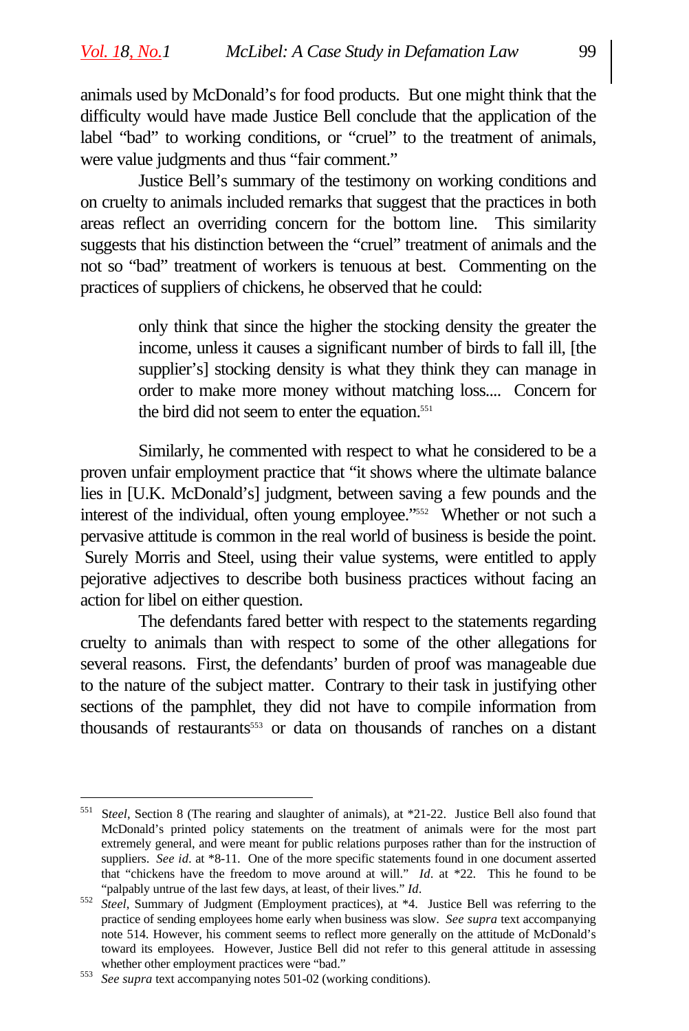animals used by McDonald's for food products. But one might think that the difficulty would have made Justice Bell conclude that the application of the label "bad" to working conditions, or "cruel" to the treatment of animals, were value judgments and thus "fair comment."

Justice Bell's summary of the testimony on working conditions and on cruelty to animals included remarks that suggest that the practices in both areas reflect an overriding concern for the bottom line. This similarity suggests that his distinction between the "cruel" treatment of animals and the not so "bad" treatment of workers is tenuous at best. Commenting on the practices of suppliers of chickens, he observed that he could:

> only think that since the higher the stocking density the greater the income, unless it causes a significant number of birds to fall ill, [the supplier's] stocking density is what they think they can manage in order to make more money without matching loss.... Concern for the bird did not seem to enter the equation.[551]

Similarly, he commented with respect to what he considered to be a proven unfair employment practice that "it shows where the ultimate balance lies in [U.K. McDonald's] judgment, between saving a few pounds and the interest of the individual, often young employee."[552] Whether or not such a pervasive attitude is common in the real world of business is beside the point. Surely Morris and Steel, using their value systems, were entitled to apply pejorative adjectives to describe both business practices without facing an action for libel on either question.

The defendants fared better with respect to the statements regarding cruelty to animals than with respect to some of the other allegations for several reasons. First, the defendants' burden of proof was manageable due to the nature of the subject matter. Contrary to their task in justifying other sections of the pamphlet, they did not have to compile information from thousands of restaurants[553] or data on thousands of ranches on a distant

---

[551] *Steel*, Section 8 (The rearing and slaughter of animals), at *21-22. Justice Bell also found that McDonald's printed policy statements on the treatment of animals were for the most part extremely general, and were meant for public relations purposes rather than for the instruction of suppliers. *See id*. at *8-11. One of the more specific statements found in one document asserted that "chickens have the freedom to move around at will." *Id*. at *22. This he found to be "palpably untrue of the last few days, at least, of their lives." *Id*.

[552] *Steel*, Summary of Judgment (Employment practices), at *4. Justice Bell was referring to the practice of sending employees home early when business was slow. *See supra* text accompanying note 514. However, his comment seems to reflect more generally on the attitude of McDonald's toward its employees. However, Justice Bell did not refer to this general attitude in assessing whether other employment practices were "bad."

[553] *See supra* text accompanying notes 501-02 (working conditions).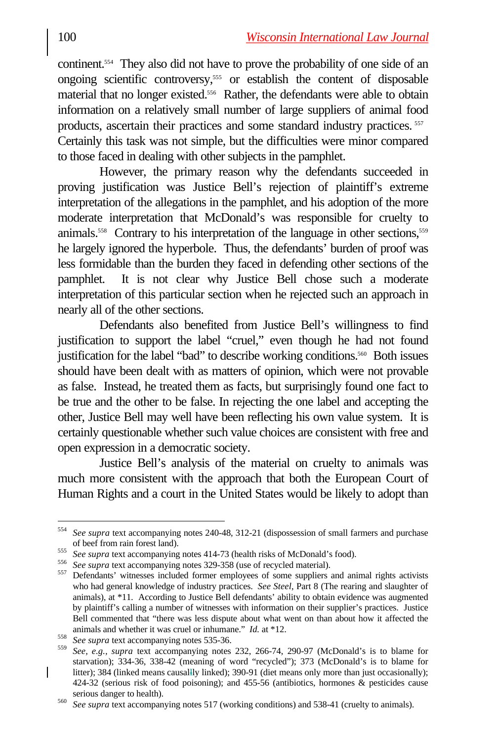continent.[554] They also did not have to prove the probability of one side of an ongoing scientific controversy,[555] or establish the content of disposable material that no longer existed.[556] Rather, the defendants were able to obtain information on a relatively small number of large suppliers of animal food products, ascertain their practices and some standard industry practices.[557] Certainly this task was not simple, but the difficulties were minor compared to those faced in dealing with other subjects in the pamphlet.

However, the primary reason why the defendants succeeded in proving justification was Justice Bell's rejection of plaintiff's extreme interpretation of the allegations in the pamphlet, and his adoption of the more moderate interpretation that McDonald's was responsible for cruelty to animals.[558] Contrary to his interpretation of the language in other sections,[559] he largely ignored the hyperbole. Thus, the defendants' burden of proof was less formidable than the burden they faced in defending other sections of the pamphlet. It is not clear why Justice Bell chose such a moderate interpretation of this particular section when he rejected such an approach in nearly all of the other sections.

Defendants also benefited from Justice Bell's willingness to find justification to support the label "cruel," even though he had not found justification for the label "bad" to describe working conditions.[560] Both issues should have been dealt with as matters of opinion, which were not provable as false. Instead, he treated them as facts, but surprisingly found one fact to be true and the other to be false. In rejecting the one label and accepting the other, Justice Bell may well have been reflecting his own value system. It is certainly questionable whether such value choices are consistent with free and open expression in a democratic society.

Justice Bell's analysis of the material on cruelty to animals was much more consistent with the approach that both the European Court of Human Rights and a court in the United States would be likely to adopt than

---

[554] *See supra* text accompanying notes 240-48, 312-21 (dispossession of small farmers and purchase of beef from rain forest land).

[555] *See supra* text accompanying notes 414-73 (health risks of McDonald's food).

[556] *See supra* text accompanying notes 329-358 (use of recycled material).

[557] Defendants' witnesses included former employees of some suppliers and animal rights activists who had general knowledge of industry practices. *See Steel*, Part 8 (The rearing and slaughter of animals), at *11. According to Justice Bell defendants' ability to obtain evidence was augmented by plaintiff's calling a number of witnesses with information on their supplier's practices. Justice Bell commented that "there was less dispute about what went on than about how it affected the animals and whether it was cruel or inhumane." *Id.* at *12.

[558] *See supra* text accompanying notes 535-36.

[559] *See, e.g., supra* text accompanying notes 232, 266-74, 290-97 (McDonald's is to blame for starvation); 334-36, 338-42 (meaning of word "recycled"); 373 (McDonald's is to blame for litter); 384 (linked means causally linked); 390-91 (diet means only more than just occasionally); 424-32 (serious risk of food poisoning); and 455-56 (antibiotics, hormones & pesticides cause serious danger to health).

[560] *See supra* text accompanying notes 517 (working conditions) and 538-41 (cruelty to animals).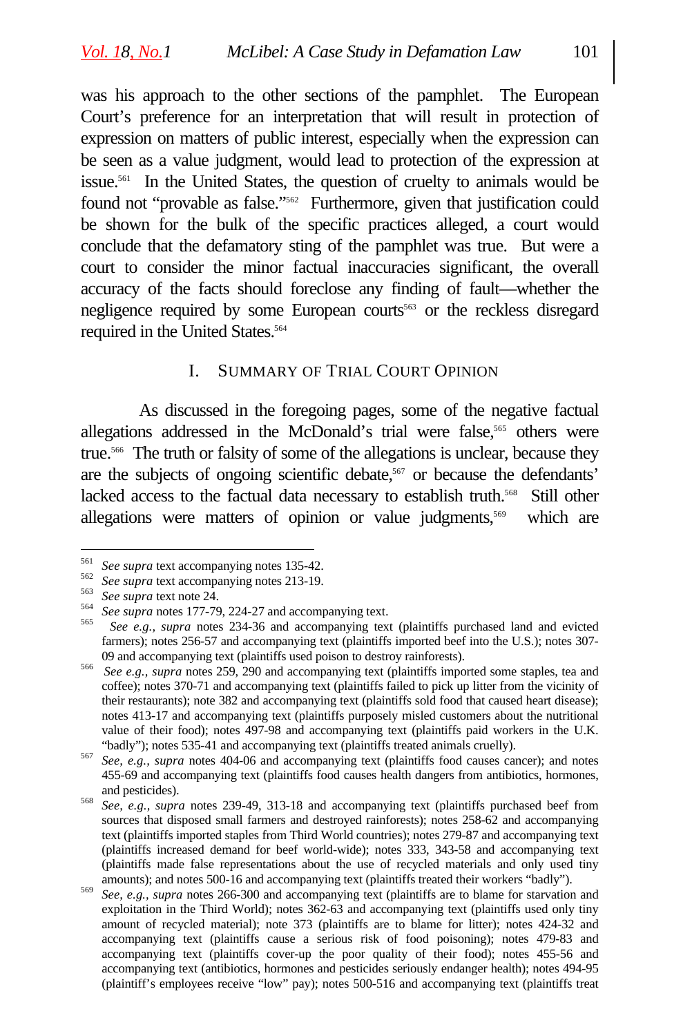was his approach to the other sections of the pamphlet. The European Court's preference for an interpretation that will result in protection of expression on matters of public interest, especially when the expression can be seen as a value judgment, would lead to protection of the expression at issue.[561] In the United States, the question of cruelty to animals would be found not "provable as false."[562] Furthermore, given that justification could be shown for the bulk of the specific practices alleged, a court would conclude that the defamatory sting of the pamphlet was true. But were a court to consider the minor factual inaccuracies significant, the overall accuracy of the facts should foreclose any finding of fault—whether the negligence required by some European courts[563] or the reckless disregard required in the United States.[564]

## I. Summary of Trial Court Opinion

As discussed in the foregoing pages, some of the negative factual allegations addressed in the McDonald's trial were false,[565] others were true.[566] The truth or falsity of some of the allegations is unclear, because they are the subjects of ongoing scientific debate,[567] or because the defendants' lacked access to the factual data necessary to establish truth.[568] Still other allegations were matters of opinion or value judgments,[569] which are

---

[561] *See supra* text accompanying notes 135-42.

[562] *See supra* text accompanying notes 213-19.

[563] *See supra* text note 24.

[564] *See supra* notes 177-79, 224-27 and accompanying text.

[565] *See e.g., supra* notes 234-36 and accompanying text (plaintiffs purchased land and evicted farmers); notes 256-57 and accompanying text (plaintiffs imported beef into the U.S.); notes 307-09 and accompanying text (plaintiffs used poison to destroy rainforests).

[566] *See e.g., supra* notes 259, 290 and accompanying text (plaintiffs imported some staples, tea and coffee); notes 370-71 and accompanying text (plaintiffs failed to pick up litter from the vicinity of their restaurants); note 382 and accompanying text (plaintiffs sold food that caused heart disease); notes 413-17 and accompanying text (plaintiffs purposely misled customers about the nutritional value of their food); notes 497-98 and accompanying text (plaintiffs paid workers in the U.K. "badly"); notes 535-41 and accompanying text (plaintiffs treated animals cruelly).

[567] *See, e.g., supra* notes 404-06 and accompanying text (plaintiffs food causes cancer); and notes 455-69 and accompanying text (plaintiffs food causes health dangers from antibiotics, hormones, and pesticides).

[568] *See, e.g., supra* notes 239-49, 313-18 and accompanying text (plaintiffs purchased beef from sources that disposed small farmers and destroyed rainforests); notes 258-62 and accompanying text (plaintiffs imported staples from Third World countries); notes 279-87 and accompanying text (plaintiffs increased demand for beef world-wide); notes 333, 343-58 and accompanying text (plaintiffs made false representations about the use of recycled materials and only used tiny amounts); and notes 500-16 and accompanying text (plaintiffs treated their workers "badly").

[569] *See, e.g., supra* notes 266-300 and accompanying text (plaintiffs are to blame for starvation and exploitation in the Third World); notes 362-63 and accompanying text (plaintiffs used only tiny amount of recycled material); note 373 (plaintiffs are to blame for litter); notes 424-32 and accompanying text (plaintiffs cause a serious risk of food poisoning); notes 479-83 and accompanying text (plaintiffs cover-up the poor quality of their food); notes 455-56 and accompanying text (antibiotics, hormones and pesticides seriously endanger health); notes 494-95 (plaintiff's employees receive "low" pay); notes 500-516 and accompanying text (plaintiffs treat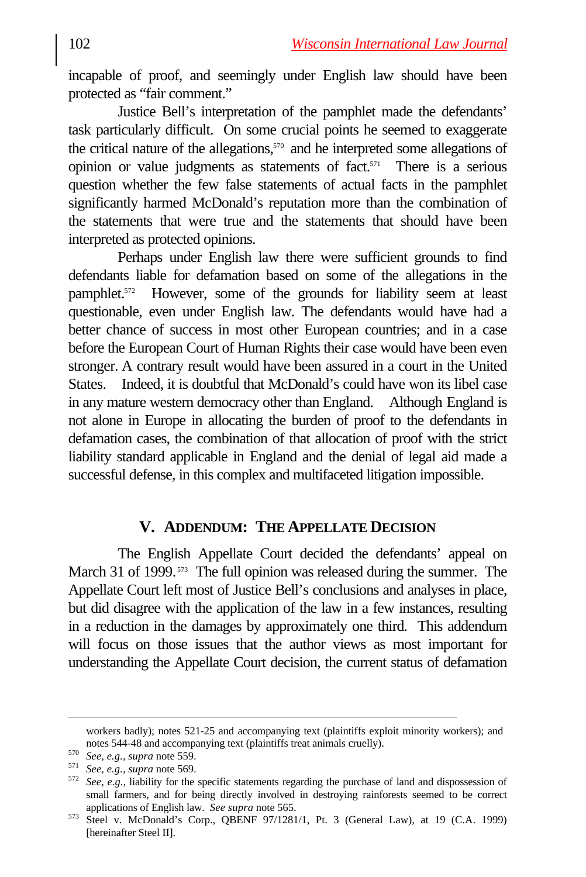incapable of proof, and seemingly under English law should have been protected as "fair comment."

Justice Bell's interpretation of the pamphlet made the defendants' task particularly difficult. On some crucial points he seemed to exaggerate the critical nature of the allegations,[570] and he interpreted some allegations of opinion or value judgments as statements of fact.[571] There is a serious question whether the few false statements of actual facts in the pamphlet significantly harmed McDonald's reputation more than the combination of the statements that were true and the statements that should have been interpreted as protected opinions.

Perhaps under English law there were sufficient grounds to find defendants liable for defamation based on some of the allegations in the pamphlet.[572] However, some of the grounds for liability seem at least questionable, even under English law. The defendants would have had a better chance of success in most other European countries; and in a case before the European Court of Human Rights their case would have been even stronger. A contrary result would have been assured in a court in the United States. Indeed, it is doubtful that McDonald's could have won its libel case in any mature western democracy other than England. Although England is not alone in Europe in allocating the burden of proof to the defendants in defamation cases, the combination of that allocation of proof with the strict liability standard applicable in England and the denial of legal aid made a successful defense, in this complex and multifaceted litigation impossible.

## V. ADDENDUM: THE APPELLATE DECISION

The English Appellate Court decided the defendants' appeal on March 31 of 1999.[573] The full opinion was released during the summer. The Appellate Court left most of Justice Bell's conclusions and analyses in place, but did disagree with the application of the law in a few instances, resulting in a reduction in the damages by approximately one third. This addendum will focus on those issues that the author views as most important for understanding the Appellate Court decision, the current status of defamation

---

workers badly); notes 521-25 and accompanying text (plaintiffs exploit minority workers); and notes 544-48 and accompanying text (plaintiffs treat animals cruelly).

[570] *See, e.g.*, *supra* note 559.

[571] *See, e.g.*, *supra* note 569.

[572] *See, e.g.*, liability for the specific statements regarding the purchase of land and dispossession of small farmers, and for being directly involved in destroying rainforests seemed to be correct applications of English law. *See supra* note 565.

[573] Steel v. McDonald's Corp., QBENF 97/1281/1, Pt. 3 (General Law), at 19 (C.A. 1999) [hereinafter Steel II].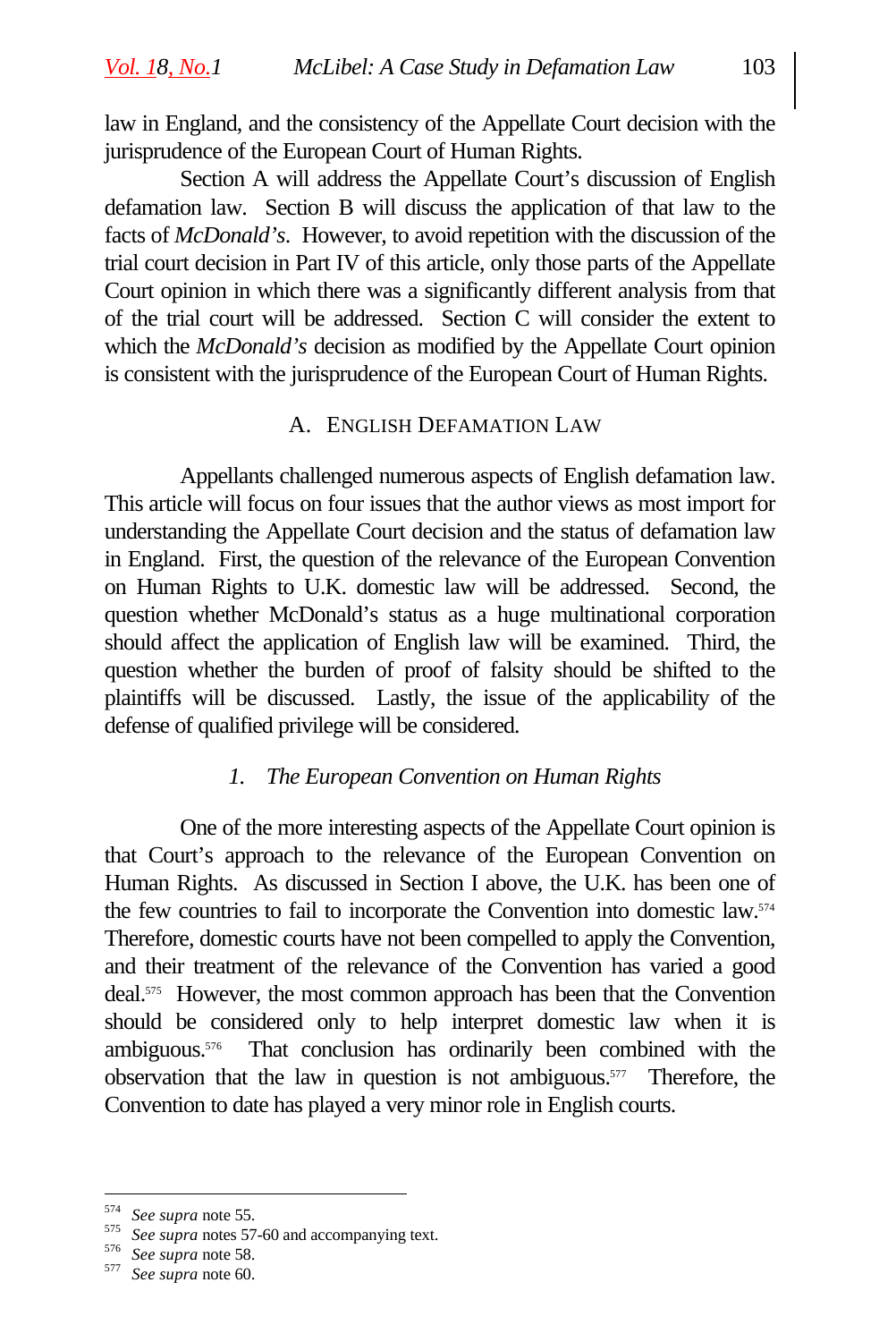law in England, and the consistency of the Appellate Court decision with the jurisprudence of the European Court of Human Rights.

Section A will address the Appellate Court's discussion of English defamation law. Section B will discuss the application of that law to the facts of *McDonald's*. However, to avoid repetition with the discussion of the trial court decision in Part IV of this article, only those parts of the Appellate Court opinion in which there was a significantly different analysis from that of the trial court will be addressed. Section C will consider the extent to which the *McDonald's* decision as modified by the Appellate Court opinion is consistent with the jurisprudence of the European Court of Human Rights.

### A. English Defamation Law

Appellants challenged numerous aspects of English defamation law. This article will focus on four issues that the author views as most import for understanding the Appellate Court decision and the status of defamation law in England. First, the question of the relevance of the European Convention on Human Rights to U.K. domestic law will be addressed. Second, the question whether McDonald's status as a huge multinational corporation should affect the application of English law will be examined. Third, the question whether the burden of proof of falsity should be shifted to the plaintiffs will be discussed. Lastly, the issue of the applicability of the defense of qualified privilege will be considered.

#### *1. The European Convention on Human Rights*

One of the more interesting aspects of the Appellate Court opinion is that Court's approach to the relevance of the European Convention on Human Rights. As discussed in Section I above, the U.K. has been one of the few countries to fail to incorporate the Convention into domestic law.[574] Therefore, domestic courts have not been compelled to apply the Convention, and their treatment of the relevance of the Convention has varied a good deal.[575] However, the most common approach has been that the Convention should be considered only to help interpret domestic law when it is ambiguous.[576] That conclusion has ordinarily been combined with the observation that the law in question is not ambiguous.[577] Therefore, the Convention to date has played a very minor role in English courts.

---

[574] *See supra* note 55.
[575] *See supra* notes 57-60 and accompanying text.
[576] *See supra* note 58.
[577] *See supra* note 60.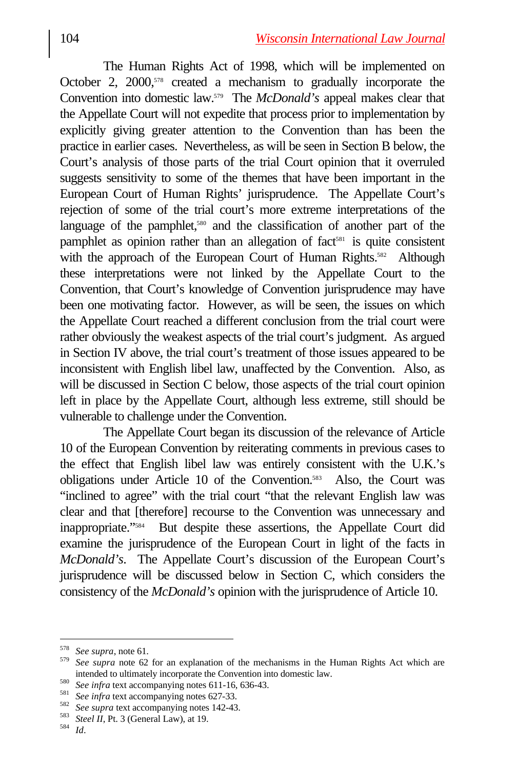The Human Rights Act of 1998, which will be implemented on October 2, 2000,[578] created a mechanism to gradually incorporate the Convention into domestic law.[579] The *McDonald's* appeal makes clear that the Appellate Court will not expedite that process prior to implementation by explicitly giving greater attention to the Convention than has been the practice in earlier cases. Nevertheless, as will be seen in Section B below, the Court's analysis of those parts of the trial Court opinion that it overruled suggests sensitivity to some of the themes that have been important in the European Court of Human Rights' jurisprudence. The Appellate Court's rejection of some of the trial court's more extreme interpretations of the language of the pamphlet,[580] and the classification of another part of the pamphlet as opinion rather than an allegation of fact[581] is quite consistent with the approach of the European Court of Human Rights.[582] Although these interpretations were not linked by the Appellate Court to the Convention, that Court's knowledge of Convention jurisprudence may have been one motivating factor. However, as will be seen, the issues on which the Appellate Court reached a different conclusion from the trial court were rather obviously the weakest aspects of the trial court's judgment. As argued in Section IV above, the trial court's treatment of those issues appeared to be inconsistent with English libel law, unaffected by the Convention. Also, as will be discussed in Section C below, those aspects of the trial court opinion left in place by the Appellate Court, although less extreme, still should be vulnerable to challenge under the Convention.

The Appellate Court began its discussion of the relevance of Article 10 of the European Convention by reiterating comments in previous cases to the effect that English libel law was entirely consistent with the U.K.'s obligations under Article 10 of the Convention.[583] Also, the Court was "inclined to agree" with the trial court "that the relevant English law was clear and that [therefore] recourse to the Convention was unnecessary and inappropriate."[584] But despite these assertions, the Appellate Court did examine the jurisprudence of the European Court in light of the facts in *McDonald's*. The Appellate Court's discussion of the European Court's jurisprudence will be discussed below in Section C, which considers the consistency of the *McDonald's* opinion with the jurisprudence of Article 10.

---

[578] *See supra*, note 61.

[579] *See supra* note 62 for an explanation of the mechanisms in the Human Rights Act which are intended to ultimately incorporate the Convention into domestic law.

[580] *See infra* text accompanying notes 611-16, 636-43.

[581] *See infra* text accompanying notes 627-33.

[582] *See supra* text accompanying notes 142-43.

[583] *Steel II*, Pt. 3 (General Law), at 19.

[584] *Id*.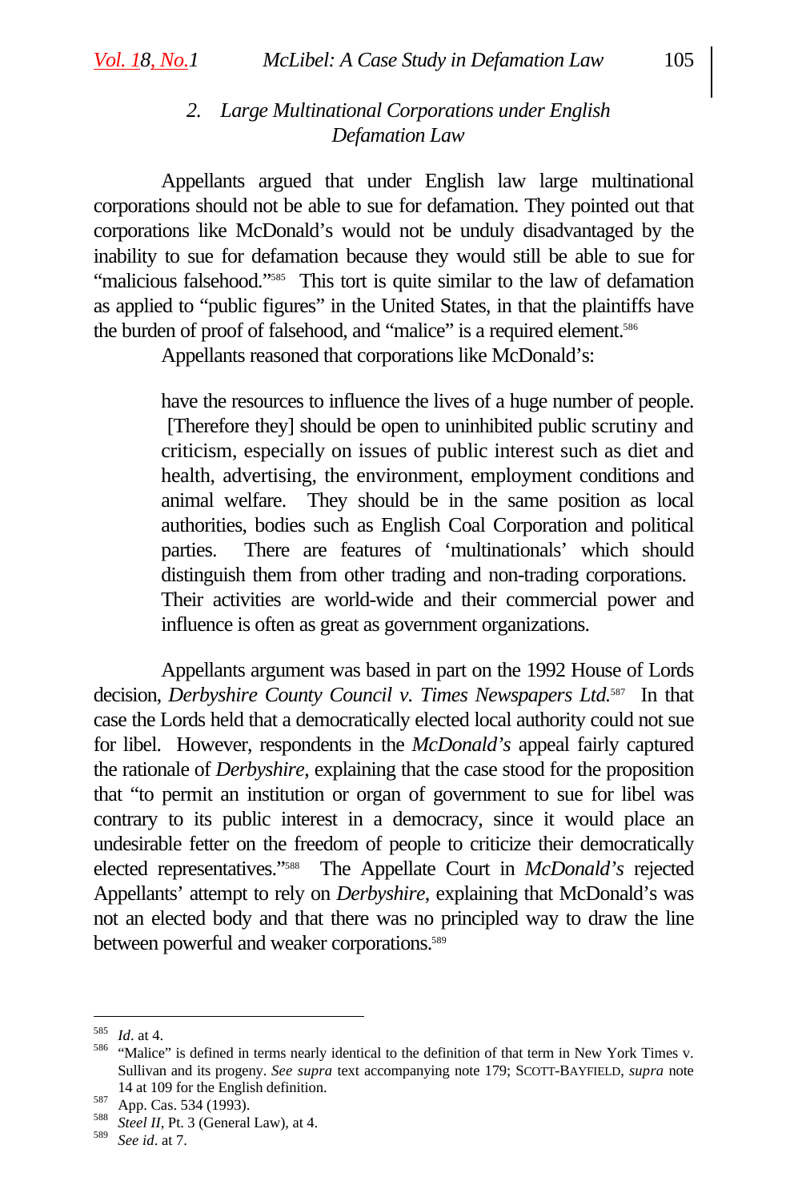### 2. *Large Multinational Corporations under English Defamation Law*

Appellants argued that under English law large multinational corporations should not be able to sue for defamation. They pointed out that corporations like McDonald's would not be unduly disadvantaged by the inability to sue for defamation because they would still be able to sue for "malicious falsehood."[585] This tort is quite similar to the law of defamation as applied to "public figures" in the United States, in that the plaintiffs have the burden of proof of falsehood, and "malice" is a required element.[586]

Appellants reasoned that corporations like McDonald's:

> have the resources to influence the lives of a huge number of people. [Therefore they] should be open to uninhibited public scrutiny and criticism, especially on issues of public interest such as diet and health, advertising, the environment, employment conditions and animal welfare. They should be in the same position as local authorities, bodies such as English Coal Corporation and political parties. There are features of 'multinationals' which should distinguish them from other trading and non-trading corporations. Their activities are world-wide and their commercial power and influence is often as great as government organizations.

Appellants argument was based in part on the 1992 House of Lords decision, *Derbyshire County Council v. Times Newspapers Ltd.*[587] In that case the Lords held that a democratically elected local authority could not sue for libel. However, respondents in the *McDonald's* appeal fairly captured the rationale of *Derbyshire*, explaining that the case stood for the proposition that "to permit an institution or organ of government to sue for libel was contrary to its public interest in a democracy, since it would place an undesirable fetter on the freedom of people to criticize their democratically elected representatives."[588] The Appellate Court in *McDonald's* rejected Appellants' attempt to rely on *Derbyshire*, explaining that McDonald's was not an elected body and that there was no principled way to draw the line between powerful and weaker corporations.[589]

---

[585] *Id*. at 4.

[586] "Malice" is defined in terms nearly identical to the definition of that term in New York Times v. Sullivan and its progeny. *See supra* text accompanying note 179; SCOTT-BAYFIELD, *supra* note 14 at 109 for the English definition.

[587] App. Cas. 534 (1993).

[588] *Steel II*, Pt. 3 (General Law), at 4.

[589] *See id*. at 7.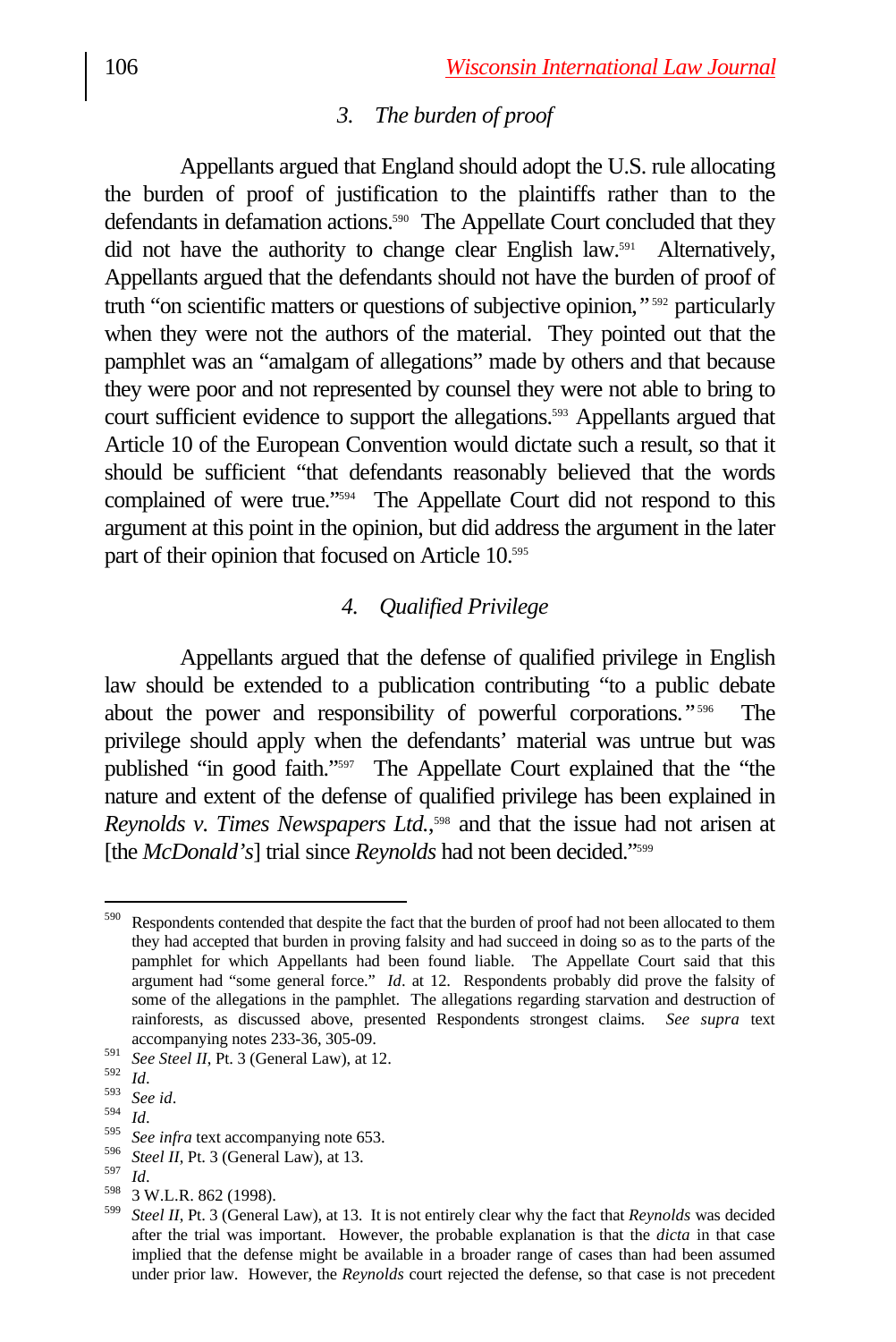### 3. *The burden of proof*

Appellants argued that England should adopt the U.S. rule allocating the burden of proof of justification to the plaintiffs rather than to the defendants in defamation actions.[590] The Appellate Court concluded that they did not have the authority to change clear English law.[591] Alternatively, Appellants argued that the defendants should not have the burden of proof of truth "on scientific matters or questions of subjective opinion,"[592] particularly when they were not the authors of the material. They pointed out that the pamphlet was an "amalgam of allegations" made by others and that because they were poor and not represented by counsel they were not able to bring to court sufficient evidence to support the allegations.[593] Appellants argued that Article 10 of the European Convention would dictate such a result, so that it should be sufficient "that defendants reasonably believed that the words complained of were true."[594] The Appellate Court did not respond to this argument at this point in the opinion, but did address the argument in the later part of their opinion that focused on Article 10.[595]

### 4. *Qualified Privilege*

Appellants argued that the defense of qualified privilege in English law should be extended to a publication contributing "to a public debate about the power and responsibility of powerful corporations."[596] The privilege should apply when the defendants' material was untrue but was published "in good faith."[597] The Appellate Court explained that the "the nature and extent of the defense of qualified privilege has been explained in *Reynolds v. Times Newspapers Ltd.*,[598] and that the issue had not arisen at [the *McDonald's*] trial since *Reynolds* had not been decided."[599]

---

[590] Respondents contended that despite the fact that the burden of proof had not been allocated to them they had accepted that burden in proving falsity and had succeed in doing so as to the parts of the pamphlet for which Appellants had been found liable. The Appellate Court said that this argument had "some general force." *Id*. at 12. Respondents probably did prove the falsity of some of the allegations in the pamphlet. The allegations regarding starvation and destruction of rainforests, as discussed above, presented Respondents strongest claims. *See supra* text accompanying notes 233-36, 305-09.

[591] *See Steel II*, Pt. 3 (General Law), at 12.

[592] *Id*.

[593] *See id*.

[594] *Id*.

[595] *See infra* text accompanying note 653.

[596] *Steel II*, Pt. 3 (General Law), at 13.

[597] *Id*.

[598] 3 W.L.R. 862 (1998).

[599] *Steel II*, Pt. 3 (General Law), at 13. It is not entirely clear why the fact that *Reynolds* was decided after the trial was important. However, the probable explanation is that the *dicta* in that case implied that the defense might be available in a broader range of cases than had been assumed under prior law. However, the *Reynolds* court rejected the defense, so that case is not precedent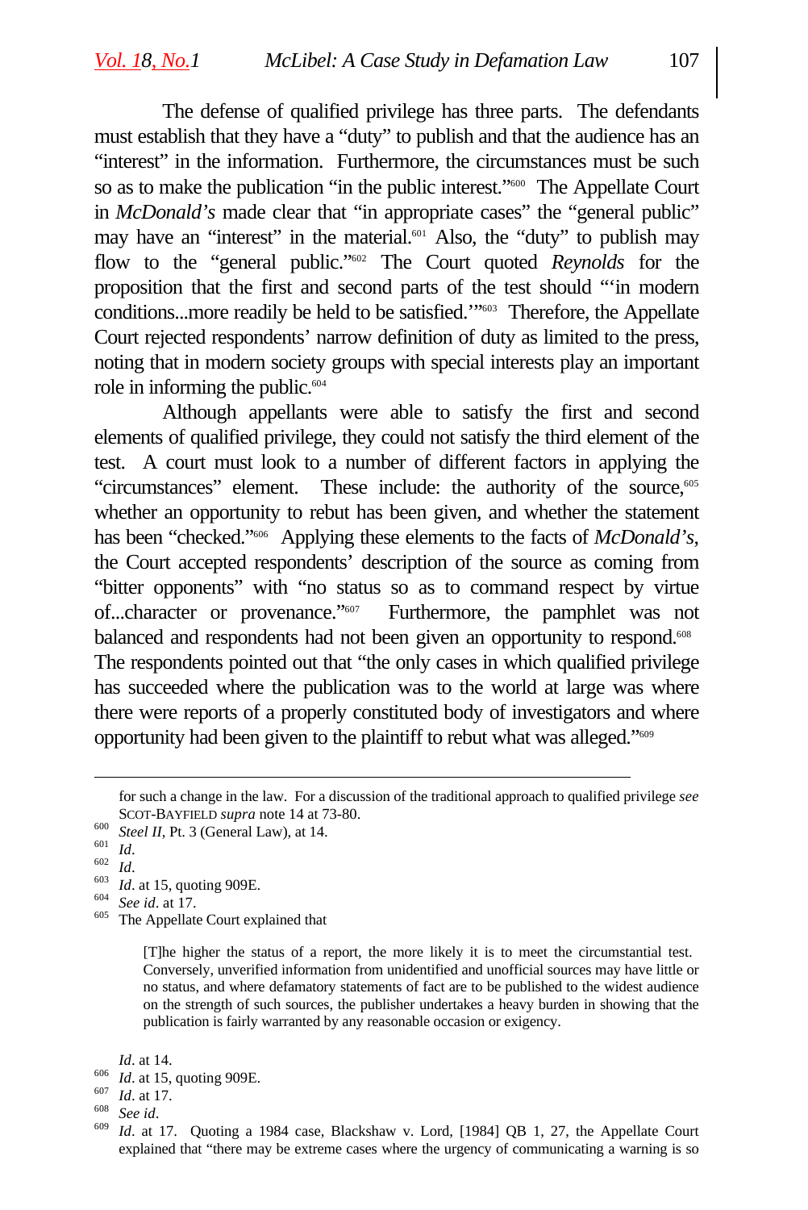The defense of qualified privilege has three parts. The defendants must establish that they have a "duty" to publish and that the audience has an "interest" in the information. Furthermore, the circumstances must be such so as to make the publication "in the public interest."[600] The Appellate Court in *McDonald's* made clear that "in appropriate cases" the "general public" may have an "interest" in the material.[601] Also, the "duty" to publish may flow to the "general public."[602] The Court quoted *Reynolds* for the proposition that the first and second parts of the test should "'in modern conditions...more readily be held to be satisfied.'"[603] Therefore, the Appellate Court rejected respondents' narrow definition of duty as limited to the press, noting that in modern society groups with special interests play an important role in informing the public.[604]

Although appellants were able to satisfy the first and second elements of qualified privilege, they could not satisfy the third element of the test. A court must look to a number of different factors in applying the "circumstances" element. These include: the authority of the source,[605] whether an opportunity to rebut has been given, and whether the statement has been "checked."[606] Applying these elements to the facts of *McDonald's*, the Court accepted respondents' description of the source as coming from "bitter opponents" with "no status so as to command respect by virtue of...character or provenance."[607] Furthermore, the pamphlet was not balanced and respondents had not been given an opportunity to respond.[608] The respondents pointed out that "the only cases in which qualified privilege has succeeded where the publication was to the world at large was where there were reports of a properly constituted body of investigators and where opportunity had been given to the plaintiff to rebut what was alleged."[609]

---

for such a change in the law. For a discussion of the traditional approach to qualified privilege *see* SCOT-BAYFIELD *supra* note 14 at 73-80.

[600] *Steel II*, Pt. 3 (General Law), at 14.

[601] *Id*.

[602] *Id*.

[603] *Id*. at 15, quoting 909E.

[604] *See id*. at 17.

[605] The Appellate Court explained that

> [T]he higher the status of a report, the more likely it is to meet the circumstantial test. Conversely, unverified information from unidentified and unofficial sources may have little or no status, and where defamatory statements of fact are to be published to the widest audience on the strength of such sources, the publisher undertakes a heavy burden in showing that the publication is fairly warranted by any reasonable occasion or exigency.

*Id*. at 14.

[606] *Id*. at 15, quoting 909E.

[607] *Id*. at 17.

[608] *See id*.

[609] *Id*. at 17. Quoting a 1984 case, Blackshaw v. Lord, [1984] QB 1, 27, the Appellate Court explained that "there may be extreme cases where the urgency of communicating a warning is so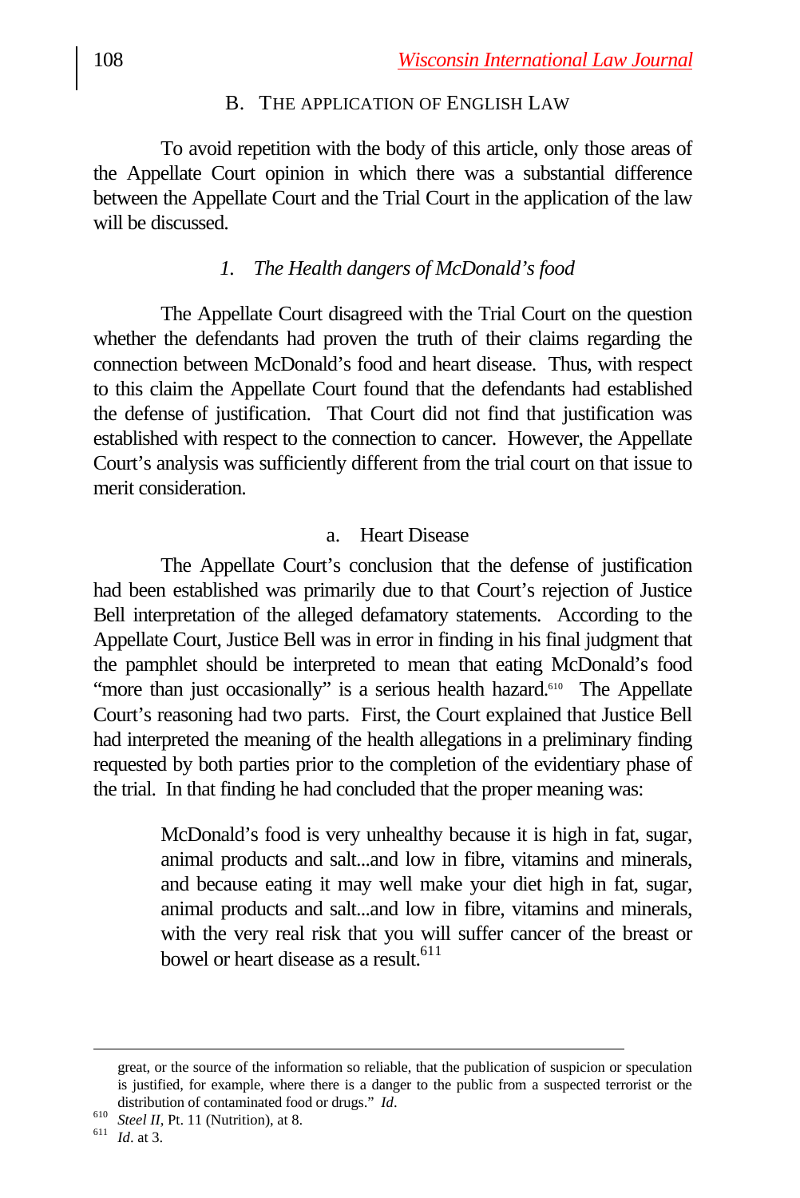## B. THE APPLICATION OF ENGLISH LAW

To avoid repetition with the body of this article, only those areas of the Appellate Court opinion in which there was a substantial difference between the Appellate Court and the Trial Court in the application of the law will be discussed.

### *1. The Health dangers of McDonald's food*

The Appellate Court disagreed with the Trial Court on the question whether the defendants had proven the truth of their claims regarding the connection between McDonald's food and heart disease. Thus, with respect to this claim the Appellate Court found that the defendants had established the defense of justification. That Court did not find that justification was established with respect to the connection to cancer. However, the Appellate Court's analysis was sufficiently different from the trial court on that issue to merit consideration.

#### a. Heart Disease

The Appellate Court's conclusion that the defense of justification had been established was primarily due to that Court's rejection of Justice Bell interpretation of the alleged defamatory statements. According to the Appellate Court, Justice Bell was in error in finding in his final judgment that the pamphlet should be interpreted to mean that eating McDonald's food "more than just occasionally" is a serious health hazard.[610] The Appellate Court's reasoning had two parts. First, the Court explained that Justice Bell had interpreted the meaning of the health allegations in a preliminary finding requested by both parties prior to the completion of the evidentiary phase of the trial. In that finding he had concluded that the proper meaning was:

> McDonald's food is very unhealthy because it is high in fat, sugar, animal products and salt...and low in fibre, vitamins and minerals, and because eating it may well make your diet high in fat, sugar, animal products and salt...and low in fibre, vitamins and minerals, with the very real risk that you will suffer cancer of the breast or bowel or heart disease as a result.[611]

---

great, or the source of the information so reliable, that the publication of suspicion or speculation is justified, for example, where there is a danger to the public from a suspected terrorist or the distribution of contaminated food or drugs." *Id*.

[610] *Steel II*, Pt. 11 (Nutrition), at 8.

[611] *Id*. at 3.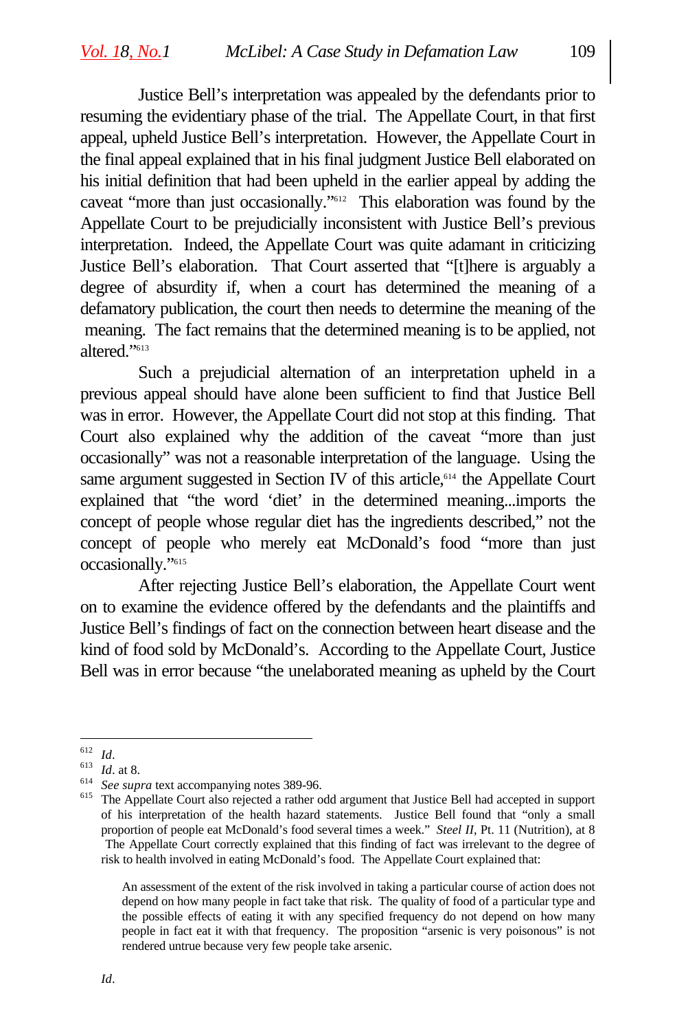Justice Bell's interpretation was appealed by the defendants prior to resuming the evidentiary phase of the trial. The Appellate Court, in that first appeal, upheld Justice Bell's interpretation. However, the Appellate Court in the final appeal explained that in his final judgment Justice Bell elaborated on his initial definition that had been upheld in the earlier appeal by adding the caveat "more than just occasionally."[612] This elaboration was found by the Appellate Court to be prejudicially inconsistent with Justice Bell's previous interpretation. Indeed, the Appellate Court was quite adamant in criticizing Justice Bell's elaboration. That Court asserted that "[t]here is arguably a degree of absurdity if, when a court has determined the meaning of a defamatory publication, the court then needs to determine the meaning of the meaning. The fact remains that the determined meaning is to be applied, not altered."[613]

Such a prejudicial alternation of an interpretation upheld in a previous appeal should have alone been sufficient to find that Justice Bell was in error. However, the Appellate Court did not stop at this finding. That Court also explained why the addition of the caveat "more than just occasionally" was not a reasonable interpretation of the language. Using the same argument suggested in Section IV of this article,[614] the Appellate Court explained that "the word 'diet' in the determined meaning...imports the concept of people whose regular diet has the ingredients described," not the concept of people who merely eat McDonald's food "more than just occasionally."[615]

After rejecting Justice Bell's elaboration, the Appellate Court went on to examine the evidence offered by the defendants and the plaintiffs and Justice Bell's findings of fact on the connection between heart disease and the kind of food sold by McDonald's. According to the Appellate Court, Justice Bell was in error because "the unelaborated meaning as upheld by the Court

---

[612] *Id*.

[613] *Id*. at 8.

[614] *See supra* text accompanying notes 389-96.

[615] The Appellate Court also rejected a rather odd argument that Justice Bell had accepted in support of his interpretation of the health hazard statements. Justice Bell found that "only a small proportion of people eat McDonald's food several times a week." *Steel II*, Pt. 11 (Nutrition), at 8 The Appellate Court correctly explained that this finding of fact was irrelevant to the degree of risk to health involved in eating McDonald's food. The Appellate Court explained that:

> An assessment of the extent of the risk involved in taking a particular course of action does not depend on how many people in fact take that risk. The quality of food of a particular type and the possible effects of eating it with any specified frequency do not depend on how many people in fact eat it with that frequency. The proposition "arsenic is very poisonous" is not rendered untrue because very few people take arsenic.

*Id*.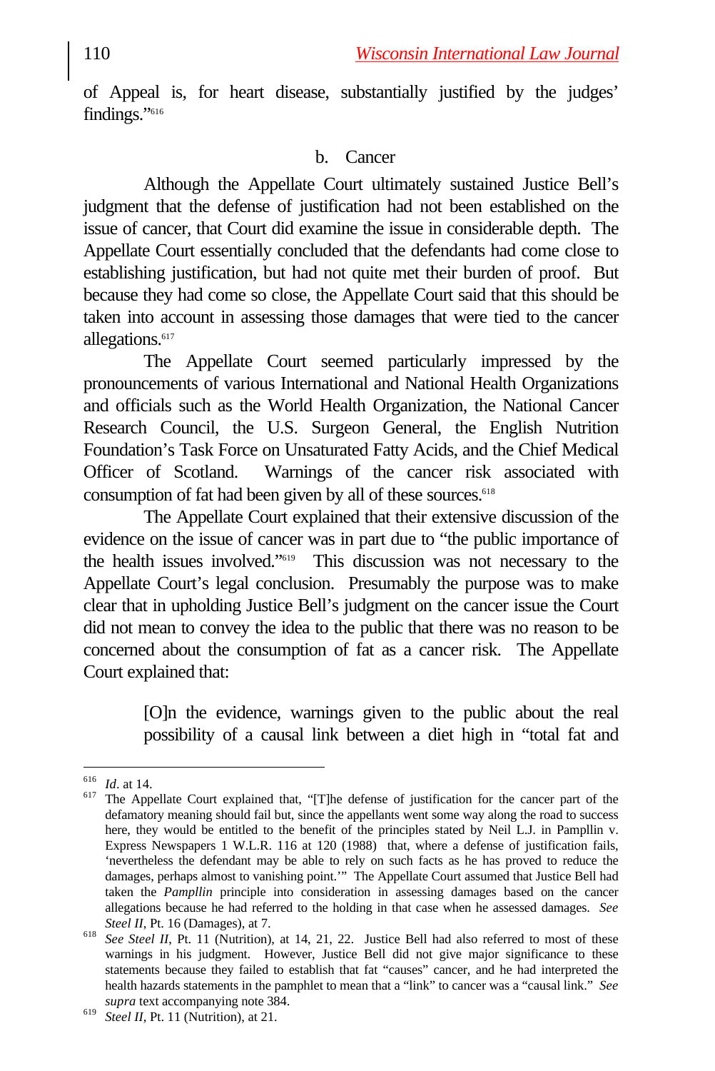of Appeal is, for heart disease, substantially justified by the judges' findings."[616]

### b. Cancer

Although the Appellate Court ultimately sustained Justice Bell's judgment that the defense of justification had not been established on the issue of cancer, that Court did examine the issue in considerable depth. The Appellate Court essentially concluded that the defendants had come close to establishing justification, but had not quite met their burden of proof. But because they had come so close, the Appellate Court said that this should be taken into account in assessing those damages that were tied to the cancer allegations.[617]

The Appellate Court seemed particularly impressed by the pronouncements of various International and National Health Organizations and officials such as the World Health Organization, the National Cancer Research Council, the U.S. Surgeon General, the English Nutrition Foundation's Task Force on Unsaturated Fatty Acids, and the Chief Medical Officer of Scotland. Warnings of the cancer risk associated with consumption of fat had been given by all of these sources.[618]

The Appellate Court explained that their extensive discussion of the evidence on the issue of cancer was in part due to "the public importance of the health issues involved."[619] This discussion was not necessary to the Appellate Court's legal conclusion. Presumably the purpose was to make clear that in upholding Justice Bell's judgment on the cancer issue the Court did not mean to convey the idea to the public that there was no reason to be concerned about the consumption of fat as a cancer risk. The Appellate Court explained that:

> [O]n the evidence, warnings given to the public about the real possibility of a causal link between a diet high in "total fat and

---

[616] *Id*. at 14.

[617] The Appellate Court explained that, "[T]he defense of justification for the cancer part of the defamatory meaning should fail but, since the appellants went some way along the road to success here, they would be entitled to the benefit of the principles stated by Neil L.J. in Pampllin v. Express Newspapers 1 W.L.R. 116 at 120 (1988) that, where a defense of justification fails, 'nevertheless the defendant may be able to rely on such facts as he has proved to reduce the damages, perhaps almost to vanishing point.'" The Appellate Court assumed that Justice Bell had taken the *Pampllin* principle into consideration in assessing damages based on the cancer allegations because he had referred to the holding in that case when he assessed damages. *See Steel II*, Pt. 16 (Damages), at 7.

[618] *See Steel II*, Pt. 11 (Nutrition), at 14, 21, 22. Justice Bell had also referred to most of these warnings in his judgment. However, Justice Bell did not give major significance to these statements because they failed to establish that fat "causes" cancer, and he had interpreted the health hazards statements in the pamphlet to mean that a "link" to cancer was a "causal link." *See supra* text accompanying note 384.

[619] *Steel II*, Pt. 11 (Nutrition), at 21.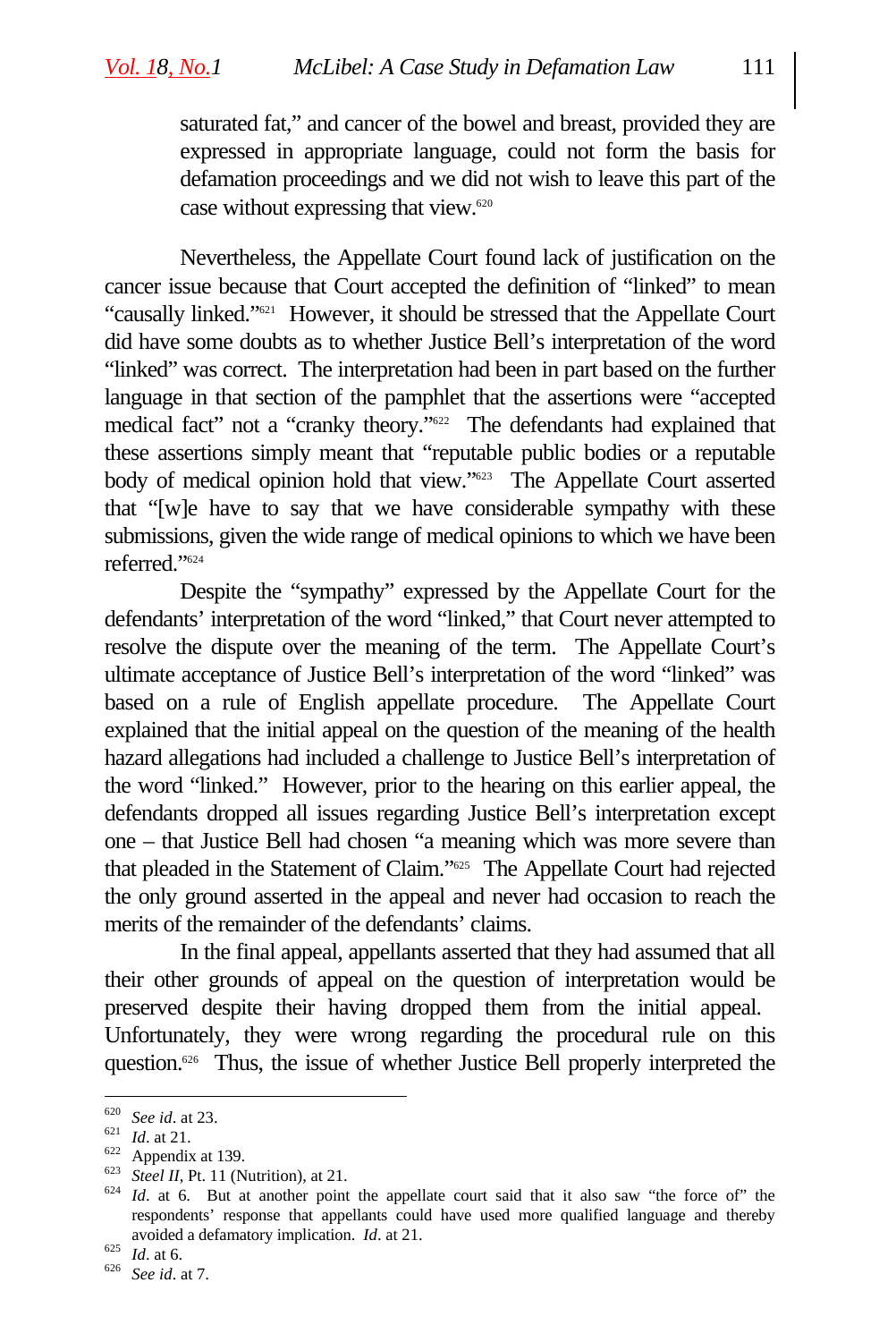saturated fat," and cancer of the bowel and breast, provided they are expressed in appropriate language, could not form the basis for defamation proceedings and we did not wish to leave this part of the case without expressing that view.[620]

Nevertheless, the Appellate Court found lack of justification on the cancer issue because that Court accepted the definition of "linked" to mean "causally linked."[621] However, it should be stressed that the Appellate Court did have some doubts as to whether Justice Bell's interpretation of the word "linked" was correct. The interpretation had been in part based on the further language in that section of the pamphlet that the assertions were "accepted medical fact" not a "cranky theory."[622] The defendants had explained that these assertions simply meant that "reputable public bodies or a reputable body of medical opinion hold that view."[623] The Appellate Court asserted that "[w]e have to say that we have considerable sympathy with these submissions, given the wide range of medical opinions to which we have been referred."[624]

Despite the "sympathy" expressed by the Appellate Court for the defendants' interpretation of the word "linked," that Court never attempted to resolve the dispute over the meaning of the term. The Appellate Court's ultimate acceptance of Justice Bell's interpretation of the word "linked" was based on a rule of English appellate procedure. The Appellate Court explained that the initial appeal on the question of the meaning of the health hazard allegations had included a challenge to Justice Bell's interpretation of the word "linked." However, prior to the hearing on this earlier appeal, the defendants dropped all issues regarding Justice Bell's interpretation except one – that Justice Bell had chosen "a meaning which was more severe than that pleaded in the Statement of Claim."[625] The Appellate Court had rejected the only ground asserted in the appeal and never had occasion to reach the merits of the remainder of the defendants' claims.

In the final appeal, appellants asserted that they had assumed that all their other grounds of appeal on the question of interpretation would be preserved despite their having dropped them from the initial appeal. Unfortunately, they were wrong regarding the procedural rule on this question.[626] Thus, the issue of whether Justice Bell properly interpreted the

---

[620] *See id*. at 23.

[621] *Id*. at 21.

[622] Appendix at 139.

[623] *Steel II*, Pt. 11 (Nutrition), at 21.

[624] *Id*. at 6. But at another point the appellate court said that it also saw "the force of" the respondents' response that appellants could have used more qualified language and thereby avoided a defamatory implication. *Id*. at 21.

[625] *Id*. at 6.

[626] *See id*. at 7.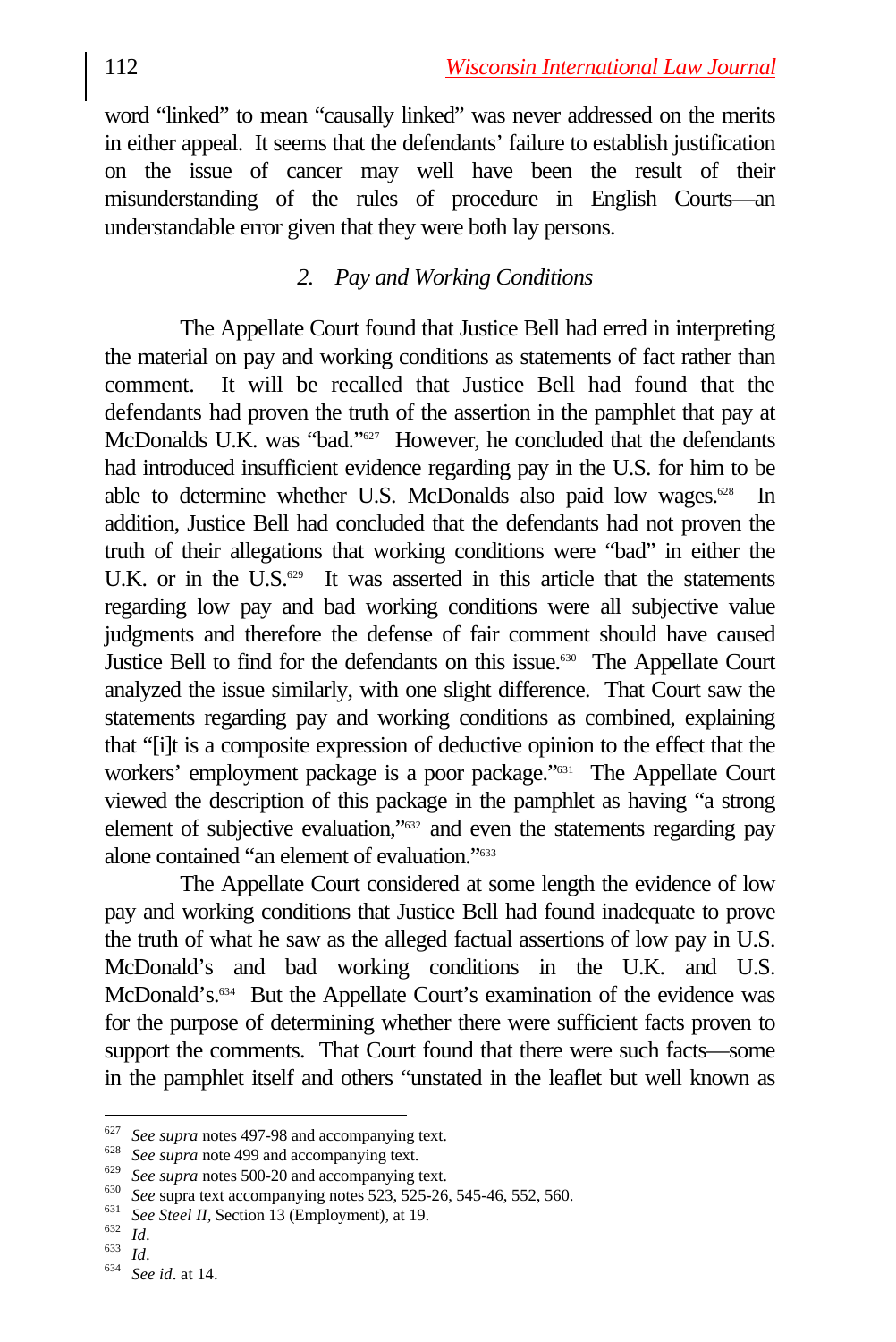word "linked" to mean "causally linked" was never addressed on the merits in either appeal. It seems that the defendants' failure to establish justification on the issue of cancer may well have been the result of their misunderstanding of the rules of procedure in English Courts—an understandable error given that they were both lay persons.

### *2. Pay and Working Conditions*

The Appellate Court found that Justice Bell had erred in interpreting the material on pay and working conditions as statements of fact rather than comment. It will be recalled that Justice Bell had found that the defendants had proven the truth of the assertion in the pamphlet that pay at McDonalds U.K. was "bad."[627] However, he concluded that the defendants had introduced insufficient evidence regarding pay in the U.S. for him to be able to determine whether U.S. McDonalds also paid low wages.[628] In addition, Justice Bell had concluded that the defendants had not proven the truth of their allegations that working conditions were "bad" in either the U.K. or in the U.S.[629] It was asserted in this article that the statements regarding low pay and bad working conditions were all subjective value judgments and therefore the defense of fair comment should have caused Justice Bell to find for the defendants on this issue.[630] The Appellate Court analyzed the issue similarly, with one slight difference. That Court saw the statements regarding pay and working conditions as combined, explaining that "[i]t is a composite expression of deductive opinion to the effect that the workers' employment package is a poor package."[631] The Appellate Court viewed the description of this package in the pamphlet as having "a strong element of subjective evaluation,"[632] and even the statements regarding pay alone contained "an element of evaluation."[633]

The Appellate Court considered at some length the evidence of low pay and working conditions that Justice Bell had found inadequate to prove the truth of what he saw as the alleged factual assertions of low pay in U.S. McDonald's and bad working conditions in the U.K. and U.S. McDonald's.[634] But the Appellate Court's examination of the evidence was for the purpose of determining whether there were sufficient facts proven to support the comments. That Court found that there were such facts—some in the pamphlet itself and others "unstated in the leaflet but well known as

---

[627] *See supra* notes 497-98 and accompanying text.
[628] *See supra* note 499 and accompanying text.
[629] *See supra* notes 500-20 and accompanying text.
[630] *See* supra text accompanying notes 523, 525-26, 545-46, 552, 560.
[631] *See Steel II*, Section 13 (Employment), at 19.
[632] *Id*.
[633] *Id*.
[634] *See id*. at 14.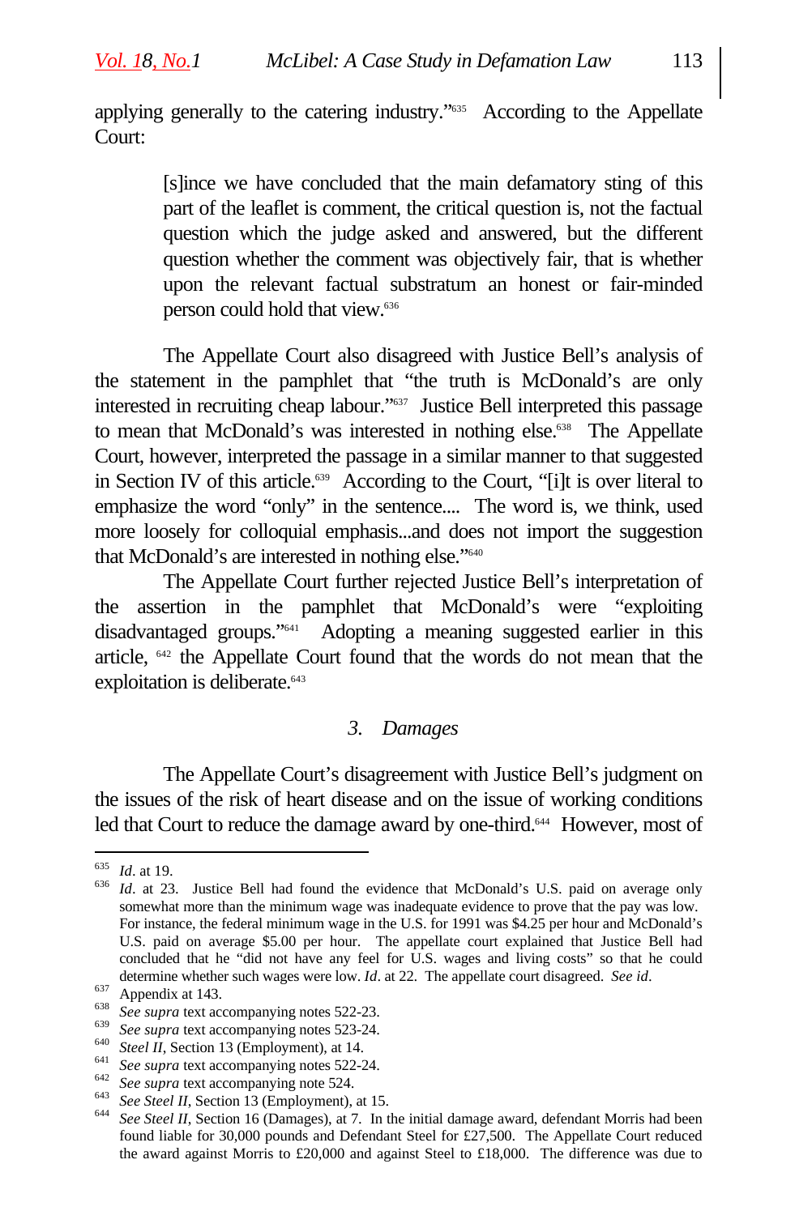applying generally to the catering industry."[635] According to the Appellate Court:

> [s]ince we have concluded that the main defamatory sting of this part of the leaflet is comment, the critical question is, not the factual question which the judge asked and answered, but the different question whether the comment was objectively fair, that is whether upon the relevant factual substratum an honest or fair-minded person could hold that view.[636]

The Appellate Court also disagreed with Justice Bell's analysis of the statement in the pamphlet that "the truth is McDonald's are only interested in recruiting cheap labour."[637] Justice Bell interpreted this passage to mean that McDonald's was interested in nothing else.[638] The Appellate Court, however, interpreted the passage in a similar manner to that suggested in Section IV of this article.[639] According to the Court, "[i]t is over literal to emphasize the word "only" in the sentence.... The word is, we think, used more loosely for colloquial emphasis...and does not import the suggestion that McDonald's are interested in nothing else."[640]

The Appellate Court further rejected Justice Bell's interpretation of the assertion in the pamphlet that McDonald's were "exploiting disadvantaged groups."[641] Adopting a meaning suggested earlier in this article, [642] the Appellate Court found that the words do not mean that the exploitation is deliberate.[643]

### 3. *Damages*

The Appellate Court's disagreement with Justice Bell's judgment on the issues of the risk of heart disease and on the issue of working conditions led that Court to reduce the damage award by one-third.[644] However, most of

---

[635] *Id*. at 19.

[636] *Id*. at 23. Justice Bell had found the evidence that McDonald's U.S. paid on average only somewhat more than the minimum wage was inadequate evidence to prove that the pay was low. For instance, the federal minimum wage in the U.S. for 1991 was $4.25 per hour and McDonald's U.S. paid on average $5.00 per hour. The appellate court explained that Justice Bell had concluded that he "did not have any feel for U.S. wages and living costs" so that he could determine whether such wages were low. *Id*. at 22. The appellate court disagreed. *See id*.

[637] Appendix at 143.

[638] *See supra* text accompanying notes 522-23.

[639] *See supra* text accompanying notes 523-24.

[640] *Steel II*, Section 13 (Employment), at 14.

[641] *See supra* text accompanying notes 522-24.

[642] *See supra* text accompanying note 524.

[643] *See Steel II*, Section 13 (Employment), at 15.

[644] *See Steel II*, Section 16 (Damages), at 7. In the initial damage award, defendant Morris had been found liable for 30,000 pounds and Defendant Steel for £27,500. The Appellate Court reduced the award against Morris to £20,000 and against Steel to £18,000. The difference was due to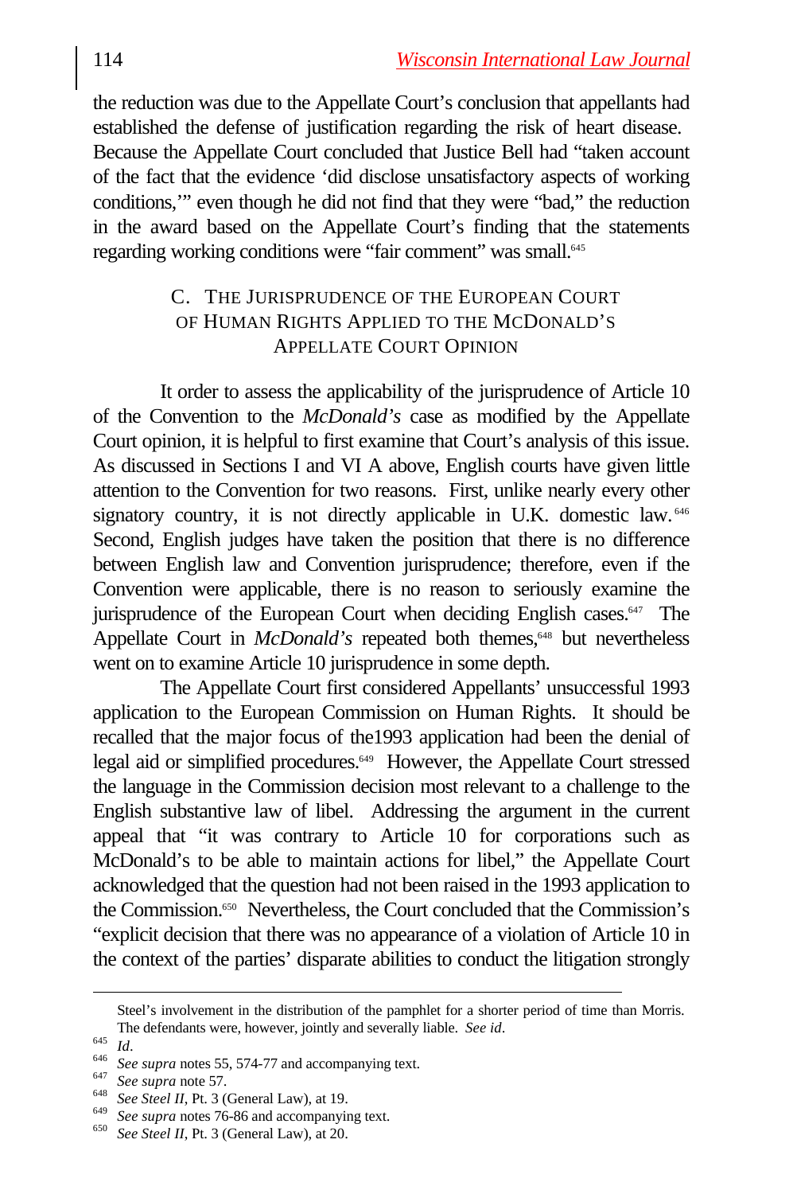the reduction was due to the Appellate Court's conclusion that appellants had established the defense of justification regarding the risk of heart disease. Because the Appellate Court concluded that Justice Bell had "taken account of the fact that the evidence 'did disclose unsatisfactory aspects of working conditions,'" even though he did not find that they were "bad," the reduction in the award based on the Appellate Court's finding that the statements regarding working conditions were "fair comment" was small.[645]

### C. The Jurisprudence of the European Court of Human Rights Applied to the McDonald's Appellate Court Opinion

It order to assess the applicability of the jurisprudence of Article 10 of the Convention to the *McDonald's* case as modified by the Appellate Court opinion, it is helpful to first examine that Court's analysis of this issue. As discussed in Sections I and VI A above, English courts have given little attention to the Convention for two reasons. First, unlike nearly every other signatory country, it is not directly applicable in U.K. domestic law.[646] Second, English judges have taken the position that there is no difference between English law and Convention jurisprudence; therefore, even if the Convention were applicable, there is no reason to seriously examine the jurisprudence of the European Court when deciding English cases.[647] The Appellate Court in *McDonald's* repeated both themes,[648] but nevertheless went on to examine Article 10 jurisprudence in some depth.

The Appellate Court first considered Appellants' unsuccessful 1993 application to the European Commission on Human Rights. It should be recalled that the major focus of the1993 application had been the denial of legal aid or simplified procedures.[649] However, the Appellate Court stressed the language in the Commission decision most relevant to a challenge to the English substantive law of libel. Addressing the argument in the current appeal that "it was contrary to Article 10 for corporations such as McDonald's to be able to maintain actions for libel," the Appellate Court acknowledged that the question had not been raised in the 1993 application to the Commission.[650] Nevertheless, the Court concluded that the Commission's "explicit decision that there was no appearance of a violation of Article 10 in the context of the parties' disparate abilities to conduct the litigation strongly

---

Steel's involvement in the distribution of the pamphlet for a shorter period of time than Morris. The defendants were, however, jointly and severally liable. *See id*.

[645] *Id*.

[646] *See supra* notes 55, 574-77 and accompanying text.

[647] *See supra* note 57.

[648] *See Steel II*, Pt. 3 (General Law), at 19.

[649] *See supra* notes 76-86 and accompanying text.

[650] *See Steel II*, Pt. 3 (General Law), at 20.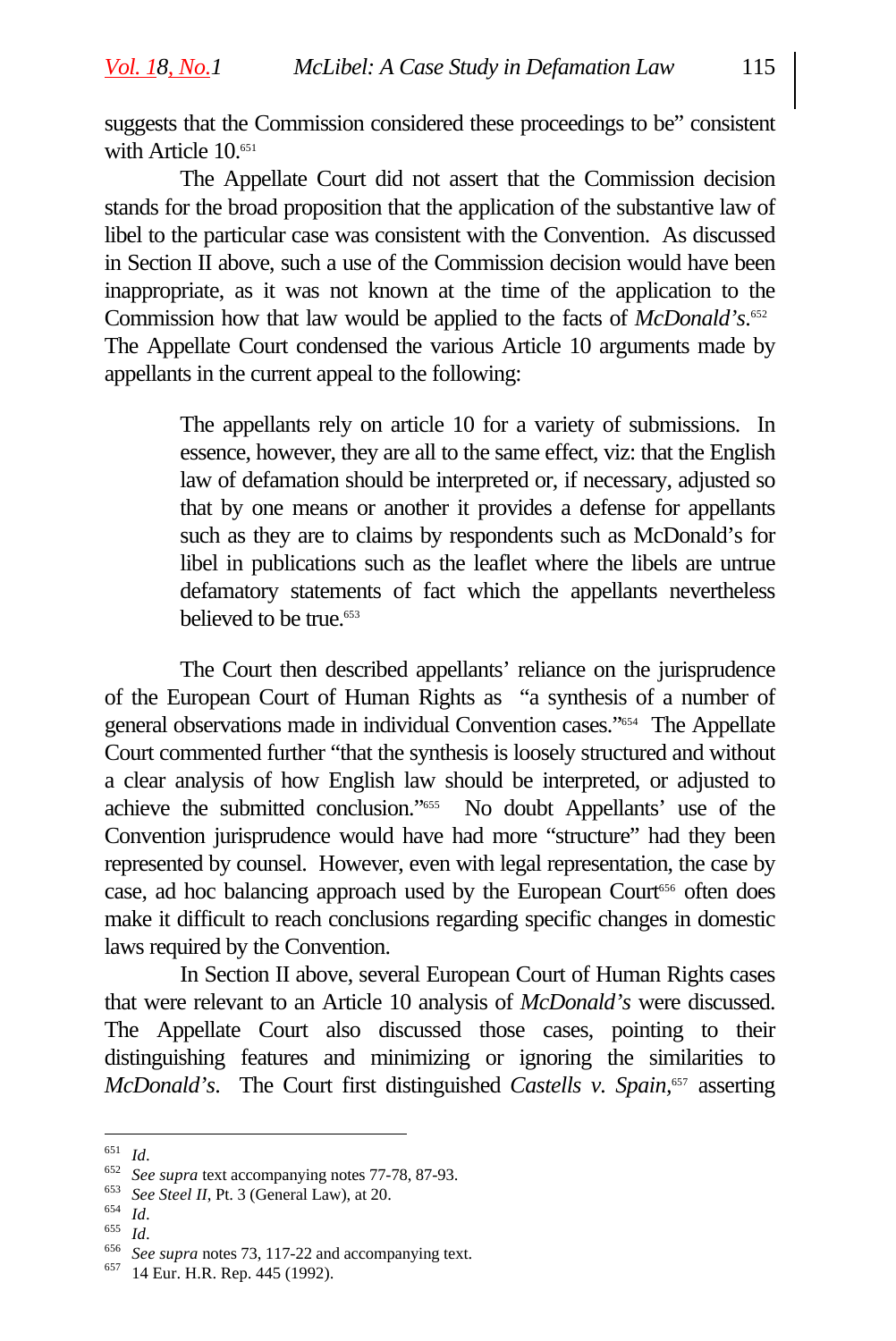suggests that the Commission considered these proceedings to be" consistent with Article 10.[651]

The Appellate Court did not assert that the Commission decision stands for the broad proposition that the application of the substantive law of libel to the particular case was consistent with the Convention. As discussed in Section II above, such a use of the Commission decision would have been inappropriate, as it was not known at the time of the application to the Commission how that law would be applied to the facts of *McDonald's*.[652] The Appellate Court condensed the various Article 10 arguments made by appellants in the current appeal to the following:

> The appellants rely on article 10 for a variety of submissions. In essence, however, they are all to the same effect, viz: that the English law of defamation should be interpreted or, if necessary, adjusted so that by one means or another it provides a defense for appellants such as they are to claims by respondents such as McDonald's for libel in publications such as the leaflet where the libels are untrue defamatory statements of fact which the appellants nevertheless believed to be true.[653]

The Court then described appellants' reliance on the jurisprudence of the European Court of Human Rights as "a synthesis of a number of general observations made in individual Convention cases."[654] The Appellate Court commented further "that the synthesis is loosely structured and without a clear analysis of how English law should be interpreted, or adjusted to achieve the submitted conclusion."[655] No doubt Appellants' use of the Convention jurisprudence would have had more "structure" had they been represented by counsel. However, even with legal representation, the case by case, ad hoc balancing approach used by the European Court[656] often does make it difficult to reach conclusions regarding specific changes in domestic laws required by the Convention.

In Section II above, several European Court of Human Rights cases that were relevant to an Article 10 analysis of *McDonald's* were discussed. The Appellate Court also discussed those cases, pointing to their distinguishing features and minimizing or ignoring the similarities to *McDonald's*. The Court first distinguished *Castells v. Spain*,[657] asserting

---

[651] *Id*.
[652] *See supra* text accompanying notes 77-78, 87-93.
[653] *See Steel II*, Pt. 3 (General Law), at 20.
[654] *Id*.
[655] *Id*.
[656] *See supra* notes 73, 117-22 and accompanying text.
[657] 14 Eur. H.R. Rep. 445 (1992).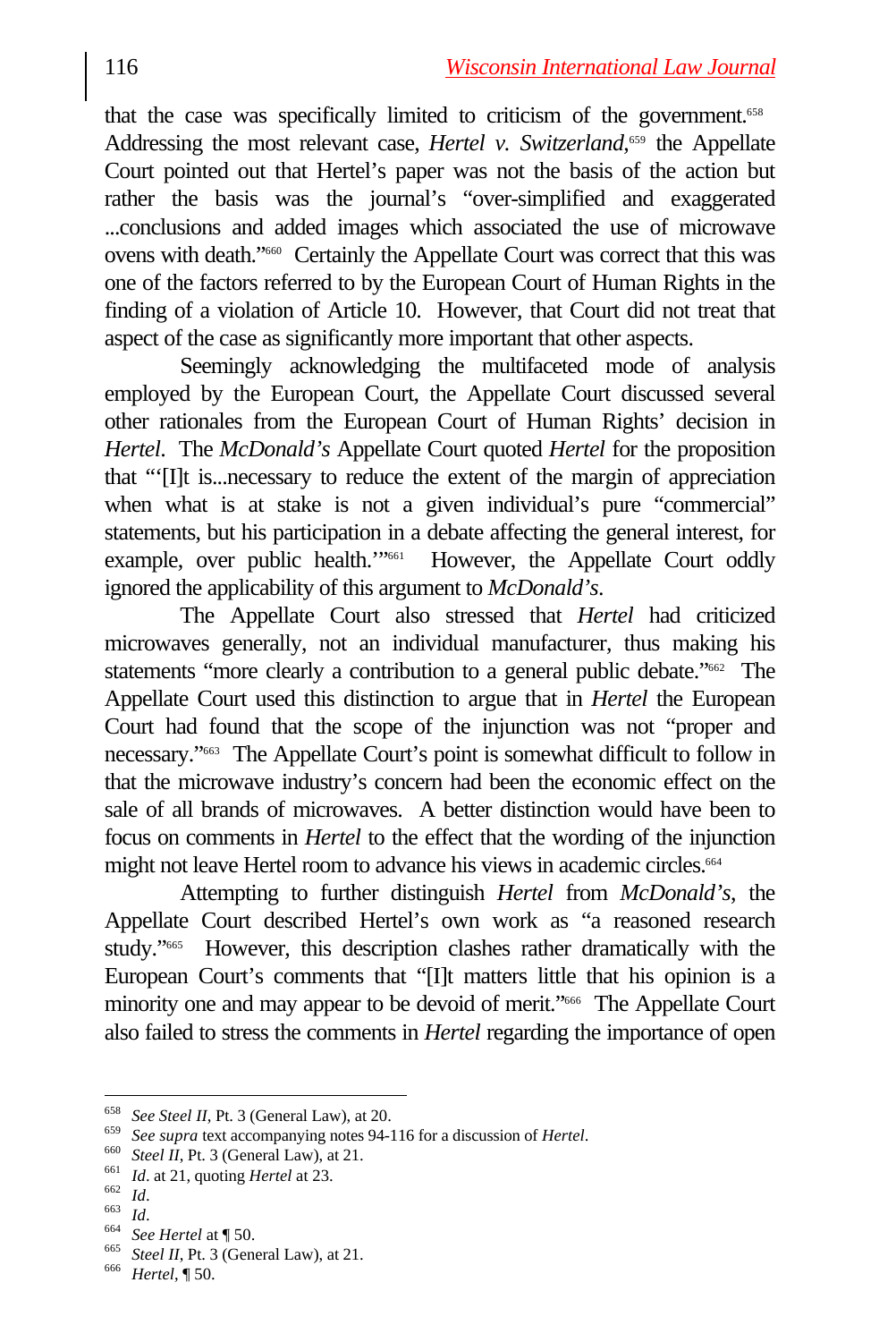that the case was specifically limited to criticism of the government.[658] Addressing the most relevant case, *Hertel v. Switzerland*,[659] the Appellate Court pointed out that Hertel's paper was not the basis of the action but rather the basis was the journal's "over-simplified and exaggerated ...conclusions and added images which associated the use of microwave ovens with death."[660] Certainly the Appellate Court was correct that this was one of the factors referred to by the European Court of Human Rights in the finding of a violation of Article 10. However, that Court did not treat that aspect of the case as significantly more important that other aspects.

Seemingly acknowledging the multifaceted mode of analysis employed by the European Court, the Appellate Court discussed several other rationales from the European Court of Human Rights' decision in *Hertel*. The *McDonald's* Appellate Court quoted *Hertel* for the proposition that "'[I]t is...necessary to reduce the extent of the margin of appreciation when what is at stake is not a given individual's pure "commercial" statements, but his participation in a debate affecting the general interest, for example, over public health.'"[661] However, the Appellate Court oddly ignored the applicability of this argument to *McDonald's*.

The Appellate Court also stressed that *Hertel* had criticized microwaves generally, not an individual manufacturer, thus making his statements "more clearly a contribution to a general public debate."[662] The Appellate Court used this distinction to argue that in *Hertel* the European Court had found that the scope of the injunction was not "proper and necessary."[663] The Appellate Court's point is somewhat difficult to follow in that the microwave industry's concern had been the economic effect on the sale of all brands of microwaves. A better distinction would have been to focus on comments in *Hertel* to the effect that the wording of the injunction might not leave Hertel room to advance his views in academic circles.[664]

Attempting to further distinguish *Hertel* from *McDonald's*, the Appellate Court described Hertel's own work as "a reasoned research study."[665] However, this description clashes rather dramatically with the European Court's comments that "[I]t matters little that his opinion is a minority one and may appear to be devoid of merit."[666] The Appellate Court also failed to stress the comments in *Hertel* regarding the importance of open

---

[658] *See Steel II*, Pt. 3 (General Law), at 20.
[659] *See supra* text accompanying notes 94-116 for a discussion of *Hertel*.
[660] *Steel II*, Pt. 3 (General Law), at 21.
[661] *Id*. at 21, quoting *Hertel* at 23.
[662] *Id*.
[663] *Id*.
[664] *See Hertel* at ¶ 50.
[665] *Steel II*, Pt. 3 (General Law), at 21.
[666] *Hertel*, ¶ 50.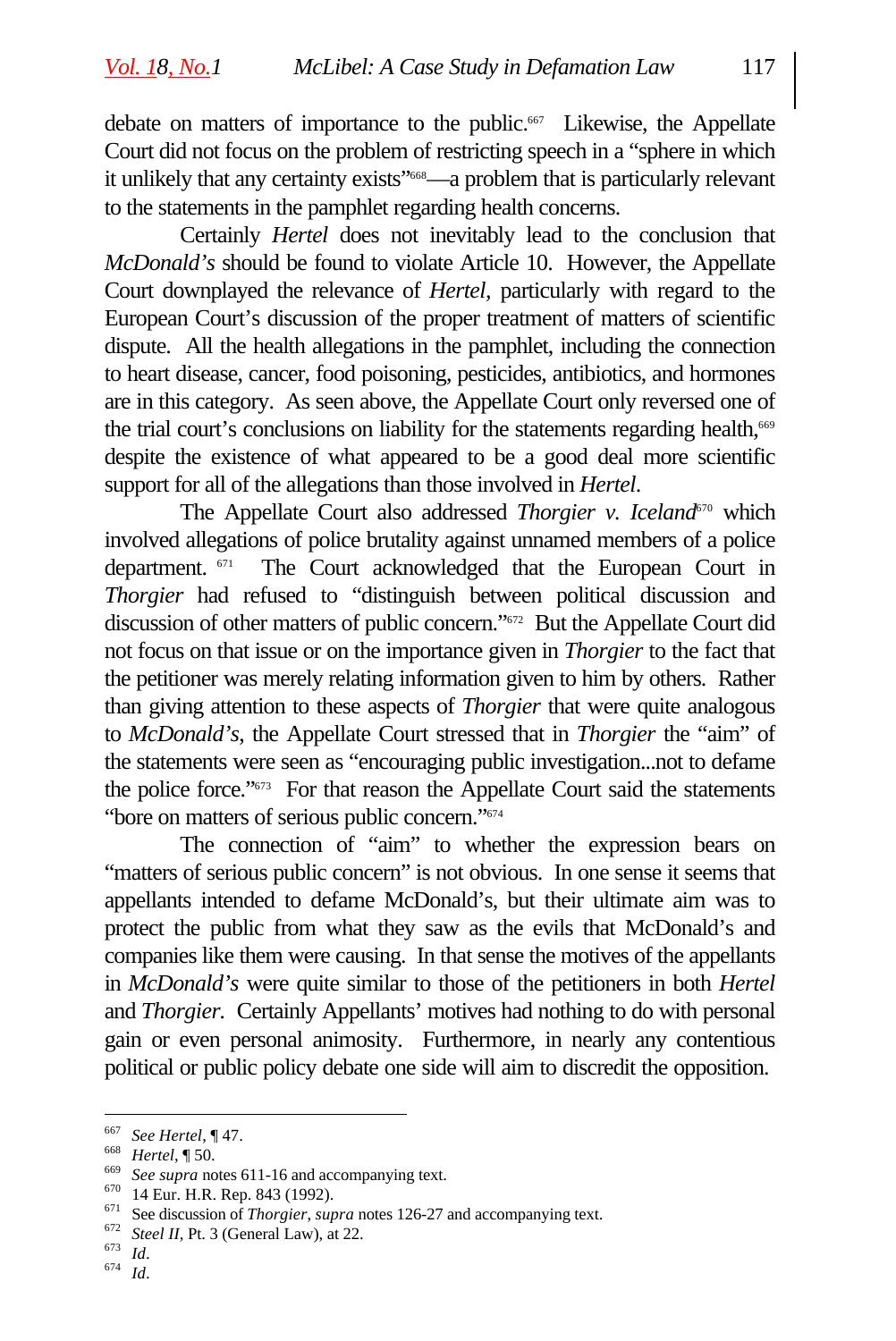debate on matters of importance to the public.[667] Likewise, the Appellate Court did not focus on the problem of restricting speech in a "sphere in which it unlikely that any certainty exists"[668]—a problem that is particularly relevant to the statements in the pamphlet regarding health concerns.

Certainly *Hertel* does not inevitably lead to the conclusion that *McDonald's* should be found to violate Article 10. However, the Appellate Court downplayed the relevance of *Hertel*, particularly with regard to the European Court's discussion of the proper treatment of matters of scientific dispute. All the health allegations in the pamphlet, including the connection to heart disease, cancer, food poisoning, pesticides, antibiotics, and hormones are in this category. As seen above, the Appellate Court only reversed one of the trial court's conclusions on liability for the statements regarding health,[669] despite the existence of what appeared to be a good deal more scientific support for all of the allegations than those involved in *Hertel*.

The Appellate Court also addressed *Thorgier v. Iceland*[670] which involved allegations of police brutality against unnamed members of a police department.[671] The Court acknowledged that the European Court in *Thorgier* had refused to "distinguish between political discussion and discussion of other matters of public concern."[672] But the Appellate Court did not focus on that issue or on the importance given in *Thorgier* to the fact that the petitioner was merely relating information given to him by others. Rather than giving attention to these aspects of *Thorgier* that were quite analogous to *McDonald's*, the Appellate Court stressed that in *Thorgier* the "aim" of the statements were seen as "encouraging public investigation...not to defame the police force."[673] For that reason the Appellate Court said the statements "bore on matters of serious public concern."[674]

The connection of "aim" to whether the expression bears on "matters of serious public concern" is not obvious. In one sense it seems that appellants intended to defame McDonald's, but their ultimate aim was to protect the public from what they saw as the evils that McDonald's and companies like them were causing. In that sense the motives of the appellants in *McDonald's* were quite similar to those of the petitioners in both *Hertel* and *Thorgier*. Certainly Appellants' motives had nothing to do with personal gain or even personal animosity. Furthermore, in nearly any contentious political or public policy debate one side will aim to discredit the opposition.

---

[667] *See Hertel*, ¶ 47.
[668] *Hertel*, ¶ 50.
[669] *See supra* notes 611-16 and accompanying text.
[670] 14 Eur. H.R. Rep. 843 (1992).
[671] See discussion of *Thorgier, supra* notes 126-27 and accompanying text.
[672] *Steel II*, Pt. 3 (General Law), at 22.
[673] *Id*.
[674] *Id*.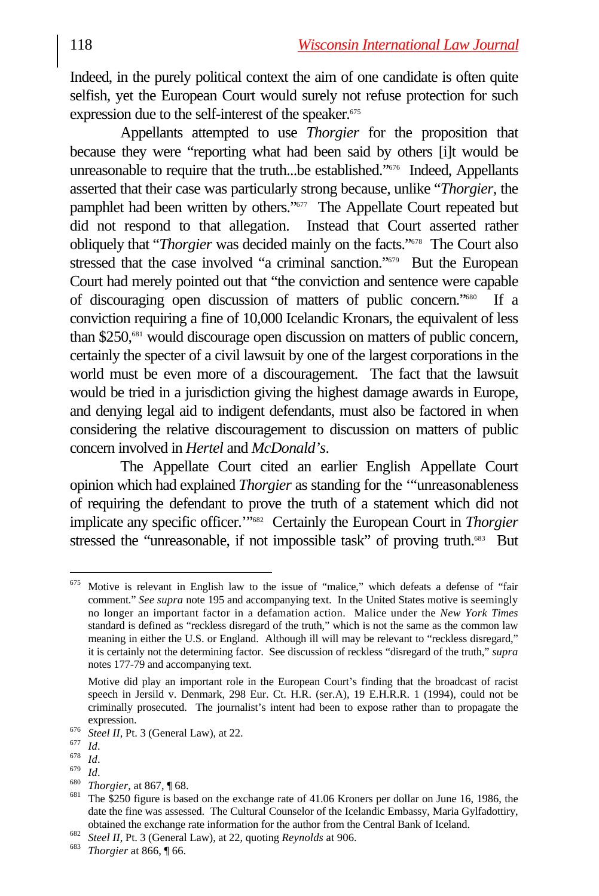Indeed, in the purely political context the aim of one candidate is often quite selfish, yet the European Court would surely not refuse protection for such expression due to the self-interest of the speaker.[675]

Appellants attempted to use *Thorgier* for the proposition that because they were "reporting what had been said by others [i]t would be unreasonable to require that the truth...be established."[676] Indeed, Appellants asserted that their case was particularly strong because, unlike "*Thorgier*, the pamphlet had been written by others."[677] The Appellate Court repeated but did not respond to that allegation. Instead that Court asserted rather obliquely that "*Thorgier* was decided mainly on the facts."[678] The Court also stressed that the case involved "a criminal sanction."[679] But the European Court had merely pointed out that "the conviction and sentence were capable of discouraging open discussion of matters of public concern."[680] If a conviction requiring a fine of 10,000 Icelandic Kronars, the equivalent of less than $250,[681] would discourage open discussion on matters of public concern, certainly the specter of a civil lawsuit by one of the largest corporations in the world must be even more of a discouragement. The fact that the lawsuit would be tried in a jurisdiction giving the highest damage awards in Europe, and denying legal aid to indigent defendants, must also be factored in when considering the relative discouragement to discussion on matters of public concern involved in *Hertel* and *McDonald's*.

The Appellate Court cited an earlier English Appellate Court opinion which had explained *Thorgier* as standing for the '"unreasonableness of requiring the defendant to prove the truth of a statement which did not implicate any specific officer.'"[682] Certainly the European Court in *Thorgier* stressed the "unreasonable, if not impossible task" of proving truth.[683] But

---

[675] Motive is relevant in English law to the issue of "malice," which defeats a defense of "fair comment." *See supra* note 195 and accompanying text. In the United States motive is seemingly no longer an important factor in a defamation action. Malice under the *New York Times* standard is defined as "reckless disregard of the truth," which is not the same as the common law meaning in either the U.S. or England. Although ill will may be relevant to "reckless disregard," it is certainly not the determining factor. See discussion of reckless "disregard of the truth," *supra* notes 177-79 and accompanying text.

Motive did play an important role in the European Court's finding that the broadcast of racist speech in Jersild v. Denmark, 298 Eur. Ct. H.R. (ser.A), 19 E.H.R.R. 1 (1994), could not be criminally prosecuted. The journalist's intent had been to expose rather than to propagate the expression.

[676] *Steel II*, Pt. 3 (General Law), at 22.

[677] *Id*.

[678] *Id*.

[679] *Id*.

[680] *Thorgier*, at 867, ¶ 68.

[681] The $250 figure is based on the exchange rate of 41.06 Kroners per dollar on June 16, 1986, the date the fine was assessed. The Cultural Counselor of the Icelandic Embassy, Maria Gylfadottiry, obtained the exchange rate information for the author from the Central Bank of Iceland.

[682] *Steel II*, Pt. 3 (General Law), at 22, quoting *Reynolds* at 906.

[683] *Thorgier* at 866, ¶ 66.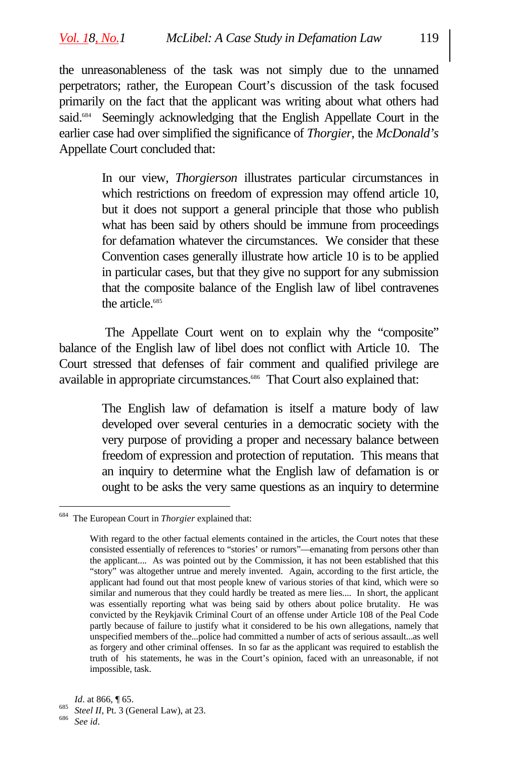the unreasonableness of the task was not simply due to the unnamed perpetrators; rather, the European Court's discussion of the task focused primarily on the fact that the applicant was writing about what others had said.[684] Seemingly acknowledging that the English Appellate Court in the earlier case had over simplified the significance of *Thorgier*, the *McDonald's* Appellate Court concluded that:

> In our view, *Thorgierson* illustrates particular circumstances in which restrictions on freedom of expression may offend article 10, but it does not support a general principle that those who publish what has been said by others should be immune from proceedings for defamation whatever the circumstances. We consider that these Convention cases generally illustrate how article 10 is to be applied in particular cases, but that they give no support for any submission that the composite balance of the English law of libel contravenes the article.[685]

The Appellate Court went on to explain why the "composite" balance of the English law of libel does not conflict with Article 10. The Court stressed that defenses of fair comment and qualified privilege are available in appropriate circumstances.[686] That Court also explained that:

> The English law of defamation is itself a mature body of law developed over several centuries in a democratic society with the very purpose of providing a proper and necessary balance between freedom of expression and protection of reputation. This means that an inquiry to determine what the English law of defamation is or ought to be asks the very same questions as an inquiry to determine

---

[684] The European Court in *Thorgier* explained that:

> With regard to the other factual elements contained in the articles, the Court notes that these consisted essentially of references to "stories' or rumors"—emanating from persons other than the applicant.... As was pointed out by the Commission, it has not been established that this "story" was altogether untrue and merely invented. Again, according to the first article, the applicant had found out that most people knew of various stories of that kind, which were so similar and numerous that they could hardly be treated as mere lies.... In short, the applicant was essentially reporting what was being said by others about police brutality. He was convicted by the Reykjavik Criminal Court of an offense under Article 108 of the Peal Code partly because of failure to justify what it considered to be his own allegations, namely that unspecified members of the...police had committed a number of acts of serious assault...as well as forgery and other criminal offenses. In so far as the applicant was required to establish the truth of his statements, he was in the Court's opinion, faced with an unreasonable, if not impossible, task.

*Id*. at 866, ¶ 65.

[685] *Steel II*, Pt. 3 (General Law), at 23.

[686] *See id*.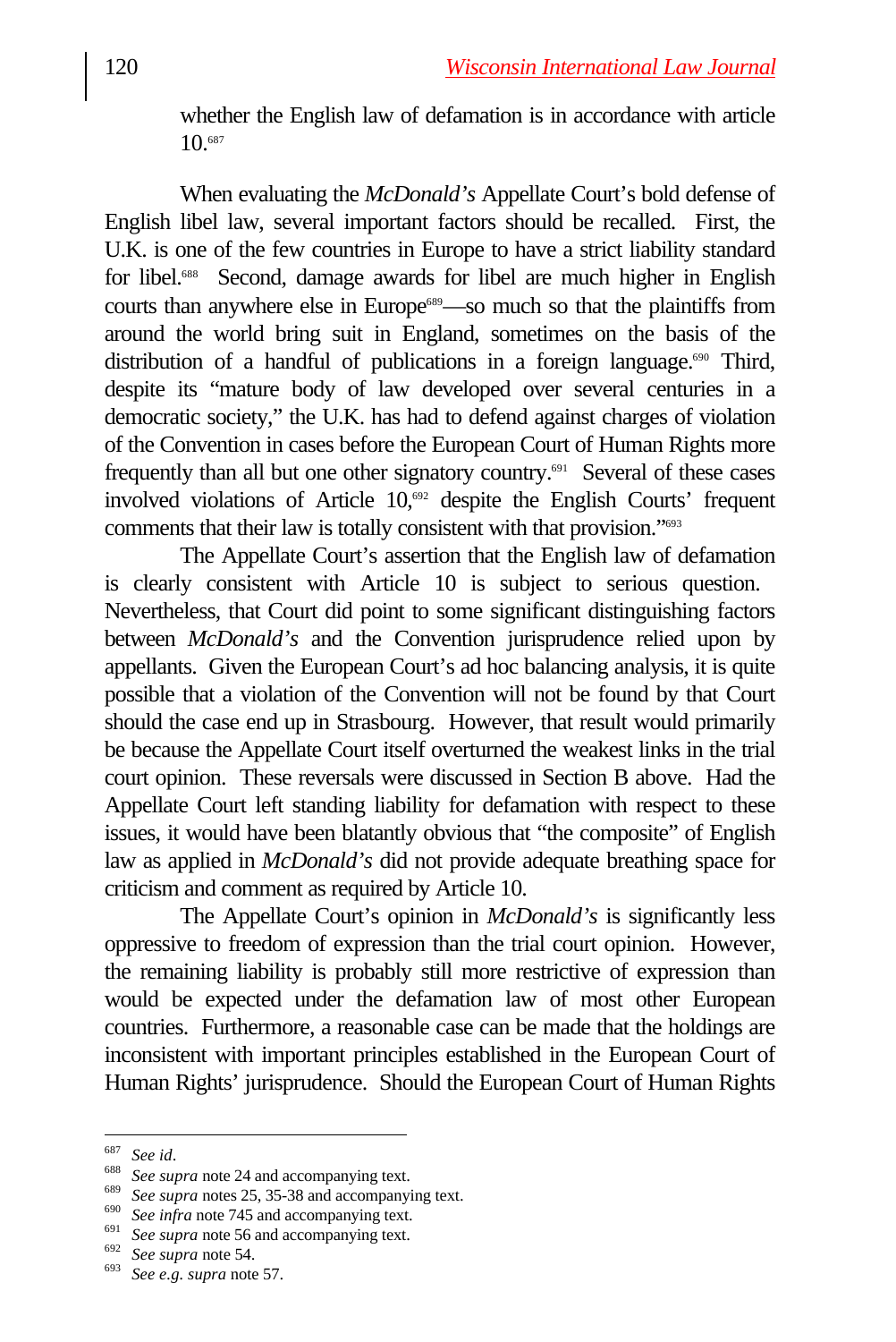whether the English law of defamation is in accordance with article 10.[687]

When evaluating the *McDonald's* Appellate Court's bold defense of English libel law, several important factors should be recalled. First, the U.K. is one of the few countries in Europe to have a strict liability standard for libel.[688] Second, damage awards for libel are much higher in English courts than anywhere else in Europe[689]—so much so that the plaintiffs from around the world bring suit in England, sometimes on the basis of the distribution of a handful of publications in a foreign language.[690] Third, despite its "mature body of law developed over several centuries in a democratic society," the U.K. has had to defend against charges of violation of the Convention in cases before the European Court of Human Rights more frequently than all but one other signatory country.[691] Several of these cases involved violations of Article 10,[692] despite the English Courts' frequent comments that their law is totally consistent with that provision."[693]

The Appellate Court's assertion that the English law of defamation is clearly consistent with Article 10 is subject to serious question. Nevertheless, that Court did point to some significant distinguishing factors between *McDonald's* and the Convention jurisprudence relied upon by appellants. Given the European Court's ad hoc balancing analysis, it is quite possible that a violation of the Convention will not be found by that Court should the case end up in Strasbourg. However, that result would primarily be because the Appellate Court itself overturned the weakest links in the trial court opinion. These reversals were discussed in Section B above. Had the Appellate Court left standing liability for defamation with respect to these issues, it would have been blatantly obvious that "the composite" of English law as applied in *McDonald's* did not provide adequate breathing space for criticism and comment as required by Article 10.

The Appellate Court's opinion in *McDonald's* is significantly less oppressive to freedom of expression than the trial court opinion. However, the remaining liability is probably still more restrictive of expression than would be expected under the defamation law of most other European countries. Furthermore, a reasonable case can be made that the holdings are inconsistent with important principles established in the European Court of Human Rights' jurisprudence. Should the European Court of Human Rights

---

687 *See id*.

688 *See supra* note 24 and accompanying text.

689 *See supra* notes 25, 35-38 and accompanying text.

690 *See infra* note 745 and accompanying text.

691 *See supra* note 56 and accompanying text.

692 *See supra* note 54.

693 *See e.g. supra* note 57.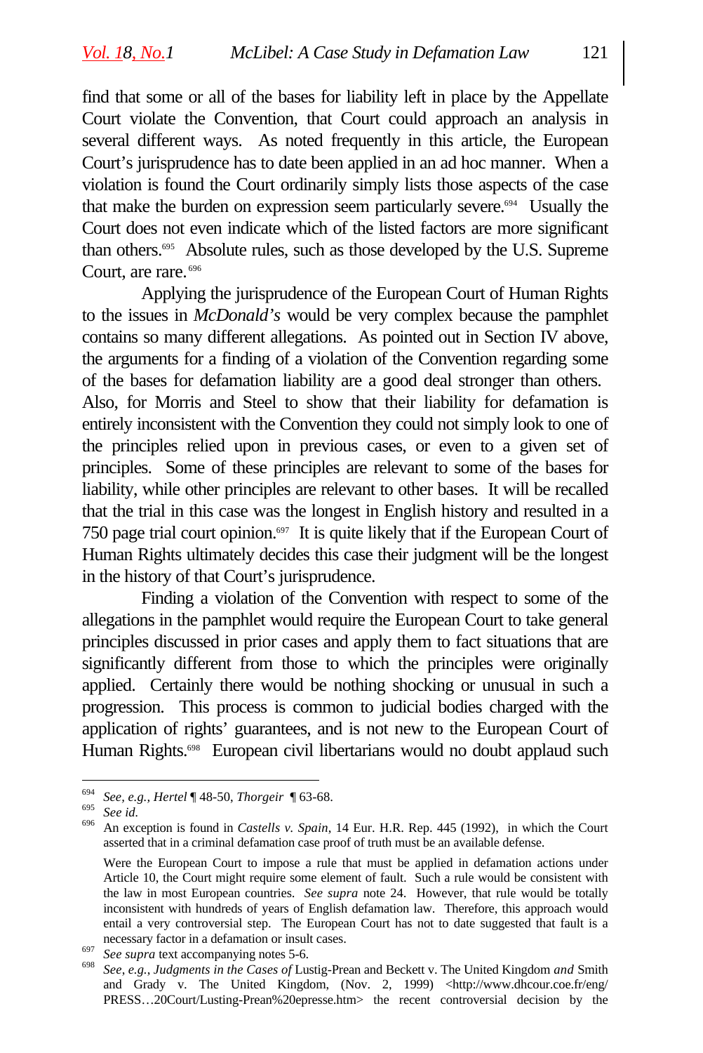find that some or all of the bases for liability left in place by the Appellate Court violate the Convention, that Court could approach an analysis in several different ways. As noted frequently in this article, the European Court's jurisprudence has to date been applied in an ad hoc manner. When a violation is found the Court ordinarily simply lists those aspects of the case that make the burden on expression seem particularly severe.[694] Usually the Court does not even indicate which of the listed factors are more significant than others.[695] Absolute rules, such as those developed by the U.S. Supreme Court, are rare.[696]

Applying the jurisprudence of the European Court of Human Rights to the issues in *McDonald's* would be very complex because the pamphlet contains so many different allegations. As pointed out in Section IV above, the arguments for a finding of a violation of the Convention regarding some of the bases for defamation liability are a good deal stronger than others. Also, for Morris and Steel to show that their liability for defamation is entirely inconsistent with the Convention they could not simply look to one of the principles relied upon in previous cases, or even to a given set of principles. Some of these principles are relevant to some of the bases for liability, while other principles are relevant to other bases. It will be recalled that the trial in this case was the longest in English history and resulted in a 750 page trial court opinion.[697] It is quite likely that if the European Court of Human Rights ultimately decides this case their judgment will be the longest in the history of that Court's jurisprudence.

Finding a violation of the Convention with respect to some of the allegations in the pamphlet would require the European Court to take general principles discussed in prior cases and apply them to fact situations that are significantly different from those to which the principles were originally applied. Certainly there would be nothing shocking or unusual in such a progression. This process is common to judicial bodies charged with the application of rights' guarantees, and is not new to the European Court of Human Rights.[698] European civil libertarians would no doubt applaud such

---

[694] *See, e.g.*, *Hertel* ¶ 48-50, *Thorgeir* ¶ 63-68.

[695] *See id.*

[696] An exception is found in *Castells v. Spain*, 14 Eur. H.R. Rep. 445 (1992), in which the Court asserted that in a criminal defamation case proof of truth must be an available defense.

Were the European Court to impose a rule that must be applied in defamation actions under Article 10, the Court might require some element of fault. Such a rule would be consistent with the law in most European countries. *See supra* note 24. However, that rule would be totally inconsistent with hundreds of years of English defamation law. Therefore, this approach would entail a very controversial step. The European Court has not to date suggested that fault is a necessary factor in a defamation or insult cases.

[697] *See supra* text accompanying notes 5-6.

[698] *See, e.g.*, *Judgments in the Cases of* Lustig-Prean and Beckett v. The United Kingdom *and* Smith and Grady v. The United Kingdom, (Nov. 2, 1999) <http://www.dhcour.coe.fr/eng/PRESS…20Court/Lusting-Prean%20epresse.htm> the recent controversial decision by the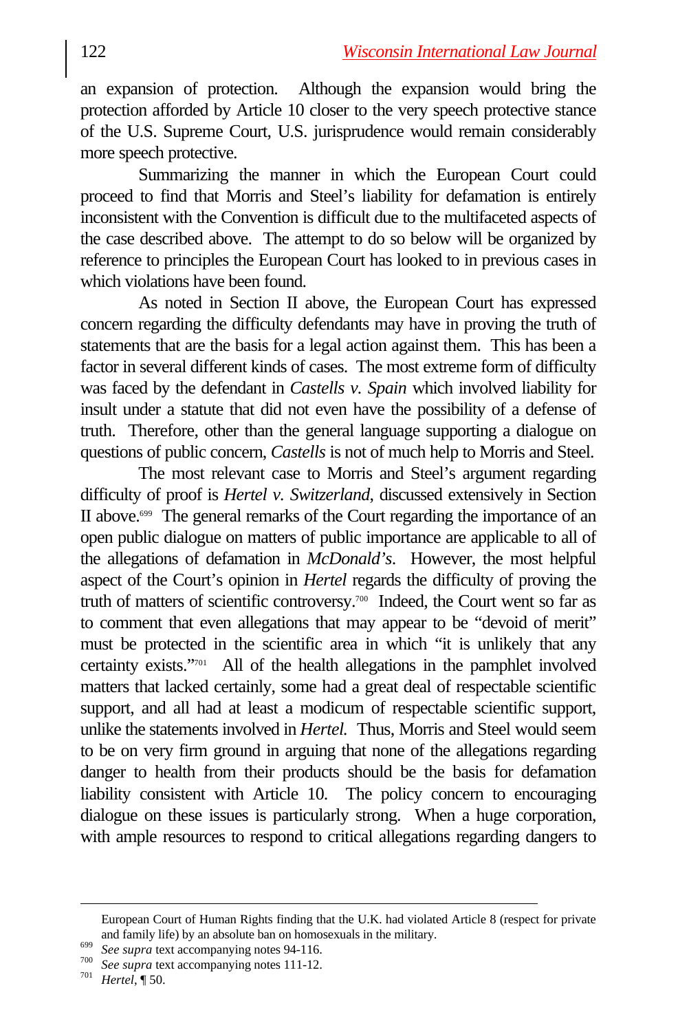an expansion of protection. Although the expansion would bring the protection afforded by Article 10 closer to the very speech protective stance of the U.S. Supreme Court, U.S. jurisprudence would remain considerably more speech protective.

Summarizing the manner in which the European Court could proceed to find that Morris and Steel's liability for defamation is entirely inconsistent with the Convention is difficult due to the multifaceted aspects of the case described above. The attempt to do so below will be organized by reference to principles the European Court has looked to in previous cases in which violations have been found.

As noted in Section II above, the European Court has expressed concern regarding the difficulty defendants may have in proving the truth of statements that are the basis for a legal action against them. This has been a factor in several different kinds of cases. The most extreme form of difficulty was faced by the defendant in *Castells v. Spain* which involved liability for insult under a statute that did not even have the possibility of a defense of truth. Therefore, other than the general language supporting a dialogue on questions of public concern, *Castells* is not of much help to Morris and Steel.

The most relevant case to Morris and Steel's argument regarding difficulty of proof is *Hertel v. Switzerland*, discussed extensively in Section II above.[699] The general remarks of the Court regarding the importance of an open public dialogue on matters of public importance are applicable to all of the allegations of defamation in *McDonald's*. However, the most helpful aspect of the Court's opinion in *Hertel* regards the difficulty of proving the truth of matters of scientific controversy.[700] Indeed, the Court went so far as to comment that even allegations that may appear to be "devoid of merit" must be protected in the scientific area in which "it is unlikely that any certainty exists."[701] All of the health allegations in the pamphlet involved matters that lacked certainly, some had a great deal of respectable scientific support, and all had at least a modicum of respectable scientific support, unlike the statements involved in *Hertel.* Thus, Morris and Steel would seem to be on very firm ground in arguing that none of the allegations regarding danger to health from their products should be the basis for defamation liability consistent with Article 10. The policy concern to encouraging dialogue on these issues is particularly strong. When a huge corporation, with ample resources to respond to critical allegations regarding dangers to

---

European Court of Human Rights finding that the U.K. had violated Article 8 (respect for private and family life) by an absolute ban on homosexuals in the military.

[699] *See supra* text accompanying notes 94-116.

[700] *See supra* text accompanying notes 111-12.

[701] *Hertel*, ¶ 50.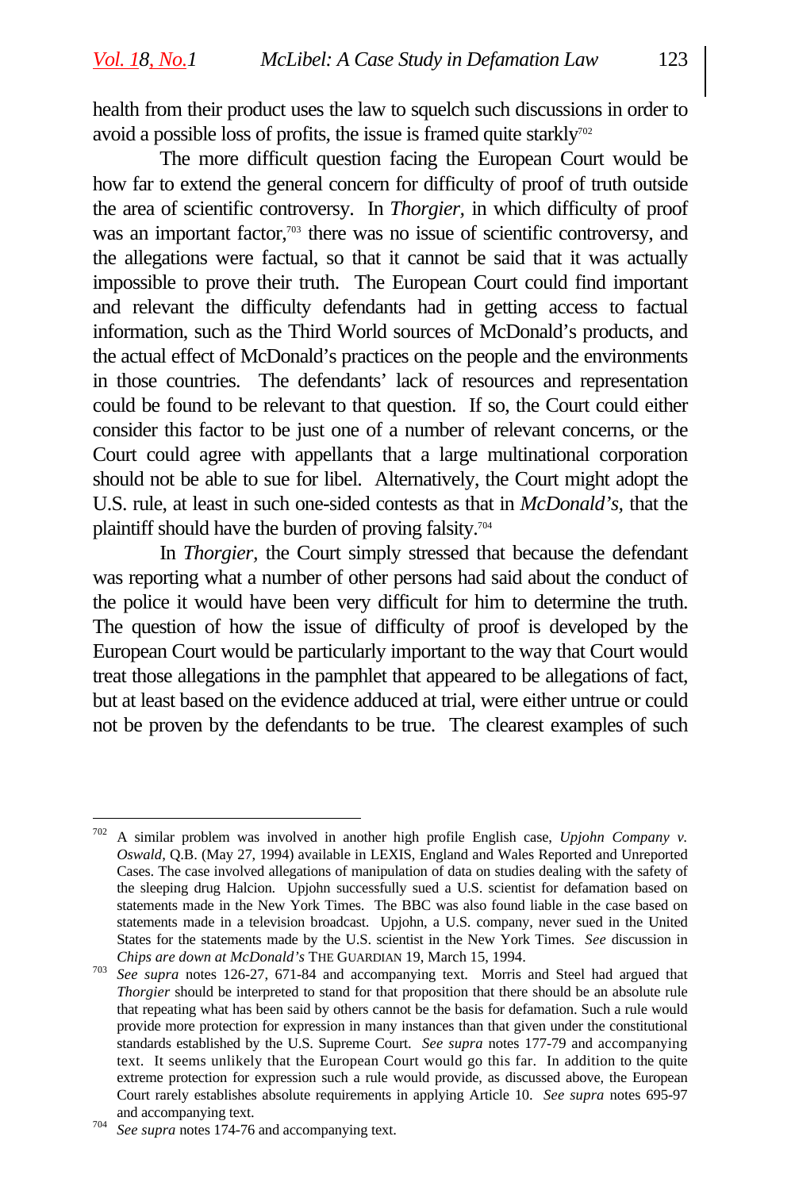health from their product uses the law to squelch such discussions in order to avoid a possible loss of profits, the issue is framed quite starkly[702]

The more difficult question facing the European Court would be how far to extend the general concern for difficulty of proof of truth outside the area of scientific controversy. In *Thorgier,* in which difficulty of proof was an important factor,[703] there was no issue of scientific controversy, and the allegations were factual, so that it cannot be said that it was actually impossible to prove their truth. The European Court could find important and relevant the difficulty defendants had in getting access to factual information, such as the Third World sources of McDonald's products, and the actual effect of McDonald's practices on the people and the environments in those countries. The defendants' lack of resources and representation could be found to be relevant to that question. If so, the Court could either consider this factor to be just one of a number of relevant concerns, or the Court could agree with appellants that a large multinational corporation should not be able to sue for libel. Alternatively, the Court might adopt the U.S. rule, at least in such one-sided contests as that in *McDonald's,* that the plaintiff should have the burden of proving falsity.[704]

In *Thorgier,* the Court simply stressed that because the defendant was reporting what a number of other persons had said about the conduct of the police it would have been very difficult for him to determine the truth. The question of how the issue of difficulty of proof is developed by the European Court would be particularly important to the way that Court would treat those allegations in the pamphlet that appeared to be allegations of fact, but at least based on the evidence adduced at trial, were either untrue or could not be proven by the defendants to be true. The clearest examples of such

---

[702] A similar problem was involved in another high profile English case, *Upjohn Company v. Oswald*, Q.B. (May 27, 1994) available in LEXIS, England and Wales Reported and Unreported Cases. The case involved allegations of manipulation of data on studies dealing with the safety of the sleeping drug Halcion. Upjohn successfully sued a U.S. scientist for defamation based on statements made in the New York Times. The BBC was also found liable in the case based on statements made in a television broadcast. Upjohn, a U.S. company, never sued in the United States for the statements made by the U.S. scientist in the New York Times. *See* discussion in *Chips are down at McDonald's* THE GUARDIAN 19, March 15, 1994.

[703] *See supra* notes 126-27, 671-84 and accompanying text. Morris and Steel had argued that *Thorgier* should be interpreted to stand for that proposition that there should be an absolute rule that repeating what has been said by others cannot be the basis for defamation. Such a rule would provide more protection for expression in many instances than that given under the constitutional standards established by the U.S. Supreme Court. *See supra* notes 177-79 and accompanying text. It seems unlikely that the European Court would go this far. In addition to the quite extreme protection for expression such a rule would provide, as discussed above, the European Court rarely establishes absolute requirements in applying Article 10. *See supra* notes 695-97 and accompanying text.

[704] *See supra* notes 174-76 and accompanying text.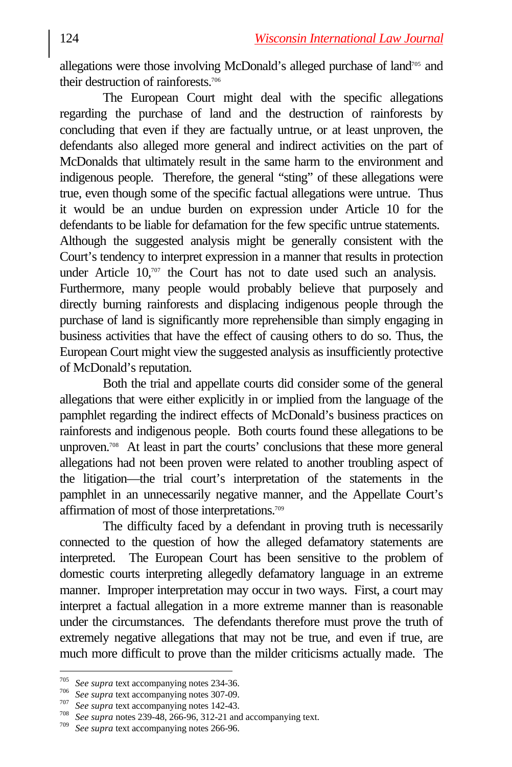allegations were those involving McDonald's alleged purchase of land[705] and their destruction of rainforests.[706]

The European Court might deal with the specific allegations regarding the purchase of land and the destruction of rainforests by concluding that even if they are factually untrue, or at least unproven, the defendants also alleged more general and indirect activities on the part of McDonalds that ultimately result in the same harm to the environment and indigenous people. Therefore, the general "sting" of these allegations were true, even though some of the specific factual allegations were untrue. Thus it would be an undue burden on expression under Article 10 for the defendants to be liable for defamation for the few specific untrue statements. Although the suggested analysis might be generally consistent with the Court's tendency to interpret expression in a manner that results in protection under Article 10,[707] the Court has not to date used such an analysis. Furthermore, many people would probably believe that purposely and directly burning rainforests and displacing indigenous people through the purchase of land is significantly more reprehensible than simply engaging in business activities that have the effect of causing others to do so. Thus, the European Court might view the suggested analysis as insufficiently protective of McDonald's reputation.

Both the trial and appellate courts did consider some of the general allegations that were either explicitly in or implied from the language of the pamphlet regarding the indirect effects of McDonald's business practices on rainforests and indigenous people. Both courts found these allegations to be unproven.[708] At least in part the courts' conclusions that these more general allegations had not been proven were related to another troubling aspect of the litigation—the trial court's interpretation of the statements in the pamphlet in an unnecessarily negative manner, and the Appellate Court's affirmation of most of those interpretations.[709]

The difficulty faced by a defendant in proving truth is necessarily connected to the question of how the alleged defamatory statements are interpreted. The European Court has been sensitive to the problem of domestic courts interpreting allegedly defamatory language in an extreme manner. Improper interpretation may occur in two ways. First, a court may interpret a factual allegation in a more extreme manner than is reasonable under the circumstances. The defendants therefore must prove the truth of extremely negative allegations that may not be true, and even if true, are much more difficult to prove than the milder criticisms actually made. The

---

[705] *See supra* text accompanying notes 234-36.

[706] *See supra* text accompanying notes 307-09.

[707] *See supra* text accompanying notes 142-43.

[708] *See supra* notes 239-48, 266-96, 312-21 and accompanying text.

[709] *See supra* text accompanying notes 266-96.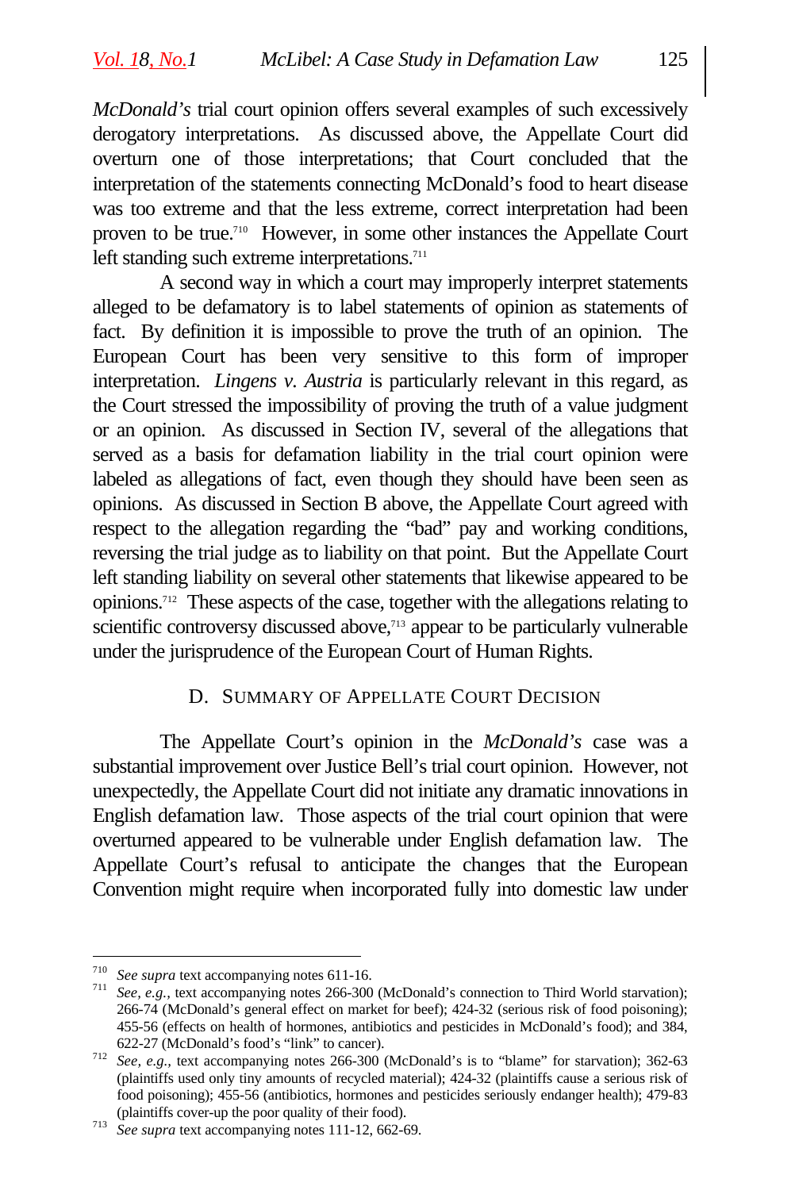*McDonald's* trial court opinion offers several examples of such excessively derogatory interpretations. As discussed above, the Appellate Court did overturn one of those interpretations; that Court concluded that the interpretation of the statements connecting McDonald's food to heart disease was too extreme and that the less extreme, correct interpretation had been proven to be true.[710] However, in some other instances the Appellate Court left standing such extreme interpretations.[711]

A second way in which a court may improperly interpret statements alleged to be defamatory is to label statements of opinion as statements of fact. By definition it is impossible to prove the truth of an opinion. The European Court has been very sensitive to this form of improper interpretation. *Lingens v. Austria* is particularly relevant in this regard, as the Court stressed the impossibility of proving the truth of a value judgment or an opinion. As discussed in Section IV, several of the allegations that served as a basis for defamation liability in the trial court opinion were labeled as allegations of fact, even though they should have been seen as opinions. As discussed in Section B above, the Appellate Court agreed with respect to the allegation regarding the "bad" pay and working conditions, reversing the trial judge as to liability on that point. But the Appellate Court left standing liability on several other statements that likewise appeared to be opinions.[712] These aspects of the case, together with the allegations relating to scientific controversy discussed above,[713] appear to be particularly vulnerable under the jurisprudence of the European Court of Human Rights.

## D. Summary of Appellate Court Decision

The Appellate Court's opinion in the *McDonald's* case was a substantial improvement over Justice Bell's trial court opinion. However, not unexpectedly, the Appellate Court did not initiate any dramatic innovations in English defamation law. Those aspects of the trial court opinion that were overturned appeared to be vulnerable under English defamation law. The Appellate Court's refusal to anticipate the changes that the European Convention might require when incorporated fully into domestic law under

---

[710] *See supra* text accompanying notes 611-16.

[711] *See, e.g.*, text accompanying notes 266-300 (McDonald's connection to Third World starvation); 266-74 (McDonald's general effect on market for beef); 424-32 (serious risk of food poisoning); 455-56 (effects on health of hormones, antibiotics and pesticides in McDonald's food); and 384, 622-27 (McDonald's food's "link" to cancer).

[712] *See, e.g.*, text accompanying notes 266-300 (McDonald's is to "blame" for starvation); 362-63 (plaintiffs used only tiny amounts of recycled material); 424-32 (plaintiffs cause a serious risk of food poisoning); 455-56 (antibiotics, hormones and pesticides seriously endanger health); 479-83 (plaintiffs cover-up the poor quality of their food).

[713] *See supra* text accompanying notes 111-12, 662-69.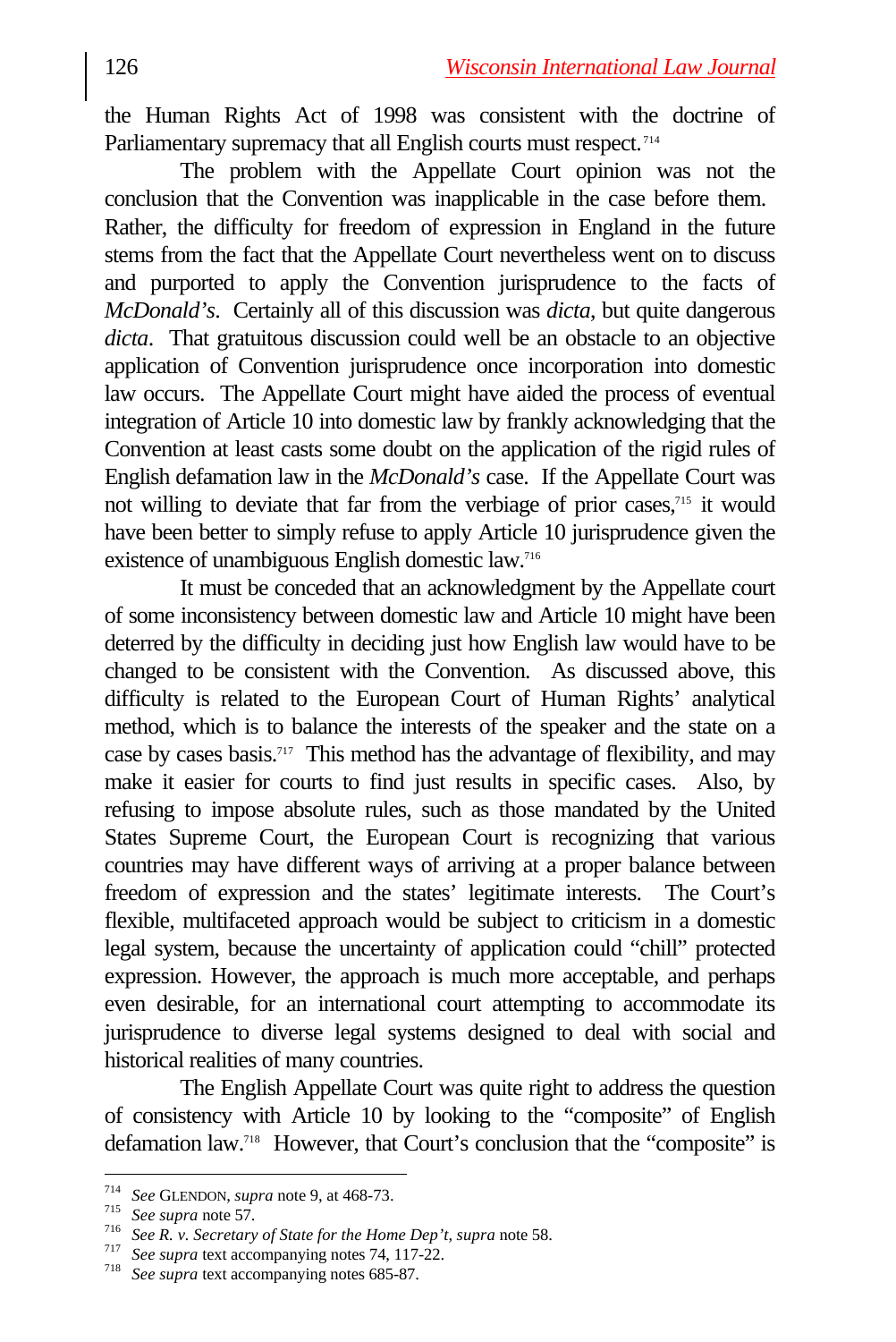the Human Rights Act of 1998 was consistent with the doctrine of Parliamentary supremacy that all English courts must respect.[714]

The problem with the Appellate Court opinion was not the conclusion that the Convention was inapplicable in the case before them. Rather, the difficulty for freedom of expression in England in the future stems from the fact that the Appellate Court nevertheless went on to discuss and purported to apply the Convention jurisprudence to the facts of *McDonald's*. Certainly all of this discussion was *dicta*, but quite dangerous *dicta*. That gratuitous discussion could well be an obstacle to an objective application of Convention jurisprudence once incorporation into domestic law occurs. The Appellate Court might have aided the process of eventual integration of Article 10 into domestic law by frankly acknowledging that the Convention at least casts some doubt on the application of the rigid rules of English defamation law in the *McDonald's* case. If the Appellate Court was not willing to deviate that far from the verbiage of prior cases,[715] it would have been better to simply refuse to apply Article 10 jurisprudence given the existence of unambiguous English domestic law.[716]

It must be conceded that an acknowledgment by the Appellate court of some inconsistency between domestic law and Article 10 might have been deterred by the difficulty in deciding just how English law would have to be changed to be consistent with the Convention. As discussed above, this difficulty is related to the European Court of Human Rights' analytical method, which is to balance the interests of the speaker and the state on a case by cases basis.[717] This method has the advantage of flexibility, and may make it easier for courts to find just results in specific cases. Also, by refusing to impose absolute rules, such as those mandated by the United States Supreme Court, the European Court is recognizing that various countries may have different ways of arriving at a proper balance between freedom of expression and the states' legitimate interests. The Court's flexible, multifaceted approach would be subject to criticism in a domestic legal system, because the uncertainty of application could "chill" protected expression. However, the approach is much more acceptable, and perhaps even desirable, for an international court attempting to accommodate its jurisprudence to diverse legal systems designed to deal with social and historical realities of many countries.

The English Appellate Court was quite right to address the question of consistency with Article 10 by looking to the "composite" of English defamation law.[718] However, that Court's conclusion that the "composite" is

---

[714] *See* GLENDON, *supra* note 9, at 468-73.

[715] *See supra* note 57.

[716] *See R. v. Secretary of State for the Home Dep't*, *supra* note 58.

[717] *See supra* text accompanying notes 74, 117-22.

[718] *See supra* text accompanying notes 685-87.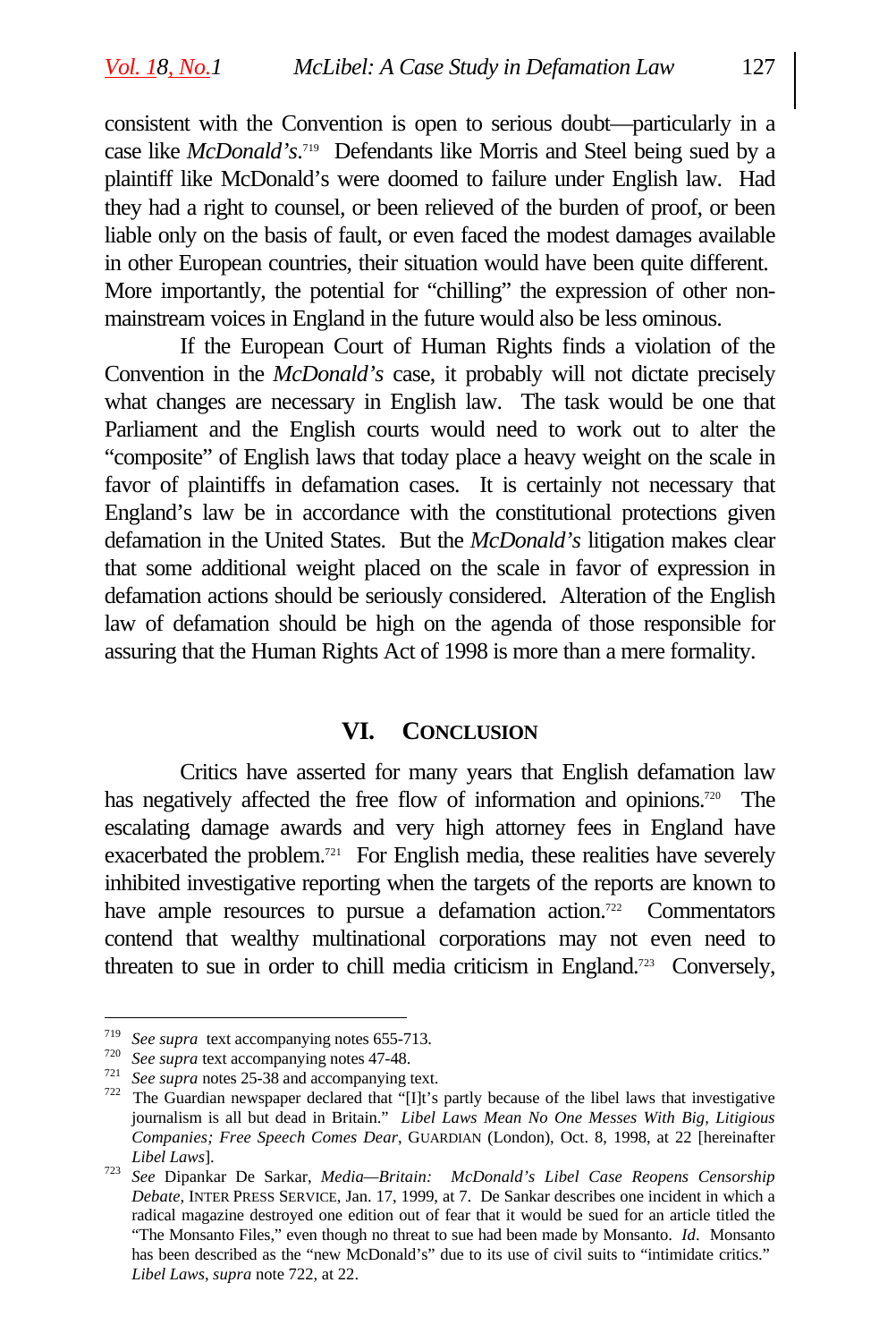consistent with the Convention is open to serious doubt—particularly in a case like *McDonald's*.[719] Defendants like Morris and Steel being sued by a plaintiff like McDonald's were doomed to failure under English law. Had they had a right to counsel, or been relieved of the burden of proof, or been liable only on the basis of fault, or even faced the modest damages available in other European countries, their situation would have been quite different. More importantly, the potential for "chilling" the expression of other non-mainstream voices in England in the future would also be less ominous.

If the European Court of Human Rights finds a violation of the Convention in the *McDonald's* case, it probably will not dictate precisely what changes are necessary in English law. The task would be one that Parliament and the English courts would need to work out to alter the "composite" of English laws that today place a heavy weight on the scale in favor of plaintiffs in defamation cases. It is certainly not necessary that England's law be in accordance with the constitutional protections given defamation in the United States. But the *McDonald's* litigation makes clear that some additional weight placed on the scale in favor of expression in defamation actions should be seriously considered. Alteration of the English law of defamation should be high on the agenda of those responsible for assuring that the Human Rights Act of 1998 is more than a mere formality.

## VI. CONCLUSION

Critics have asserted for many years that English defamation law has negatively affected the free flow of information and opinions.[720] The escalating damage awards and very high attorney fees in England have exacerbated the problem.[721] For English media, these realities have severely inhibited investigative reporting when the targets of the reports are known to have ample resources to pursue a defamation action.[722] Commentators contend that wealthy multinational corporations may not even need to threaten to sue in order to chill media criticism in England.[723] Conversely,

---

[719] *See supra* text accompanying notes 655-713.

[720] *See supra* text accompanying notes 47-48.

[721] *See supra* notes 25-38 and accompanying text.

[722] The Guardian newspaper declared that "[I]t's partly because of the libel laws that investigative journalism is all but dead in Britain." *Libel Laws Mean No One Messes With Big, Litigious Companies; Free Speech Comes Dear*, GUARDIAN (London), Oct. 8, 1998, at 22 [hereinafter *Libel Laws*].

[723] *See* Dipankar De Sarkar, *Media—Britain: McDonald's Libel Case Reopens Censorship Debate*, INTER PRESS SERVICE, Jan. 17, 1999, at 7. De Sankar describes one incident in which a radical magazine destroyed one edition out of fear that it would be sued for an article titled the "The Monsanto Files," even though no threat to sue had been made by Monsanto. *Id*. Monsanto has been described as the "new McDonald's" due to its use of civil suits to "intimidate critics." *Libel Laws*, *supra* note 722, at 22.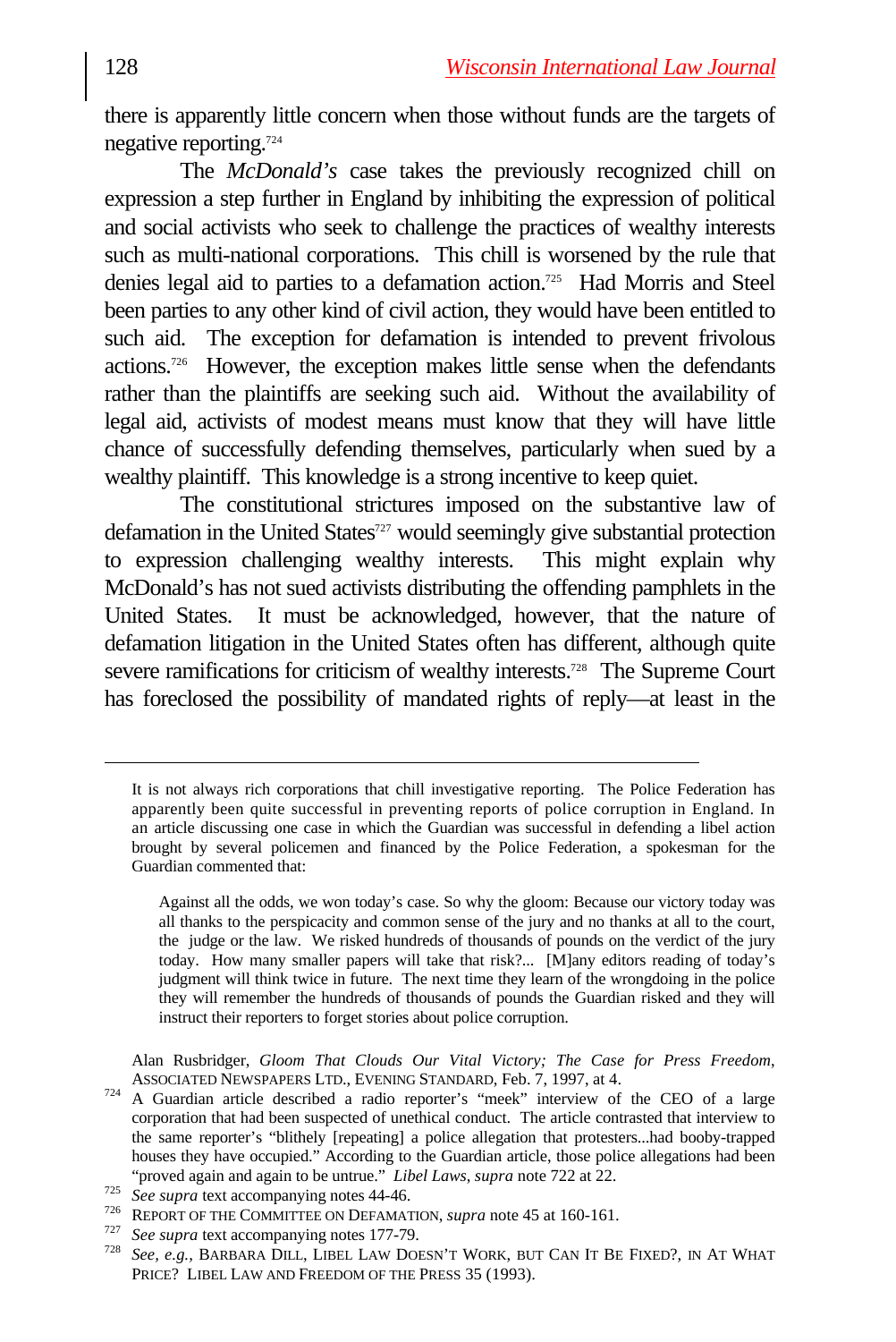there is apparently little concern when those without funds are the targets of negative reporting.[724]

The *McDonald's* case takes the previously recognized chill on expression a step further in England by inhibiting the expression of political and social activists who seek to challenge the practices of wealthy interests such as multi-national corporations. This chill is worsened by the rule that denies legal aid to parties to a defamation action.[725] Had Morris and Steel been parties to any other kind of civil action, they would have been entitled to such aid. The exception for defamation is intended to prevent frivolous actions.[726] However, the exception makes little sense when the defendants rather than the plaintiffs are seeking such aid. Without the availability of legal aid, activists of modest means must know that they will have little chance of successfully defending themselves, particularly when sued by a wealthy plaintiff. This knowledge is a strong incentive to keep quiet.

The constitutional strictures imposed on the substantive law of defamation in the United States[727] would seemingly give substantial protection to expression challenging wealthy interests. This might explain why McDonald's has not sued activists distributing the offending pamphlets in the United States. It must be acknowledged, however, that the nature of defamation litigation in the United States often has different, although quite severe ramifications for criticism of wealthy interests.[728] The Supreme Court has foreclosed the possibility of mandated rights of reply—at least in the

---

It is not always rich corporations that chill investigative reporting. The Police Federation has apparently been quite successful in preventing reports of police corruption in England. In an article discussing one case in which the Guardian was successful in defending a libel action brought by several policemen and financed by the Police Federation, a spokesman for the Guardian commented that:

> Against all the odds, we won today's case. So why the gloom: Because our victory today was all thanks to the perspicacity and common sense of the jury and no thanks at all to the court, the judge or the law. We risked hundreds of thousands of pounds on the verdict of the jury today. How many smaller papers will take that risk?... [M]any editors reading of today's judgment will think twice in future. The next time they learn of the wrongdoing in the police they will remember the hundreds of thousands of pounds the Guardian risked and they will instruct their reporters to forget stories about police corruption.

Alan Rusbridger, *Gloom That Clouds Our Vital Victory; The Case for Press Freedom*, ASSOCIATED NEWSPAPERS LTD., EVENING STANDARD, Feb. 7, 1997, at 4.

[724] A Guardian article described a radio reporter's "meek" interview of the CEO of a large corporation that had been suspected of unethical conduct. The article contrasted that interview to the same reporter's "blithely [repeating] a police allegation that protesters...had booby-trapped houses they have occupied." According to the Guardian article, those police allegations had been "proved again and again to be untrue." *Libel Laws*, *supra* note 722 at 22.

[725] *See supra* text accompanying notes 44-46.

[726] REPORT OF THE COMMITTEE ON DEFAMATION, *supra* note 45 at 160-161.

[727] *See supra* text accompanying notes 177-79.

[728] *See, e.g.*, BARBARA DILL, LIBEL LAW DOESN'T WORK, BUT CAN IT BE FIXED?, IN AT WHAT PRICE? LIBEL LAW AND FREEDOM OF THE PRESS 35 (1993).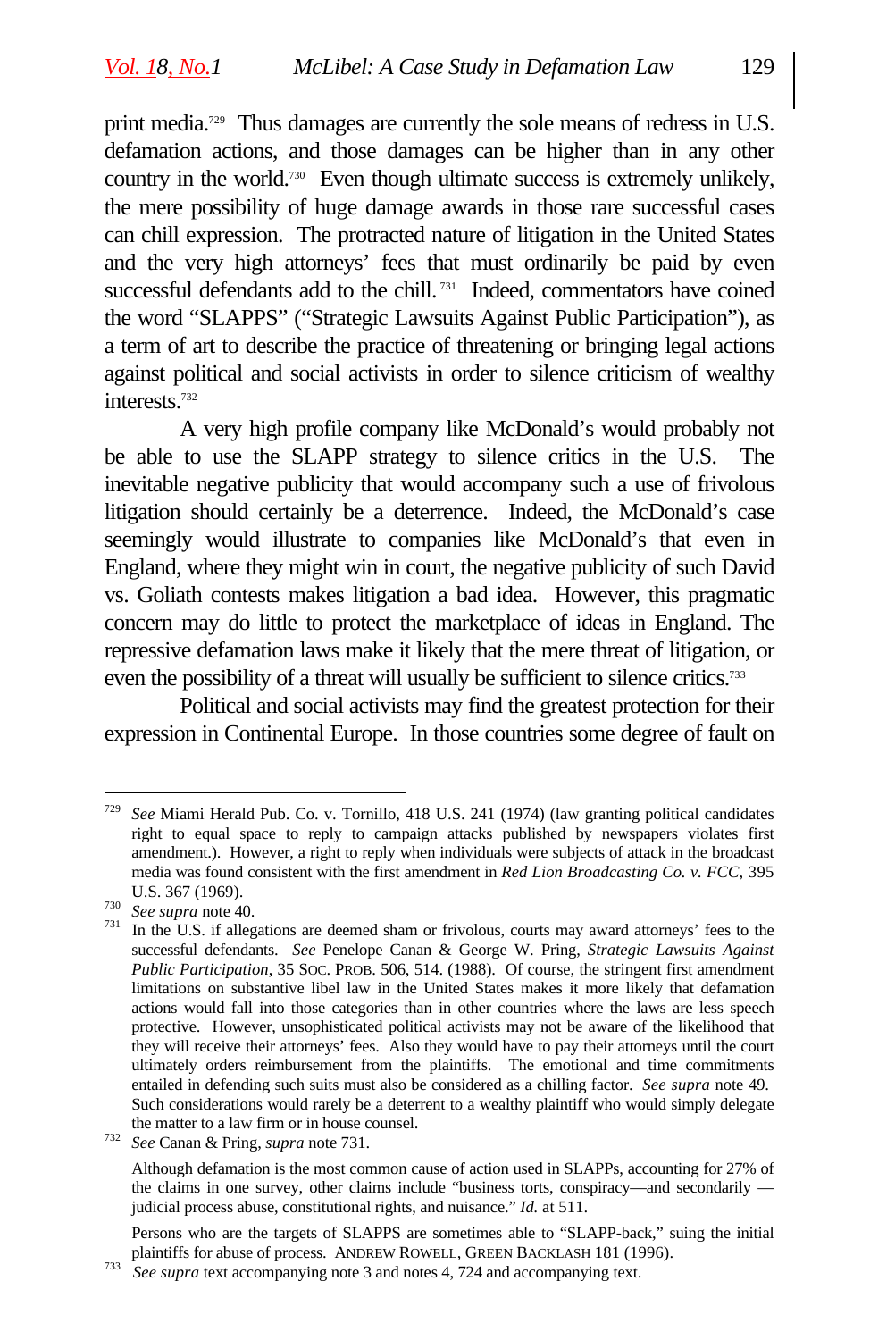print media.[729] Thus damages are currently the sole means of redress in U.S. defamation actions, and those damages can be higher than in any other country in the world.[730] Even though ultimate success is extremely unlikely, the mere possibility of huge damage awards in those rare successful cases can chill expression. The protracted nature of litigation in the United States and the very high attorneys' fees that must ordinarily be paid by even successful defendants add to the chill.[731] Indeed, commentators have coined the word "SLAPPS" ("Strategic Lawsuits Against Public Participation"), as a term of art to describe the practice of threatening or bringing legal actions against political and social activists in order to silence criticism of wealthy interests.[732]

A very high profile company like McDonald's would probably not be able to use the SLAPP strategy to silence critics in the U.S. The inevitable negative publicity that would accompany such a use of frivolous litigation should certainly be a deterrence. Indeed, the McDonald's case seemingly would illustrate to companies like McDonald's that even in England, where they might win in court, the negative publicity of such David vs. Goliath contests makes litigation a bad idea. However, this pragmatic concern may do little to protect the marketplace of ideas in England. The repressive defamation laws make it likely that the mere threat of litigation, or even the possibility of a threat will usually be sufficient to silence critics.[733]

Political and social activists may find the greatest protection for their expression in Continental Europe. In those countries some degree of fault on

---

[729] *See* Miami Herald Pub. Co. v. Tornillo, 418 U.S. 241 (1974) (law granting political candidates right to equal space to reply to campaign attacks published by newspapers violates first amendment.). However, a right to reply when individuals were subjects of attack in the broadcast media was found consistent with the first amendment in *Red Lion Broadcasting Co. v. FCC,* 395 U.S. 367 (1969).

[730] *See supra* note 40.

[731] In the U.S. if allegations are deemed sham or frivolous, courts may award attorneys' fees to the successful defendants. *See* Penelope Canan & George W. Pring, *Strategic Lawsuits Against Public Participation*, 35 SOC. PROB. 506, 514. (1988). Of course, the stringent first amendment limitations on substantive libel law in the United States makes it more likely that defamation actions would fall into those categories than in other countries where the laws are less speech protective. However, unsophisticated political activists may not be aware of the likelihood that they will receive their attorneys' fees. Also they would have to pay their attorneys until the court ultimately orders reimbursement from the plaintiffs. The emotional and time commitments entailed in defending such suits must also be considered as a chilling factor. *See supra* note 49. Such considerations would rarely be a deterrent to a wealthy plaintiff who would simply delegate the matter to a law firm or in house counsel.

[732] *See* Canan & Pring, *supra* note 731.

Although defamation is the most common cause of action used in SLAPPs, accounting for 27% of the claims in one survey, other claims include "business torts, conspiracy—and secondarily —judicial process abuse, constitutional rights, and nuisance." *Id.* at 511.

Persons who are the targets of SLAPPS are sometimes able to "SLAPP-back," suing the initial plaintiffs for abuse of process. ANDREW ROWELL, GREEN BACKLASH 181 (1996).

[733] *See supra* text accompanying note 3 and notes 4, 724 and accompanying text.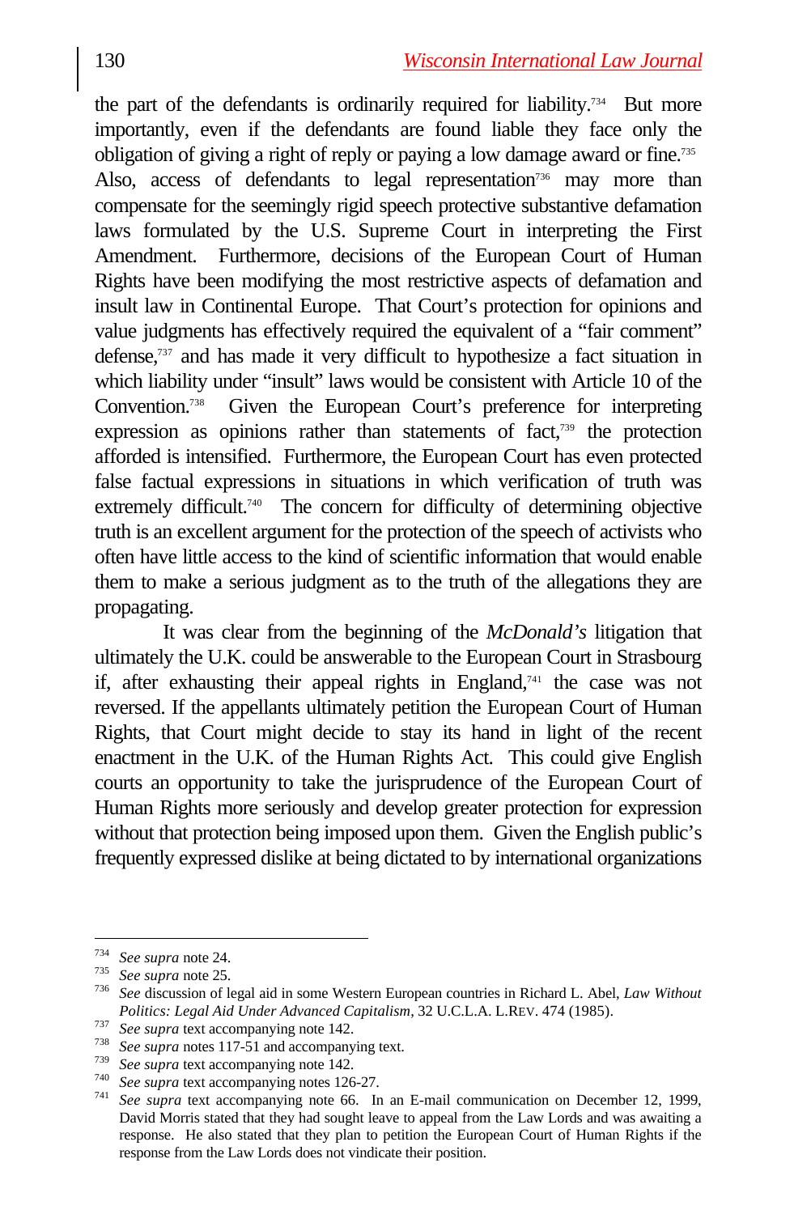the part of the defendants is ordinarily required for liability.[734] But more importantly, even if the defendants are found liable they face only the obligation of giving a right of reply or paying a low damage award or fine.[735] Also, access of defendants to legal representation[736] may more than compensate for the seemingly rigid speech protective substantive defamation laws formulated by the U.S. Supreme Court in interpreting the First Amendment. Furthermore, decisions of the European Court of Human Rights have been modifying the most restrictive aspects of defamation and insult law in Continental Europe. That Court's protection for opinions and value judgments has effectively required the equivalent of a "fair comment" defense,[737] and has made it very difficult to hypothesize a fact situation in which liability under "insult" laws would be consistent with Article 10 of the Convention.[738] Given the European Court's preference for interpreting expression as opinions rather than statements of fact,[739] the protection afforded is intensified. Furthermore, the European Court has even protected false factual expressions in situations in which verification of truth was extremely difficult.[740] The concern for difficulty of determining objective truth is an excellent argument for the protection of the speech of activists who often have little access to the kind of scientific information that would enable them to make a serious judgment as to the truth of the allegations they are propagating.

It was clear from the beginning of the *McDonald's* litigation that ultimately the U.K. could be answerable to the European Court in Strasbourg if, after exhausting their appeal rights in England,[741] the case was not reversed. If the appellants ultimately petition the European Court of Human Rights, that Court might decide to stay its hand in light of the recent enactment in the U.K. of the Human Rights Act. This could give English courts an opportunity to take the jurisprudence of the European Court of Human Rights more seriously and develop greater protection for expression without that protection being imposed upon them. Given the English public's frequently expressed dislike at being dictated to by international organizations

---

[734] *See supra* note 24.

[735] *See supra* note 25.

[736] *See* discussion of legal aid in some Western European countries in Richard L. Abel, *Law Without Politics: Legal Aid Under Advanced Capitalism*, 32 U.C.L.A. L.REV. 474 (1985).

[737] *See supra* text accompanying note 142.

[738] *See supra* notes 117-51 and accompanying text.

[739] *See supra* text accompanying note 142.

[740] *See supra* text accompanying notes 126-27.

[741] *See supra* text accompanying note 66. In an E-mail communication on December 12, 1999, David Morris stated that they had sought leave to appeal from the Law Lords and was awaiting a response. He also stated that they plan to petition the European Court of Human Rights if the response from the Law Lords does not vindicate their position.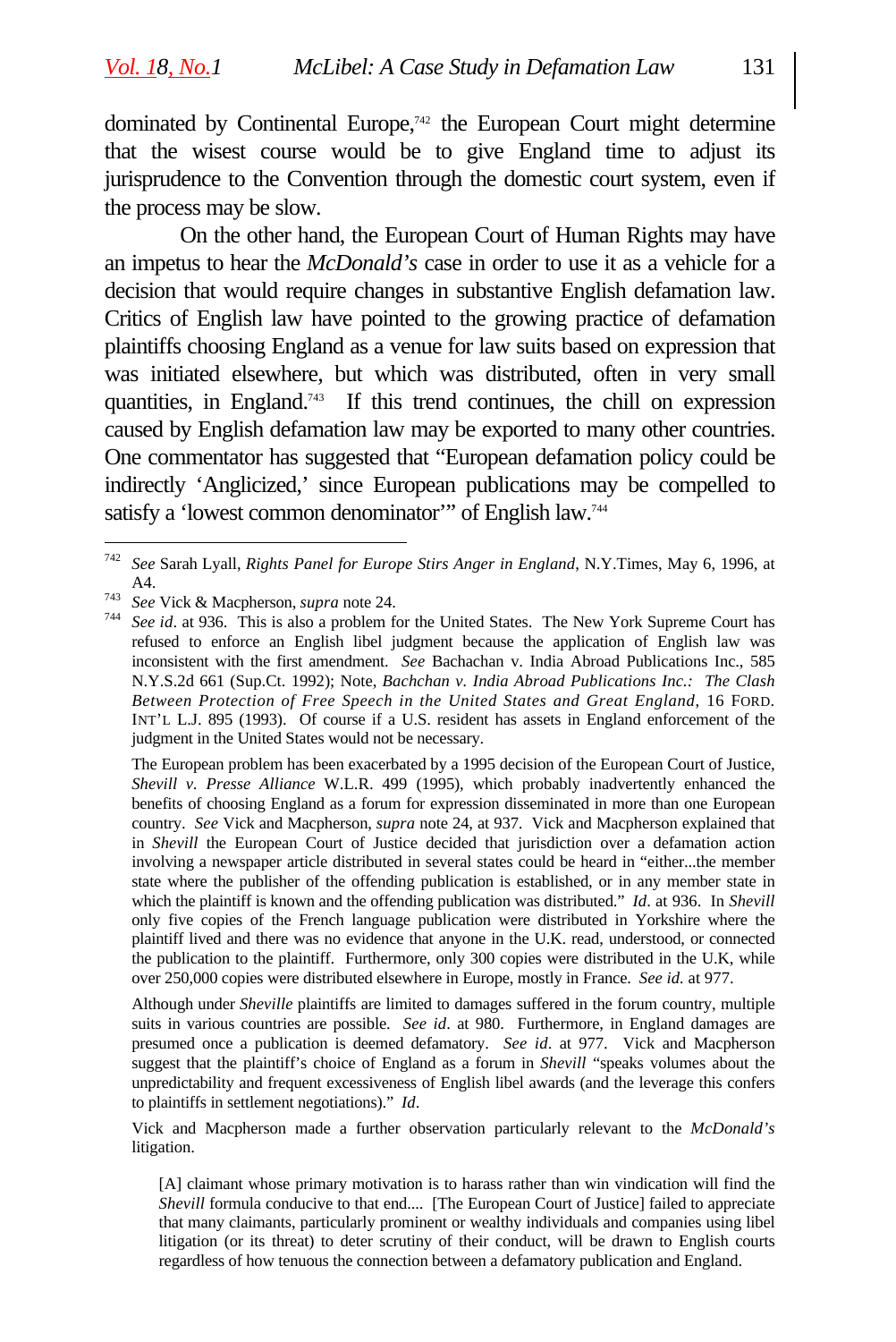dominated by Continental Europe,[742] the European Court might determine that the wisest course would be to give England time to adjust its jurisprudence to the Convention through the domestic court system, even if the process may be slow.

On the other hand, the European Court of Human Rights may have an impetus to hear the *McDonald's* case in order to use it as a vehicle for a decision that would require changes in substantive English defamation law. Critics of English law have pointed to the growing practice of defamation plaintiffs choosing England as a venue for law suits based on expression that was initiated elsewhere, but which was distributed, often in very small quantities, in England.[743] If this trend continues, the chill on expression caused by English defamation law may be exported to many other countries. One commentator has suggested that "European defamation policy could be indirectly 'Anglicized,' since European publications may be compelled to satisfy a 'lowest common denominator'" of English law.[744]

---

[742] *See* Sarah Lyall, *Rights Panel for Europe Stirs Anger in England*, N.Y.Times, May 6, 1996, at A4.

[743] *See* Vick & Macpherson, *supra* note 24.

[744] *See id*. at 936. This is also a problem for the United States. The New York Supreme Court has refused to enforce an English libel judgment because the application of English law was inconsistent with the first amendment. *See* Bachachan v. India Abroad Publications Inc., 585 N.Y.S.2d 661 (Sup.Ct. 1992); Note, *Bachchan v. India Abroad Publications Inc.: The Clash Between Protection of Free Speech in the United States and Great England*, 16 FORD. INT'L L.J. 895 (1993). Of course if a U.S. resident has assets in England enforcement of the judgment in the United States would not be necessary.

The European problem has been exacerbated by a 1995 decision of the European Court of Justice, *Shevill v. Presse Alliance* W.L.R. 499 (1995), which probably inadvertently enhanced the benefits of choosing England as a forum for expression disseminated in more than one European country. *See* Vick and Macpherson, *supra* note 24, at 937. Vick and Macpherson explained that in *Shevill* the European Court of Justice decided that jurisdiction over a defamation action involving a newspaper article distributed in several states could be heard in "either...the member state where the publisher of the offending publication is established, or in any member state in which the plaintiff is known and the offending publication was distributed." *Id*. at 936. In *Shevill* only five copies of the French language publication were distributed in Yorkshire where the plaintiff lived and there was no evidence that anyone in the U.K. read, understood, or connected the publication to the plaintiff. Furthermore, only 300 copies were distributed in the U.K, while over 250,000 copies were distributed elsewhere in Europe, mostly in France. *See id.* at 977.

Although under *Sheville* plaintiffs are limited to damages suffered in the forum country, multiple suits in various countries are possible. *See id*. at 980. Furthermore, in England damages are presumed once a publication is deemed defamatory. *See id*. at 977. Vick and Macpherson suggest that the plaintiff's choice of England as a forum in *Shevill* "speaks volumes about the unpredictability and frequent excessiveness of English libel awards (and the leverage this confers to plaintiffs in settlement negotiations)." *Id*.

Vick and Macpherson made a further observation particularly relevant to the *McDonald's* litigation.

> [A] claimant whose primary motivation is to harass rather than win vindication will find the *Shevill* formula conducive to that end.... [The European Court of Justice] failed to appreciate that many claimants, particularly prominent or wealthy individuals and companies using libel litigation (or its threat) to deter scrutiny of their conduct, will be drawn to English courts regardless of how tenuous the connection between a defamatory publication and England.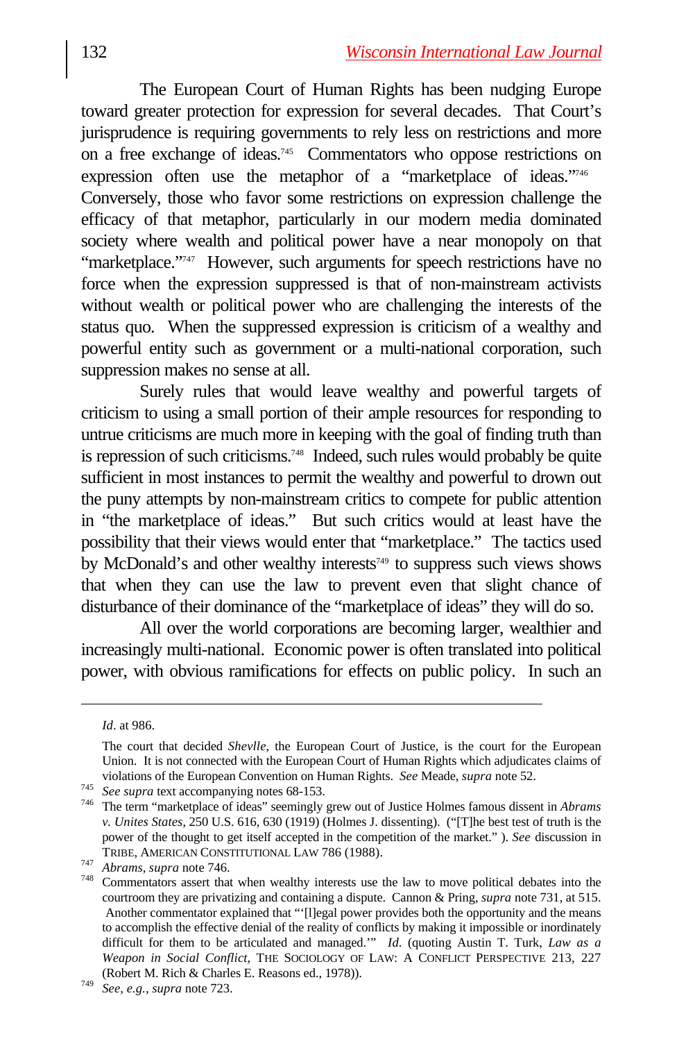The European Court of Human Rights has been nudging Europe toward greater protection for expression for several decades. That Court's jurisprudence is requiring governments to rely less on restrictions and more on a free exchange of ideas.[745] Commentators who oppose restrictions on expression often use the metaphor of a "marketplace of ideas."[746] Conversely, those who favor some restrictions on expression challenge the efficacy of that metaphor, particularly in our modern media dominated society where wealth and political power have a near monopoly on that "marketplace."[747] However, such arguments for speech restrictions have no force when the expression suppressed is that of non-mainstream activists without wealth or political power who are challenging the interests of the status quo. When the suppressed expression is criticism of a wealthy and powerful entity such as government or a multi-national corporation, such suppression makes no sense at all.

Surely rules that would leave wealthy and powerful targets of criticism to using a small portion of their ample resources for responding to untrue criticisms are much more in keeping with the goal of finding truth than is repression of such criticisms.[748] Indeed, such rules would probably be quite sufficient in most instances to permit the wealthy and powerful to drown out the puny attempts by non-mainstream critics to compete for public attention in "the marketplace of ideas." But such critics would at least have the possibility that their views would enter that "marketplace." The tactics used by McDonald's and other wealthy interests[749] to suppress such views shows that when they can use the law to prevent even that slight chance of disturbance of their dominance of the "marketplace of ideas" they will do so.

All over the world corporations are becoming larger, wealthier and increasingly multi-national. Economic power is often translated into political power, with obvious ramifications for effects on public policy. In such an

---

*Id*. at 986.

The court that decided *Shevlle*, the European Court of Justice, is the court for the European Union. It is not connected with the European Court of Human Rights which adjudicates claims of violations of the European Convention on Human Rights. *See* Meade, *supra* note 52.

[745] *See supra* text accompanying notes 68-153.

[746] The term "marketplace of ideas" seemingly grew out of Justice Holmes famous dissent in *Abrams v. Unites States*, 250 U.S. 616, 630 (1919) (Holmes J. dissenting). ("[T]he best test of truth is the power of the thought to get itself accepted in the competition of the market." ). *See* discussion in TRIBE, AMERICAN CONSTITUTIONAL LAW 786 (1988).

[747] *Abrams*, *supra* note 746.

[748] Commentators assert that when wealthy interests use the law to move political debates into the courtroom they are privatizing and containing a dispute. Cannon & Pring, *supra* note 731, at 515. Another commentator explained that "'[l]egal power provides both the opportunity and the means to accomplish the effective denial of the reality of conflicts by making it impossible or inordinately difficult for them to be articulated and managed.'" *Id*. (quoting Austin T. Turk, *Law as a Weapon in Social Conflict*, THE SOCIOLOGY OF LAW: A CONFLICT PERSPECTIVE 213, 227 (Robert M. Rich & Charles E. Reasons ed., 1978)).

[749] *See, e.g.*, *supra* note 723.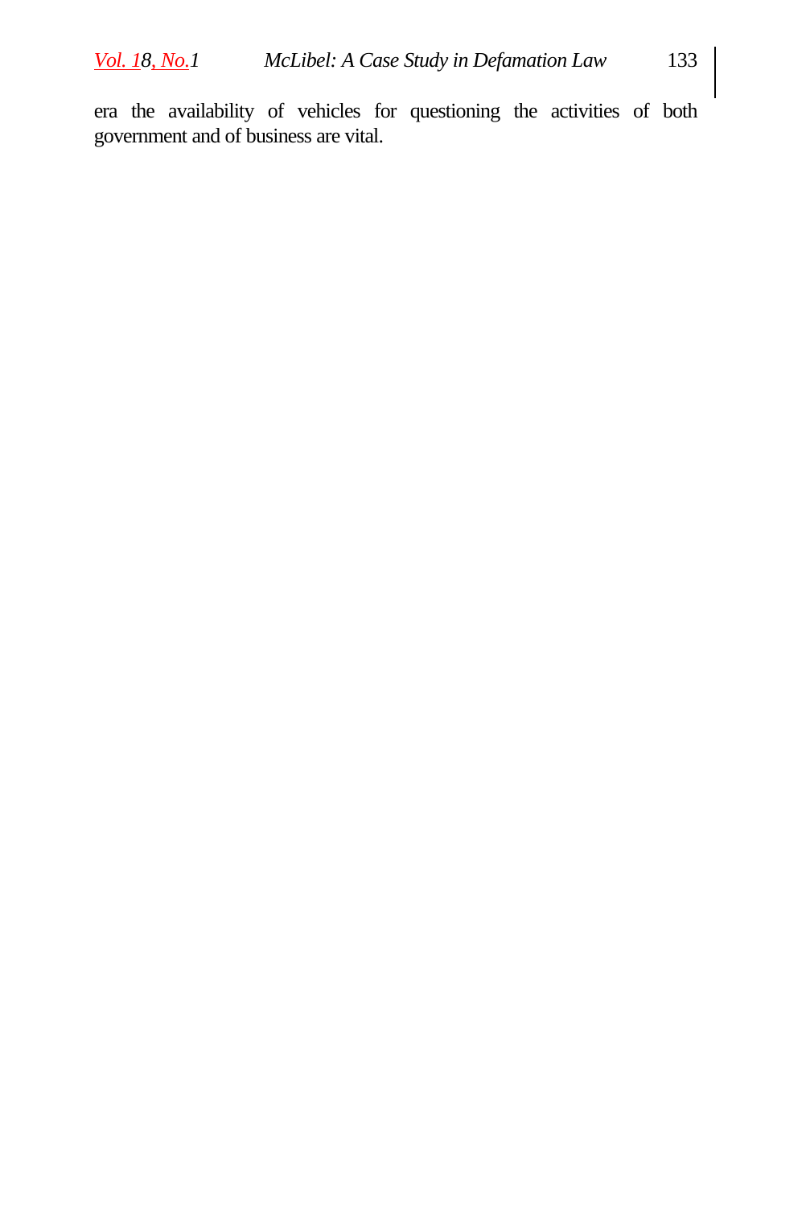era the availability of vehicles for questioning the activities of both government and of business are vital.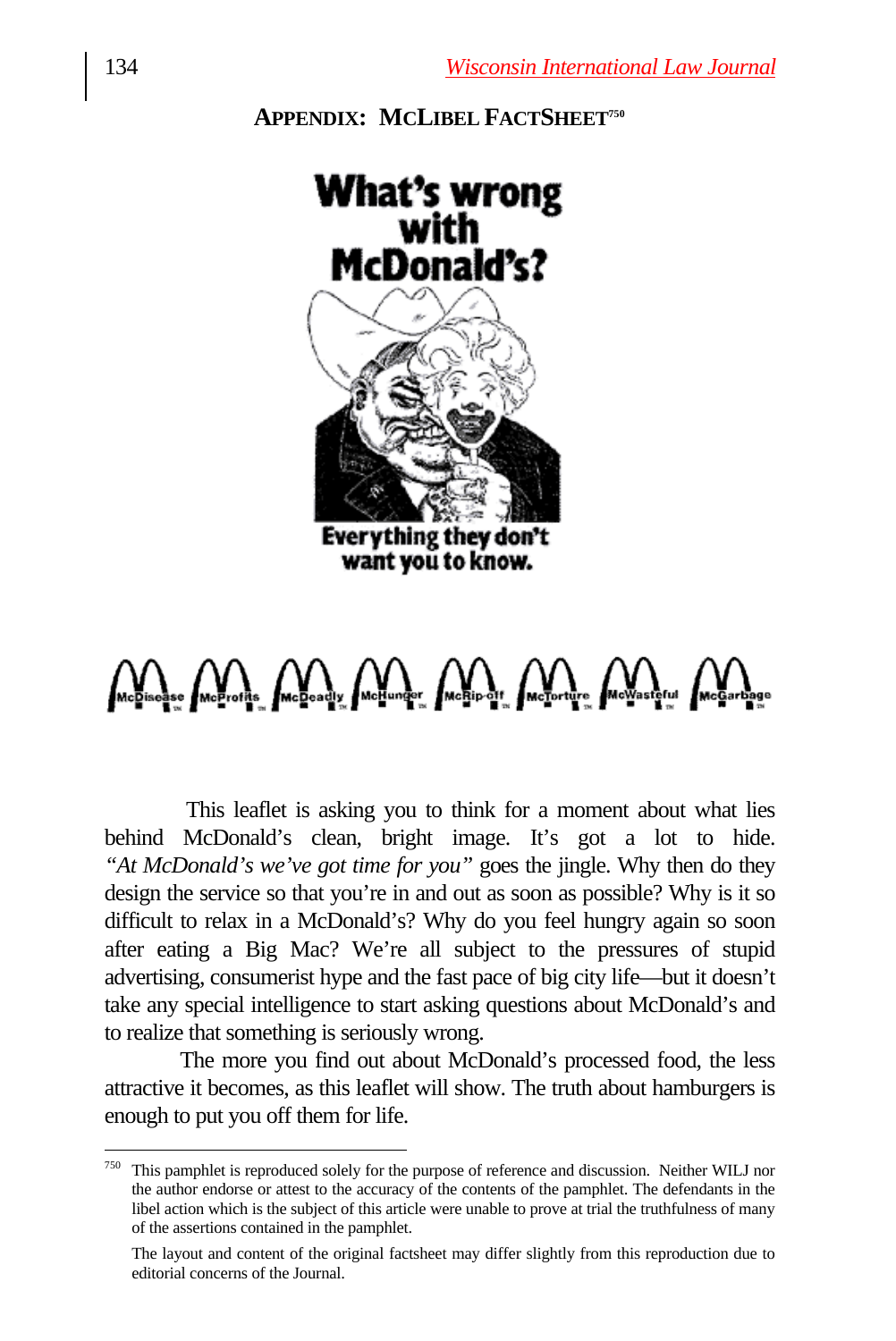## APPENDIX: MCLIBEL FACTSHEET[750]

**What's wrong with McDonald's?**

**Everything they don't want you to know.**

McDisease McProfits McDeadly McHunger McRip-off McTorture McWasteful McGarbage

This leaflet is asking you to think for a moment about what lies behind McDonald's clean, bright image. It's got a lot to hide. *"At McDonald's we've got time for you"* goes the jingle. Why then do they design the service so that you're in and out as soon as possible? Why is it so difficult to relax in a McDonald's? Why do you feel hungry again so soon after eating a Big Mac? We're all subject to the pressures of stupid advertising, consumerist hype and the fast pace of big city life—but it doesn't take any special intelligence to start asking questions about McDonald's and to realize that something is seriously wrong.

The more you find out about McDonald's processed food, the less attractive it becomes, as this leaflet will show. The truth about hamburgers is enough to put you off them for life.

---

[750] This pamphlet is reproduced solely for the purpose of reference and discussion. Neither WILJ nor the author endorse or attest to the accuracy of the contents of the pamphlet. The defendants in the libel action which is the subject of this article were unable to prove at trial the truthfulness of many of the assertions contained in the pamphlet.

The layout and content of the original factsheet may differ slightly from this reproduction due to editorial concerns of the Journal.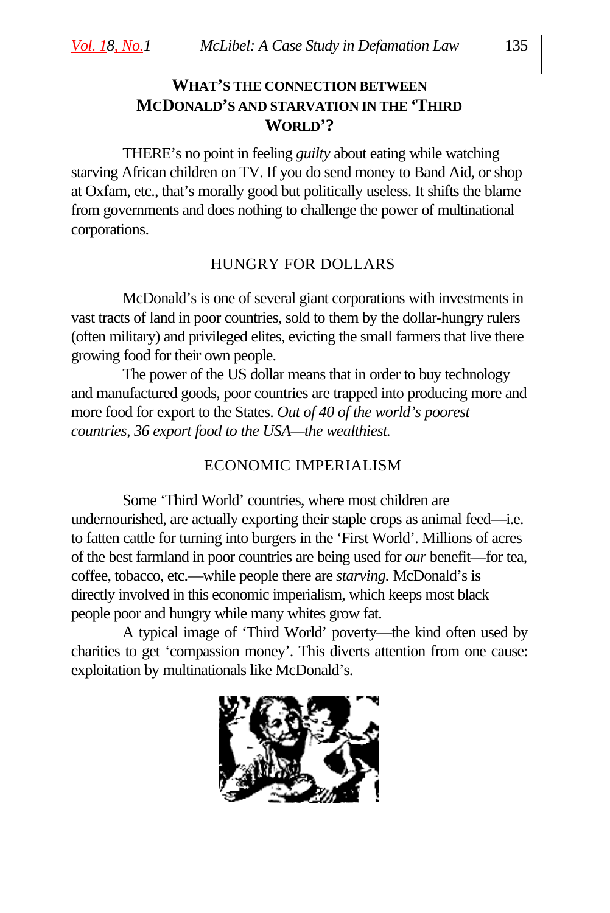## WHAT'S THE CONNECTION BETWEEN MCDONALD'S AND STARVATION IN THE 'THIRD WORLD'?

THERE's no point in feeling *guilty* about eating while watching starving African children on TV. If you do send money to Band Aid, or shop at Oxfam, etc., that's morally good but politically useless. It shifts the blame from governments and does nothing to challenge the power of multinational corporations.

### HUNGRY FOR DOLLARS

McDonald's is one of several giant corporations with investments in vast tracts of land in poor countries, sold to them by the dollar-hungry rulers (often military) and privileged elites, evicting the small farmers that live there growing food for their own people.

The power of the US dollar means that in order to buy technology and manufactured goods, poor countries are trapped into producing more and more food for export to the States. *Out of 40 of the world's poorest countries, 36 export food to the USA—the wealthiest.*

### ECONOMIC IMPERIALISM

Some 'Third World' countries, where most children are undernourished, are actually exporting their staple crops as animal feed—i.e. to fatten cattle for turning into burgers in the 'First World'. Millions of acres of the best farmland in poor countries are being used for *our* benefit—for tea, coffee, tobacco, etc.—while people there are *starving.* McDonald's is directly involved in this economic imperialism, which keeps most black people poor and hungry while many whites grow fat.

A typical image of 'Third World' poverty—the kind often used by charities to get 'compassion money'. This diverts attention from one cause: exploitation by multinationals like McDonald's.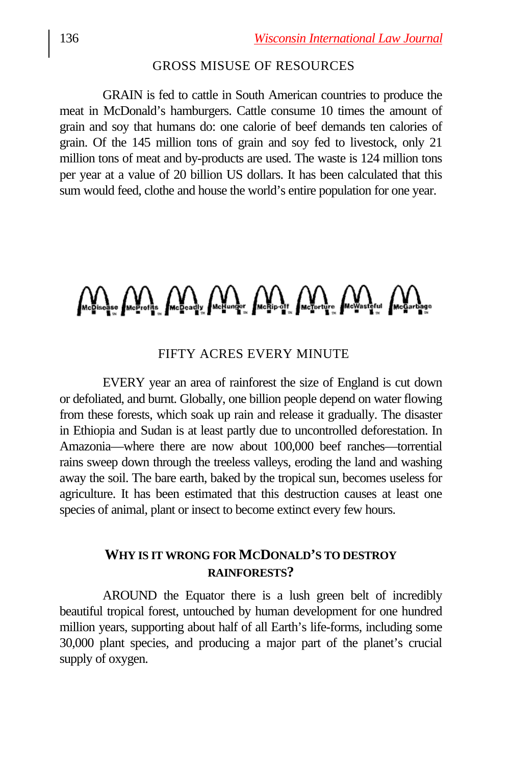## GROSS MISUSE OF RESOURCES

GRAIN is fed to cattle in South American countries to produce the meat in McDonald's hamburgers. Cattle consume 10 times the amount of grain and soy that humans do: one calorie of beef demands ten calories of grain. Of the 145 million tons of grain and soy fed to livestock, only 21 million tons of meat and by-products are used. The waste is 124 million tons per year at a value of 20 billion US dollars. It has been calculated that this sum would feed, clothe and house the world's entire population for one year.

McDisease McProfits McDeadly McHunger McRip-off McTorture McWasteful McGarbage

## FIFTY ACRES EVERY MINUTE

EVERY year an area of rainforest the size of England is cut down or defoliated, and burnt. Globally, one billion people depend on water flowing from these forests, which soak up rain and release it gradually. The disaster in Ethiopia and Sudan is at least partly due to uncontrolled deforestation. In Amazonia—where there are now about 100,000 beef ranches—torrential rains sweep down through the treeless valleys, eroding the land and washing away the soil. The bare earth, baked by the tropical sun, becomes useless for agriculture. It has been estimated that this destruction causes at least one species of animal, plant or insect to become extinct every few hours.

## WHY IS IT WRONG FOR MCDONALD'S TO DESTROY RAINFORESTS?

AROUND the Equator there is a lush green belt of incredibly beautiful tropical forest, untouched by human development for one hundred million years, supporting about half of all Earth's life-forms, including some 30,000 plant species, and producing a major part of the planet's crucial supply of oxygen.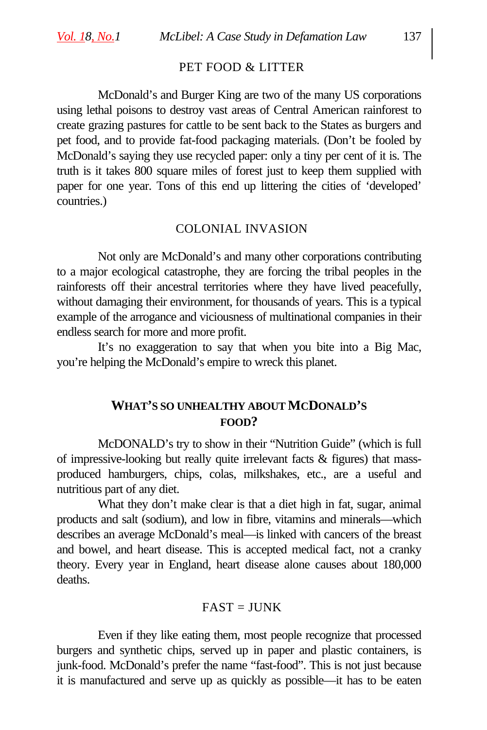PET FOOD & LITTER

McDonald's and Burger King are two of the many US corporations using lethal poisons to destroy vast areas of Central American rainforest to create grazing pastures for cattle to be sent back to the States as burgers and pet food, and to provide fat-food packaging materials. (Don't be fooled by McDonald's saying they use recycled paper: only a tiny per cent of it is. The truth is it takes 800 square miles of forest just to keep them supplied with paper for one year. Tons of this end up littering the cities of 'developed' countries.)

COLONIAL INVASION

Not only are McDonald's and many other corporations contributing to a major ecological catastrophe, they are forcing the tribal peoples in the rainforests off their ancestral territories where they have lived peacefully, without damaging their environment, for thousands of years. This is a typical example of the arrogance and viciousness of multinational companies in their endless search for more and more profit.

It's no exaggeration to say that when you bite into a Big Mac, you're helping the McDonald's empire to wreck this planet.

## WHAT'S SO UNHEALTHY ABOUT MCDONALD'S FOOD?

McDONALD's try to show in their "Nutrition Guide" (which is full of impressive-looking but really quite irrelevant facts & figures) that mass-produced hamburgers, chips, colas, milkshakes, etc., are a useful and nutritious part of any diet.

What they don't make clear is that a diet high in fat, sugar, animal products and salt (sodium), and low in fibre, vitamins and minerals—which describes an average McDonald's meal—is linked with cancers of the breast and bowel, and heart disease. This is accepted medical fact, not a cranky theory. Every year in England, heart disease alone causes about 180,000 deaths.

FAST = JUNK

Even if they like eating them, most people recognize that processed burgers and synthetic chips, served up in paper and plastic containers, is junk-food. McDonald's prefer the name "fast-food". This is not just because it is manufactured and serve up as quickly as possible—it has to be eaten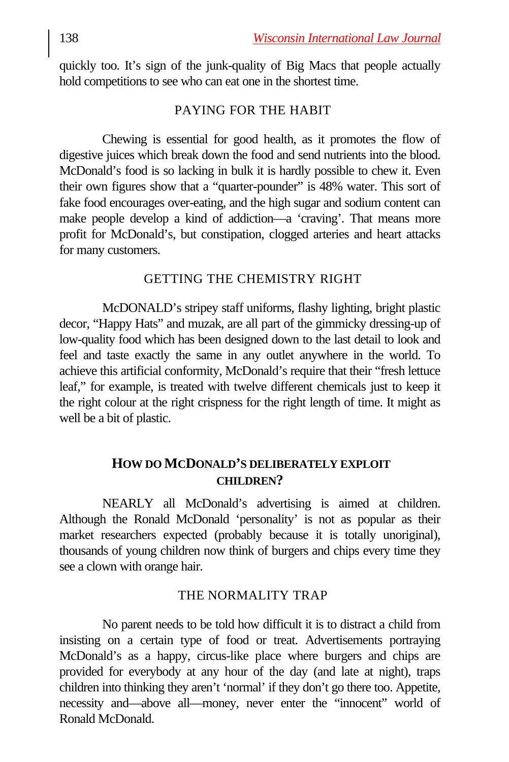quickly too. It's sign of the junk-quality of Big Macs that people actually hold competitions to see who can eat one in the shortest time.

### PAYING FOR THE HABIT

Chewing is essential for good health, as it promotes the flow of digestive juices which break down the food and send nutrients into the blood. McDonald's food is so lacking in bulk it is hardly possible to chew it. Even their own figures show that a "quarter-pounder" is 48% water. This sort of fake food encourages over-eating, and the high sugar and sodium content can make people develop a kind of addiction—a 'craving'. That means more profit for McDonald's, but constipation, clogged arteries and heart attacks for many customers.

### GETTING THE CHEMISTRY RIGHT

McDONALD's stripey staff uniforms, flashy lighting, bright plastic decor, "Happy Hats" and muzak, are all part of the gimmicky dressing-up of low-quality food which has been designed down to the last detail to look and feel and taste exactly the same in any outlet anywhere in the world. To achieve this artificial conformity, McDonald's require that their "fresh lettuce leaf," for example, is treated with twelve different chemicals just to keep it the right colour at the right crispness for the right length of time. It might as well be a bit of plastic.

## HOW DO MCDONALD'S DELIBERATELY EXPLOIT CHILDREN?

NEARLY all McDonald's advertising is aimed at children. Although the Ronald McDonald 'personality' is not as popular as their market researchers expected (probably because it is totally unoriginal), thousands of young children now think of burgers and chips every time they see a clown with orange hair.

### THE NORMALITY TRAP

No parent needs to be told how difficult it is to distract a child from insisting on a certain type of food or treat. Advertisements portraying McDonald's as a happy, circus-like place where burgers and chips are provided for everybody at any hour of the day (and late at night), traps children into thinking they aren't 'normal' if they don't go there too. Appetite, necessity and—above all—money, never enter the "innocent" world of Ronald McDonald.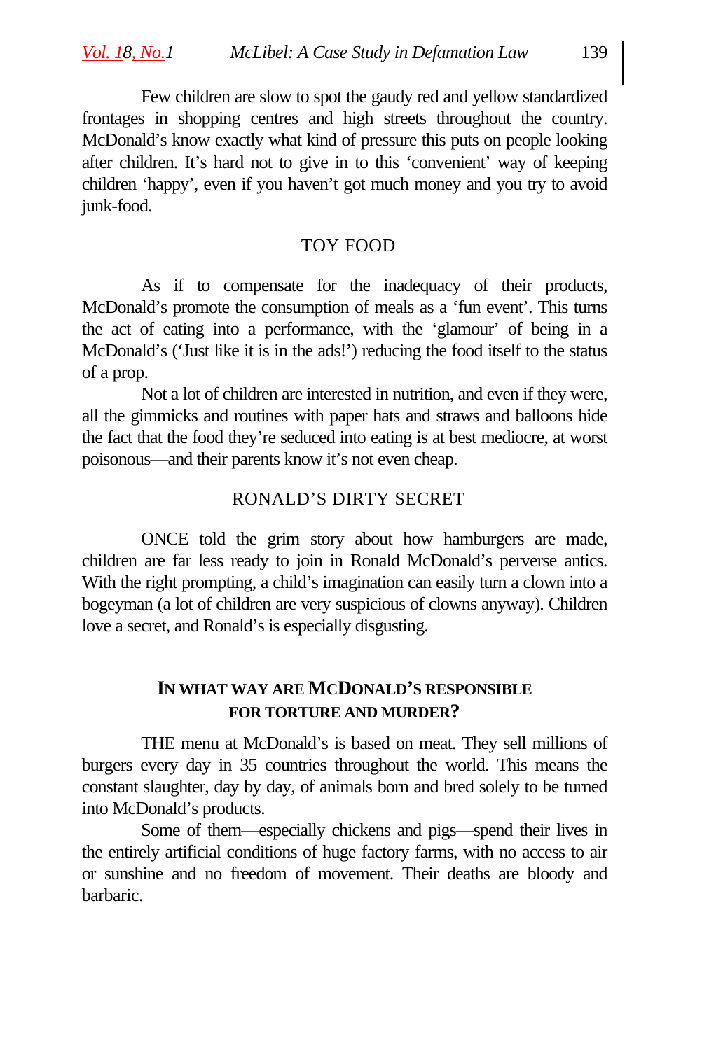Few children are slow to spot the gaudy red and yellow standardized frontages in shopping centres and high streets throughout the country. McDonald's know exactly what kind of pressure this puts on people looking after children. It's hard not to give in to this 'convenient' way of keeping children 'happy', even if you haven't got much money and you try to avoid junk-food.

### TOY FOOD

As if to compensate for the inadequacy of their products, McDonald's promote the consumption of meals as a 'fun event'. This turns the act of eating into a performance, with the 'glamour' of being in a McDonald's ('Just like it is in the ads!') reducing the food itself to the status of a prop.

Not a lot of children are interested in nutrition, and even if they were, all the gimmicks and routines with paper hats and straws and balloons hide the fact that the food they're seduced into eating is at best mediocre, at worst poisonous—and their parents know it's not even cheap.

### RONALD'S DIRTY SECRET

ONCE told the grim story about how hamburgers are made, children are far less ready to join in Ronald McDonald's perverse antics. With the right prompting, a child's imagination can easily turn a clown into a bogeyman (a lot of children are very suspicious of clowns anyway). Children love a secret, and Ronald's is especially disgusting.

### IN WHAT WAY ARE MCDONALD'S RESPONSIBLE FOR TORTURE AND MURDER?

THE menu at McDonald's is based on meat. They sell millions of burgers every day in 35 countries throughout the world. This means the constant slaughter, day by day, of animals born and bred solely to be turned into McDonald's products.

Some of them—especially chickens and pigs—spend their lives in the entirely artificial conditions of huge factory farms, with no access to air or sunshine and no freedom of movement. Their deaths are bloody and barbaric.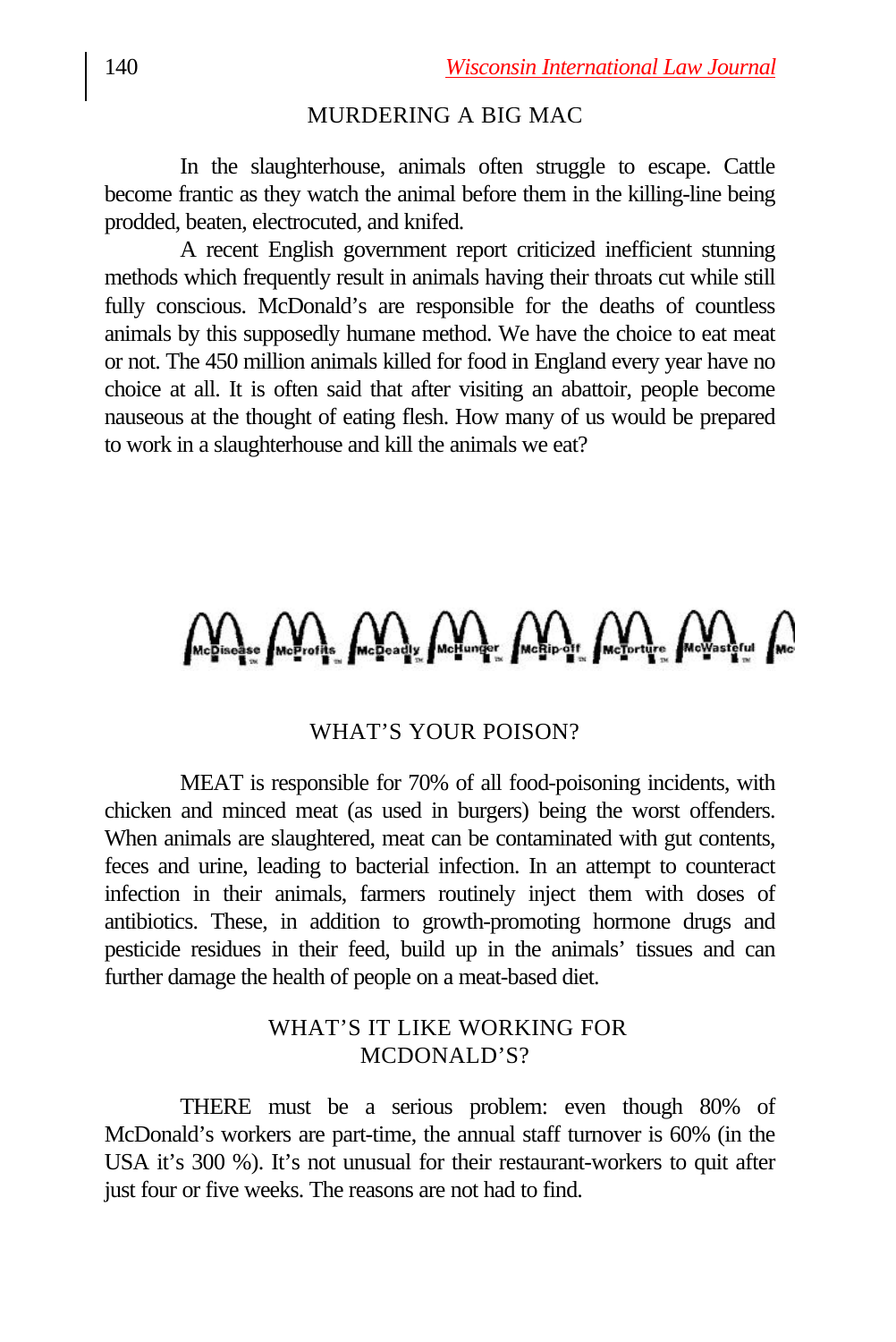## MURDERING A BIG MAC

In the slaughterhouse, animals often struggle to escape. Cattle become frantic as they watch the animal before them in the killing-line being prodded, beaten, electrocuted, and knifed.

A recent English government report criticized inefficient stunning methods which frequently result in animals having their throats cut while still fully conscious. McDonald's are responsible for the deaths of countless animals by this supposedly humane method. We have the choice to eat meat or not. The 450 million animals killed for food in England every year have no choice at all. It is often said that after visiting an abattoir, people become nauseous at the thought of eating flesh. How many of us would be prepared to work in a slaughterhouse and kill the animals we eat?

McDisease McProfits McDeadly McHunger McRip-off McTorture McWasteful Mc

## WHAT'S YOUR POISON?

MEAT is responsible for 70% of all food-poisoning incidents, with chicken and minced meat (as used in burgers) being the worst offenders. When animals are slaughtered, meat can be contaminated with gut contents, feces and urine, leading to bacterial infection. In an attempt to counteract infection in their animals, farmers routinely inject them with doses of antibiotics. These, in addition to growth-promoting hormone drugs and pesticide residues in their feed, build up in the animals' tissues and can further damage the health of people on a meat-based diet.

## WHAT'S IT LIKE WORKING FOR MCDONALD'S?

THERE must be a serious problem: even though 80% of McDonald's workers are part-time, the annual staff turnover is 60% (in the USA it's 300 %). It's not unusual for their restaurant-workers to quit after just four or five weeks. The reasons are not had to find.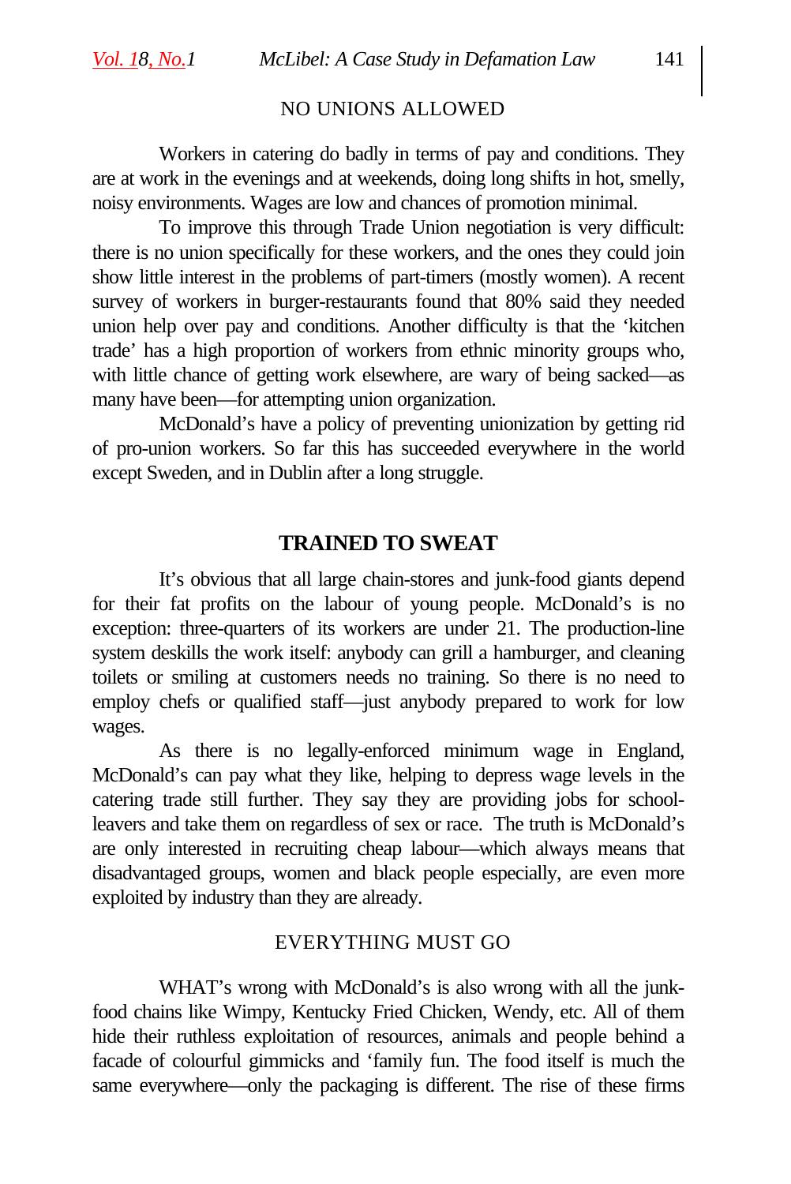## NO UNIONS ALLOWED

Workers in catering do badly in terms of pay and conditions. They are at work in the evenings and at weekends, doing long shifts in hot, smelly, noisy environments. Wages are low and chances of promotion minimal.

To improve this through Trade Union negotiation is very difficult: there is no union specifically for these workers, and the ones they could join show little interest in the problems of part-timers (mostly women). A recent survey of workers in burger-restaurants found that 80% said they needed union help over pay and conditions. Another difficulty is that the 'kitchen trade' has a high proportion of workers from ethnic minority groups who, with little chance of getting work elsewhere, are wary of being sacked—as many have been—for attempting union organization.

McDonald's have a policy of preventing unionization by getting rid of pro-union workers. So far this has succeeded everywhere in the world except Sweden, and in Dublin after a long struggle.

## TRAINED TO SWEAT

It's obvious that all large chain-stores and junk-food giants depend for their fat profits on the labour of young people. McDonald's is no exception: three-quarters of its workers are under 21. The production-line system deskills the work itself: anybody can grill a hamburger, and cleaning toilets or smiling at customers needs no training. So there is no need to employ chefs or qualified staff—just anybody prepared to work for low wages.

As there is no legally-enforced minimum wage in England, McDonald's can pay what they like, helping to depress wage levels in the catering trade still further. They say they are providing jobs for school-leavers and take them on regardless of sex or race. The truth is McDonald's are only interested in recruiting cheap labour—which always means that disadvantaged groups, women and black people especially, are even more exploited by industry than they are already.

## EVERYTHING MUST GO

WHAT's wrong with McDonald's is also wrong with all the junk-food chains like Wimpy, Kentucky Fried Chicken, Wendy, etc. All of them hide their ruthless exploitation of resources, animals and people behind a facade of colourful gimmicks and 'family fun. The food itself is much the same everywhere—only the packaging is different. The rise of these firms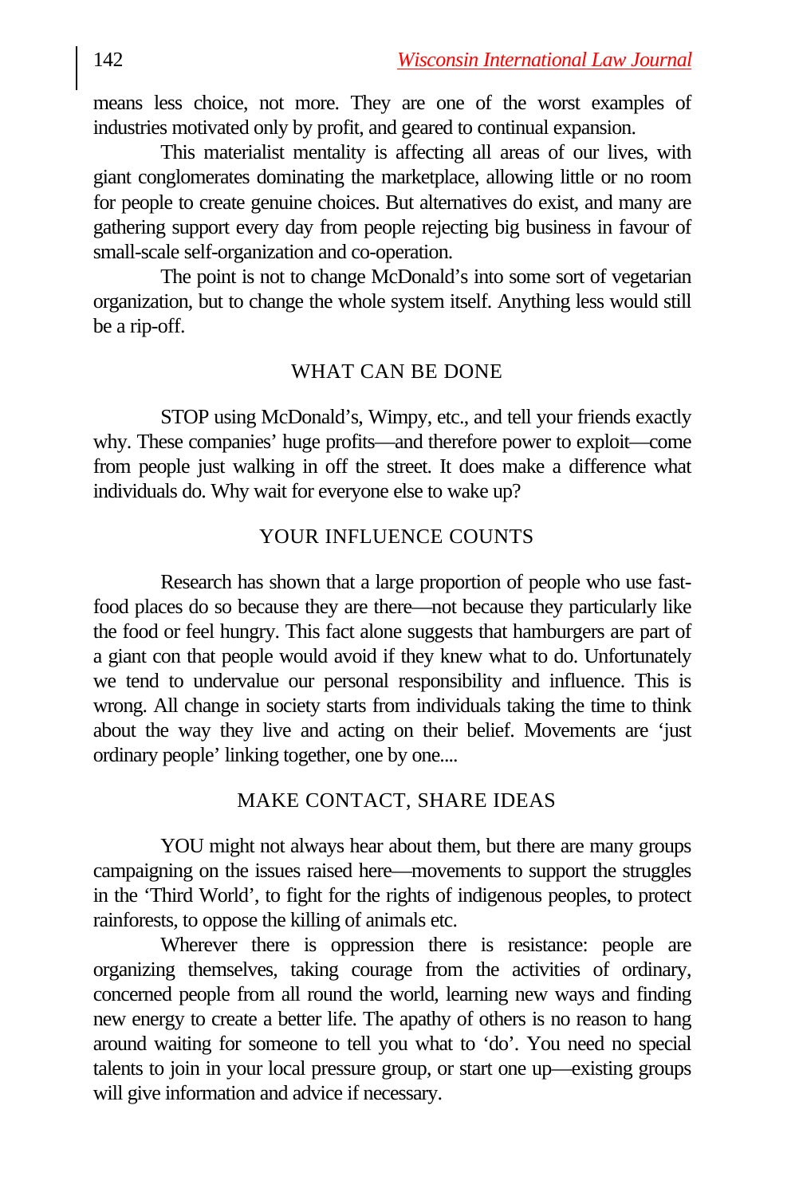means less choice, not more. They are one of the worst examples of industries motivated only by profit, and geared to continual expansion.

This materialist mentality is affecting all areas of our lives, with giant conglomerates dominating the marketplace, allowing little or no room for people to create genuine choices. But alternatives do exist, and many are gathering support every day from people rejecting big business in favour of small-scale self-organization and co-operation.

The point is not to change McDonald's into some sort of vegetarian organization, but to change the whole system itself. Anything less would still be a rip-off.

## WHAT CAN BE DONE

STOP using McDonald's, Wimpy, etc., and tell your friends exactly why. These companies' huge profits—and therefore power to exploit—come from people just walking in off the street. It does make a difference what individuals do. Why wait for everyone else to wake up?

## YOUR INFLUENCE COUNTS

Research has shown that a large proportion of people who use fast-food places do so because they are there—not because they particularly like the food or feel hungry. This fact alone suggests that hamburgers are part of a giant con that people would avoid if they knew what to do. Unfortunately we tend to undervalue our personal responsibility and influence. This is wrong. All change in society starts from individuals taking the time to think about the way they live and acting on their belief. Movements are 'just ordinary people' linking together, one by one....

## MAKE CONTACT, SHARE IDEAS

YOU might not always hear about them, but there are many groups campaigning on the issues raised here—movements to support the struggles in the 'Third World', to fight for the rights of indigenous peoples, to protect rainforests, to oppose the killing of animals etc.

Wherever there is oppression there is resistance: people are organizing themselves, taking courage from the activities of ordinary, concerned people from all round the world, learning new ways and finding new energy to create a better life. The apathy of others is no reason to hang around waiting for someone to tell you what to 'do'. You need no special talents to join in your local pressure group, or start one up—existing groups will give information and advice if necessary.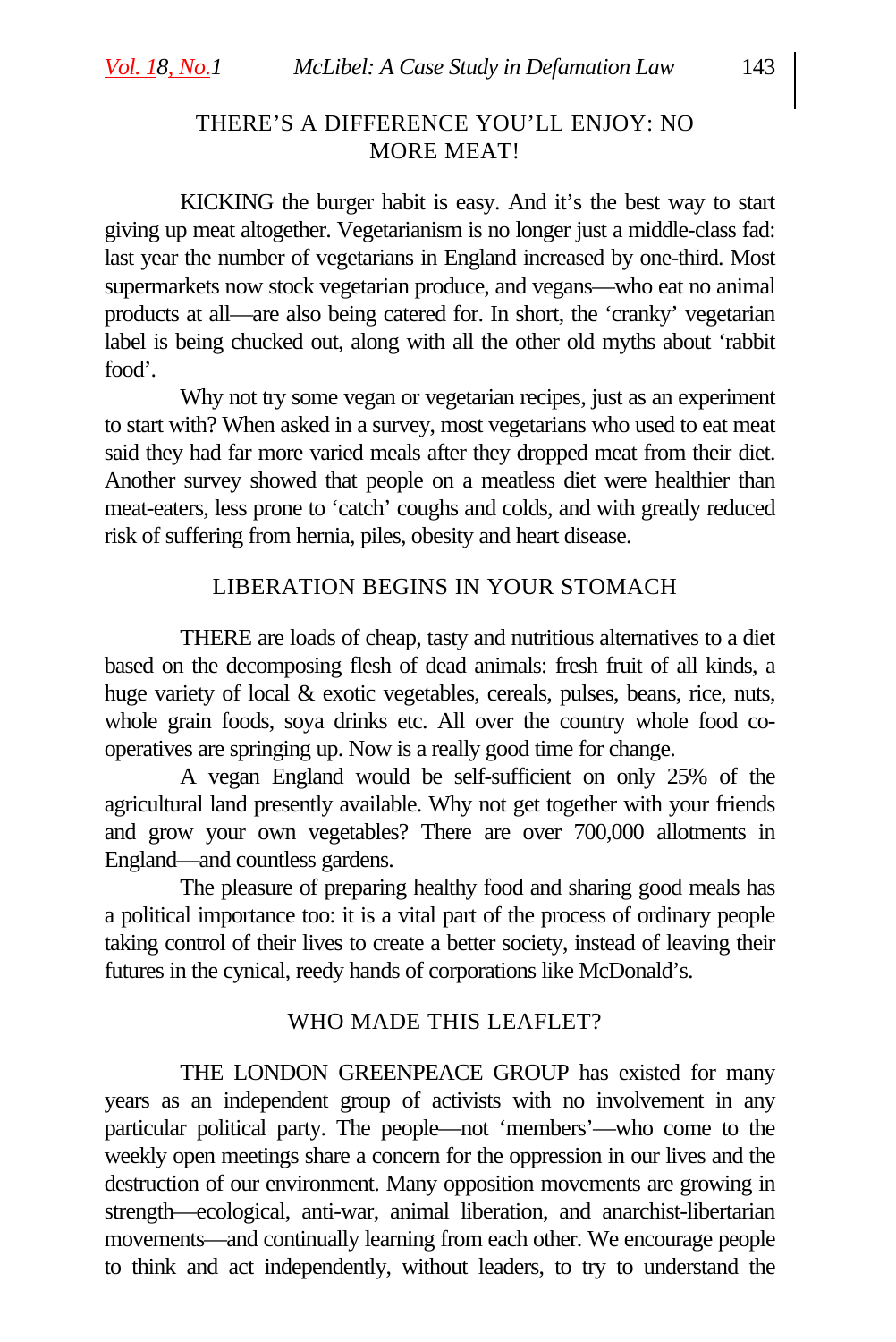## THERE'S A DIFFERENCE YOU'LL ENJOY: NO MORE MEAT!

KICKING the burger habit is easy. And it's the best way to start giving up meat altogether. Vegetarianism is no longer just a middle-class fad: last year the number of vegetarians in England increased by one-third. Most supermarkets now stock vegetarian produce, and vegans—who eat no animal products at all—are also being catered for. In short, the 'cranky' vegetarian label is being chucked out, along with all the other old myths about 'rabbit food'.

Why not try some vegan or vegetarian recipes, just as an experiment to start with? When asked in a survey, most vegetarians who used to eat meat said they had far more varied meals after they dropped meat from their diet. Another survey showed that people on a meatless diet were healthier than meat-eaters, less prone to 'catch' coughs and colds, and with greatly reduced risk of suffering from hernia, piles, obesity and heart disease.

## LIBERATION BEGINS IN YOUR STOMACH

THERE are loads of cheap, tasty and nutritious alternatives to a diet based on the decomposing flesh of dead animals: fresh fruit of all kinds, a huge variety of local & exotic vegetables, cereals, pulses, beans, rice, nuts, whole grain foods, soya drinks etc. All over the country whole food co-operatives are springing up. Now is a really good time for change.

A vegan England would be self-sufficient on only 25% of the agricultural land presently available. Why not get together with your friends and grow your own vegetables? There are over 700,000 allotments in England—and countless gardens.

The pleasure of preparing healthy food and sharing good meals has a political importance too: it is a vital part of the process of ordinary people taking control of their lives to create a better society, instead of leaving their futures in the cynical, reedy hands of corporations like McDonald's.

## WHO MADE THIS LEAFLET?

THE LONDON GREENPEACE GROUP has existed for many years as an independent group of activists with no involvement in any particular political party. The people—not 'members'—who come to the weekly open meetings share a concern for the oppression in our lives and the destruction of our environment. Many opposition movements are growing in strength—ecological, anti-war, animal liberation, and anarchist-libertarian movements—and continually learning from each other. We encourage people to think and act independently, without leaders, to try to understand the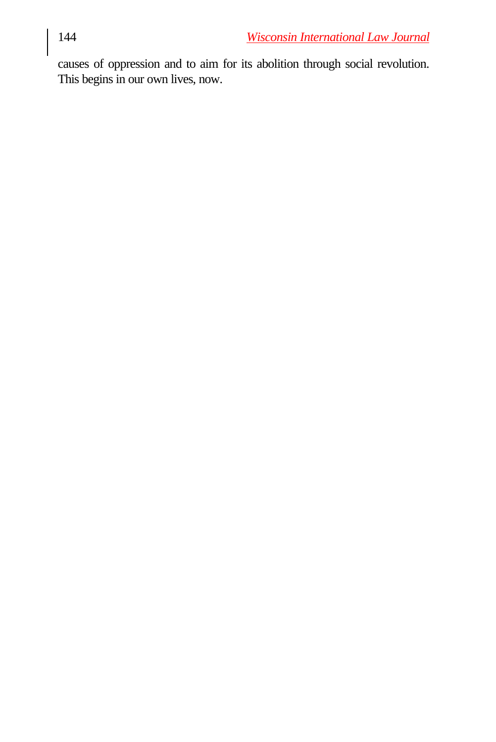causes of oppression and to aim for its abolition through social revolution. This begins in our own lives, now.